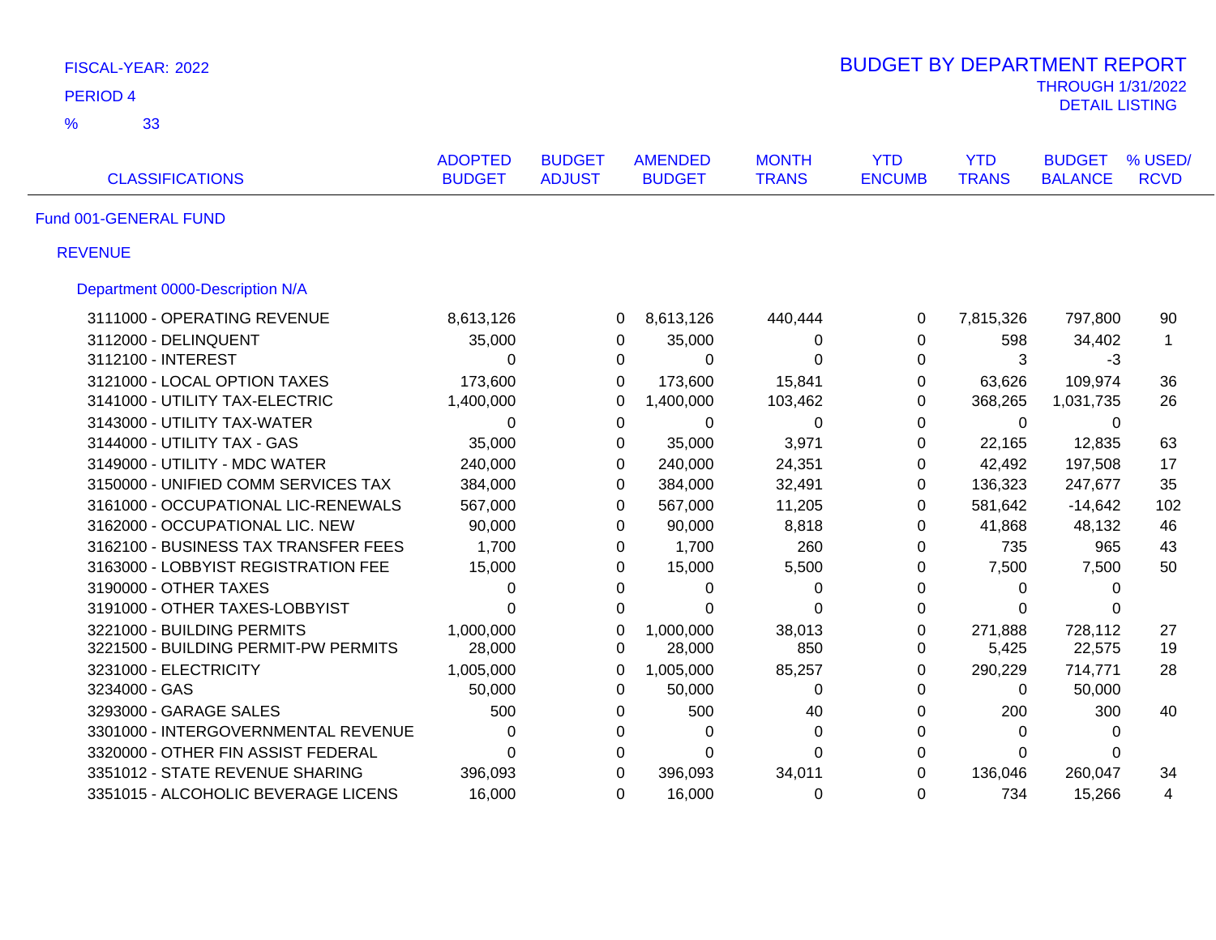FISCAL-YEAR: 2022

PERIOD 4

% 33

# BUDGET BY DEPARTMENT REPORT

THROUGH 1/31/2022

DETAIL LISTING

| CLASSIFICATIONS | ADOPTED BUDGET | BUDGET ADJUST | AMENDED BUDGET | MONTH TRANS | YTD ENCUMB | YTD TRANS | BUDGET BALANCE | % USED/ RCVD |
|---|---|---|---|---|---|---|---|---|
| **Fund 001-GENERAL FUND** | | | | | | | | |
| **REVENUE** | | | | | | | | |
| **Department 0000-Description N/A** | | | | | | | | |
| 3111000 - OPERATING REVENUE | 8,613,126 | 0 | 8,613,126 | 440,444 | 0 | 7,815,326 | 797,800 | 90 |
| 3112000 - DELINQUENT | 35,000 | 0 | 35,000 | 0 | 0 | 598 | 34,402 | 1 |
| 3112100 - INTEREST | 0 | 0 | 0 | 0 | 0 | 3 | -3 | |
| 3121000 - LOCAL OPTION TAXES | 173,600 | 0 | 173,600 | 15,841 | 0 | 63,626 | 109,974 | 36 |
| 3141000 - UTILITY TAX-ELECTRIC | 1,400,000 | 0 | 1,400,000 | 103,462 | 0 | 368,265 | 1,031,735 | 26 |
| 3143000 - UTILITY TAX-WATER | 0 | 0 | 0 | 0 | 0 | 0 | 0 | |
| 3144000 - UTILITY TAX - GAS | 35,000 | 0 | 35,000 | 3,971 | 0 | 22,165 | 12,835 | 63 |
| 3149000 - UTILITY - MDC WATER | 240,000 | 0 | 240,000 | 24,351 | 0 | 42,492 | 197,508 | 17 |
| 3150000 - UNIFIED COMM SERVICES TAX | 384,000 | 0 | 384,000 | 32,491 | 0 | 136,323 | 247,677 | 35 |
| 3161000 - OCCUPATIONAL LIC-RENEWALS | 567,000 | 0 | 567,000 | 11,205 | 0 | 581,642 | -14,642 | 102 |
| 3162000 - OCCUPATIONAL LIC. NEW | 90,000 | 0 | 90,000 | 8,818 | 0 | 41,868 | 48,132 | 46 |
| 3162100 - BUSINESS TAX TRANSFER FEES | 1,700 | 0 | 1,700 | 260 | 0 | 735 | 965 | 43 |
| 3163000 - LOBBYIST REGISTRATION FEE | 15,000 | 0 | 15,000 | 5,500 | 0 | 7,500 | 7,500 | 50 |
| 3190000 - OTHER TAXES | 0 | 0 | 0 | 0 | 0 | 0 | 0 | |
| 3191000 - OTHER TAXES-LOBBYIST | 0 | 0 | 0 | 0 | 0 | 0 | 0 | |
| 3221000 - BUILDING PERMITS | 1,000,000 | 0 | 1,000,000 | 38,013 | 0 | 271,888 | 728,112 | 27 |
| 3221500 - BUILDING PERMIT-PW PERMITS | 28,000 | 0 | 28,000 | 850 | 0 | 5,425 | 22,575 | 19 |
| 3231000 - ELECTRICITY | 1,005,000 | 0 | 1,005,000 | 85,257 | 0 | 290,229 | 714,771 | 28 |
| 3234000 - GAS | 50,000 | 0 | 50,000 | 0 | 0 | 0 | 50,000 | |
| 3293000 - GARAGE SALES | 500 | 0 | 500 | 40 | 0 | 200 | 300 | 40 |
| 3301000 - INTERGOVERNMENTAL REVENUE | 0 | 0 | 0 | 0 | 0 | 0 | 0 | |
| 3320000 - OTHER FIN ASSIST FEDERAL | 0 | 0 | 0 | 0 | 0 | 0 | 0 | |
| 3351012 - STATE REVENUE SHARING | 396,093 | 0 | 396,093 | 34,011 | 0 | 136,046 | 260,047 | 34 |
| 3351015 - ALCOHOLIC BEVERAGE LICENS | 16,000 | 0 | 16,000 | 0 | 0 | 734 | 15,266 | 4 |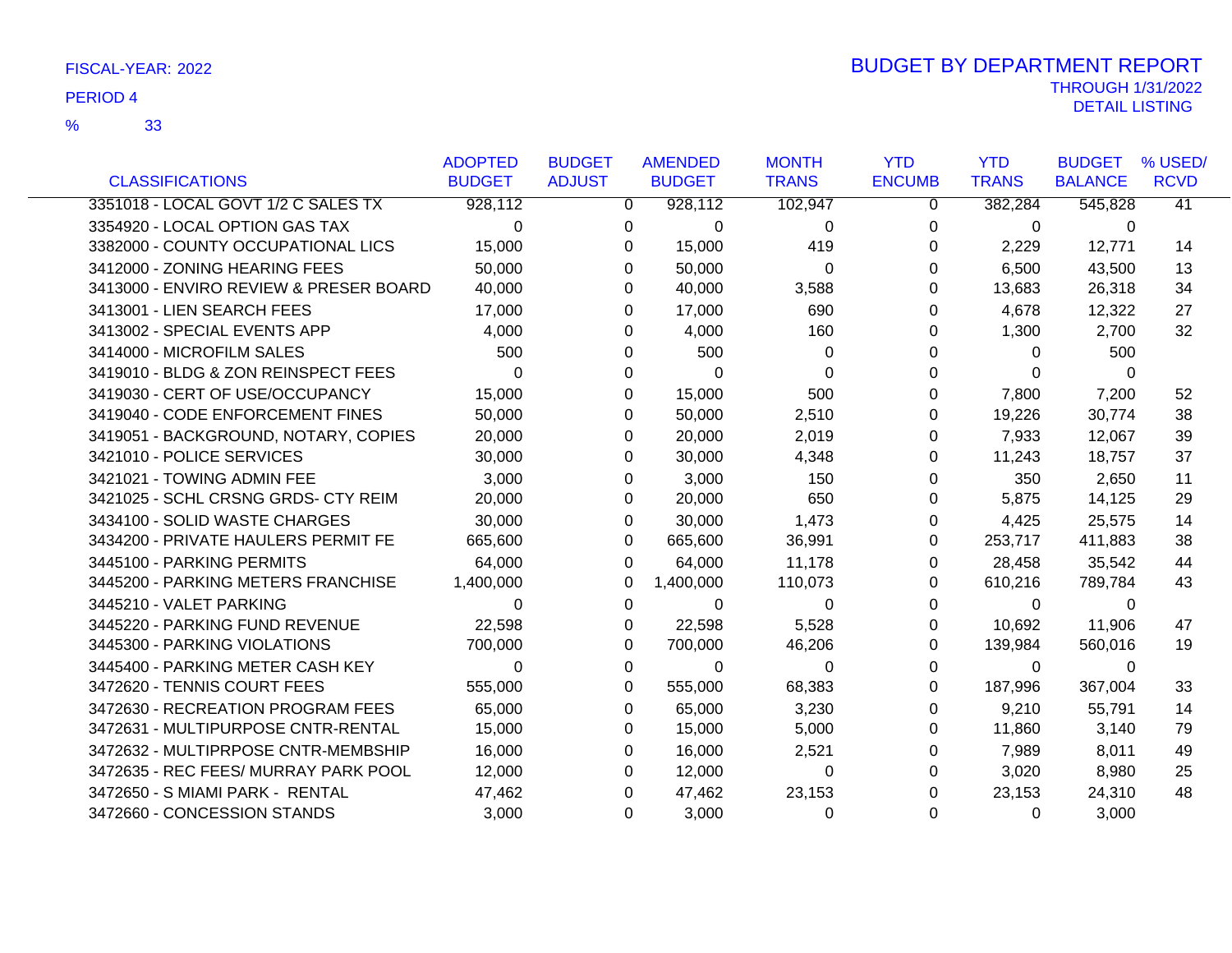FISCAL-YEAR: 2022

PERIOD 4

% 33

# BUDGET BY DEPARTMENT REPORT

THROUGH 1/31/2022

DETAIL LISTING

| CLASSIFICATIONS | ADOPTED BUDGET | BUDGET ADJUST | AMENDED BUDGET | MONTH TRANS | YTD ENCUMB | YTD TRANS | BUDGET BALANCE | % USED/ RCVD |
|---|---|---|---|---|---|---|---|---|
| 3351018 - LOCAL GOVT 1/2 C SALES TX | 928,112 | 0 | 928,112 | 102,947 | 0 | 382,284 | 545,828 | 41 |
| 3354920 - LOCAL OPTION GAS TAX | 0 | 0 | 0 | 0 | 0 | 0 | 0 | |
| 3382000 - COUNTY OCCUPATIONAL LICS | 15,000 | 0 | 15,000 | 419 | 0 | 2,229 | 12,771 | 14 |
| 3412000 - ZONING HEARING FEES | 50,000 | 0 | 50,000 | 0 | 0 | 6,500 | 43,500 | 13 |
| 3413000 - ENVIRO REVIEW & PRESER BOARD | 40,000 | 0 | 40,000 | 3,588 | 0 | 13,683 | 26,318 | 34 |
| 3413001 - LIEN SEARCH FEES | 17,000 | 0 | 17,000 | 690 | 0 | 4,678 | 12,322 | 27 |
| 3413002 - SPECIAL EVENTS APP | 4,000 | 0 | 4,000 | 160 | 0 | 1,300 | 2,700 | 32 |
| 3414000 - MICROFILM SALES | 500 | 0 | 500 | 0 | 0 | 0 | 500 | |
| 3419010 - BLDG & ZON REINSPECT FEES | 0 | 0 | 0 | 0 | 0 | 0 | 0 | |
| 3419030 - CERT OF USE/OCCUPANCY | 15,000 | 0 | 15,000 | 500 | 0 | 7,800 | 7,200 | 52 |
| 3419040 - CODE ENFORCEMENT FINES | 50,000 | 0 | 50,000 | 2,510 | 0 | 19,226 | 30,774 | 38 |
| 3419051 - BACKGROUND, NOTARY, COPIES | 20,000 | 0 | 20,000 | 2,019 | 0 | 7,933 | 12,067 | 39 |
| 3421010 - POLICE SERVICES | 30,000 | 0 | 30,000 | 4,348 | 0 | 11,243 | 18,757 | 37 |
| 3421021 - TOWING ADMIN FEE | 3,000 | 0 | 3,000 | 150 | 0 | 350 | 2,650 | 11 |
| 3421025 - SCHL CRSNG GRDS- CTY REIM | 20,000 | 0 | 20,000 | 650 | 0 | 5,875 | 14,125 | 29 |
| 3434100 - SOLID WASTE CHARGES | 30,000 | 0 | 30,000 | 1,473 | 0 | 4,425 | 25,575 | 14 |
| 3434200 - PRIVATE HAULERS PERMIT FE | 665,600 | 0 | 665,600 | 36,991 | 0 | 253,717 | 411,883 | 38 |
| 3445100 - PARKING PERMITS | 64,000 | 0 | 64,000 | 11,178 | 0 | 28,458 | 35,542 | 44 |
| 3445200 - PARKING METERS FRANCHISE | 1,400,000 | 0 | 1,400,000 | 110,073 | 0 | 610,216 | 789,784 | 43 |
| 3445210 - VALET PARKING | 0 | 0 | 0 | 0 | 0 | 0 | 0 | |
| 3445220 - PARKING FUND REVENUE | 22,598 | 0 | 22,598 | 5,528 | 0 | 10,692 | 11,906 | 47 |
| 3445300 - PARKING VIOLATIONS | 700,000 | 0 | 700,000 | 46,206 | 0 | 139,984 | 560,016 | 19 |
| 3445400 - PARKING METER CASH KEY | 0 | 0 | 0 | 0 | 0 | 0 | 0 | |
| 3472620 - TENNIS COURT FEES | 555,000 | 0 | 555,000 | 68,383 | 0 | 187,996 | 367,004 | 33 |
| 3472630 - RECREATION PROGRAM FEES | 65,000 | 0 | 65,000 | 3,230 | 0 | 9,210 | 55,791 | 14 |
| 3472631 - MULTIPURPOSE CNTR-RENTAL | 15,000 | 0 | 15,000 | 5,000 | 0 | 11,860 | 3,140 | 79 |
| 3472632 - MULTIPRPOSE CNTR-MEMBSHIP | 16,000 | 0 | 16,000 | 2,521 | 0 | 7,989 | 8,011 | 49 |
| 3472635 - REC FEES/ MURRAY PARK POOL | 12,000 | 0 | 12,000 | 0 | 0 | 3,020 | 8,980 | 25 |
| 3472650 - S MIAMI PARK - RENTAL | 47,462 | 0 | 47,462 | 23,153 | 0 | 23,153 | 24,310 | 48 |
| 3472660 - CONCESSION STANDS | 3,000 | 0 | 3,000 | 0 | 0 | 0 | 3,000 | |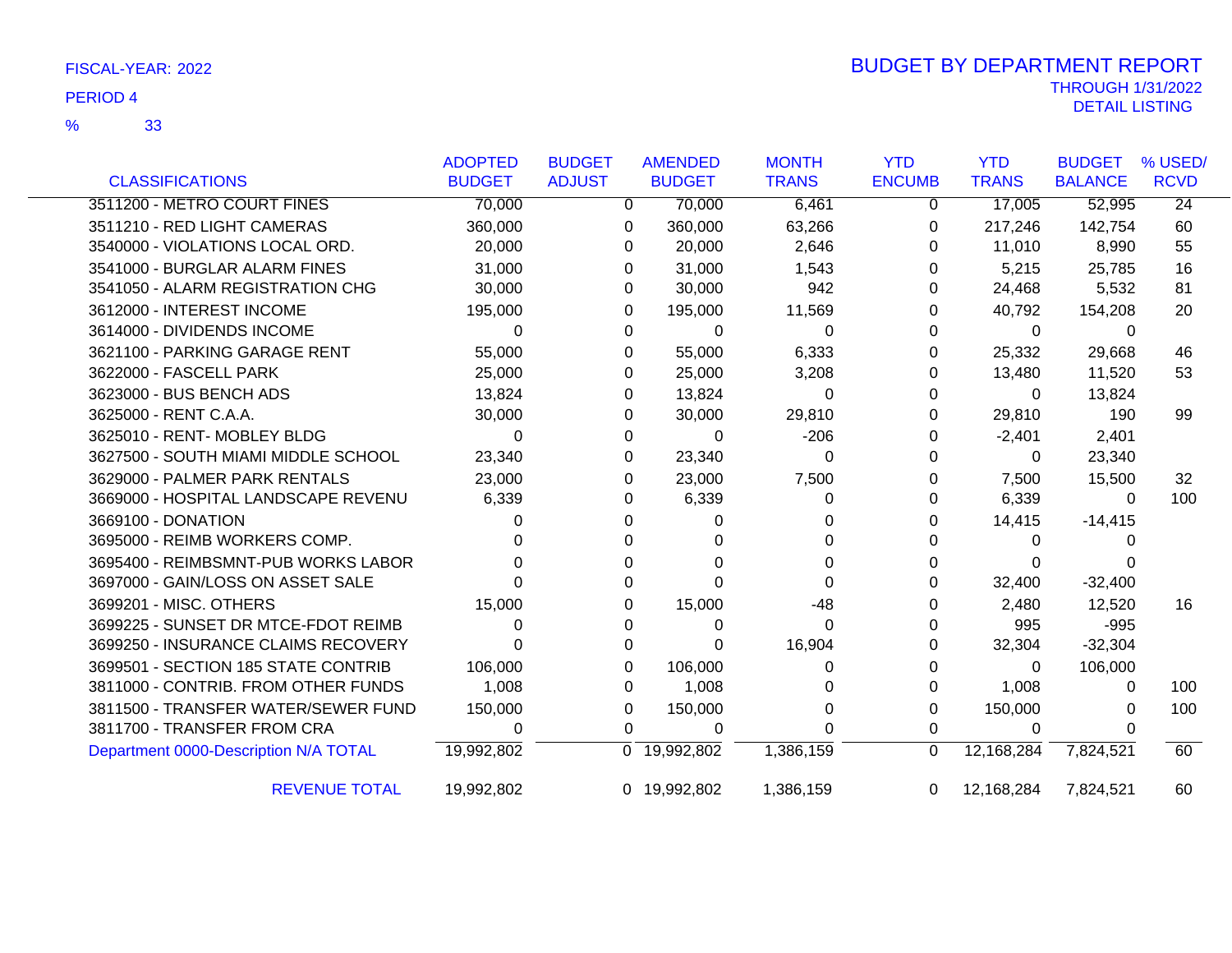FISCAL-YEAR: 2022

PERIOD 4

% 33

# BUDGET BY DEPARTMENT REPORT

THROUGH 1/31/2022

DETAIL LISTING

| CLASSIFICATIONS | ADOPTED BUDGET | BUDGET ADJUST | AMENDED BUDGET | MONTH TRANS | YTD ENCUMB | YTD TRANS | BUDGET BALANCE | % USED/ RCVD |
|---|---|---|---|---|---|---|---|---|
| 3511200 - METRO COURT FINES | 70,000 | 0 | 70,000 | 6,461 | 0 | 17,005 | 52,995 | 24 |
| 3511210 - RED LIGHT CAMERAS | 360,000 | 0 | 360,000 | 63,266 | 0 | 217,246 | 142,754 | 60 |
| 3540000 - VIOLATIONS LOCAL ORD. | 20,000 | 0 | 20,000 | 2,646 | 0 | 11,010 | 8,990 | 55 |
| 3541000 - BURGLAR ALARM FINES | 31,000 | 0 | 31,000 | 1,543 | 0 | 5,215 | 25,785 | 16 |
| 3541050 - ALARM REGISTRATION CHG | 30,000 | 0 | 30,000 | 942 | 0 | 24,468 | 5,532 | 81 |
| 3612000 - INTEREST INCOME | 195,000 | 0 | 195,000 | 11,569 | 0 | 40,792 | 154,208 | 20 |
| 3614000 - DIVIDENDS INCOME | 0 | 0 | 0 | 0 | 0 | 0 | 0 | |
| 3621100 - PARKING GARAGE RENT | 55,000 | 0 | 55,000 | 6,333 | 0 | 25,332 | 29,668 | 46 |
| 3622000 - FASCELL PARK | 25,000 | 0 | 25,000 | 3,208 | 0 | 13,480 | 11,520 | 53 |
| 3623000 - BUS BENCH ADS | 13,824 | 0 | 13,824 | 0 | 0 | 0 | 13,824 | |
| 3625000 - RENT C.A.A. | 30,000 | 0 | 30,000 | 29,810 | 0 | 29,810 | 190 | 99 |
| 3625010 - RENT- MOBLEY BLDG | 0 | 0 | 0 | -206 | 0 | -2,401 | 2,401 | |
| 3627500 - SOUTH MIAMI MIDDLE SCHOOL | 23,340 | 0 | 23,340 | 0 | 0 | 0 | 23,340 | |
| 3629000 - PALMER PARK RENTALS | 23,000 | 0 | 23,000 | 7,500 | 0 | 7,500 | 15,500 | 32 |
| 3669000 - HOSPITAL LANDSCAPE REVENU | 6,339 | 0 | 6,339 | 0 | 0 | 6,339 | 0 | 100 |
| 3669100 - DONATION | 0 | 0 | 0 | 0 | 0 | 14,415 | -14,415 | |
| 3695000 - REIMB WORKERS COMP. | 0 | 0 | 0 | 0 | 0 | 0 | 0 | |
| 3695400 - REIMBSMNT-PUB WORKS LABOR | 0 | 0 | 0 | 0 | 0 | 0 | 0 | |
| 3697000 - GAIN/LOSS ON ASSET SALE | 0 | 0 | 0 | 0 | 0 | 32,400 | -32,400 | |
| 3699201 - MISC. OTHERS | 15,000 | 0 | 15,000 | -48 | 0 | 2,480 | 12,520 | 16 |
| 3699225 - SUNSET DR MTCE-FDOT REIMB | 0 | 0 | 0 | 0 | 0 | 995 | -995 | |
| 3699250 - INSURANCE CLAIMS RECOVERY | 0 | 0 | 0 | 16,904 | 0 | 32,304 | -32,304 | |
| 3699501 - SECTION 185 STATE CONTRIB | 106,000 | 0 | 106,000 | 0 | 0 | 0 | 106,000 | |
| 3811000 - CONTRIB. FROM OTHER FUNDS | 1,008 | 0 | 1,008 | 0 | 0 | 1,008 | 0 | 100 |
| 3811500 - TRANSFER WATER/SEWER FUND | 150,000 | 0 | 150,000 | 0 | 0 | 150,000 | 0 | 100 |
| 3811700 - TRANSFER FROM CRA | 0 | 0 | 0 | 0 | 0 | 0 | 0 | |
| Department 0000-Description N/A TOTAL | 19,992,802 | 0 | 19,992,802 | 1,386,159 | 0 | 12,168,284 | 7,824,521 | 60 |
| REVENUE TOTAL | 19,992,802 | 0 | 19,992,802 | 1,386,159 | 0 | 12,168,284 | 7,824,521 | 60 |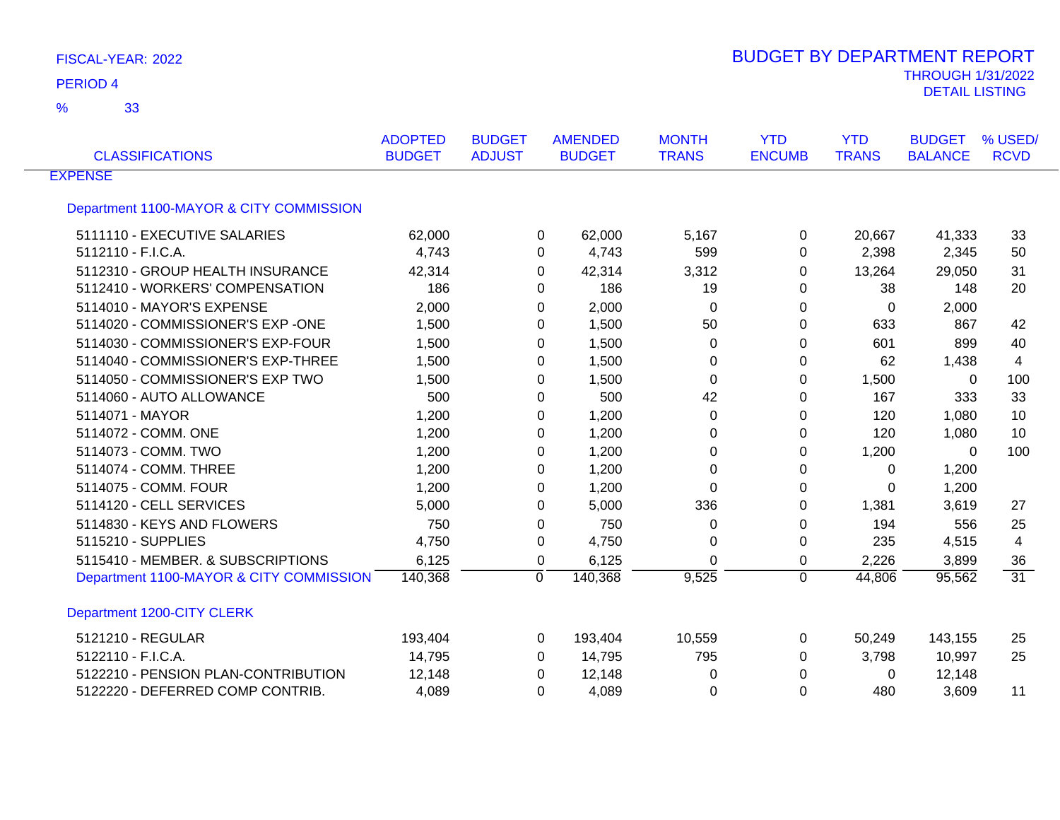FISCAL-YEAR: 2022

PERIOD 4

% 33

# BUDGET BY DEPARTMENT REPORT

THROUGH 1/31/2022

DETAIL LISTING

| CLASSIFICATIONS | ADOPTED BUDGET | BUDGET ADJUST | AMENDED BUDGET | MONTH TRANS | YTD ENCUMB | YTD TRANS | BUDGET BALANCE | % USED/ RCVD |
|---|---|---|---|---|---|---|---|---|
| EXPENSE | | | | | | | | |
| Department 1100-MAYOR & CITY COMMISSION | | | | | | | | |
| 5111110 - EXECUTIVE SALARIES | 62,000 | 0 | 62,000 | 5,167 | 0 | 20,667 | 41,333 | 33 |
| 5112110 - F.I.C.A. | 4,743 | 0 | 4,743 | 599 | 0 | 2,398 | 2,345 | 50 |
| 5112310 - GROUP HEALTH INSURANCE | 42,314 | 0 | 42,314 | 3,312 | 0 | 13,264 | 29,050 | 31 |
| 5112410 - WORKERS' COMPENSATION | 186 | 0 | 186 | 19 | 0 | 38 | 148 | 20 |
| 5114010 - MAYOR'S EXPENSE | 2,000 | 0 | 2,000 | 0 | 0 | 0 | 2,000 | |
| 5114020 - COMMISSIONER'S EXP -ONE | 1,500 | 0 | 1,500 | 50 | 0 | 633 | 867 | 42 |
| 5114030 - COMMISSIONER'S EXP-FOUR | 1,500 | 0 | 1,500 | 0 | 0 | 601 | 899 | 40 |
| 5114040 - COMMISSIONER'S EXP-THREE | 1,500 | 0 | 1,500 | 0 | 0 | 62 | 1,438 | 4 |
| 5114050 - COMMISSIONER'S EXP TWO | 1,500 | 0 | 1,500 | 0 | 0 | 1,500 | 0 | 100 |
| 5114060 - AUTO ALLOWANCE | 500 | 0 | 500 | 42 | 0 | 167 | 333 | 33 |
| 5114071 - MAYOR | 1,200 | 0 | 1,200 | 0 | 0 | 120 | 1,080 | 10 |
| 5114072 - COMM. ONE | 1,200 | 0 | 1,200 | 0 | 0 | 120 | 1,080 | 10 |
| 5114073 - COMM. TWO | 1,200 | 0 | 1,200 | 0 | 0 | 1,200 | 0 | 100 |
| 5114074 - COMM. THREE | 1,200 | 0 | 1,200 | 0 | 0 | 0 | 1,200 | |
| 5114075 - COMM. FOUR | 1,200 | 0 | 1,200 | 0 | 0 | 0 | 1,200 | |
| 5114120 - CELL SERVICES | 5,000 | 0 | 5,000 | 336 | 0 | 1,381 | 3,619 | 27 |
| 5114830 - KEYS AND FLOWERS | 750 | 0 | 750 | 0 | 0 | 194 | 556 | 25 |
| 5115210 - SUPPLIES | 4,750 | 0 | 4,750 | 0 | 0 | 235 | 4,515 | 4 |
| 5115410 - MEMBER. & SUBSCRIPTIONS | 6,125 | 0 | 6,125 | 0 | 0 | 2,226 | 3,899 | 36 |
| Department 1100-MAYOR & CITY COMMISSION | 140,368 | 0 | 140,368 | 9,525 | 0 | 44,806 | 95,562 | 31 |
| Department 1200-CITY CLERK | | | | | | | | |
| 5121210 - REGULAR | 193,404 | 0 | 193,404 | 10,559 | 0 | 50,249 | 143,155 | 25 |
| 5122110 - F.I.C.A. | 14,795 | 0 | 14,795 | 795 | 0 | 3,798 | 10,997 | 25 |
| 5122210 - PENSION PLAN-CONTRIBUTION | 12,148 | 0 | 12,148 | 0 | 0 | 0 | 12,148 | |
| 5122220 - DEFERRED COMP CONTRIB. | 4,089 | 0 | 4,089 | 0 | 0 | 480 | 3,609 | 11 |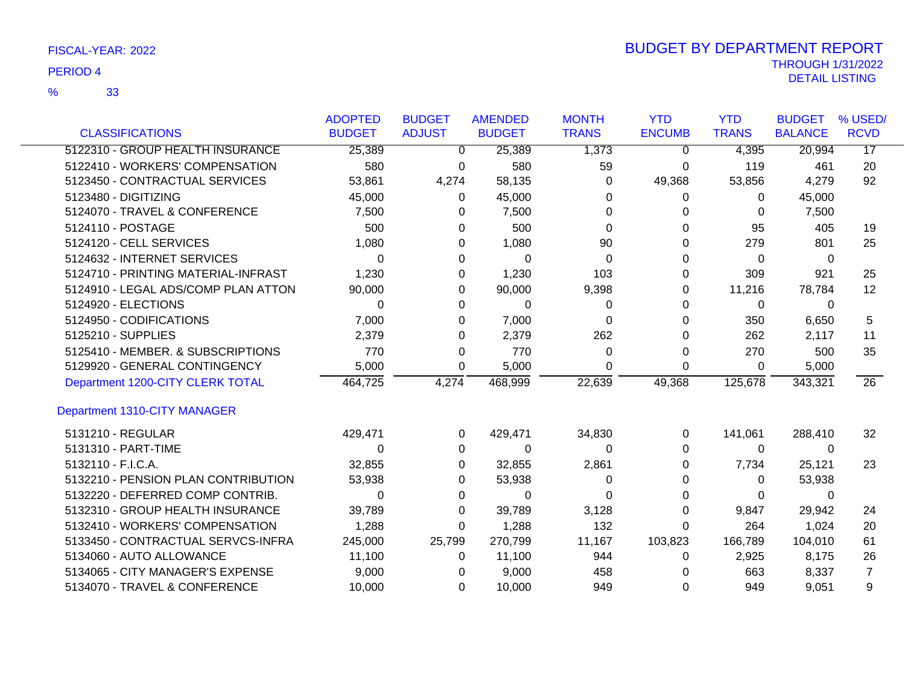FISCAL-YEAR: 2022

PERIOD 4

% 33

# BUDGET BY DEPARTMENT REPORT

THROUGH 1/31/2022

DETAIL LISTING

| CLASSIFICATIONS | ADOPTED BUDGET | BUDGET ADJUST | AMENDED BUDGET | MONTH TRANS | YTD ENCUMB | YTD TRANS | BUDGET BALANCE | % USED/ RCVD |
|---|---|---|---|---|---|---|---|---|
| 5122310 - GROUP HEALTH INSURANCE | 25,389 | 0 | 25,389 | 1,373 | 0 | 4,395 | 20,994 | 17 |
| 5122410 - WORKERS' COMPENSATION | 580 | 0 | 580 | 59 | 0 | 119 | 461 | 20 |
| 5123450 - CONTRACTUAL SERVICES | 53,861 | 4,274 | 58,135 | 0 | 49,368 | 53,856 | 4,279 | 92 |
| 5123480 - DIGITIZING | 45,000 | 0 | 45,000 | 0 | 0 | 0 | 45,000 | |
| 5124070 - TRAVEL & CONFERENCE | 7,500 | 0 | 7,500 | 0 | 0 | 0 | 7,500 | |
| 5124110 - POSTAGE | 500 | 0 | 500 | 0 | 0 | 95 | 405 | 19 |
| 5124120 - CELL SERVICES | 1,080 | 0 | 1,080 | 90 | 0 | 279 | 801 | 25 |
| 5124632 - INTERNET SERVICES | 0 | 0 | 0 | 0 | 0 | 0 | 0 | |
| 5124710 - PRINTING MATERIAL-INFRAST | 1,230 | 0 | 1,230 | 103 | 0 | 309 | 921 | 25 |
| 5124910 - LEGAL ADS/COMP PLAN ATTON | 90,000 | 0 | 90,000 | 9,398 | 0 | 11,216 | 78,784 | 12 |
| 5124920 - ELECTIONS | 0 | 0 | 0 | 0 | 0 | 0 | 0 | |
| 5124950 - CODIFICATIONS | 7,000 | 0 | 7,000 | 0 | 0 | 350 | 6,650 | 5 |
| 5125210 - SUPPLIES | 2,379 | 0 | 2,379 | 262 | 0 | 262 | 2,117 | 11 |
| 5125410 - MEMBER. & SUBSCRIPTIONS | 770 | 0 | 770 | 0 | 0 | 270 | 500 | 35 |
| 5129920 - GENERAL CONTINGENCY | 5,000 | 0 | 5,000 | 0 | 0 | 0 | 5,000 | |
| Department 1200-CITY CLERK TOTAL | 464,725 | 4,274 | 468,999 | 22,639 | 49,368 | 125,678 | 343,321 | 26 |
| **Department 1310-CITY MANAGER** | | | | | | | | |
| 5131210 - REGULAR | 429,471 | 0 | 429,471 | 34,830 | 0 | 141,061 | 288,410 | 32 |
| 5131310 - PART-TIME | 0 | 0 | 0 | 0 | 0 | 0 | 0 | |
| 5132110 - F.I.C.A. | 32,855 | 0 | 32,855 | 2,861 | 0 | 7,734 | 25,121 | 23 |
| 5132210 - PENSION PLAN CONTRIBUTION | 53,938 | 0 | 53,938 | 0 | 0 | 0 | 53,938 | |
| 5132220 - DEFERRED COMP CONTRIB. | 0 | 0 | 0 | 0 | 0 | 0 | 0 | |
| 5132310 - GROUP HEALTH INSURANCE | 39,789 | 0 | 39,789 | 3,128 | 0 | 9,847 | 29,942 | 24 |
| 5132410 - WORKERS' COMPENSATION | 1,288 | 0 | 1,288 | 132 | 0 | 264 | 1,024 | 20 |
| 5133450 - CONTRACTUAL SERVCS-INFRA | 245,000 | 25,799 | 270,799 | 11,167 | 103,823 | 166,789 | 104,010 | 61 |
| 5134060 - AUTO ALLOWANCE | 11,100 | 0 | 11,100 | 944 | 0 | 2,925 | 8,175 | 26 |
| 5134065 - CITY MANAGER'S EXPENSE | 9,000 | 0 | 9,000 | 458 | 0 | 663 | 8,337 | 7 |
| 5134070 - TRAVEL & CONFERENCE | 10,000 | 0 | 10,000 | 949 | 0 | 949 | 9,051 | 9 |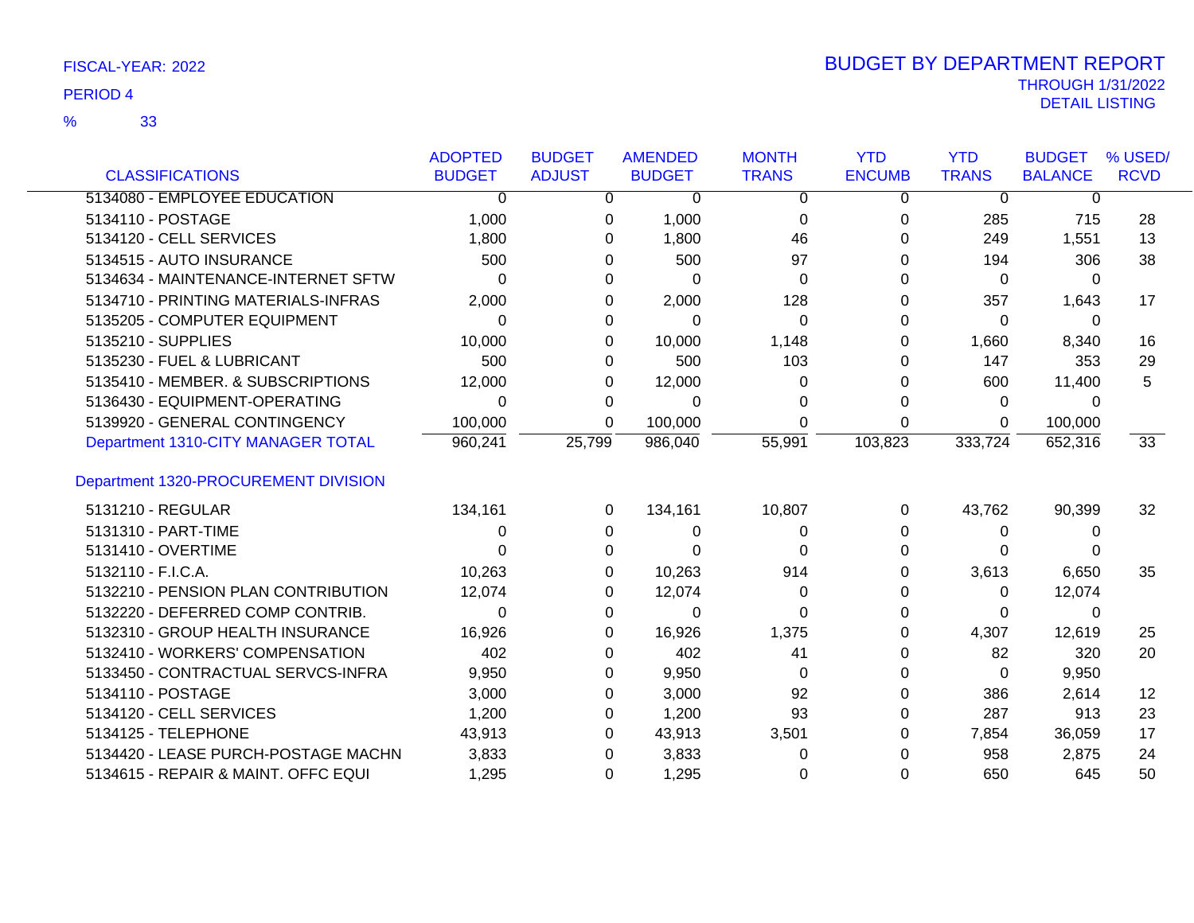FISCAL-YEAR: 2022

PERIOD 4

% 33

# BUDGET BY DEPARTMENT REPORT

THROUGH 1/31/2022

DETAIL LISTING

| CLASSIFICATIONS | ADOPTED BUDGET | BUDGET ADJUST | AMENDED BUDGET | MONTH TRANS | YTD ENCUMB | YTD TRANS | BUDGET BALANCE | % USED/ RCVD |
|---|---|---|---|---|---|---|---|---|
| 5134080 - EMPLOYEE EDUCATION | 0 | 0 | 0 | 0 | 0 | 0 | 0 | |
| 5134110 - POSTAGE | 1,000 | 0 | 1,000 | 0 | 0 | 285 | 715 | 28 |
| 5134120 - CELL SERVICES | 1,800 | 0 | 1,800 | 46 | 0 | 249 | 1,551 | 13 |
| 5134515 - AUTO INSURANCE | 500 | 0 | 500 | 97 | 0 | 194 | 306 | 38 |
| 5134634 - MAINTENANCE-INTERNET SFTW | 0 | 0 | 0 | 0 | 0 | 0 | 0 | |
| 5134710 - PRINTING MATERIALS-INFRAS | 2,000 | 0 | 2,000 | 128 | 0 | 357 | 1,643 | 17 |
| 5135205 - COMPUTER EQUIPMENT | 0 | 0 | 0 | 0 | 0 | 0 | 0 | |
| 5135210 - SUPPLIES | 10,000 | 0 | 10,000 | 1,148 | 0 | 1,660 | 8,340 | 16 |
| 5135230 - FUEL & LUBRICANT | 500 | 0 | 500 | 103 | 0 | 147 | 353 | 29 |
| 5135410 - MEMBER. & SUBSCRIPTIONS | 12,000 | 0 | 12,000 | 0 | 0 | 600 | 11,400 | 5 |
| 5136430 - EQUIPMENT-OPERATING | 0 | 0 | 0 | 0 | 0 | 0 | 0 | |
| 5139920 - GENERAL CONTINGENCY | 100,000 | 0 | 100,000 | 0 | 0 | 0 | 100,000 | |
| Department 1310-CITY MANAGER TOTAL | 960,241 | 25,799 | 986,040 | 55,991 | 103,823 | 333,724 | 652,316 | 33 |
| **Department 1320-PROCUREMENT DIVISION** | | | | | | | | |
| 5131210 - REGULAR | 134,161 | 0 | 134,161 | 10,807 | 0 | 43,762 | 90,399 | 32 |
| 5131310 - PART-TIME | 0 | 0 | 0 | 0 | 0 | 0 | 0 | |
| 5131410 - OVERTIME | 0 | 0 | 0 | 0 | 0 | 0 | 0 | |
| 5132110 - F.I.C.A. | 10,263 | 0 | 10,263 | 914 | 0 | 3,613 | 6,650 | 35 |
| 5132210 - PENSION PLAN CONTRIBUTION | 12,074 | 0 | 12,074 | 0 | 0 | 0 | 12,074 | |
| 5132220 - DEFERRED COMP CONTRIB. | 0 | 0 | 0 | 0 | 0 | 0 | 0 | |
| 5132310 - GROUP HEALTH INSURANCE | 16,926 | 0 | 16,926 | 1,375 | 0 | 4,307 | 12,619 | 25 |
| 5132410 - WORKERS' COMPENSATION | 402 | 0 | 402 | 41 | 0 | 82 | 320 | 20 |
| 5133450 - CONTRACTUAL SERVCS-INFRA | 9,950 | 0 | 9,950 | 0 | 0 | 0 | 9,950 | |
| 5134110 - POSTAGE | 3,000 | 0 | 3,000 | 92 | 0 | 386 | 2,614 | 12 |
| 5134120 - CELL SERVICES | 1,200 | 0 | 1,200 | 93 | 0 | 287 | 913 | 23 |
| 5134125 - TELEPHONE | 43,913 | 0 | 43,913 | 3,501 | 0 | 7,854 | 36,059 | 17 |
| 5134420 - LEASE PURCH-POSTAGE MACHN | 3,833 | 0 | 3,833 | 0 | 0 | 958 | 2,875 | 24 |
| 5134615 - REPAIR & MAINT. OFFC EQUI | 1,295 | 0 | 1,295 | 0 | 0 | 650 | 645 | 50 |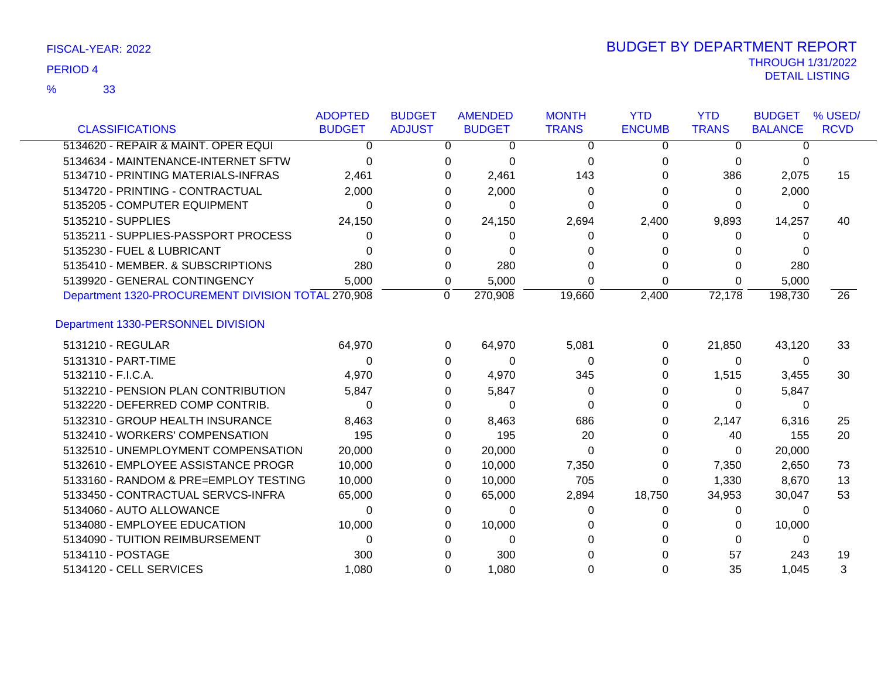FISCAL-YEAR: 2022

PERIOD 4

% 33

# BUDGET BY DEPARTMENT REPORT

THROUGH 1/31/2022

DETAIL LISTING

| CLASSIFICATIONS | ADOPTED BUDGET | BUDGET ADJUST | AMENDED BUDGET | MONTH TRANS | YTD ENCUMB | YTD TRANS | BUDGET BALANCE | % USED/ RCVD |
|---|---|---|---|---|---|---|---|---|
| 5134620 - REPAIR & MAINT. OPER EQUI | 0 | 0 | 0 | 0 | 0 | 0 | 0 | |
| 5134634 - MAINTENANCE-INTERNET SFTW | 0 | 0 | 0 | 0 | 0 | 0 | 0 | |
| 5134710 - PRINTING MATERIALS-INFRAS | 2,461 | 0 | 2,461 | 143 | 0 | 386 | 2,075 | 15 |
| 5134720 - PRINTING - CONTRACTUAL | 2,000 | 0 | 2,000 | 0 | 0 | 0 | 2,000 | |
| 5135205 - COMPUTER EQUIPMENT | 0 | 0 | 0 | 0 | 0 | 0 | 0 | |
| 5135210 - SUPPLIES | 24,150 | 0 | 24,150 | 2,694 | 2,400 | 9,893 | 14,257 | 40 |
| 5135211 - SUPPLIES-PASSPORT PROCESS | 0 | 0 | 0 | 0 | 0 | 0 | 0 | |
| 5135230 - FUEL & LUBRICANT | 0 | 0 | 0 | 0 | 0 | 0 | 0 | |
| 5135410 - MEMBER. & SUBSCRIPTIONS | 280 | 0 | 280 | 0 | 0 | 0 | 280 | |
| 5139920 - GENERAL CONTINGENCY | 5,000 | 0 | 5,000 | 0 | 0 | 0 | 5,000 | |
| Department 1320-PROCUREMENT DIVISION TOTAL | 270,908 | 0 | 270,908 | 19,660 | 2,400 | 72,178 | 198,730 | 26 |
| **Department 1330-PERSONNEL DIVISION** | | | | | | | | |
| 5131210 - REGULAR | 64,970 | 0 | 64,970 | 5,081 | 0 | 21,850 | 43,120 | 33 |
| 5131310 - PART-TIME | 0 | 0 | 0 | 0 | 0 | 0 | 0 | |
| 5132110 - F.I.C.A. | 4,970 | 0 | 4,970 | 345 | 0 | 1,515 | 3,455 | 30 |
| 5132210 - PENSION PLAN CONTRIBUTION | 5,847 | 0 | 5,847 | 0 | 0 | 0 | 5,847 | |
| 5132220 - DEFERRED COMP CONTRIB. | 0 | 0 | 0 | 0 | 0 | 0 | 0 | |
| 5132310 - GROUP HEALTH INSURANCE | 8,463 | 0 | 8,463 | 686 | 0 | 2,147 | 6,316 | 25 |
| 5132410 - WORKERS' COMPENSATION | 195 | 0 | 195 | 20 | 0 | 40 | 155 | 20 |
| 5132510 - UNEMPLOYMENT COMPENSATION | 20,000 | 0 | 20,000 | 0 | 0 | 0 | 20,000 | |
| 5132610 - EMPLOYEE ASSISTANCE PROGR | 10,000 | 0 | 10,000 | 7,350 | 0 | 7,350 | 2,650 | 73 |
| 5133160 - RANDOM & PRE=EMPLOY TESTING | 10,000 | 0 | 10,000 | 705 | 0 | 1,330 | 8,670 | 13 |
| 5133450 - CONTRACTUAL SERVCS-INFRA | 65,000 | 0 | 65,000 | 2,894 | 18,750 | 34,953 | 30,047 | 53 |
| 5134060 - AUTO ALLOWANCE | 0 | 0 | 0 | 0 | 0 | 0 | 0 | |
| 5134080 - EMPLOYEE EDUCATION | 10,000 | 0 | 10,000 | 0 | 0 | 0 | 10,000 | |
| 5134090 - TUITION REIMBURSEMENT | 0 | 0 | 0 | 0 | 0 | 0 | 0 | |
| 5134110 - POSTAGE | 300 | 0 | 300 | 0 | 0 | 57 | 243 | 19 |
| 5134120 - CELL SERVICES | 1,080 | 0 | 1,080 | 0 | 0 | 35 | 1,045 | 3 |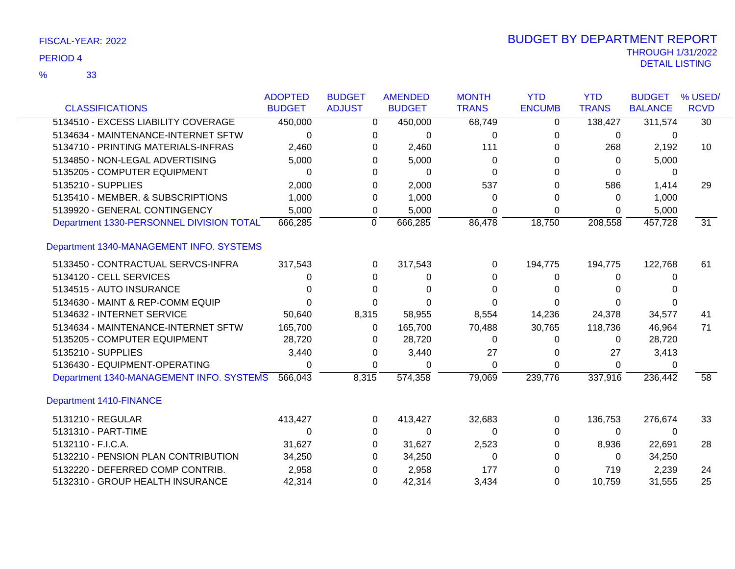FISCAL-YEAR: 2022

PERIOD 4

% 33

# BUDGET BY DEPARTMENT REPORT

THROUGH 1/31/2022

DETAIL LISTING

| CLASSIFICATIONS | ADOPTED BUDGET | BUDGET ADJUST | AMENDED BUDGET | MONTH TRANS | YTD ENCUMB | YTD TRANS | BUDGET BALANCE | % USED/ RCVD |
|---|---|---|---|---|---|---|---|---|
| 5134510 - EXCESS LIABILITY COVERAGE | 450,000 | 0 | 450,000 | 68,749 | 0 | 138,427 | 311,574 | 30 |
| 5134634 - MAINTENANCE-INTERNET SFTW | 0 | 0 | 0 | 0 | 0 | 0 | 0 | |
| 5134710 - PRINTING MATERIALS-INFRAS | 2,460 | 0 | 2,460 | 111 | 0 | 268 | 2,192 | 10 |
| 5134850 - NON-LEGAL ADVERTISING | 5,000 | 0 | 5,000 | 0 | 0 | 0 | 5,000 | |
| 5135205 - COMPUTER EQUIPMENT | 0 | 0 | 0 | 0 | 0 | 0 | 0 | |
| 5135210 - SUPPLIES | 2,000 | 0 | 2,000 | 537 | 0 | 586 | 1,414 | 29 |
| 5135410 - MEMBER. & SUBSCRIPTIONS | 1,000 | 0 | 1,000 | 0 | 0 | 0 | 1,000 | |
| 5139920 - GENERAL CONTINGENCY | 5,000 | 0 | 5,000 | 0 | 0 | 0 | 5,000 | |
| Department 1330-PERSONNEL DIVISION TOTAL | 666,285 | 0 | 666,285 | 86,478 | 18,750 | 208,558 | 457,728 | 31 |
| **Department 1340-MANAGEMENT INFO. SYSTEMS** | | | | | | | | |
| 5133450 - CONTRACTUAL SERVCS-INFRA | 317,543 | 0 | 317,543 | 0 | 194,775 | 194,775 | 122,768 | 61 |
| 5134120 - CELL SERVICES | 0 | 0 | 0 | 0 | 0 | 0 | 0 | |
| 5134515 - AUTO INSURANCE | 0 | 0 | 0 | 0 | 0 | 0 | 0 | |
| 5134630 - MAINT & REP-COMM EQUIP | 0 | 0 | 0 | 0 | 0 | 0 | 0 | |
| 5134632 - INTERNET SERVICE | 50,640 | 8,315 | 58,955 | 8,554 | 14,236 | 24,378 | 34,577 | 41 |
| 5134634 - MAINTENANCE-INTERNET SFTW | 165,700 | 0 | 165,700 | 70,488 | 30,765 | 118,736 | 46,964 | 71 |
| 5135205 - COMPUTER EQUIPMENT | 28,720 | 0 | 28,720 | 0 | 0 | 0 | 28,720 | |
| 5135210 - SUPPLIES | 3,440 | 0 | 3,440 | 27 | 0 | 27 | 3,413 | |
| 5136430 - EQUIPMENT-OPERATING | 0 | 0 | 0 | 0 | 0 | 0 | 0 | |
| Department 1340-MANAGEMENT INFO. SYSTEMS | 566,043 | 8,315 | 574,358 | 79,069 | 239,776 | 337,916 | 236,442 | 58 |
| **Department 1410-FINANCE** | | | | | | | | |
| 5131210 - REGULAR | 413,427 | 0 | 413,427 | 32,683 | 0 | 136,753 | 276,674 | 33 |
| 5131310 - PART-TIME | 0 | 0 | 0 | 0 | 0 | 0 | 0 | |
| 5132110 - F.I.C.A. | 31,627 | 0 | 31,627 | 2,523 | 0 | 8,936 | 22,691 | 28 |
| 5132210 - PENSION PLAN CONTRIBUTION | 34,250 | 0 | 34,250 | 0 | 0 | 0 | 34,250 | |
| 5132220 - DEFERRED COMP CONTRIB. | 2,958 | 0 | 2,958 | 177 | 0 | 719 | 2,239 | 24 |
| 5132310 - GROUP HEALTH INSURANCE | 42,314 | 0 | 42,314 | 3,434 | 0 | 10,759 | 31,555 | 25 |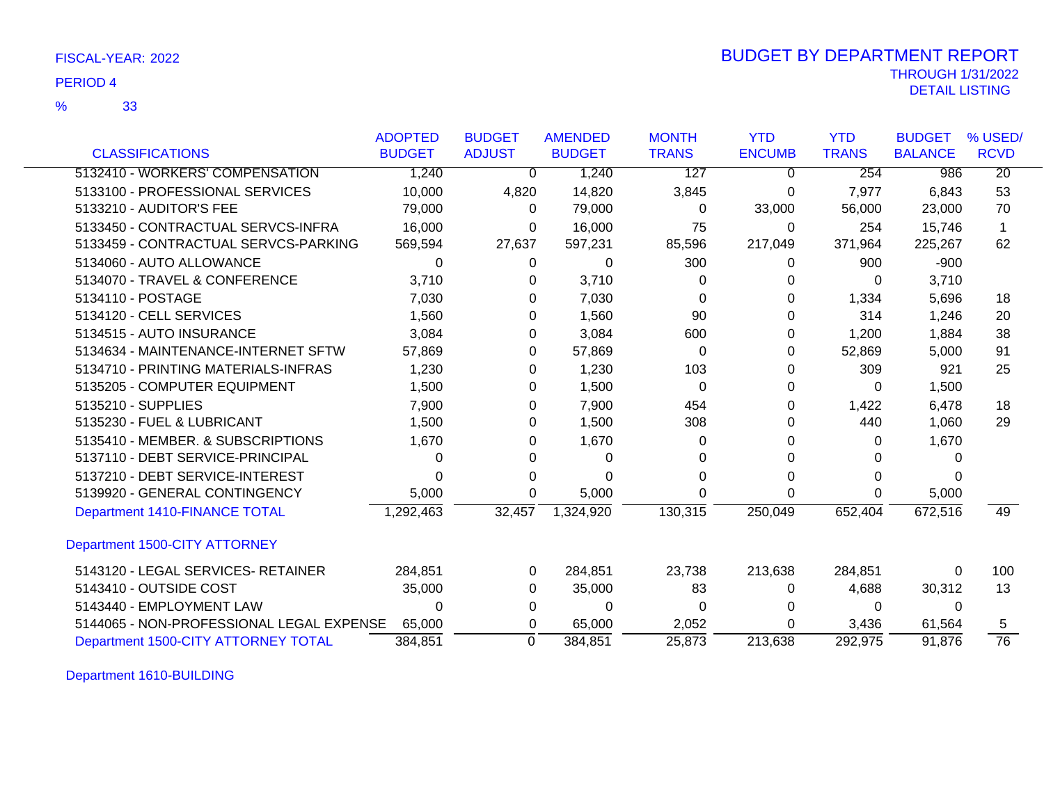FISCAL-YEAR: 2022
PERIOD 4
% 33

# BUDGET BY DEPARTMENT REPORT
THROUGH 1/31/2022
DETAIL LISTING

| CLASSIFICATIONS | ADOPTED BUDGET | BUDGET ADJUST | AMENDED BUDGET | MONTH TRANS | YTD ENCUMB | YTD TRANS | BUDGET BALANCE | % USED/ RCVD |
|---|---|---|---|---|---|---|---|---|
| 5132410 - WORKERS' COMPENSATION | 1,240 | 0 | 1,240 | 127 | 0 | 254 | 986 | 20 |
| 5133100 - PROFESSIONAL SERVICES | 10,000 | 4,820 | 14,820 | 3,845 | 0 | 7,977 | 6,843 | 53 |
| 5133210 - AUDITOR'S FEE | 79,000 | 0 | 79,000 | 0 | 33,000 | 56,000 | 23,000 | 70 |
| 5133450 - CONTRACTUAL SERVCS-INFRA | 16,000 | 0 | 16,000 | 75 | 0 | 254 | 15,746 | 1 |
| 5133459 - CONTRACTUAL SERVCS-PARKING | 569,594 | 27,637 | 597,231 | 85,596 | 217,049 | 371,964 | 225,267 | 62 |
| 5134060 - AUTO ALLOWANCE | 0 | 0 | 0 | 300 | 0 | 900 | -900 | |
| 5134070 - TRAVEL & CONFERENCE | 3,710 | 0 | 3,710 | 0 | 0 | 0 | 3,710 | |
| 5134110 - POSTAGE | 7,030 | 0 | 7,030 | 0 | 0 | 1,334 | 5,696 | 18 |
| 5134120 - CELL SERVICES | 1,560 | 0 | 1,560 | 90 | 0 | 314 | 1,246 | 20 |
| 5134515 - AUTO INSURANCE | 3,084 | 0 | 3,084 | 600 | 0 | 1,200 | 1,884 | 38 |
| 5134634 - MAINTENANCE-INTERNET SFTW | 57,869 | 0 | 57,869 | 0 | 0 | 52,869 | 5,000 | 91 |
| 5134710 - PRINTING MATERIALS-INFRAS | 1,230 | 0 | 1,230 | 103 | 0 | 309 | 921 | 25 |
| 5135205 - COMPUTER EQUIPMENT | 1,500 | 0 | 1,500 | 0 | 0 | 0 | 1,500 | |
| 5135210 - SUPPLIES | 7,900 | 0 | 7,900 | 454 | 0 | 1,422 | 6,478 | 18 |
| 5135230 - FUEL & LUBRICANT | 1,500 | 0 | 1,500 | 308 | 0 | 440 | 1,060 | 29 |
| 5135410 - MEMBER. & SUBSCRIPTIONS | 1,670 | 0 | 1,670 | 0 | 0 | 0 | 1,670 | |
| 5137110 - DEBT SERVICE-PRINCIPAL | 0 | 0 | 0 | 0 | 0 | 0 | 0 | |
| 5137210 - DEBT SERVICE-INTEREST | 0 | 0 | 0 | 0 | 0 | 0 | 0 | |
| 5139920 - GENERAL CONTINGENCY | 5,000 | 0 | 5,000 | 0 | 0 | 0 | 5,000 | |
| Department 1410-FINANCE TOTAL | 1,292,463 | 32,457 | 1,324,920 | 130,315 | 250,049 | 652,404 | 672,516 | 49 |
| **Department 1500-CITY ATTORNEY** | | | | | | | | |
| 5143120 - LEGAL SERVICES- RETAINER | 284,851 | 0 | 284,851 | 23,738 | 213,638 | 284,851 | 0 | 100 |
| 5143410 - OUTSIDE COST | 35,000 | 0 | 35,000 | 83 | 0 | 4,688 | 30,312 | 13 |
| 5143440 - EMPLOYMENT LAW | 0 | 0 | 0 | 0 | 0 | 0 | 0 | |
| 5144065 - NON-PROFESSIONAL LEGAL EXPENSE | 65,000 | 0 | 65,000 | 2,052 | 0 | 3,436 | 61,564 | 5 |
| Department 1500-CITY ATTORNEY TOTAL | 384,851 | 0 | 384,851 | 25,873 | 213,638 | 292,975 | 91,876 | 76 |

Department 1610-BUILDING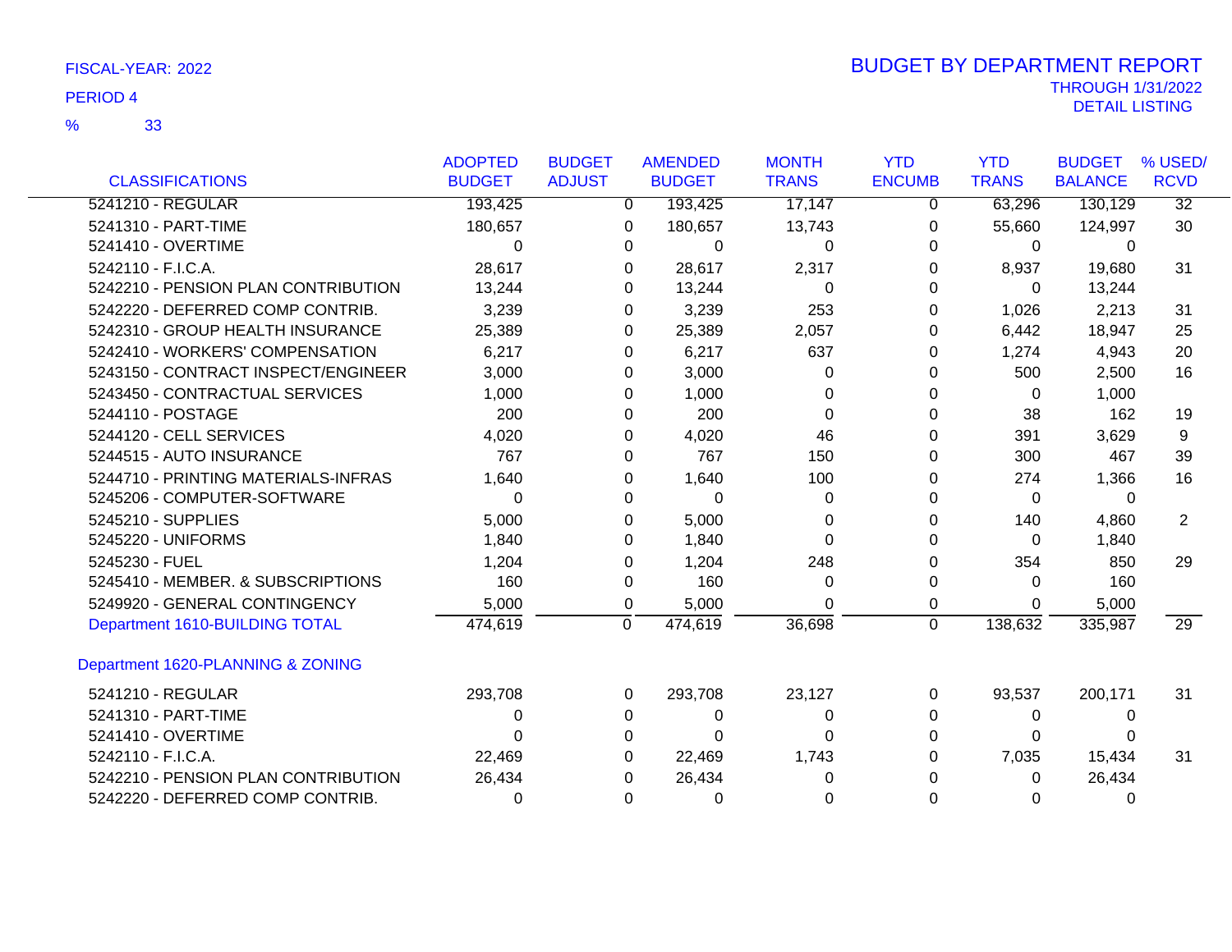FISCAL-YEAR: 2022

PERIOD 4

% 33

# BUDGET BY DEPARTMENT REPORT

THROUGH 1/31/2022

DETAIL LISTING

| CLASSIFICATIONS | ADOPTED BUDGET | BUDGET ADJUST | AMENDED BUDGET | MONTH TRANS | YTD ENCUMB | YTD TRANS | BUDGET BALANCE | % USED/ RCVD |
|---|---|---|---|---|---|---|---|---|
| 5241210 - REGULAR | 193,425 | 0 | 193,425 | 17,147 | 0 | 63,296 | 130,129 | 32 |
| 5241310 - PART-TIME | 180,657 | 0 | 180,657 | 13,743 | 0 | 55,660 | 124,997 | 30 |
| 5241410 - OVERTIME | 0 | 0 | 0 | 0 | 0 | 0 | 0 | |
| 5242110 - F.I.C.A. | 28,617 | 0 | 28,617 | 2,317 | 0 | 8,937 | 19,680 | 31 |
| 5242210 - PENSION PLAN CONTRIBUTION | 13,244 | 0 | 13,244 | 0 | 0 | 0 | 13,244 | |
| 5242220 - DEFERRED COMP CONTRIB. | 3,239 | 0 | 3,239 | 253 | 0 | 1,026 | 2,213 | 31 |
| 5242310 - GROUP HEALTH INSURANCE | 25,389 | 0 | 25,389 | 2,057 | 0 | 6,442 | 18,947 | 25 |
| 5242410 - WORKERS' COMPENSATION | 6,217 | 0 | 6,217 | 637 | 0 | 1,274 | 4,943 | 20 |
| 5243150 - CONTRACT INSPECT/ENGINEER | 3,000 | 0 | 3,000 | 0 | 0 | 500 | 2,500 | 16 |
| 5243450 - CONTRACTUAL SERVICES | 1,000 | 0 | 1,000 | 0 | 0 | 0 | 1,000 | |
| 5244110 - POSTAGE | 200 | 0 | 200 | 0 | 0 | 38 | 162 | 19 |
| 5244120 - CELL SERVICES | 4,020 | 0 | 4,020 | 46 | 0 | 391 | 3,629 | 9 |
| 5244515 - AUTO INSURANCE | 767 | 0 | 767 | 150 | 0 | 300 | 467 | 39 |
| 5244710 - PRINTING MATERIALS-INFRAS | 1,640 | 0 | 1,640 | 100 | 0 | 274 | 1,366 | 16 |
| 5245206 - COMPUTER-SOFTWARE | 0 | 0 | 0 | 0 | 0 | 0 | 0 | |
| 5245210 - SUPPLIES | 5,000 | 0 | 5,000 | 0 | 0 | 140 | 4,860 | 2 |
| 5245220 - UNIFORMS | 1,840 | 0 | 1,840 | 0 | 0 | 0 | 1,840 | |
| 5245230 - FUEL | 1,204 | 0 | 1,204 | 248 | 0 | 354 | 850 | 29 |
| 5245410 - MEMBER. & SUBSCRIPTIONS | 160 | 0 | 160 | 0 | 0 | 0 | 160 | |
| 5249920 - GENERAL CONTINGENCY | 5,000 | 0 | 5,000 | 0 | 0 | 0 | 5,000 | |
| Department 1610-BUILDING TOTAL | 474,619 | 0 | 474,619 | 36,698 | 0 | 138,632 | 335,987 | 29 |
| **Department 1620-PLANNING & ZONING** | | | | | | | | |
| 5241210 - REGULAR | 293,708 | 0 | 293,708 | 23,127 | 0 | 93,537 | 200,171 | 31 |
| 5241310 - PART-TIME | 0 | 0 | 0 | 0 | 0 | 0 | 0 | |
| 5241410 - OVERTIME | 0 | 0 | 0 | 0 | 0 | 0 | 0 | |
| 5242110 - F.I.C.A. | 22,469 | 0 | 22,469 | 1,743 | 0 | 7,035 | 15,434 | 31 |
| 5242210 - PENSION PLAN CONTRIBUTION | 26,434 | 0 | 26,434 | 0 | 0 | 0 | 26,434 | |
| 5242220 - DEFERRED COMP CONTRIB. | 0 | 0 | 0 | 0 | 0 | 0 | 0 | |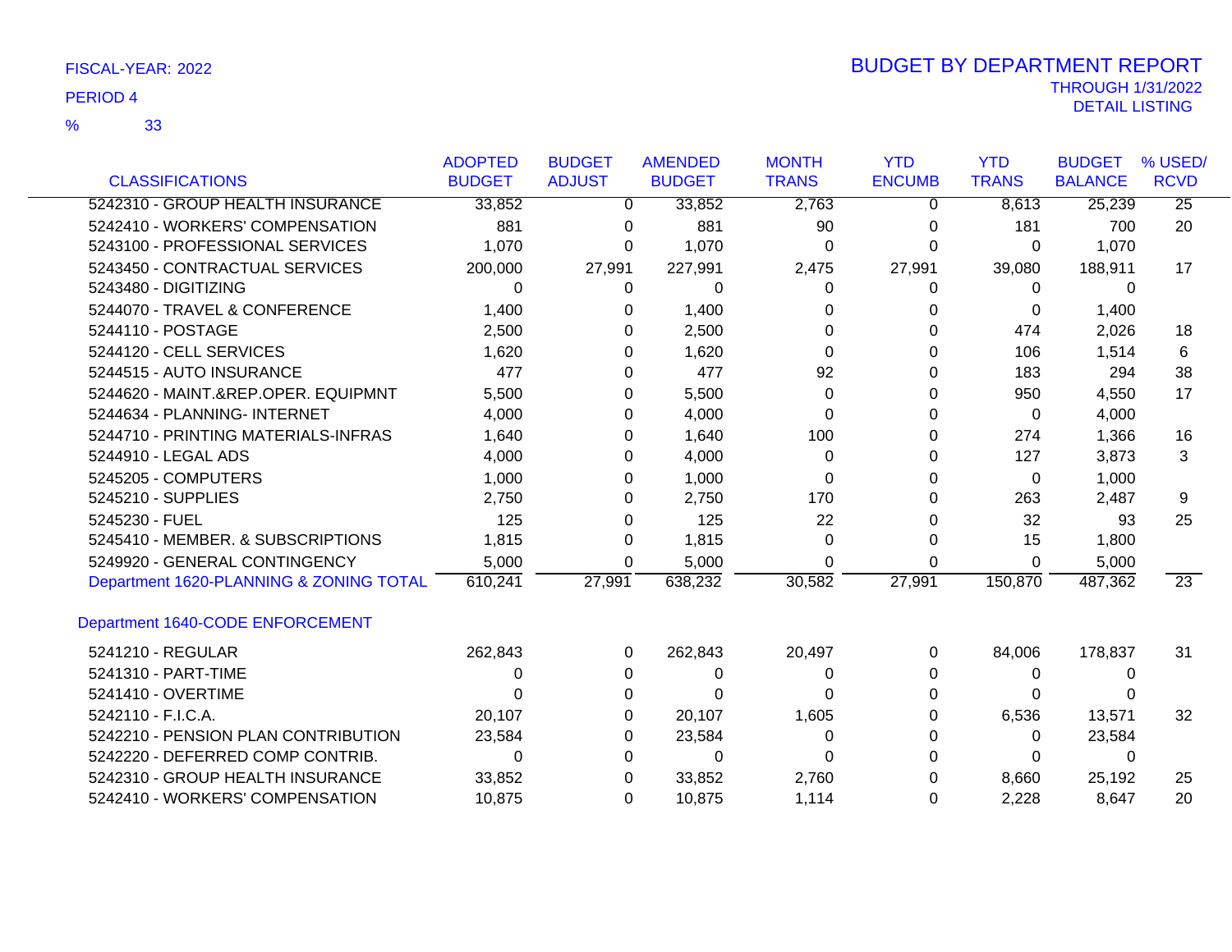FISCAL-YEAR: 2022

PERIOD 4

% 33

# BUDGET BY DEPARTMENT REPORT

THROUGH 1/31/2022

DETAIL LISTING

| CLASSIFICATIONS | ADOPTED BUDGET | BUDGET ADJUST | AMENDED BUDGET | MONTH TRANS | YTD ENCUMB | YTD TRANS | BUDGET BALANCE | % USED/ RCVD |
|---|---|---|---|---|---|---|---|---|
| 5242310 - GROUP HEALTH INSURANCE | 33,852 | 0 | 33,852 | 2,763 | 0 | 8,613 | 25,239 | 25 |
| 5242410 - WORKERS' COMPENSATION | 881 | 0 | 881 | 90 | 0 | 181 | 700 | 20 |
| 5243100 - PROFESSIONAL SERVICES | 1,070 | 0 | 1,070 | 0 | 0 | 0 | 1,070 | |
| 5243450 - CONTRACTUAL SERVICES | 200,000 | 27,991 | 227,991 | 2,475 | 27,991 | 39,080 | 188,911 | 17 |
| 5243480 - DIGITIZING | 0 | 0 | 0 | 0 | 0 | 0 | 0 | |
| 5244070 - TRAVEL & CONFERENCE | 1,400 | 0 | 1,400 | 0 | 0 | 0 | 1,400 | |
| 5244110 - POSTAGE | 2,500 | 0 | 2,500 | 0 | 0 | 474 | 2,026 | 18 |
| 5244120 - CELL SERVICES | 1,620 | 0 | 1,620 | 0 | 0 | 106 | 1,514 | 6 |
| 5244515 - AUTO INSURANCE | 477 | 0 | 477 | 92 | 0 | 183 | 294 | 38 |
| 5244620 - MAINT.&REP.OPER. EQUIPMNT | 5,500 | 0 | 5,500 | 0 | 0 | 950 | 4,550 | 17 |
| 5244634 - PLANNING- INTERNET | 4,000 | 0 | 4,000 | 0 | 0 | 0 | 4,000 | |
| 5244710 - PRINTING MATERIALS-INFRAS | 1,640 | 0 | 1,640 | 100 | 0 | 274 | 1,366 | 16 |
| 5244910 - LEGAL ADS | 4,000 | 0 | 4,000 | 0 | 0 | 127 | 3,873 | 3 |
| 5245205 - COMPUTERS | 1,000 | 0 | 1,000 | 0 | 0 | 0 | 1,000 | |
| 5245210 - SUPPLIES | 2,750 | 0 | 2,750 | 170 | 0 | 263 | 2,487 | 9 |
| 5245230 - FUEL | 125 | 0 | 125 | 22 | 0 | 32 | 93 | 25 |
| 5245410 - MEMBER. & SUBSCRIPTIONS | 1,815 | 0 | 1,815 | 0 | 0 | 15 | 1,800 | |
| 5249920 - GENERAL CONTINGENCY | 5,000 | 0 | 5,000 | 0 | 0 | 0 | 5,000 | |
| Department 1620-PLANNING & ZONING TOTAL | 610,241 | 27,991 | 638,232 | 30,582 | 27,991 | 150,870 | 487,362 | 23 |
| **Department 1640-CODE ENFORCEMENT** | | | | | | | | |
| 5241210 - REGULAR | 262,843 | 0 | 262,843 | 20,497 | 0 | 84,006 | 178,837 | 31 |
| 5241310 - PART-TIME | 0 | 0 | 0 | 0 | 0 | 0 | 0 | |
| 5241410 - OVERTIME | 0 | 0 | 0 | 0 | 0 | 0 | 0 | |
| 5242110 - F.I.C.A. | 20,107 | 0 | 20,107 | 1,605 | 0 | 6,536 | 13,571 | 32 |
| 5242210 - PENSION PLAN CONTRIBUTION | 23,584 | 0 | 23,584 | 0 | 0 | 0 | 23,584 | |
| 5242220 - DEFERRED COMP CONTRIB. | 0 | 0 | 0 | 0 | 0 | 0 | 0 | |
| 5242310 - GROUP HEALTH INSURANCE | 33,852 | 0 | 33,852 | 2,760 | 0 | 8,660 | 25,192 | 25 |
| 5242410 - WORKERS' COMPENSATION | 10,875 | 0 | 10,875 | 1,114 | 0 | 2,228 | 8,647 | 20 |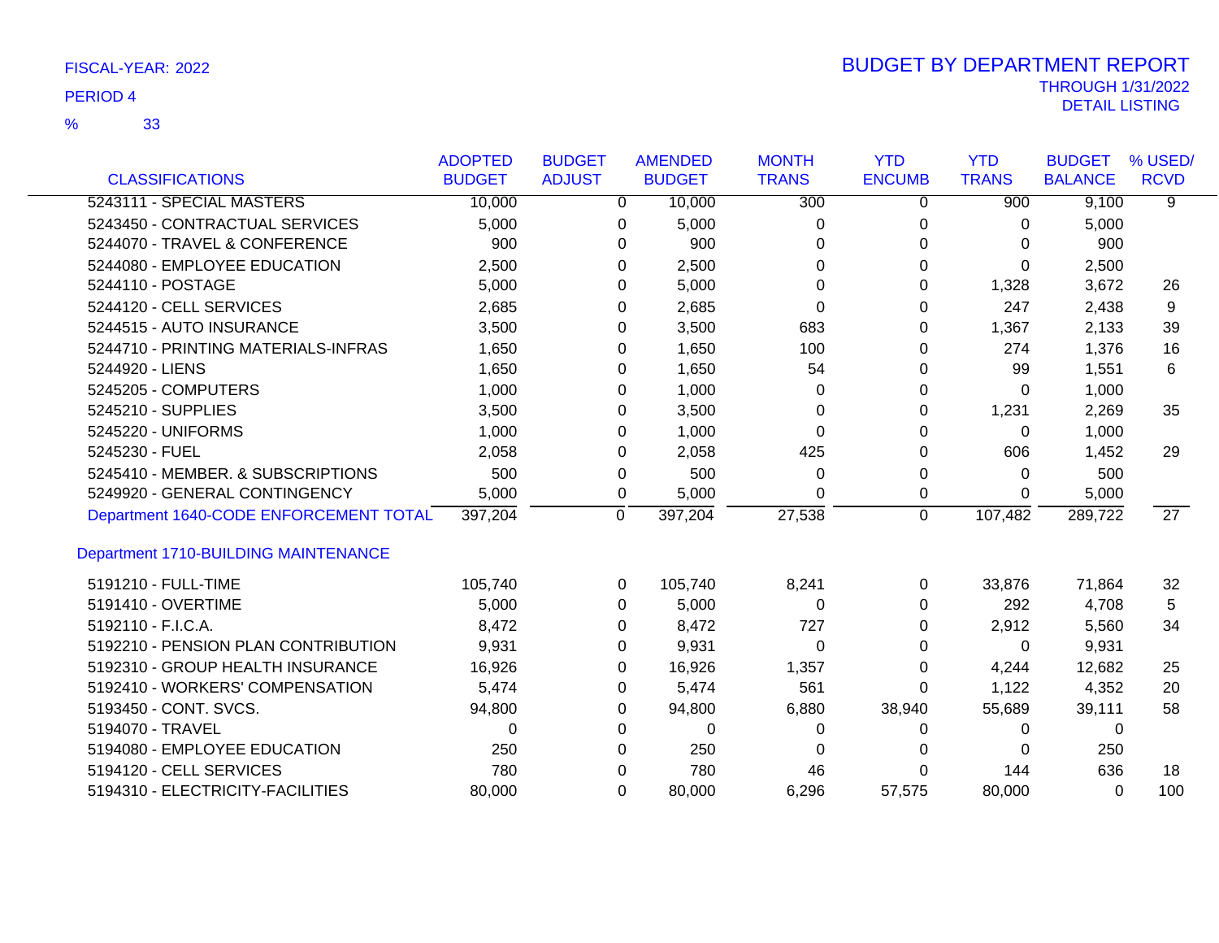FISCAL-YEAR: 2022

PERIOD 4

% 33

# BUDGET BY DEPARTMENT REPORT

THROUGH 1/31/2022

DETAIL LISTING

| CLASSIFICATIONS | ADOPTED BUDGET | BUDGET ADJUST | AMENDED BUDGET | MONTH TRANS | YTD ENCUMB | YTD TRANS | BUDGET BALANCE | % USED/ RCVD |
|---|---|---|---|---|---|---|---|---|
| 5243111 - SPECIAL MASTERS | 10,000 | 0 | 10,000 | 300 | 0 | 900 | 9,100 | 9 |
| 5243450 - CONTRACTUAL SERVICES | 5,000 | 0 | 5,000 | 0 | 0 | 0 | 5,000 | |
| 5244070 - TRAVEL & CONFERENCE | 900 | 0 | 900 | 0 | 0 | 0 | 900 | |
| 5244080 - EMPLOYEE EDUCATION | 2,500 | 0 | 2,500 | 0 | 0 | 0 | 2,500 | |
| 5244110 - POSTAGE | 5,000 | 0 | 5,000 | 0 | 0 | 1,328 | 3,672 | 26 |
| 5244120 - CELL SERVICES | 2,685 | 0 | 2,685 | 0 | 0 | 247 | 2,438 | 9 |
| 5244515 - AUTO INSURANCE | 3,500 | 0 | 3,500 | 683 | 0 | 1,367 | 2,133 | 39 |
| 5244710 - PRINTING MATERIALS-INFRAS | 1,650 | 0 | 1,650 | 100 | 0 | 274 | 1,376 | 16 |
| 5244920 - LIENS | 1,650 | 0 | 1,650 | 54 | 0 | 99 | 1,551 | 6 |
| 5245205 - COMPUTERS | 1,000 | 0 | 1,000 | 0 | 0 | 0 | 1,000 | |
| 5245210 - SUPPLIES | 3,500 | 0 | 3,500 | 0 | 0 | 1,231 | 2,269 | 35 |
| 5245220 - UNIFORMS | 1,000 | 0 | 1,000 | 0 | 0 | 0 | 1,000 | |
| 5245230 - FUEL | 2,058 | 0 | 2,058 | 425 | 0 | 606 | 1,452 | 29 |
| 5245410 - MEMBER. & SUBSCRIPTIONS | 500 | 0 | 500 | 0 | 0 | 0 | 500 | |
| 5249920 - GENERAL CONTINGENCY | 5,000 | 0 | 5,000 | 0 | 0 | 0 | 5,000 | |
| Department 1640-CODE ENFORCEMENT TOTAL | 397,204 | 0 | 397,204 | 27,538 | 0 | 107,482 | 289,722 | 27 |
| Department 1710-BUILDING MAINTENANCE | | | | | | | | |
| 5191210 - FULL-TIME | 105,740 | 0 | 105,740 | 8,241 | 0 | 33,876 | 71,864 | 32 |
| 5191410 - OVERTIME | 5,000 | 0 | 5,000 | 0 | 0 | 292 | 4,708 | 5 |
| 5192110 - F.I.C.A. | 8,472 | 0 | 8,472 | 727 | 0 | 2,912 | 5,560 | 34 |
| 5192210 - PENSION PLAN CONTRIBUTION | 9,931 | 0 | 9,931 | 0 | 0 | 0 | 9,931 | |
| 5192310 - GROUP HEALTH INSURANCE | 16,926 | 0 | 16,926 | 1,357 | 0 | 4,244 | 12,682 | 25 |
| 5192410 - WORKERS' COMPENSATION | 5,474 | 0 | 5,474 | 561 | 0 | 1,122 | 4,352 | 20 |
| 5193450 - CONT. SVCS. | 94,800 | 0 | 94,800 | 6,880 | 38,940 | 55,689 | 39,111 | 58 |
| 5194070 - TRAVEL | 0 | 0 | 0 | 0 | 0 | 0 | 0 | |
| 5194080 - EMPLOYEE EDUCATION | 250 | 0 | 250 | 0 | 0 | 0 | 250 | |
| 5194120 - CELL SERVICES | 780 | 0 | 780 | 46 | 0 | 144 | 636 | 18 |
| 5194310 - ELECTRICITY-FACILITIES | 80,000 | 0 | 80,000 | 6,296 | 57,575 | 80,000 | 0 | 100 |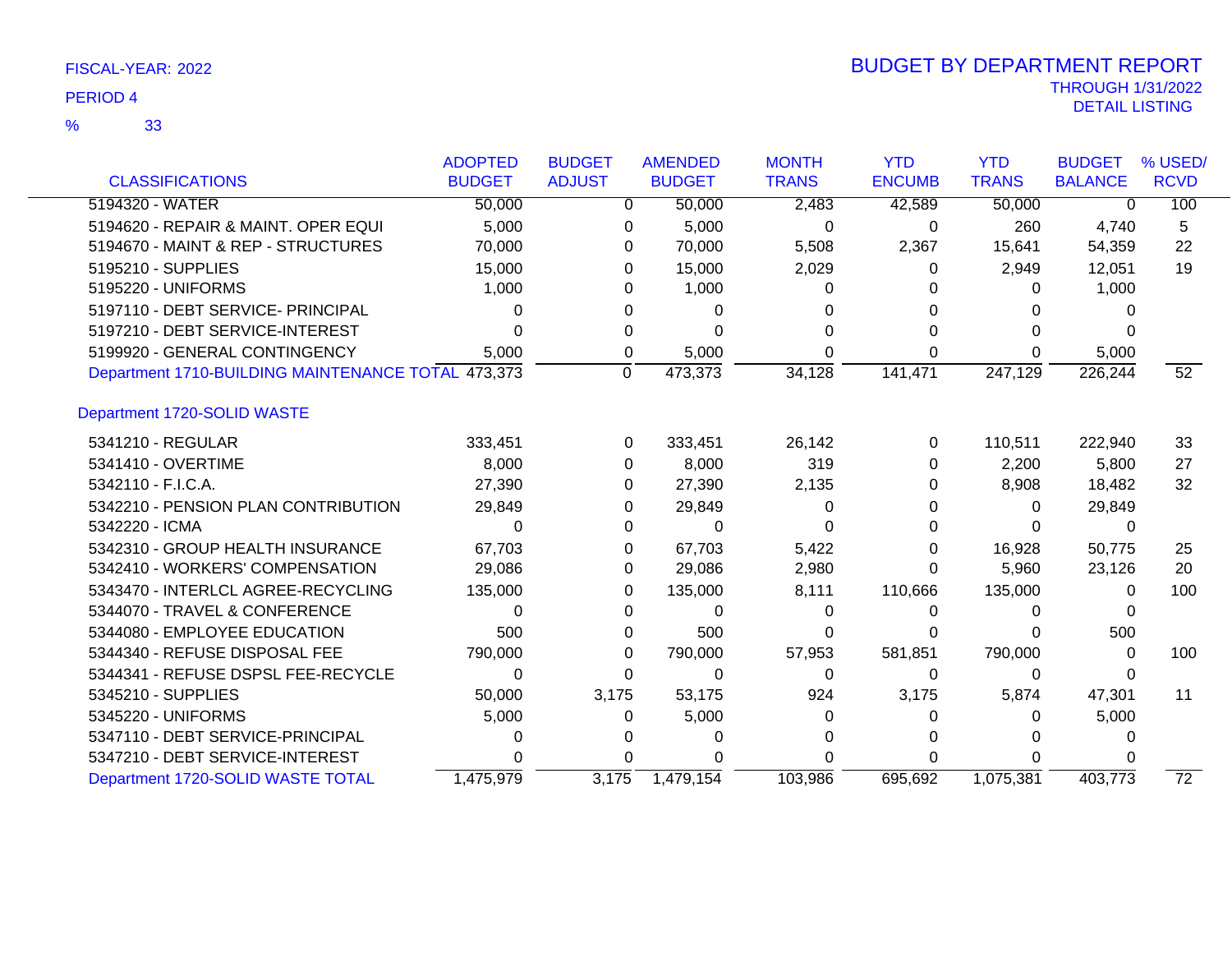FISCAL-YEAR: 2022

PERIOD 4

% 33

# BUDGET BY DEPARTMENT REPORT

THROUGH 1/31/2022

DETAIL LISTING

| CLASSIFICATIONS | ADOPTED BUDGET | BUDGET ADJUST | AMENDED BUDGET | MONTH TRANS | YTD ENCUMB | YTD TRANS | BUDGET BALANCE | % USED/ RCVD |
|---|---|---|---|---|---|---|---|---|
| 5194320 - WATER | 50,000 | 0 | 50,000 | 2,483 | 42,589 | 50,000 | 0 | 100 |
| 5194620 - REPAIR & MAINT. OPER EQUI | 5,000 | 0 | 5,000 | 0 | 0 | 260 | 4,740 | 5 |
| 5194670 - MAINT & REP - STRUCTURES | 70,000 | 0 | 70,000 | 5,508 | 2,367 | 15,641 | 54,359 | 22 |
| 5195210 - SUPPLIES | 15,000 | 0 | 15,000 | 2,029 | 0 | 2,949 | 12,051 | 19 |
| 5195220 - UNIFORMS | 1,000 | 0 | 1,000 | 0 | 0 | 0 | 1,000 | |
| 5197110 - DEBT SERVICE- PRINCIPAL | 0 | 0 | 0 | 0 | 0 | 0 | 0 | |
| 5197210 - DEBT SERVICE-INTEREST | 0 | 0 | 0 | 0 | 0 | 0 | 0 | |
| 5199920 - GENERAL CONTINGENCY | 5,000 | 0 | 5,000 | 0 | 0 | 0 | 5,000 | |
| Department 1710-BUILDING MAINTENANCE TOTAL | 473,373 | 0 | 473,373 | 34,128 | 141,471 | 247,129 | 226,244 | 52 |
| **Department 1720-SOLID WASTE** | | | | | | | | |
| 5341210 - REGULAR | 333,451 | 0 | 333,451 | 26,142 | 0 | 110,511 | 222,940 | 33 |
| 5341410 - OVERTIME | 8,000 | 0 | 8,000 | 319 | 0 | 2,200 | 5,800 | 27 |
| 5342110 - F.I.C.A. | 27,390 | 0 | 27,390 | 2,135 | 0 | 8,908 | 18,482 | 32 |
| 5342210 - PENSION PLAN CONTRIBUTION | 29,849 | 0 | 29,849 | 0 | 0 | 0 | 29,849 | |
| 5342220 - ICMA | 0 | 0 | 0 | 0 | 0 | 0 | 0 | |
| 5342310 - GROUP HEALTH INSURANCE | 67,703 | 0 | 67,703 | 5,422 | 0 | 16,928 | 50,775 | 25 |
| 5342410 - WORKERS' COMPENSATION | 29,086 | 0 | 29,086 | 2,980 | 0 | 5,960 | 23,126 | 20 |
| 5343470 - INTERLCL AGREE-RECYCLING | 135,000 | 0 | 135,000 | 8,111 | 110,666 | 135,000 | 0 | 100 |
| 5344070 - TRAVEL & CONFERENCE | 0 | 0 | 0 | 0 | 0 | 0 | 0 | |
| 5344080 - EMPLOYEE EDUCATION | 500 | 0 | 500 | 0 | 0 | 0 | 500 | |
| 5344340 - REFUSE DISPOSAL FEE | 790,000 | 0 | 790,000 | 57,953 | 581,851 | 790,000 | 0 | 100 |
| 5344341 - REFUSE DSPSL FEE-RECYCLE | 0 | 0 | 0 | 0 | 0 | 0 | 0 | |
| 5345210 - SUPPLIES | 50,000 | 3,175 | 53,175 | 924 | 3,175 | 5,874 | 47,301 | 11 |
| 5345220 - UNIFORMS | 5,000 | 0 | 5,000 | 0 | 0 | 0 | 5,000 | |
| 5347110 - DEBT SERVICE-PRINCIPAL | 0 | 0 | 0 | 0 | 0 | 0 | 0 | |
| 5347210 - DEBT SERVICE-INTEREST | 0 | 0 | 0 | 0 | 0 | 0 | 0 | |
| Department 1720-SOLID WASTE TOTAL | 1,475,979 | 3,175 | 1,479,154 | 103,986 | 695,692 | 1,075,381 | 403,773 | 72 |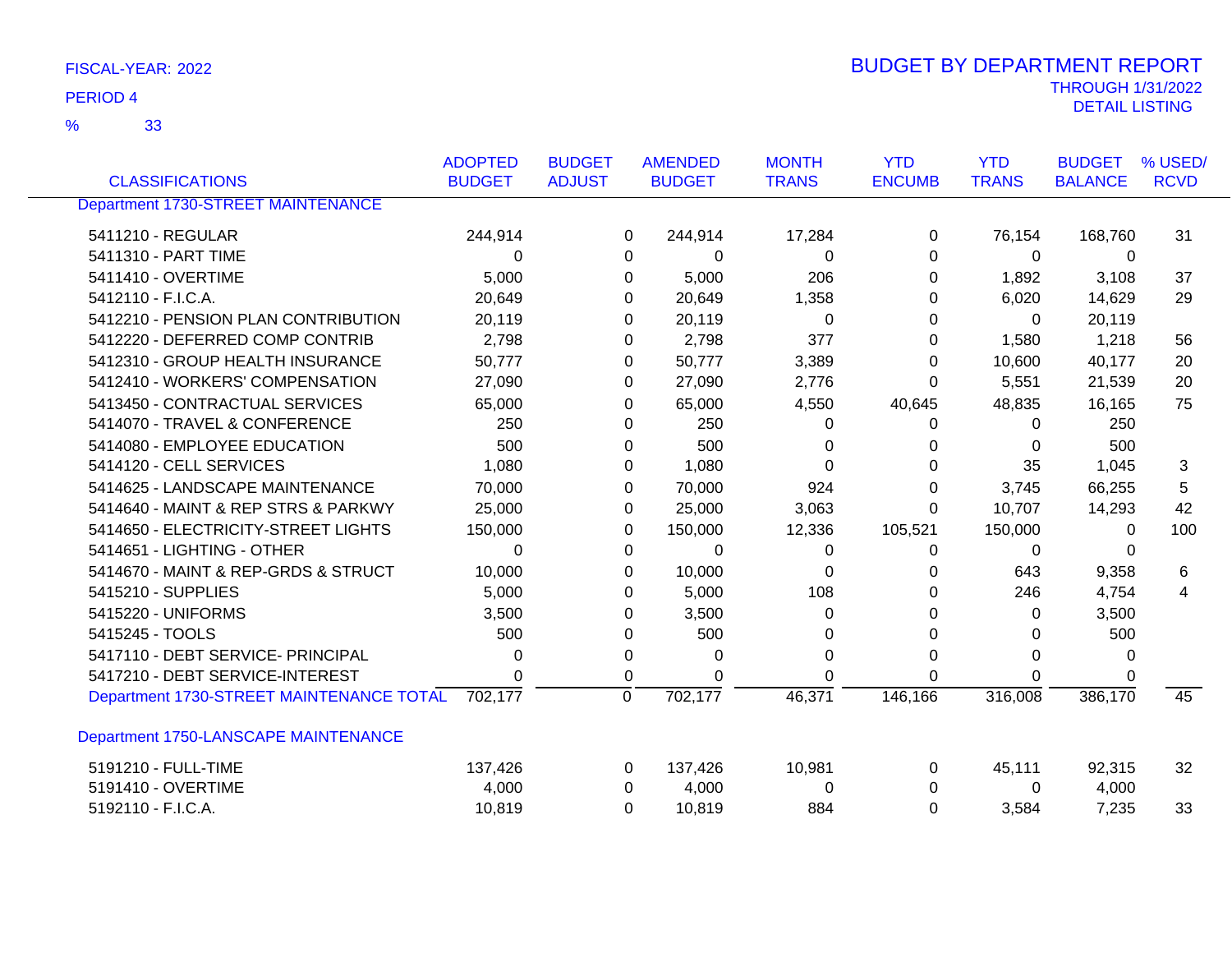FISCAL-YEAR: 2022

PERIOD 4

% 33

# BUDGET BY DEPARTMENT REPORT

THROUGH 1/31/2022

DETAIL LISTING

| CLASSIFICATIONS | ADOPTED BUDGET | BUDGET ADJUST | AMENDED BUDGET | MONTH TRANS | YTD ENCUMB | YTD TRANS | BUDGET BALANCE | % USED/ RCVD |
|---|---|---|---|---|---|---|---|---|
| **Department 1730-STREET MAINTENANCE** | | | | | | | | |
| 5411210 - REGULAR | 244,914 | 0 | 244,914 | 17,284 | 0 | 76,154 | 168,760 | 31 |
| 5411310 - PART TIME | 0 | 0 | 0 | 0 | 0 | 0 | 0 | |
| 5411410 - OVERTIME | 5,000 | 0 | 5,000 | 206 | 0 | 1,892 | 3,108 | 37 |
| 5412110 - F.I.C.A. | 20,649 | 0 | 20,649 | 1,358 | 0 | 6,020 | 14,629 | 29 |
| 5412210 - PENSION PLAN CONTRIBUTION | 20,119 | 0 | 20,119 | 0 | 0 | 0 | 20,119 | |
| 5412220 - DEFERRED COMP CONTRIB | 2,798 | 0 | 2,798 | 377 | 0 | 1,580 | 1,218 | 56 |
| 5412310 - GROUP HEALTH INSURANCE | 50,777 | 0 | 50,777 | 3,389 | 0 | 10,600 | 40,177 | 20 |
| 5412410 - WORKERS' COMPENSATION | 27,090 | 0 | 27,090 | 2,776 | 0 | 5,551 | 21,539 | 20 |
| 5413450 - CONTRACTUAL SERVICES | 65,000 | 0 | 65,000 | 4,550 | 40,645 | 48,835 | 16,165 | 75 |
| 5414070 - TRAVEL & CONFERENCE | 250 | 0 | 250 | 0 | 0 | 0 | 250 | |
| 5414080 - EMPLOYEE EDUCATION | 500 | 0 | 500 | 0 | 0 | 0 | 500 | |
| 5414120 - CELL SERVICES | 1,080 | 0 | 1,080 | 0 | 0 | 35 | 1,045 | 3 |
| 5414625 - LANDSCAPE MAINTENANCE | 70,000 | 0 | 70,000 | 924 | 0 | 3,745 | 66,255 | 5 |
| 5414640 - MAINT & REP STRS & PARKWY | 25,000 | 0 | 25,000 | 3,063 | 0 | 10,707 | 14,293 | 42 |
| 5414650 - ELECTRICITY-STREET LIGHTS | 150,000 | 0 | 150,000 | 12,336 | 105,521 | 150,000 | 0 | 100 |
| 5414651 - LIGHTING - OTHER | 0 | 0 | 0 | 0 | 0 | 0 | 0 | |
| 5414670 - MAINT & REP-GRDS & STRUCT | 10,000 | 0 | 10,000 | 0 | 0 | 643 | 9,358 | 6 |
| 5415210 - SUPPLIES | 5,000 | 0 | 5,000 | 108 | 0 | 246 | 4,754 | 4 |
| 5415220 - UNIFORMS | 3,500 | 0 | 3,500 | 0 | 0 | 0 | 3,500 | |
| 5415245 - TOOLS | 500 | 0 | 500 | 0 | 0 | 0 | 500 | |
| 5417110 - DEBT SERVICE- PRINCIPAL | 0 | 0 | 0 | 0 | 0 | 0 | 0 | |
| 5417210 - DEBT SERVICE-INTEREST | 0 | 0 | 0 | 0 | 0 | 0 | 0 | |
| **Department 1730-STREET MAINTENANCE TOTAL** | 702,177 | 0 | 702,177 | 46,371 | 146,166 | 316,008 | 386,170 | 45 |
| **Department 1750-LANSCAPE MAINTENANCE** | | | | | | | | |
| 5191210 - FULL-TIME | 137,426 | 0 | 137,426 | 10,981 | 0 | 45,111 | 92,315 | 32 |
| 5191410 - OVERTIME | 4,000 | 0 | 4,000 | 0 | 0 | 0 | 4,000 | |
| 5192110 - F.I.C.A. | 10,819 | 0 | 10,819 | 884 | 0 | 3,584 | 7,235 | 33 |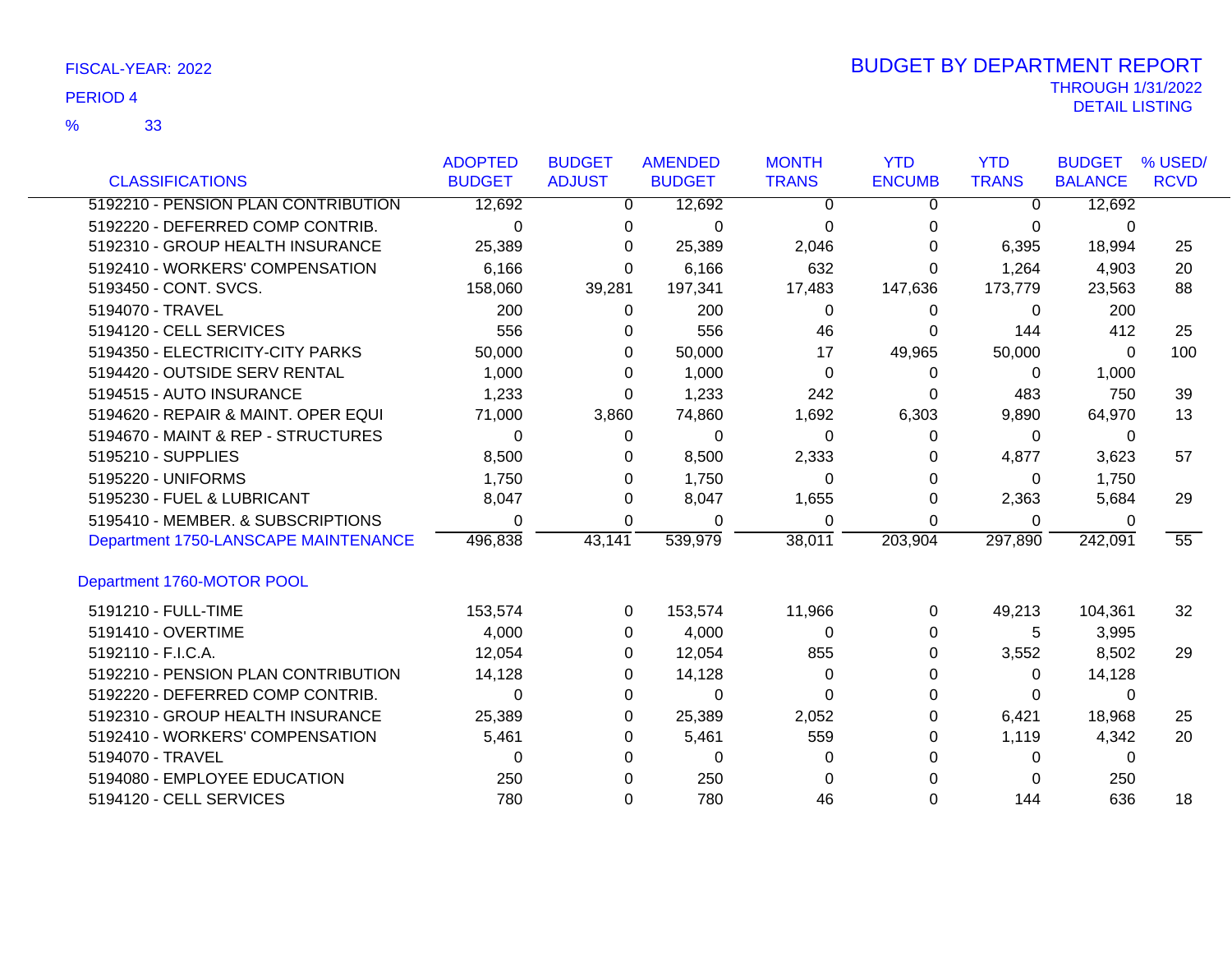FISCAL-YEAR: 2022

PERIOD 4

% 33

# BUDGET BY DEPARTMENT REPORT

THROUGH 1/31/2022

DETAIL LISTING

| CLASSIFICATIONS | ADOPTED BUDGET | BUDGET ADJUST | AMENDED BUDGET | MONTH TRANS | YTD ENCUMB | YTD TRANS | BUDGET BALANCE | % USED/ RCVD |
|---|---|---|---|---|---|---|---|---|
| 5192210 - PENSION PLAN CONTRIBUTION | 12,692 | 0 | 12,692 | 0 | 0 | 0 | 12,692 | |
| 5192220 - DEFERRED COMP CONTRIB. | 0 | 0 | 0 | 0 | 0 | 0 | 0 | |
| 5192310 - GROUP HEALTH INSURANCE | 25,389 | 0 | 25,389 | 2,046 | 0 | 6,395 | 18,994 | 25 |
| 5192410 - WORKERS' COMPENSATION | 6,166 | 0 | 6,166 | 632 | 0 | 1,264 | 4,903 | 20 |
| 5193450 - CONT. SVCS. | 158,060 | 39,281 | 197,341 | 17,483 | 147,636 | 173,779 | 23,563 | 88 |
| 5194070 - TRAVEL | 200 | 0 | 200 | 0 | 0 | 0 | 200 | |
| 5194120 - CELL SERVICES | 556 | 0 | 556 | 46 | 0 | 144 | 412 | 25 |
| 5194350 - ELECTRICITY-CITY PARKS | 50,000 | 0 | 50,000 | 17 | 49,965 | 50,000 | 0 | 100 |
| 5194420 - OUTSIDE SERV RENTAL | 1,000 | 0 | 1,000 | 0 | 0 | 0 | 1,000 | |
| 5194515 - AUTO INSURANCE | 1,233 | 0 | 1,233 | 242 | 0 | 483 | 750 | 39 |
| 5194620 - REPAIR & MAINT. OPER EQUI | 71,000 | 3,860 | 74,860 | 1,692 | 6,303 | 9,890 | 64,970 | 13 |
| 5194670 - MAINT & REP - STRUCTURES | 0 | 0 | 0 | 0 | 0 | 0 | 0 | |
| 5195210 - SUPPLIES | 8,500 | 0 | 8,500 | 2,333 | 0 | 4,877 | 3,623 | 57 |
| 5195220 - UNIFORMS | 1,750 | 0 | 1,750 | 0 | 0 | 0 | 1,750 | |
| 5195230 - FUEL & LUBRICANT | 8,047 | 0 | 8,047 | 1,655 | 0 | 2,363 | 5,684 | 29 |
| 5195410 - MEMBER. & SUBSCRIPTIONS | 0 | 0 | 0 | 0 | 0 | 0 | 0 | |
| Department 1750-LANSCAPE MAINTENANCE | 496,838 | 43,141 | 539,979 | 38,011 | 203,904 | 297,890 | 242,091 | 55 |
| Department 1760-MOTOR POOL | | | | | | | | |
| 5191210 - FULL-TIME | 153,574 | 0 | 153,574 | 11,966 | 0 | 49,213 | 104,361 | 32 |
| 5191410 - OVERTIME | 4,000 | 0 | 4,000 | 0 | 0 | 5 | 3,995 | |
| 5192110 - F.I.C.A. | 12,054 | 0 | 12,054 | 855 | 0 | 3,552 | 8,502 | 29 |
| 5192210 - PENSION PLAN CONTRIBUTION | 14,128 | 0 | 14,128 | 0 | 0 | 0 | 14,128 | |
| 5192220 - DEFERRED COMP CONTRIB. | 0 | 0 | 0 | 0 | 0 | 0 | 0 | |
| 5192310 - GROUP HEALTH INSURANCE | 25,389 | 0 | 25,389 | 2,052 | 0 | 6,421 | 18,968 | 25 |
| 5192410 - WORKERS' COMPENSATION | 5,461 | 0 | 5,461 | 559 | 0 | 1,119 | 4,342 | 20 |
| 5194070 - TRAVEL | 0 | 0 | 0 | 0 | 0 | 0 | 0 | |
| 5194080 - EMPLOYEE EDUCATION | 250 | 0 | 250 | 0 | 0 | 0 | 250 | |
| 5194120 - CELL SERVICES | 780 | 0 | 780 | 46 | 0 | 144 | 636 | 18 |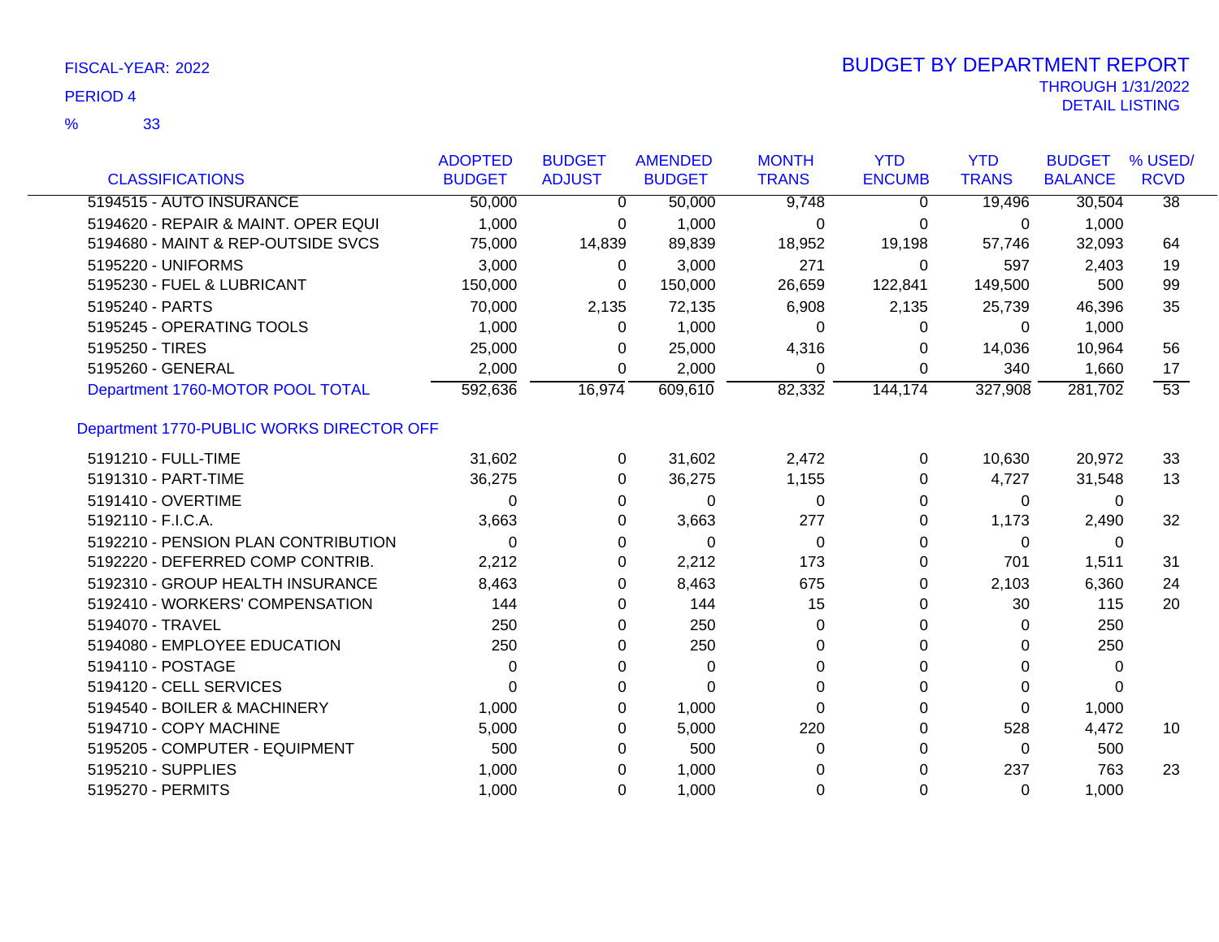FISCAL-YEAR: 2022

PERIOD 4

% 33

# BUDGET BY DEPARTMENT REPORT

THROUGH 1/31/2022

DETAIL LISTING

| CLASSIFICATIONS | ADOPTED BUDGET | BUDGET ADJUST | AMENDED BUDGET | MONTH TRANS | YTD ENCUMB | YTD TRANS | BUDGET BALANCE | % USED/ RCVD |
|---|---|---|---|---|---|---|---|---|
| 5194515 - AUTO INSURANCE | 50,000 | 0 | 50,000 | 9,748 | 0 | 19,496 | 30,504 | 38 |
| 5194620 - REPAIR & MAINT. OPER EQUI | 1,000 | 0 | 1,000 | 0 | 0 | 0 | 1,000 | |
| 5194680 - MAINT & REP-OUTSIDE SVCS | 75,000 | 14,839 | 89,839 | 18,952 | 19,198 | 57,746 | 32,093 | 64 |
| 5195220 - UNIFORMS | 3,000 | 0 | 3,000 | 271 | 0 | 597 | 2,403 | 19 |
| 5195230 - FUEL & LUBRICANT | 150,000 | 0 | 150,000 | 26,659 | 122,841 | 149,500 | 500 | 99 |
| 5195240 - PARTS | 70,000 | 2,135 | 72,135 | 6,908 | 2,135 | 25,739 | 46,396 | 35 |
| 5195245 - OPERATING TOOLS | 1,000 | 0 | 1,000 | 0 | 0 | 0 | 1,000 | |
| 5195250 - TIRES | 25,000 | 0 | 25,000 | 4,316 | 0 | 14,036 | 10,964 | 56 |
| 5195260 - GENERAL | 2,000 | 0 | 2,000 | 0 | 0 | 340 | 1,660 | 17 |
| Department 1760-MOTOR POOL TOTAL | 592,636 | 16,974 | 609,610 | 82,332 | 144,174 | 327,908 | 281,702 | 53 |
| **Department 1770-PUBLIC WORKS DIRECTOR OFF** | | | | | | | | |
| 5191210 - FULL-TIME | 31,602 | 0 | 31,602 | 2,472 | 0 | 10,630 | 20,972 | 33 |
| 5191310 - PART-TIME | 36,275 | 0 | 36,275 | 1,155 | 0 | 4,727 | 31,548 | 13 |
| 5191410 - OVERTIME | 0 | 0 | 0 | 0 | 0 | 0 | 0 | |
| 5192110 - F.I.C.A. | 3,663 | 0 | 3,663 | 277 | 0 | 1,173 | 2,490 | 32 |
| 5192210 - PENSION PLAN CONTRIBUTION | 0 | 0 | 0 | 0 | 0 | 0 | 0 | |
| 5192220 - DEFERRED COMP CONTRIB. | 2,212 | 0 | 2,212 | 173 | 0 | 701 | 1,511 | 31 |
| 5192310 - GROUP HEALTH INSURANCE | 8,463 | 0 | 8,463 | 675 | 0 | 2,103 | 6,360 | 24 |
| 5192410 - WORKERS' COMPENSATION | 144 | 0 | 144 | 15 | 0 | 30 | 115 | 20 |
| 5194070 - TRAVEL | 250 | 0 | 250 | 0 | 0 | 0 | 250 | |
| 5194080 - EMPLOYEE EDUCATION | 250 | 0 | 250 | 0 | 0 | 0 | 250 | |
| 5194110 - POSTAGE | 0 | 0 | 0 | 0 | 0 | 0 | 0 | |
| 5194120 - CELL SERVICES | 0 | 0 | 0 | 0 | 0 | 0 | 0 | |
| 5194540 - BOILER & MACHINERY | 1,000 | 0 | 1,000 | 0 | 0 | 0 | 1,000 | |
| 5194710 - COPY MACHINE | 5,000 | 0 | 5,000 | 220 | 0 | 528 | 4,472 | 10 |
| 5195205 - COMPUTER - EQUIPMENT | 500 | 0 | 500 | 0 | 0 | 0 | 500 | |
| 5195210 - SUPPLIES | 1,000 | 0 | 1,000 | 0 | 0 | 237 | 763 | 23 |
| 5195270 - PERMITS | 1,000 | 0 | 1,000 | 0 | 0 | 0 | 1,000 | |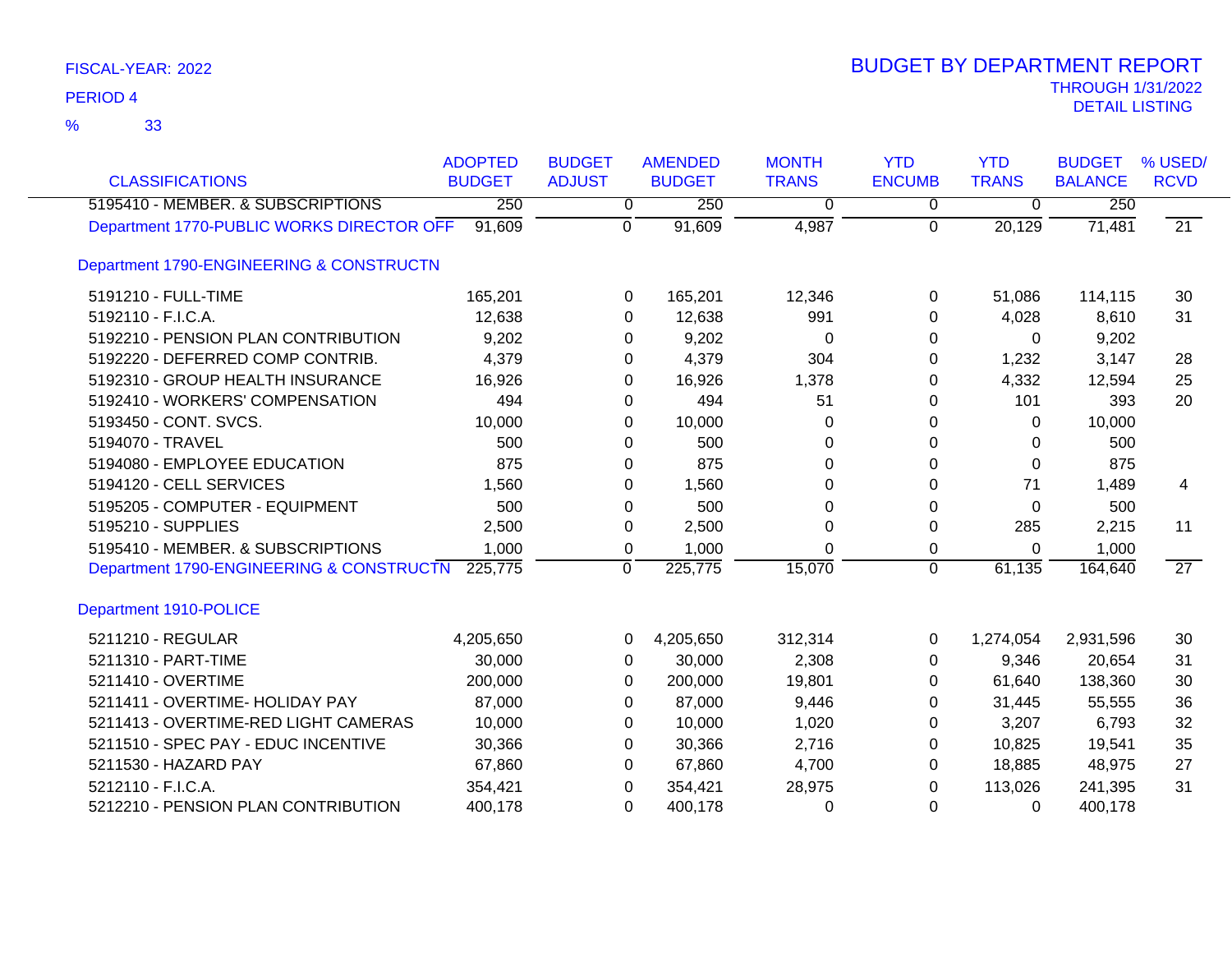FISCAL-YEAR: 2022

PERIOD 4

% 33

# BUDGET BY DEPARTMENT REPORT

THROUGH 1/31/2022

DETAIL LISTING

| CLASSIFICATIONS | ADOPTED BUDGET | BUDGET ADJUST | AMENDED BUDGET | MONTH TRANS | YTD ENCUMB | YTD TRANS | BUDGET BALANCE | % USED/ RCVD |
|---|---|---|---|---|---|---|---|---|
| 5195410 - MEMBER. & SUBSCRIPTIONS | 250 | 0 | 250 | 0 | 0 | 0 | 250 | |
| Department 1770-PUBLIC WORKS DIRECTOR OFF | 91,609 | 0 | 91,609 | 4,987 | 0 | 20,129 | 71,481 | 21 |
| Department 1790-ENGINEERING & CONSTRUCTN | | | | | | | | |
| 5191210 - FULL-TIME | 165,201 | 0 | 165,201 | 12,346 | 0 | 51,086 | 114,115 | 30 |
| 5192110 - F.I.C.A. | 12,638 | 0 | 12,638 | 991 | 0 | 4,028 | 8,610 | 31 |
| 5192210 - PENSION PLAN CONTRIBUTION | 9,202 | 0 | 9,202 | 0 | 0 | 0 | 9,202 | |
| 5192220 - DEFERRED COMP CONTRIB. | 4,379 | 0 | 4,379 | 304 | 0 | 1,232 | 3,147 | 28 |
| 5192310 - GROUP HEALTH INSURANCE | 16,926 | 0 | 16,926 | 1,378 | 0 | 4,332 | 12,594 | 25 |
| 5192410 - WORKERS' COMPENSATION | 494 | 0 | 494 | 51 | 0 | 101 | 393 | 20 |
| 5193450 - CONT. SVCS. | 10,000 | 0 | 10,000 | 0 | 0 | 0 | 10,000 | |
| 5194070 - TRAVEL | 500 | 0 | 500 | 0 | 0 | 0 | 500 | |
| 5194080 - EMPLOYEE EDUCATION | 875 | 0 | 875 | 0 | 0 | 0 | 875 | |
| 5194120 - CELL SERVICES | 1,560 | 0 | 1,560 | 0 | 0 | 71 | 1,489 | 4 |
| 5195205 - COMPUTER - EQUIPMENT | 500 | 0 | 500 | 0 | 0 | 0 | 500 | |
| 5195210 - SUPPLIES | 2,500 | 0 | 2,500 | 0 | 0 | 285 | 2,215 | 11 |
| 5195410 - MEMBER. & SUBSCRIPTIONS | 1,000 | 0 | 1,000 | 0 | 0 | 0 | 1,000 | |
| Department 1790-ENGINEERING & CONSTRUCTN | 225,775 | 0 | 225,775 | 15,070 | 0 | 61,135 | 164,640 | 27 |
| Department 1910-POLICE | | | | | | | | |
| 5211210 - REGULAR | 4,205,650 | 0 | 4,205,650 | 312,314 | 0 | 1,274,054 | 2,931,596 | 30 |
| 5211310 - PART-TIME | 30,000 | 0 | 30,000 | 2,308 | 0 | 9,346 | 20,654 | 31 |
| 5211410 - OVERTIME | 200,000 | 0 | 200,000 | 19,801 | 0 | 61,640 | 138,360 | 30 |
| 5211411 - OVERTIME- HOLIDAY PAY | 87,000 | 0 | 87,000 | 9,446 | 0 | 31,445 | 55,555 | 36 |
| 5211413 - OVERTIME-RED LIGHT CAMERAS | 10,000 | 0 | 10,000 | 1,020 | 0 | 3,207 | 6,793 | 32 |
| 5211510 - SPEC PAY - EDUC INCENTIVE | 30,366 | 0 | 30,366 | 2,716 | 0 | 10,825 | 19,541 | 35 |
| 5211530 - HAZARD PAY | 67,860 | 0 | 67,860 | 4,700 | 0 | 18,885 | 48,975 | 27 |
| 5212110 - F.I.C.A. | 354,421 | 0 | 354,421 | 28,975 | 0 | 113,026 | 241,395 | 31 |
| 5212210 - PENSION PLAN CONTRIBUTION | 400,178 | 0 | 400,178 | 0 | 0 | 0 | 400,178 | |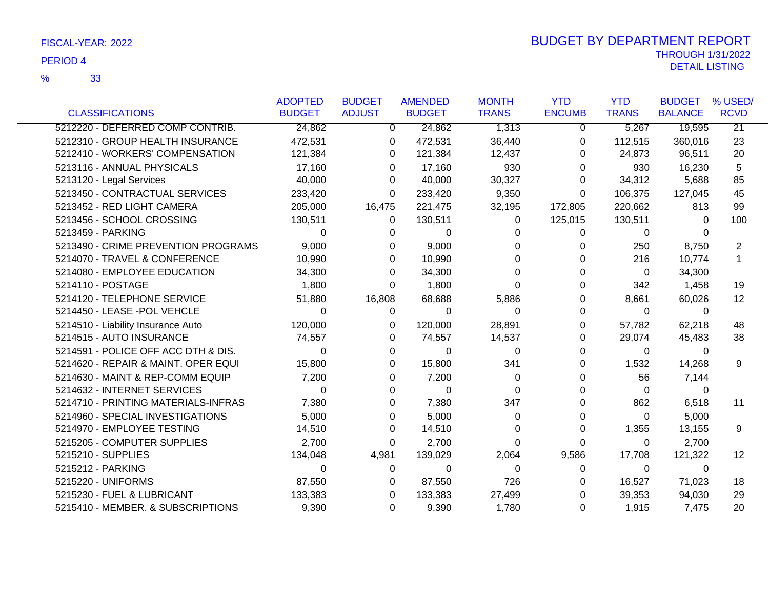FISCAL-YEAR: 2022

PERIOD 4

% 33

# BUDGET BY DEPARTMENT REPORT

THROUGH 1/31/2022

DETAIL LISTING

| CLASSIFICATIONS | ADOPTED BUDGET | BUDGET ADJUST | AMENDED BUDGET | MONTH TRANS | YTD ENCUMB | YTD TRANS | BUDGET BALANCE | % USED/ RCVD |
|---|---|---|---|---|---|---|---|---|
| 5212220 - DEFERRED COMP CONTRIB. | 24,862 | 0 | 24,862 | 1,313 | 0 | 5,267 | 19,595 | 21 |
| 5212310 - GROUP HEALTH INSURANCE | 472,531 | 0 | 472,531 | 36,440 | 0 | 112,515 | 360,016 | 23 |
| 5212410 - WORKERS' COMPENSATION | 121,384 | 0 | 121,384 | 12,437 | 0 | 24,873 | 96,511 | 20 |
| 5213116 - ANNUAL PHYSICALS | 17,160 | 0 | 17,160 | 930 | 0 | 930 | 16,230 | 5 |
| 5213120 - Legal Services | 40,000 | 0 | 40,000 | 30,327 | 0 | 34,312 | 5,688 | 85 |
| 5213450 - CONTRACTUAL SERVICES | 233,420 | 0 | 233,420 | 9,350 | 0 | 106,375 | 127,045 | 45 |
| 5213452 - RED LIGHT CAMERA | 205,000 | 16,475 | 221,475 | 32,195 | 172,805 | 220,662 | 813 | 99 |
| 5213456 - SCHOOL CROSSING | 130,511 | 0 | 130,511 | 0 | 125,015 | 130,511 | 0 | 100 |
| 5213459 - PARKING | 0 | 0 | 0 | 0 | 0 | 0 | 0 | |
| 5213490 - CRIME PREVENTION PROGRAMS | 9,000 | 0 | 9,000 | 0 | 0 | 250 | 8,750 | 2 |
| 5214070 - TRAVEL & CONFERENCE | 10,990 | 0 | 10,990 | 0 | 0 | 216 | 10,774 | 1 |
| 5214080 - EMPLOYEE EDUCATION | 34,300 | 0 | 34,300 | 0 | 0 | 0 | 34,300 | |
| 5214110 - POSTAGE | 1,800 | 0 | 1,800 | 0 | 0 | 342 | 1,458 | 19 |
| 5214120 - TELEPHONE SERVICE | 51,880 | 16,808 | 68,688 | 5,886 | 0 | 8,661 | 60,026 | 12 |
| 5214450 - LEASE -POL VEHCLE | 0 | 0 | 0 | 0 | 0 | 0 | 0 | |
| 5214510 - Liability Insurance Auto | 120,000 | 0 | 120,000 | 28,891 | 0 | 57,782 | 62,218 | 48 |
| 5214515 - AUTO INSURANCE | 74,557 | 0 | 74,557 | 14,537 | 0 | 29,074 | 45,483 | 38 |
| 5214591 - POLICE OFF ACC DTH & DIS. | 0 | 0 | 0 | 0 | 0 | 0 | 0 | |
| 5214620 - REPAIR & MAINT. OPER EQUI | 15,800 | 0 | 15,800 | 341 | 0 | 1,532 | 14,268 | 9 |
| 5214630 - MAINT & REP-COMM EQUIP | 7,200 | 0 | 7,200 | 0 | 0 | 56 | 7,144 | |
| 5214632 - INTERNET SERVICES | 0 | 0 | 0 | 0 | 0 | 0 | 0 | |
| 5214710 - PRINTING MATERIALS-INFRAS | 7,380 | 0 | 7,380 | 347 | 0 | 862 | 6,518 | 11 |
| 5214960 - SPECIAL INVESTIGATIONS | 5,000 | 0 | 5,000 | 0 | 0 | 0 | 5,000 | |
| 5214970 - EMPLOYEE TESTING | 14,510 | 0 | 14,510 | 0 | 0 | 1,355 | 13,155 | 9 |
| 5215205 - COMPUTER SUPPLIES | 2,700 | 0 | 2,700 | 0 | 0 | 0 | 2,700 | |
| 5215210 - SUPPLIES | 134,048 | 4,981 | 139,029 | 2,064 | 9,586 | 17,708 | 121,322 | 12 |
| 5215212 - PARKING | 0 | 0 | 0 | 0 | 0 | 0 | 0 | |
| 5215220 - UNIFORMS | 87,550 | 0 | 87,550 | 726 | 0 | 16,527 | 71,023 | 18 |
| 5215230 - FUEL & LUBRICANT | 133,383 | 0 | 133,383 | 27,499 | 0 | 39,353 | 94,030 | 29 |
| 5215410 - MEMBER. & SUBSCRIPTIONS | 9,390 | 0 | 9,390 | 1,780 | 0 | 1,915 | 7,475 | 20 |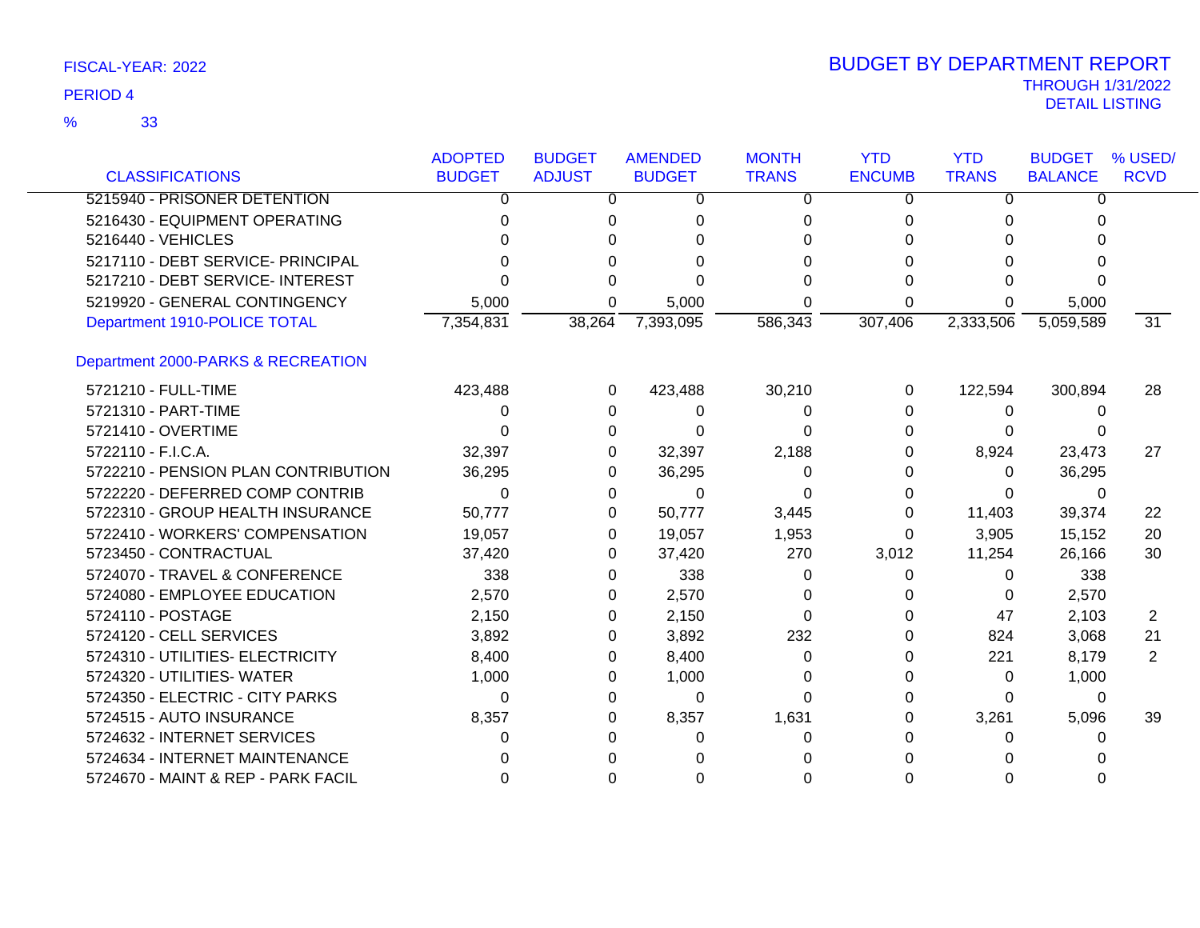FISCAL-YEAR: 2022

PERIOD 4

% 33

# BUDGET BY DEPARTMENT REPORT

THROUGH 1/31/2022

DETAIL LISTING

| CLASSIFICATIONS | ADOPTED BUDGET | BUDGET ADJUST | AMENDED BUDGET | MONTH TRANS | YTD ENCUMB | YTD TRANS | BUDGET BALANCE | % USED/ RCVD |
|---|---|---|---|---|---|---|---|---|
| 5215940 - PRISONER DETENTION | 0 | 0 | 0 | 0 | 0 | 0 | 0 | |
| 5216430 - EQUIPMENT OPERATING | 0 | 0 | 0 | 0 | 0 | 0 | 0 | |
| 5216440 - VEHICLES | 0 | 0 | 0 | 0 | 0 | 0 | 0 | |
| 5217110 - DEBT SERVICE- PRINCIPAL | 0 | 0 | 0 | 0 | 0 | 0 | 0 | |
| 5217210 - DEBT SERVICE- INTEREST | 0 | 0 | 0 | 0 | 0 | 0 | 0 | |
| 5219920 - GENERAL CONTINGENCY | 5,000 | 0 | 5,000 | 0 | 0 | 0 | 5,000 | |
| Department 1910-POLICE TOTAL | 7,354,831 | 38,264 | 7,393,095 | 586,343 | 307,406 | 2,333,506 | 5,059,589 | 31 |
| **Department 2000-PARKS & RECREATION** | | | | | | | | |
| 5721210 - FULL-TIME | 423,488 | 0 | 423,488 | 30,210 | 0 | 122,594 | 300,894 | 28 |
| 5721310 - PART-TIME | 0 | 0 | 0 | 0 | 0 | 0 | 0 | |
| 5721410 - OVERTIME | 0 | 0 | 0 | 0 | 0 | 0 | 0 | |
| 5722110 - F.I.C.A. | 32,397 | 0 | 32,397 | 2,188 | 0 | 8,924 | 23,473 | 27 |
| 5722210 - PENSION PLAN CONTRIBUTION | 36,295 | 0 | 36,295 | 0 | 0 | 0 | 36,295 | |
| 5722220 - DEFERRED COMP CONTRIB | 0 | 0 | 0 | 0 | 0 | 0 | 0 | |
| 5722310 - GROUP HEALTH INSURANCE | 50,777 | 0 | 50,777 | 3,445 | 0 | 11,403 | 39,374 | 22 |
| 5722410 - WORKERS' COMPENSATION | 19,057 | 0 | 19,057 | 1,953 | 0 | 3,905 | 15,152 | 20 |
| 5723450 - CONTRACTUAL | 37,420 | 0 | 37,420 | 270 | 3,012 | 11,254 | 26,166 | 30 |
| 5724070 - TRAVEL & CONFERENCE | 338 | 0 | 338 | 0 | 0 | 0 | 338 | |
| 5724080 - EMPLOYEE EDUCATION | 2,570 | 0 | 2,570 | 0 | 0 | 0 | 2,570 | |
| 5724110 - POSTAGE | 2,150 | 0 | 2,150 | 0 | 0 | 47 | 2,103 | 2 |
| 5724120 - CELL SERVICES | 3,892 | 0 | 3,892 | 232 | 0 | 824 | 3,068 | 21 |
| 5724310 - UTILITIES- ELECTRICITY | 8,400 | 0 | 8,400 | 0 | 0 | 221 | 8,179 | 2 |
| 5724320 - UTILITIES- WATER | 1,000 | 0 | 1,000 | 0 | 0 | 0 | 1,000 | |
| 5724350 - ELECTRIC - CITY PARKS | 0 | 0 | 0 | 0 | 0 | 0 | 0 | |
| 5724515 - AUTO INSURANCE | 8,357 | 0 | 8,357 | 1,631 | 0 | 3,261 | 5,096 | 39 |
| 5724632 - INTERNET SERVICES | 0 | 0 | 0 | 0 | 0 | 0 | 0 | |
| 5724634 - INTERNET MAINTENANCE | 0 | 0 | 0 | 0 | 0 | 0 | 0 | |
| 5724670 - MAINT & REP - PARK FACIL | 0 | 0 | 0 | 0 | 0 | 0 | 0 | |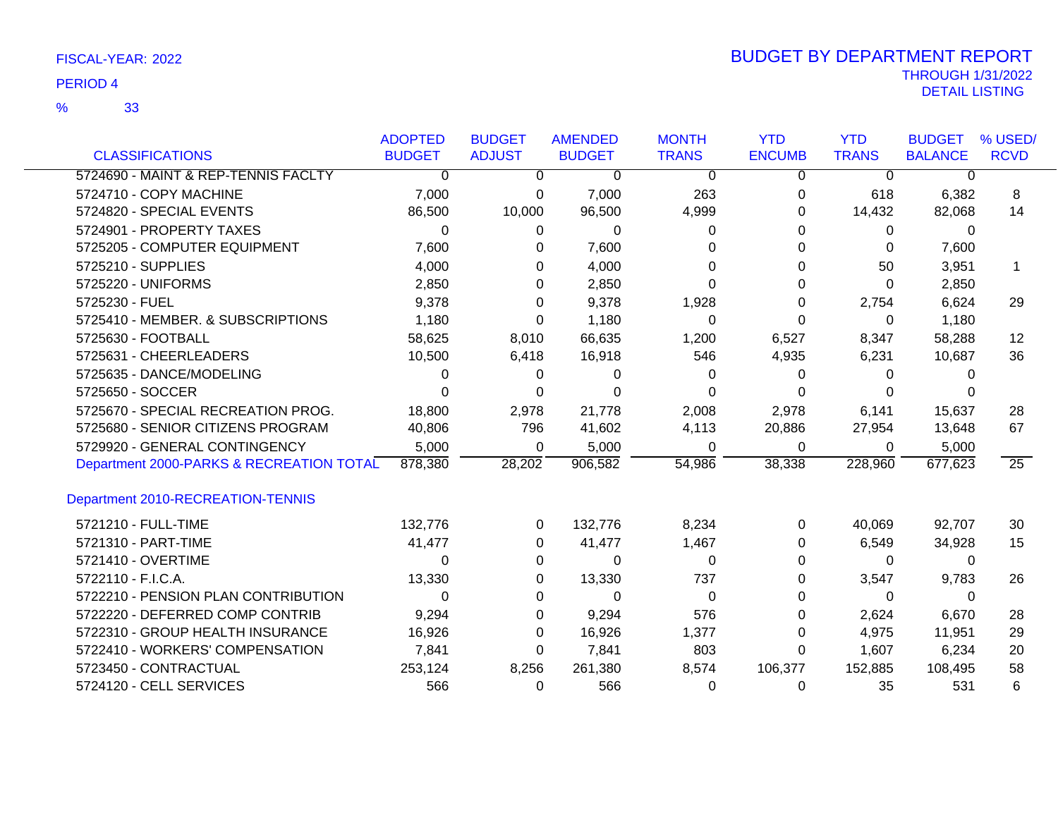FISCAL-YEAR: 2022

PERIOD 4

% 33

# BUDGET BY DEPARTMENT REPORT

THROUGH 1/31/2022

DETAIL LISTING

| CLASSIFICATIONS | ADOPTED BUDGET | BUDGET ADJUST | AMENDED BUDGET | MONTH TRANS | YTD ENCUMB | YTD TRANS | BUDGET BALANCE | % USED/ RCVD |
|---|---|---|---|---|---|---|---|---|
| 5724690 - MAINT & REP-TENNIS FACLTY | 0 | 0 | 0 | 0 | 0 | 0 | 0 | |
| 5724710 - COPY MACHINE | 7,000 | 0 | 7,000 | 263 | 0 | 618 | 6,382 | 8 |
| 5724820 - SPECIAL EVENTS | 86,500 | 10,000 | 96,500 | 4,999 | 0 | 14,432 | 82,068 | 14 |
| 5724901 - PROPERTY TAXES | 0 | 0 | 0 | 0 | 0 | 0 | 0 | |
| 5725205 - COMPUTER EQUIPMENT | 7,600 | 0 | 7,600 | 0 | 0 | 0 | 7,600 | |
| 5725210 - SUPPLIES | 4,000 | 0 | 4,000 | 0 | 0 | 50 | 3,951 | 1 |
| 5725220 - UNIFORMS | 2,850 | 0 | 2,850 | 0 | 0 | 0 | 2,850 | |
| 5725230 - FUEL | 9,378 | 0 | 9,378 | 1,928 | 0 | 2,754 | 6,624 | 29 |
| 5725410 - MEMBER. & SUBSCRIPTIONS | 1,180 | 0 | 1,180 | 0 | 0 | 0 | 1,180 | |
| 5725630 - FOOTBALL | 58,625 | 8,010 | 66,635 | 1,200 | 6,527 | 8,347 | 58,288 | 12 |
| 5725631 - CHEERLEADERS | 10,500 | 6,418 | 16,918 | 546 | 4,935 | 6,231 | 10,687 | 36 |
| 5725635 - DANCE/MODELING | 0 | 0 | 0 | 0 | 0 | 0 | 0 | |
| 5725650 - SOCCER | 0 | 0 | 0 | 0 | 0 | 0 | 0 | |
| 5725670 - SPECIAL RECREATION PROG. | 18,800 | 2,978 | 21,778 | 2,008 | 2,978 | 6,141 | 15,637 | 28 |
| 5725680 - SENIOR CITIZENS PROGRAM | 40,806 | 796 | 41,602 | 4,113 | 20,886 | 27,954 | 13,648 | 67 |
| 5729920 - GENERAL CONTINGENCY | 5,000 | 0 | 5,000 | 0 | 0 | 0 | 5,000 | |
| Department 2000-PARKS & RECREATION TOTAL | 878,380 | 28,202 | 906,582 | 54,986 | 38,338 | 228,960 | 677,623 | 25 |

## Department 2010-RECREATION-TENNIS

| CLASSIFICATIONS | ADOPTED BUDGET | BUDGET ADJUST | AMENDED BUDGET | MONTH TRANS | YTD ENCUMB | YTD TRANS | BUDGET BALANCE | % USED/ RCVD |
|---|---|---|---|---|---|---|---|---|
| 5721210 - FULL-TIME | 132,776 | 0 | 132,776 | 8,234 | 0 | 40,069 | 92,707 | 30 |
| 5721310 - PART-TIME | 41,477 | 0 | 41,477 | 1,467 | 0 | 6,549 | 34,928 | 15 |
| 5721410 - OVERTIME | 0 | 0 | 0 | 0 | 0 | 0 | 0 | |
| 5722110 - F.I.C.A. | 13,330 | 0 | 13,330 | 737 | 0 | 3,547 | 9,783 | 26 |
| 5722210 - PENSION PLAN CONTRIBUTION | 0 | 0 | 0 | 0 | 0 | 0 | 0 | |
| 5722220 - DEFERRED COMP CONTRIB | 9,294 | 0 | 9,294 | 576 | 0 | 2,624 | 6,670 | 28 |
| 5722310 - GROUP HEALTH INSURANCE | 16,926 | 0 | 16,926 | 1,377 | 0 | 4,975 | 11,951 | 29 |
| 5722410 - WORKERS' COMPENSATION | 7,841 | 0 | 7,841 | 803 | 0 | 1,607 | 6,234 | 20 |
| 5723450 - CONTRACTUAL | 253,124 | 8,256 | 261,380 | 8,574 | 106,377 | 152,885 | 108,495 | 58 |
| 5724120 - CELL SERVICES | 566 | 0 | 566 | 0 | 0 | 35 | 531 | 6 |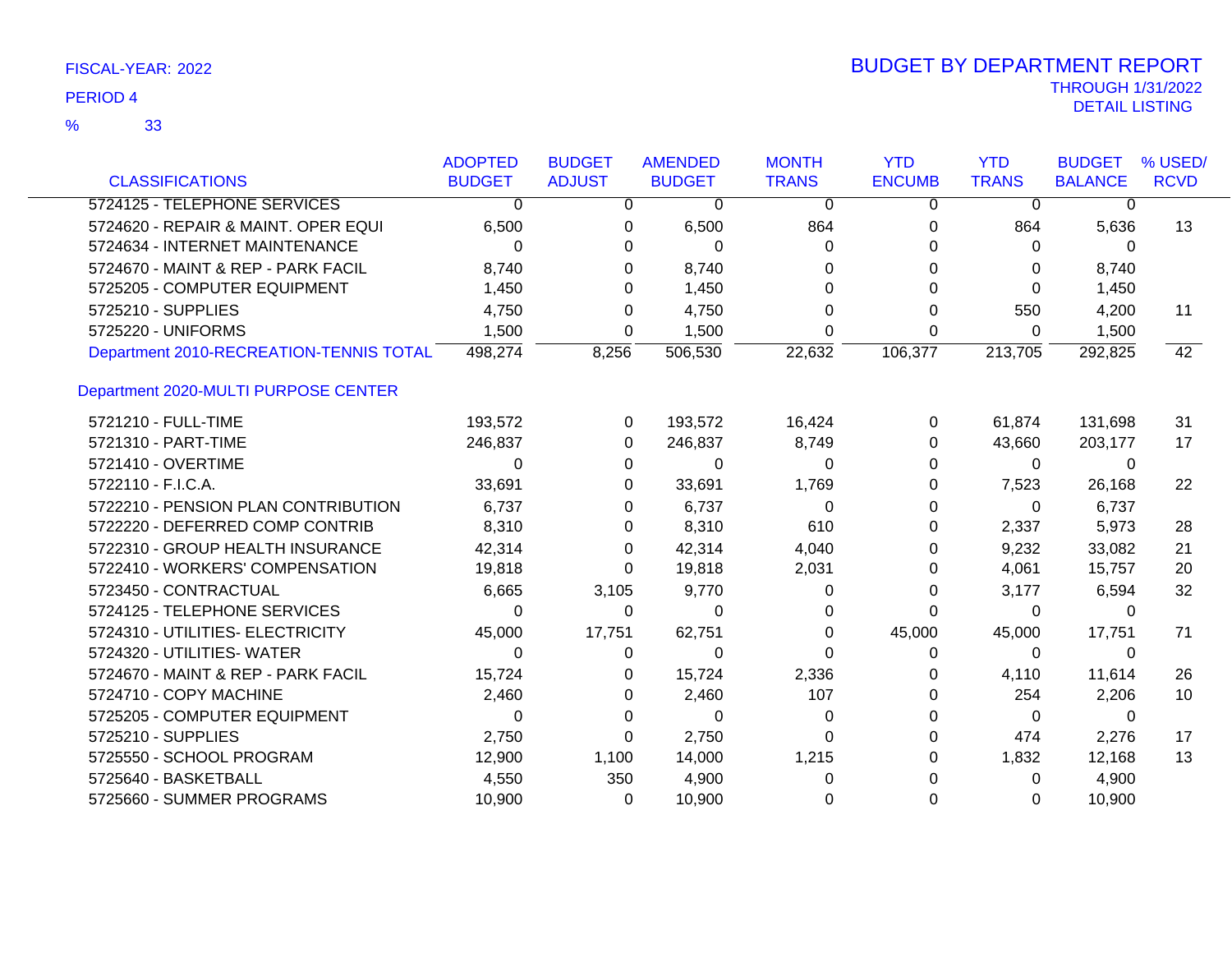FISCAL-YEAR: 2022

PERIOD 4

% 33

# BUDGET BY DEPARTMENT REPORT

THROUGH 1/31/2022

DETAIL LISTING

| CLASSIFICATIONS | ADOPTED BUDGET | BUDGET ADJUST | AMENDED BUDGET | MONTH TRANS | YTD ENCUMB | YTD TRANS | BUDGET BALANCE | % USED/ RCVD |
|---|---|---|---|---|---|---|---|---|
| 5724125 - TELEPHONE SERVICES | 0 | 0 | 0 | 0 | 0 | 0 | 0 | |
| 5724620 - REPAIR & MAINT. OPER EQUI | 6,500 | 0 | 6,500 | 864 | 0 | 864 | 5,636 | 13 |
| 5724634 - INTERNET MAINTENANCE | 0 | 0 | 0 | 0 | 0 | 0 | 0 | |
| 5724670 - MAINT & REP - PARK FACIL | 8,740 | 0 | 8,740 | 0 | 0 | 0 | 8,740 | |
| 5725205 - COMPUTER EQUIPMENT | 1,450 | 0 | 1,450 | 0 | 0 | 0 | 1,450 | |
| 5725210 - SUPPLIES | 4,750 | 0 | 4,750 | 0 | 0 | 550 | 4,200 | 11 |
| 5725220 - UNIFORMS | 1,500 | 0 | 1,500 | 0 | 0 | 0 | 1,500 | |
| Department 2010-RECREATION-TENNIS TOTAL | 498,274 | 8,256 | 506,530 | 22,632 | 106,377 | 213,705 | 292,825 | 42 |
| **Department 2020-MULTI PURPOSE CENTER** | | | | | | | | |
| 5721210 - FULL-TIME | 193,572 | 0 | 193,572 | 16,424 | 0 | 61,874 | 131,698 | 31 |
| 5721310 - PART-TIME | 246,837 | 0 | 246,837 | 8,749 | 0 | 43,660 | 203,177 | 17 |
| 5721410 - OVERTIME | 0 | 0 | 0 | 0 | 0 | 0 | 0 | |
| 5722110 - F.I.C.A. | 33,691 | 0 | 33,691 | 1,769 | 0 | 7,523 | 26,168 | 22 |
| 5722210 - PENSION PLAN CONTRIBUTION | 6,737 | 0 | 6,737 | 0 | 0 | 0 | 6,737 | |
| 5722220 - DEFERRED COMP CONTRIB | 8,310 | 0 | 8,310 | 610 | 0 | 2,337 | 5,973 | 28 |
| 5722310 - GROUP HEALTH INSURANCE | 42,314 | 0 | 42,314 | 4,040 | 0 | 9,232 | 33,082 | 21 |
| 5722410 - WORKERS' COMPENSATION | 19,818 | 0 | 19,818 | 2,031 | 0 | 4,061 | 15,757 | 20 |
| 5723450 - CONTRACTUAL | 6,665 | 3,105 | 9,770 | 0 | 0 | 3,177 | 6,594 | 32 |
| 5724125 - TELEPHONE SERVICES | 0 | 0 | 0 | 0 | 0 | 0 | 0 | |
| 5724310 - UTILITIES- ELECTRICITY | 45,000 | 17,751 | 62,751 | 0 | 45,000 | 45,000 | 17,751 | 71 |
| 5724320 - UTILITIES- WATER | 0 | 0 | 0 | 0 | 0 | 0 | 0 | |
| 5724670 - MAINT & REP - PARK FACIL | 15,724 | 0 | 15,724 | 2,336 | 0 | 4,110 | 11,614 | 26 |
| 5724710 - COPY MACHINE | 2,460 | 0 | 2,460 | 107 | 0 | 254 | 2,206 | 10 |
| 5725205 - COMPUTER EQUIPMENT | 0 | 0 | 0 | 0 | 0 | 0 | 0 | |
| 5725210 - SUPPLIES | 2,750 | 0 | 2,750 | 0 | 0 | 474 | 2,276 | 17 |
| 5725550 - SCHOOL PROGRAM | 12,900 | 1,100 | 14,000 | 1,215 | 0 | 1,832 | 12,168 | 13 |
| 5725640 - BASKETBALL | 4,550 | 350 | 4,900 | 0 | 0 | 0 | 4,900 | |
| 5725660 - SUMMER PROGRAMS | 10,900 | 0 | 10,900 | 0 | 0 | 0 | 10,900 | |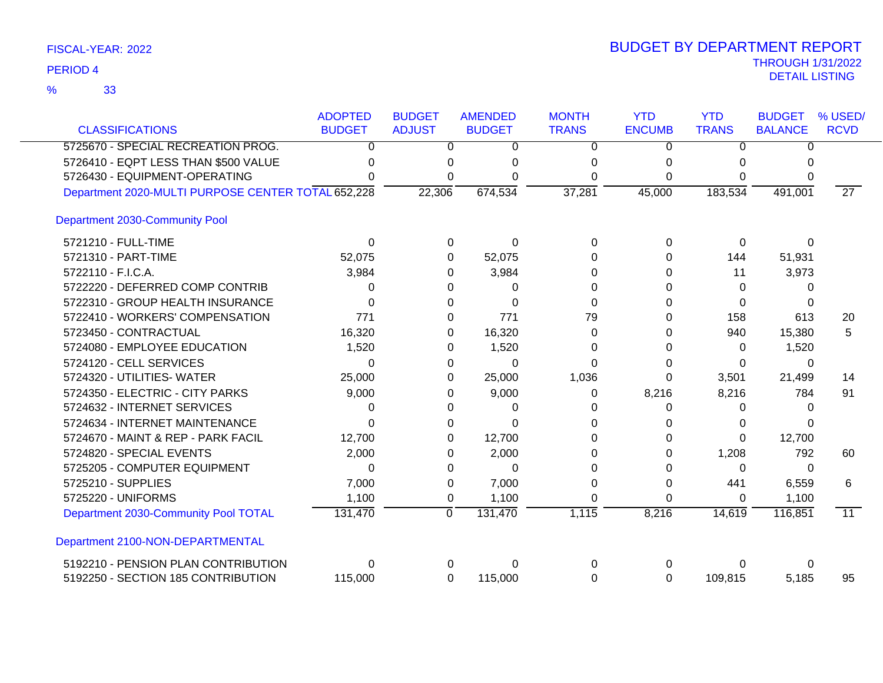FISCAL-YEAR: 2022

PERIOD 4

% 33

# BUDGET BY DEPARTMENT REPORT

THROUGH 1/31/2022

DETAIL LISTING

| CLASSIFICATIONS | ADOPTED BUDGET | BUDGET ADJUST | AMENDED BUDGET | MONTH TRANS | YTD ENCUMB | YTD TRANS | BUDGET BALANCE | % USED/ RCVD |
|---|---|---|---|---|---|---|---|---|
| 5725670 - SPECIAL RECREATION PROG. | 0 | 0 | 0 | 0 | 0 | 0 | 0 | |
| 5726410 - EQPT LESS THAN $500 VALUE | 0 | 0 | 0 | 0 | 0 | 0 | 0 | |
| 5726430 - EQUIPMENT-OPERATING | 0 | 0 | 0 | 0 | 0 | 0 | 0 | |
| Department 2020-MULTI PURPOSE CENTER TOTAL | 652,228 | 22,306 | 674,534 | 37,281 | 45,000 | 183,534 | 491,001 | 27 |
| **Department 2030-Community Pool** | | | | | | | | |
| 5721210 - FULL-TIME | 0 | 0 | 0 | 0 | 0 | 0 | 0 | |
| 5721310 - PART-TIME | 52,075 | 0 | 52,075 | 0 | 0 | 144 | 51,931 | |
| 5722110 - F.I.C.A. | 3,984 | 0 | 3,984 | 0 | 0 | 11 | 3,973 | |
| 5722220 - DEFERRED COMP CONTRIB | 0 | 0 | 0 | 0 | 0 | 0 | 0 | |
| 5722310 - GROUP HEALTH INSURANCE | 0 | 0 | 0 | 0 | 0 | 0 | 0 | |
| 5722410 - WORKERS' COMPENSATION | 771 | 0 | 771 | 79 | 0 | 158 | 613 | 20 |
| 5723450 - CONTRACTUAL | 16,320 | 0 | 16,320 | 0 | 0 | 940 | 15,380 | 5 |
| 5724080 - EMPLOYEE EDUCATION | 1,520 | 0 | 1,520 | 0 | 0 | 0 | 1,520 | |
| 5724120 - CELL SERVICES | 0 | 0 | 0 | 0 | 0 | 0 | 0 | |
| 5724320 - UTILITIES- WATER | 25,000 | 0 | 25,000 | 1,036 | 0 | 3,501 | 21,499 | 14 |
| 5724350 - ELECTRIC - CITY PARKS | 9,000 | 0 | 9,000 | 0 | 8,216 | 8,216 | 784 | 91 |
| 5724632 - INTERNET SERVICES | 0 | 0 | 0 | 0 | 0 | 0 | 0 | |
| 5724634 - INTERNET MAINTENANCE | 0 | 0 | 0 | 0 | 0 | 0 | 0 | |
| 5724670 - MAINT & REP - PARK FACIL | 12,700 | 0 | 12,700 | 0 | 0 | 0 | 12,700 | |
| 5724820 - SPECIAL EVENTS | 2,000 | 0 | 2,000 | 0 | 0 | 1,208 | 792 | 60 |
| 5725205 - COMPUTER EQUIPMENT | 0 | 0 | 0 | 0 | 0 | 0 | 0 | |
| 5725210 - SUPPLIES | 7,000 | 0 | 7,000 | 0 | 0 | 441 | 6,559 | 6 |
| 5725220 - UNIFORMS | 1,100 | 0 | 1,100 | 0 | 0 | 0 | 1,100 | |
| Department 2030-Community Pool TOTAL | 131,470 | 0 | 131,470 | 1,115 | 8,216 | 14,619 | 116,851 | 11 |
| **Department 2100-NON-DEPARTMENTAL** | | | | | | | | |
| 5192210 - PENSION PLAN CONTRIBUTION | 0 | 0 | 0 | 0 | 0 | 0 | 0 | |
| 5192250 - SECTION 185 CONTRIBUTION | 115,000 | 0 | 115,000 | 0 | 0 | 109,815 | 5,185 | 95 |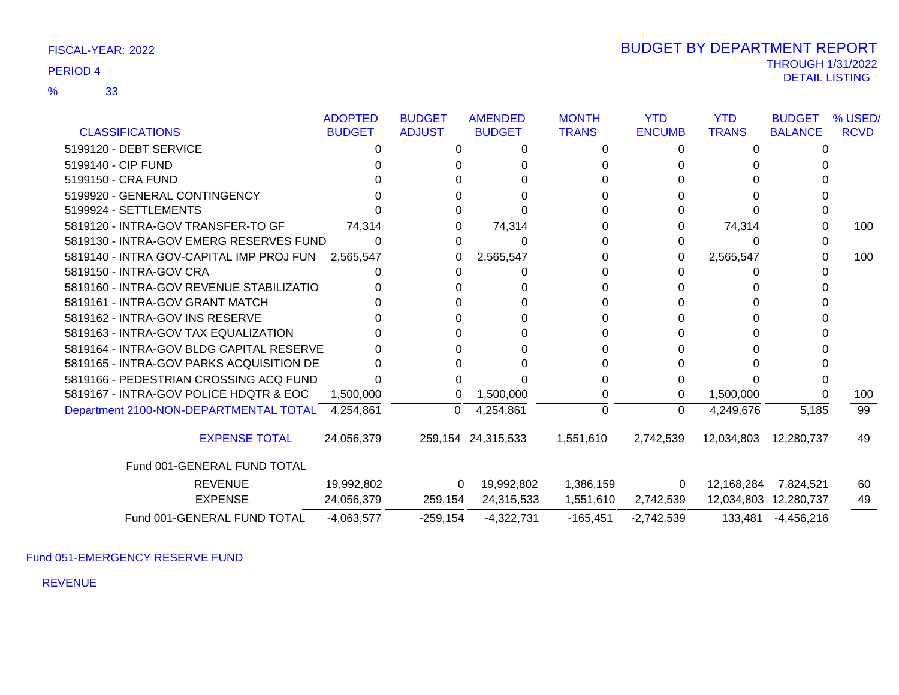FISCAL-YEAR: 2022

PERIOD 4

% 33

# BUDGET BY DEPARTMENT REPORT

THROUGH 1/31/2022

DETAIL LISTING

| CLASSIFICATIONS | ADOPTED BUDGET | BUDGET ADJUST | AMENDED BUDGET | MONTH TRANS | YTD ENCUMB | YTD TRANS | BUDGET BALANCE | % USED/ RCVD |
|---|---|---|---|---|---|---|---|---|
| 5199120 - DEBT SERVICE | 0 | 0 | 0 | 0 | 0 | 0 | 0 | |
| 5199140 - CIP FUND | 0 | 0 | 0 | 0 | 0 | 0 | 0 | |
| 5199150 - CRA FUND | 0 | 0 | 0 | 0 | 0 | 0 | 0 | |
| 5199920 - GENERAL CONTINGENCY | 0 | 0 | 0 | 0 | 0 | 0 | 0 | |
| 5199924 - SETTLEMENTS | 0 | 0 | 0 | 0 | 0 | 0 | 0 | |
| 5819120 - INTRA-GOV TRANSFER-TO GF | 74,314 | 0 | 74,314 | 0 | 0 | 74,314 | 0 | 100 |
| 5819130 - INTRA-GOV EMERG RESERVES FUND | 0 | 0 | 0 | 0 | 0 | 0 | 0 | |
| 5819140 - INTRA GOV-CAPITAL IMP PROJ FUN | 2,565,547 | 0 | 2,565,547 | 0 | 0 | 2,565,547 | 0 | 100 |
| 5819150 - INTRA-GOV CRA | 0 | 0 | 0 | 0 | 0 | 0 | 0 | |
| 5819160 - INTRA-GOV REVENUE STABILIZATIO | 0 | 0 | 0 | 0 | 0 | 0 | 0 | |
| 5819161 - INTRA-GOV GRANT MATCH | 0 | 0 | 0 | 0 | 0 | 0 | 0 | |
| 5819162 - INTRA-GOV INS RESERVE | 0 | 0 | 0 | 0 | 0 | 0 | 0 | |
| 5819163 - INTRA-GOV TAX EQUALIZATION | 0 | 0 | 0 | 0 | 0 | 0 | 0 | |
| 5819164 - INTRA-GOV BLDG CAPITAL RESERVE | 0 | 0 | 0 | 0 | 0 | 0 | 0 | |
| 5819165 - INTRA-GOV PARKS ACQUISITION DE | 0 | 0 | 0 | 0 | 0 | 0 | 0 | |
| 5819166 - PEDESTRIAN CROSSING ACQ FUND | 0 | 0 | 0 | 0 | 0 | 0 | 0 | |
| 5819167 - INTRA-GOV POLICE HDQTR & EOC | 1,500,000 | 0 | 1,500,000 | 0 | 0 | 1,500,000 | 0 | 100 |
| Department 2100-NON-DEPARTMENTAL TOTAL | 4,254,861 | 0 | 4,254,861 | 0 | 0 | 4,249,676 | 5,185 | 99 |
| EXPENSE TOTAL | 24,056,379 | 259,154 | 24,315,533 | 1,551,610 | 2,742,539 | 12,034,803 | 12,280,737 | 49 |
| Fund 001-GENERAL FUND TOTAL | | | | | | | | |
| REVENUE | 19,992,802 | 0 | 19,992,802 | 1,386,159 | 0 | 12,168,284 | 7,824,521 | 60 |
| EXPENSE | 24,056,379 | 259,154 | 24,315,533 | 1,551,610 | 2,742,539 | 12,034,803 | 12,280,737 | 49 |
| Fund 001-GENERAL FUND TOTAL | -4,063,577 | -259,154 | -4,322,731 | -165,451 | -2,742,539 | 133,481 | -4,456,216 | |

Fund 051-EMERGENCY RESERVE FUND

REVENUE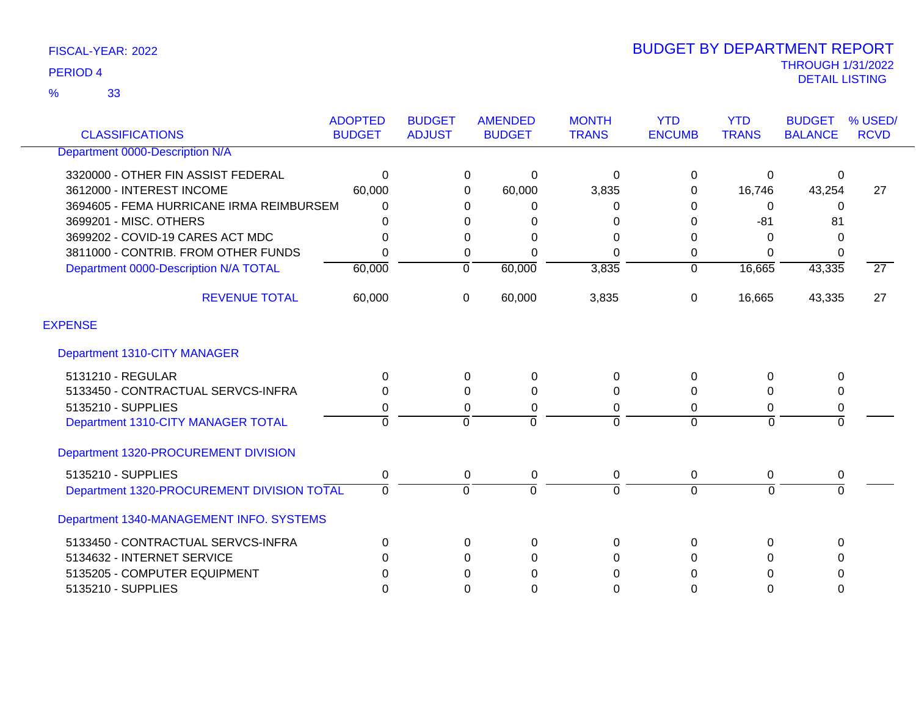FISCAL-YEAR: 2022

PERIOD 4

% 33

# BUDGET BY DEPARTMENT REPORT

THROUGH 1/31/2022

DETAIL LISTING

| CLASSIFICATIONS | ADOPTED BUDGET | BUDGET ADJUST | AMENDED BUDGET | MONTH TRANS | YTD ENCUMB | YTD TRANS | BUDGET BALANCE | % USED/ RCVD |
|---|---|---|---|---|---|---|---|---|
| Department 0000-Description N/A | | | | | | | | |
| 3320000 - OTHER FIN ASSIST FEDERAL | 0 | 0 | 0 | 0 | 0 | 0 | 0 | |
| 3612000 - INTEREST INCOME | 60,000 | 0 | 60,000 | 3,835 | 0 | 16,746 | 43,254 | 27 |
| 3694605 - FEMA HURRICANE IRMA REIMBURSEM | 0 | 0 | 0 | 0 | 0 | 0 | 0 | |
| 3699201 - MISC. OTHERS | 0 | 0 | 0 | 0 | 0 | -81 | 81 | |
| 3699202 - COVID-19 CARES ACT MDC | 0 | 0 | 0 | 0 | 0 | 0 | 0 | |
| 3811000 - CONTRIB. FROM OTHER FUNDS | 0 | 0 | 0 | 0 | 0 | 0 | 0 | |
| Department 0000-Description N/A TOTAL | 60,000 | 0 | 60,000 | 3,835 | 0 | 16,665 | 43,335 | 27 |
| REVENUE TOTAL | 60,000 | 0 | 60,000 | 3,835 | 0 | 16,665 | 43,335 | 27 |
| EXPENSE | | | | | | | | |
| Department 1310-CITY MANAGER | | | | | | | | |
| 5131210 - REGULAR | 0 | 0 | 0 | 0 | 0 | 0 | 0 | |
| 5133450 - CONTRACTUAL SERVCS-INFRA | 0 | 0 | 0 | 0 | 0 | 0 | 0 | |
| 5135210 - SUPPLIES | 0 | 0 | 0 | 0 | 0 | 0 | 0 | |
| Department 1310-CITY MANAGER TOTAL | 0 | 0 | 0 | 0 | 0 | 0 | 0 | |
| Department 1320-PROCUREMENT DIVISION | | | | | | | | |
| 5135210 - SUPPLIES | 0 | 0 | 0 | 0 | 0 | 0 | 0 | |
| Department 1320-PROCUREMENT DIVISION TOTAL | 0 | 0 | 0 | 0 | 0 | 0 | 0 | |
| Department 1340-MANAGEMENT INFO. SYSTEMS | | | | | | | | |
| 5133450 - CONTRACTUAL SERVCS-INFRA | 0 | 0 | 0 | 0 | 0 | 0 | 0 | |
| 5134632 - INTERNET SERVICE | 0 | 0 | 0 | 0 | 0 | 0 | 0 | |
| 5135205 - COMPUTER EQUIPMENT | 0 | 0 | 0 | 0 | 0 | 0 | 0 | |
| 5135210 - SUPPLIES | 0 | 0 | 0 | 0 | 0 | 0 | 0 | |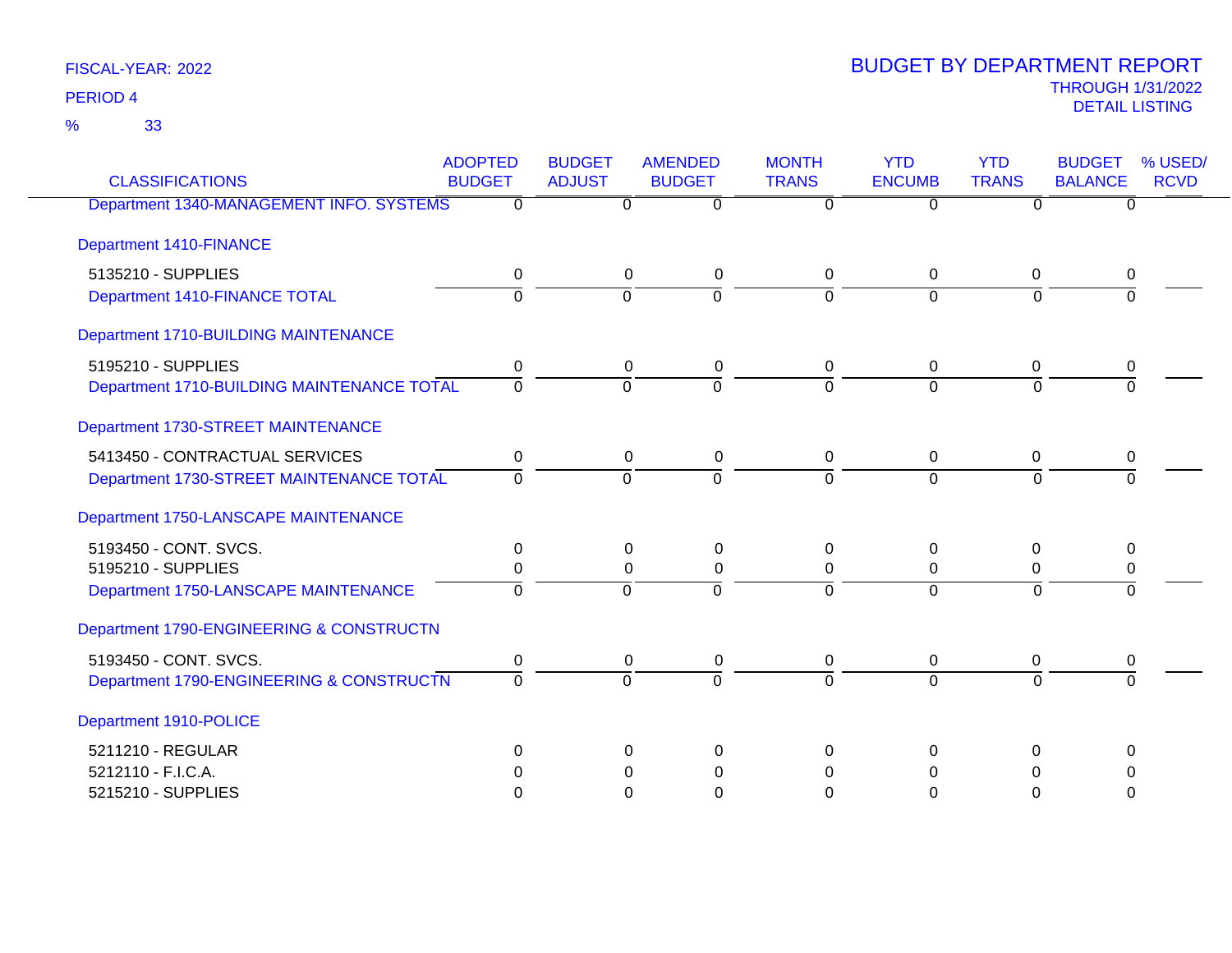FISCAL-YEAR: 2022

PERIOD 4

% 33

# BUDGET BY DEPARTMENT REPORT

THROUGH 1/31/2022

DETAIL LISTING

| CLASSIFICATIONS | ADOPTED BUDGET | BUDGET ADJUST | AMENDED BUDGET | MONTH TRANS | YTD ENCUMB | YTD TRANS | BUDGET BALANCE | % USED/ RCVD |
|---|---|---|---|---|---|---|---|---|
| Department 1340-MANAGEMENT INFO. SYSTEMS | 0 | 0 | 0 | 0 | 0 | 0 | 0 | |
| **Department 1410-FINANCE** | | | | | | | | |
| 5135210 - SUPPLIES | 0 | 0 | 0 | 0 | 0 | 0 | 0 | |
| Department 1410-FINANCE TOTAL | 0 | 0 | 0 | 0 | 0 | 0 | 0 | |
| **Department 1710-BUILDING MAINTENANCE** | | | | | | | | |
| 5195210 - SUPPLIES | 0 | 0 | 0 | 0 | 0 | 0 | 0 | |
| Department 1710-BUILDING MAINTENANCE TOTAL | 0 | 0 | 0 | 0 | 0 | 0 | 0 | |
| **Department 1730-STREET MAINTENANCE** | | | | | | | | |
| 5413450 - CONTRACTUAL SERVICES | 0 | 0 | 0 | 0 | 0 | 0 | 0 | |
| Department 1730-STREET MAINTENANCE TOTAL | 0 | 0 | 0 | 0 | 0 | 0 | 0 | |
| **Department 1750-LANSCAPE MAINTENANCE** | | | | | | | | |
| 5193450 - CONT. SVCS. | 0 | 0 | 0 | 0 | 0 | 0 | 0 | |
| 5195210 - SUPPLIES | 0 | 0 | 0 | 0 | 0 | 0 | 0 | |
| Department 1750-LANSCAPE MAINTENANCE | 0 | 0 | 0 | 0 | 0 | 0 | 0 | |
| **Department 1790-ENGINEERING & CONSTRUCTN** | | | | | | | | |
| 5193450 - CONT. SVCS. | 0 | 0 | 0 | 0 | 0 | 0 | 0 | |
| Department 1790-ENGINEERING & CONSTRUCTN | 0 | 0 | 0 | 0 | 0 | 0 | 0 | |
| **Department 1910-POLICE** | | | | | | | | |
| 5211210 - REGULAR | 0 | 0 | 0 | 0 | 0 | 0 | 0 | |
| 5212110 - F.I.C.A. | 0 | 0 | 0 | 0 | 0 | 0 | 0 | |
| 5215210 - SUPPLIES | 0 | 0 | 0 | 0 | 0 | 0 | 0 | |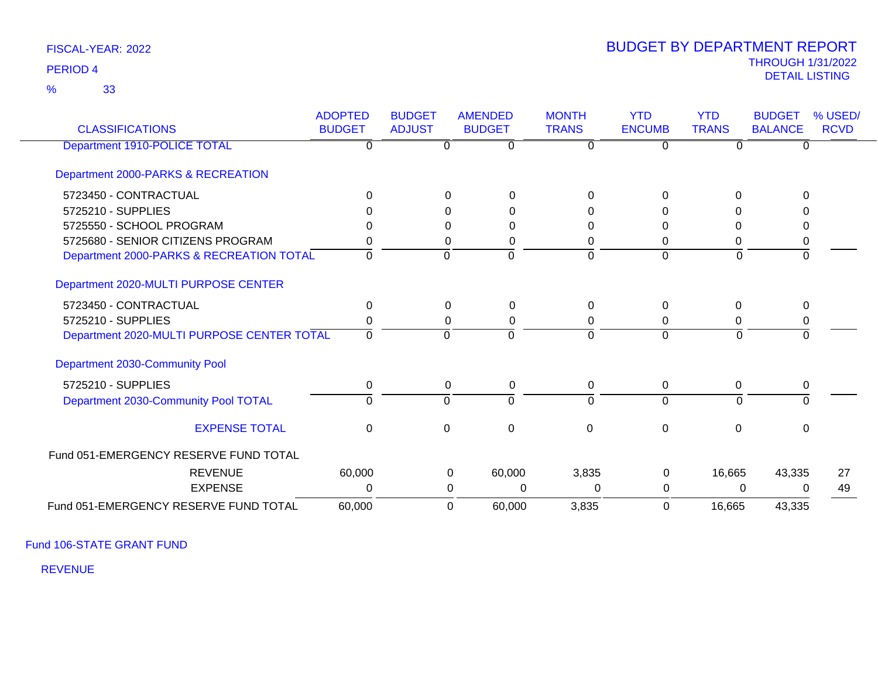FISCAL-YEAR: 2022

PERIOD 4

% 33

# BUDGET BY DEPARTMENT REPORT

THROUGH 1/31/2022

DETAIL LISTING

| CLASSIFICATIONS | ADOPTED BUDGET | BUDGET ADJUST | AMENDED BUDGET | MONTH TRANS | YTD ENCUMB | YTD TRANS | BUDGET BALANCE | % USED/ RCVD |
|---|---|---|---|---|---|---|---|---|
| Department 1910-POLICE TOTAL | 0 | 0 | 0 | 0 | 0 | 0 | 0 | |
| Department 2000-PARKS & RECREATION | | | | | | | | |
| 5723450 - CONTRACTUAL | 0 | 0 | 0 | 0 | 0 | 0 | 0 | |
| 5725210 - SUPPLIES | 0 | 0 | 0 | 0 | 0 | 0 | 0 | |
| 5725550 - SCHOOL PROGRAM | 0 | 0 | 0 | 0 | 0 | 0 | 0 | |
| 5725680 - SENIOR CITIZENS PROGRAM | 0 | 0 | 0 | 0 | 0 | 0 | 0 | |
| Department 2000-PARKS & RECREATION TOTAL | 0 | 0 | 0 | 0 | 0 | 0 | 0 | |
| Department 2020-MULTI PURPOSE CENTER | | | | | | | | |
| 5723450 - CONTRACTUAL | 0 | 0 | 0 | 0 | 0 | 0 | 0 | |
| 5725210 - SUPPLIES | 0 | 0 | 0 | 0 | 0 | 0 | 0 | |
| Department 2020-MULTI PURPOSE CENTER TOTAL | 0 | 0 | 0 | 0 | 0 | 0 | 0 | |
| Department 2030-Community Pool | | | | | | | | |
| 5725210 - SUPPLIES | 0 | 0 | 0 | 0 | 0 | 0 | 0 | |
| Department 2030-Community Pool TOTAL | 0 | 0 | 0 | 0 | 0 | 0 | 0 | |
| EXPENSE TOTAL | 0 | 0 | 0 | 0 | 0 | 0 | 0 | |
| Fund 051-EMERGENCY RESERVE FUND TOTAL | | | | | | | | |
| REVENUE | 60,000 | 0 | 60,000 | 3,835 | 0 | 16,665 | 43,335 | 27 |
| EXPENSE | 0 | 0 | 0 | 0 | 0 | 0 | 0 | 49 |
| Fund 051-EMERGENCY RESERVE FUND TOTAL | 60,000 | 0 | 60,000 | 3,835 | 0 | 16,665 | 43,335 | |

Fund 106-STATE GRANT FUND

REVENUE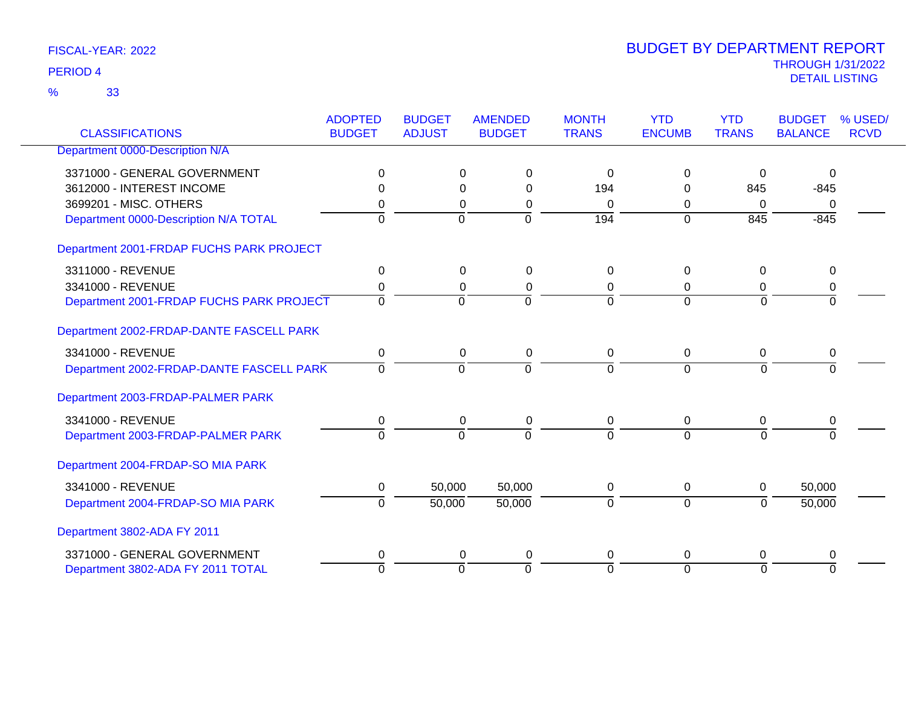FISCAL-YEAR: 2022

PERIOD 4

% 33

# BUDGET BY DEPARTMENT REPORT

THROUGH 1/31/2022

DETAIL LISTING

| CLASSIFICATIONS | ADOPTED BUDGET | BUDGET ADJUST | AMENDED BUDGET | MONTH TRANS | YTD ENCUMB | YTD TRANS | BUDGET BALANCE | % USED/ RCVD |
|---|---|---|---|---|---|---|---|---|
| Department 0000-Description N/A | | | | | | | | |
| 3371000 - GENERAL GOVERNMENT | 0 | 0 | 0 | 0 | 0 | 0 | 0 | |
| 3612000 - INTEREST INCOME | 0 | 0 | 0 | 194 | 0 | 845 | -845 | |
| 3699201 - MISC. OTHERS | 0 | 0 | 0 | 0 | 0 | 0 | 0 | |
| Department 0000-Description N/A TOTAL | 0 | 0 | 0 | 194 | 0 | 845 | -845 | |
| Department 2001-FRDAP FUCHS PARK PROJECT | | | | | | | | |
| 3311000 - REVENUE | 0 | 0 | 0 | 0 | 0 | 0 | 0 | |
| 3341000 - REVENUE | 0 | 0 | 0 | 0 | 0 | 0 | 0 | |
| Department 2001-FRDAP FUCHS PARK PROJECT | 0 | 0 | 0 | 0 | 0 | 0 | 0 | |
| Department 2002-FRDAP-DANTE FASCELL PARK | | | | | | | | |
| 3341000 - REVENUE | 0 | 0 | 0 | 0 | 0 | 0 | 0 | |
| Department 2002-FRDAP-DANTE FASCELL PARK | 0 | 0 | 0 | 0 | 0 | 0 | 0 | |
| Department 2003-FRDAP-PALMER PARK | | | | | | | | |
| 3341000 - REVENUE | 0 | 0 | 0 | 0 | 0 | 0 | 0 | |
| Department 2003-FRDAP-PALMER PARK | 0 | 0 | 0 | 0 | 0 | 0 | 0 | |
| Department 2004-FRDAP-SO MIA PARK | | | | | | | | |
| 3341000 - REVENUE | 0 | 50,000 | 50,000 | 0 | 0 | 0 | 50,000 | |
| Department 2004-FRDAP-SO MIA PARK | 0 | 50,000 | 50,000 | 0 | 0 | 0 | 50,000 | |
| Department 3802-ADA FY 2011 | | | | | | | | |
| 3371000 - GENERAL GOVERNMENT | 0 | 0 | 0 | 0 | 0 | 0 | 0 | |
| Department 3802-ADA FY 2011 TOTAL | 0 | 0 | 0 | 0 | 0 | 0 | 0 | |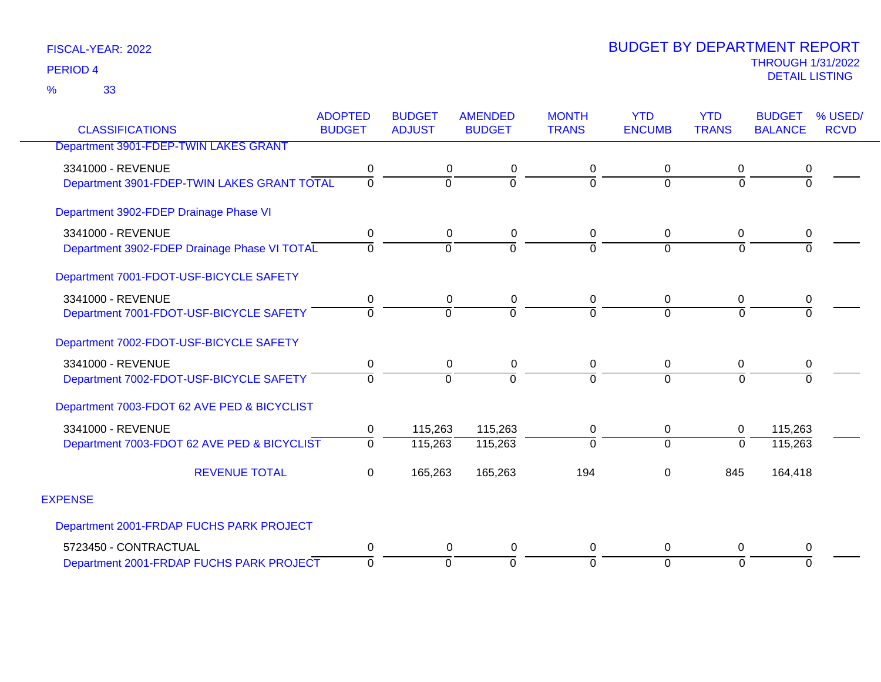FISCAL-YEAR: 2022
PERIOD 4
% 33

# BUDGET BY DEPARTMENT REPORT
THROUGH 1/31/2022
DETAIL LISTING

| CLASSIFICATIONS | ADOPTED BUDGET | BUDGET ADJUST | AMENDED BUDGET | MONTH TRANS | YTD ENCUMB | YTD TRANS | BUDGET BALANCE | % USED/ RCVD |
|---|---|---|---|---|---|---|---|---|
| Department 3901-FDEP-TWIN LAKES GRANT | | | | | | | | |
| 3341000 - REVENUE | 0 | 0 | 0 | 0 | 0 | 0 | 0 | |
| Department 3901-FDEP-TWIN LAKES GRANT TOTAL | 0 | 0 | 0 | 0 | 0 | 0 | 0 | |
| Department 3902-FDEP Drainage Phase VI | | | | | | | | |
| 3341000 - REVENUE | 0 | 0 | 0 | 0 | 0 | 0 | 0 | |
| Department 3902-FDEP Drainage Phase VI TOTAL | 0 | 0 | 0 | 0 | 0 | 0 | 0 | |
| Department 7001-FDOT-USF-BICYCLE SAFETY | | | | | | | | |
| 3341000 - REVENUE | 0 | 0 | 0 | 0 | 0 | 0 | 0 | |
| Department 7001-FDOT-USF-BICYCLE SAFETY | 0 | 0 | 0 | 0 | 0 | 0 | 0 | |
| Department 7002-FDOT-USF-BICYCLE SAFETY | | | | | | | | |
| 3341000 - REVENUE | 0 | 0 | 0 | 0 | 0 | 0 | 0 | |
| Department 7002-FDOT-USF-BICYCLE SAFETY | 0 | 0 | 0 | 0 | 0 | 0 | 0 | |
| Department 7003-FDOT 62 AVE PED & BICYCLIST | | | | | | | | |
| 3341000 - REVENUE | 0 | 115,263 | 115,263 | 0 | 0 | 0 | 115,263 | |
| Department 7003-FDOT 62 AVE PED & BICYCLIST | 0 | 115,263 | 115,263 | 0 | 0 | 0 | 115,263 | |
| REVENUE TOTAL | 0 | 165,263 | 165,263 | 194 | 0 | 845 | 164,418 | |
| EXPENSE | | | | | | | | |
| Department 2001-FRDAP FUCHS PARK PROJECT | | | | | | | | |
| 5723450 - CONTRACTUAL | 0 | 0 | 0 | 0 | 0 | 0 | 0 | |
| Department 2001-FRDAP FUCHS PARK PROJECT | 0 | 0 | 0 | 0 | 0 | 0 | 0 | |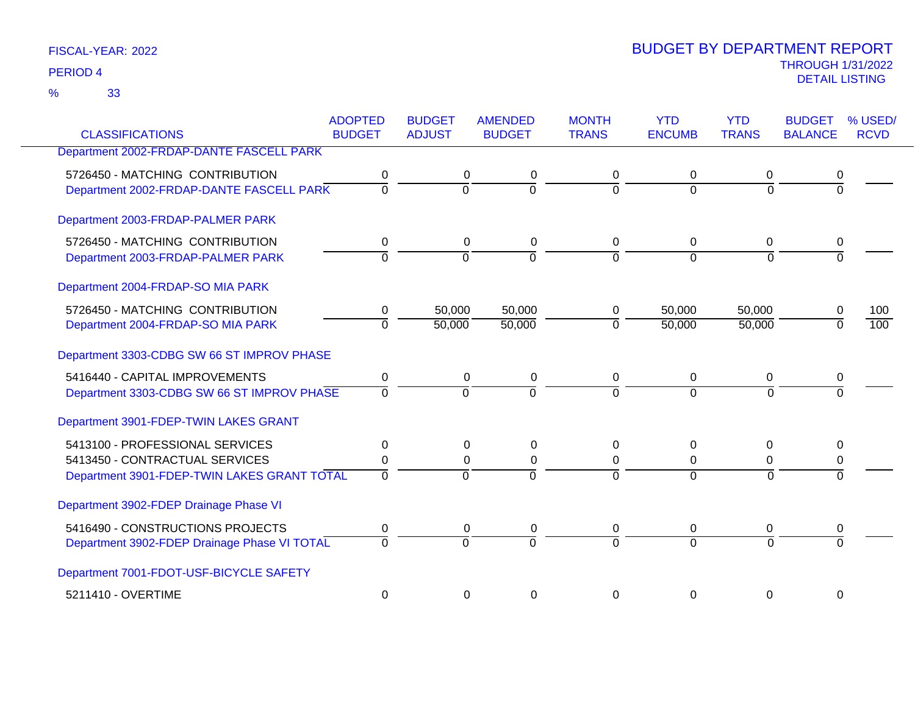FISCAL-YEAR: 2022

PERIOD 4

% 33

# BUDGET BY DEPARTMENT REPORT

THROUGH 1/31/2022

DETAIL LISTING

| CLASSIFICATIONS | ADOPTED BUDGET | BUDGET ADJUST | AMENDED BUDGET | MONTH TRANS | YTD ENCUMB | YTD TRANS | BUDGET BALANCE | % USED/ RCVD |
|---|---|---|---|---|---|---|---|---|
| Department 2002-FRDAP-DANTE FASCELL PARK | | | | | | | | |
| 5726450 - MATCHING CONTRIBUTION | 0 | 0 | 0 | 0 | 0 | 0 | 0 | |
| Department 2002-FRDAP-DANTE FASCELL PARK | 0 | 0 | 0 | 0 | 0 | 0 | 0 | |
| Department 2003-FRDAP-PALMER PARK | | | | | | | | |
| 5726450 - MATCHING CONTRIBUTION | 0 | 0 | 0 | 0 | 0 | 0 | 0 | |
| Department 2003-FRDAP-PALMER PARK | 0 | 0 | 0 | 0 | 0 | 0 | 0 | |
| Department 2004-FRDAP-SO MIA PARK | | | | | | | | |
| 5726450 - MATCHING CONTRIBUTION | 0 | 50,000 | 50,000 | 0 | 50,000 | 50,000 | 0 | 100 |
| Department 2004-FRDAP-SO MIA PARK | 0 | 50,000 | 50,000 | 0 | 50,000 | 50,000 | 0 | 100 |
| Department 3303-CDBG SW 66 ST IMPROV PHASE | | | | | | | | |
| 5416440 - CAPITAL IMPROVEMENTS | 0 | 0 | 0 | 0 | 0 | 0 | 0 | |
| Department 3303-CDBG SW 66 ST IMPROV PHASE | 0 | 0 | 0 | 0 | 0 | 0 | 0 | |
| Department 3901-FDEP-TWIN LAKES GRANT | | | | | | | | |
| 5413100 - PROFESSIONAL SERVICES | 0 | 0 | 0 | 0 | 0 | 0 | 0 | |
| 5413450 - CONTRACTUAL SERVICES | 0 | 0 | 0 | 0 | 0 | 0 | 0 | |
| Department 3901-FDEP-TWIN LAKES GRANT TOTAL | 0 | 0 | 0 | 0 | 0 | 0 | 0 | |
| Department 3902-FDEP Drainage Phase VI | | | | | | | | |
| 5416490 - CONSTRUCTIONS PROJECTS | 0 | 0 | 0 | 0 | 0 | 0 | 0 | |
| Department 3902-FDEP Drainage Phase VI TOTAL | 0 | 0 | 0 | 0 | 0 | 0 | 0 | |
| Department 7001-FDOT-USF-BICYCLE SAFETY | | | | | | | | |
| 5211410 - OVERTIME | 0 | 0 | 0 | 0 | 0 | 0 | 0 | |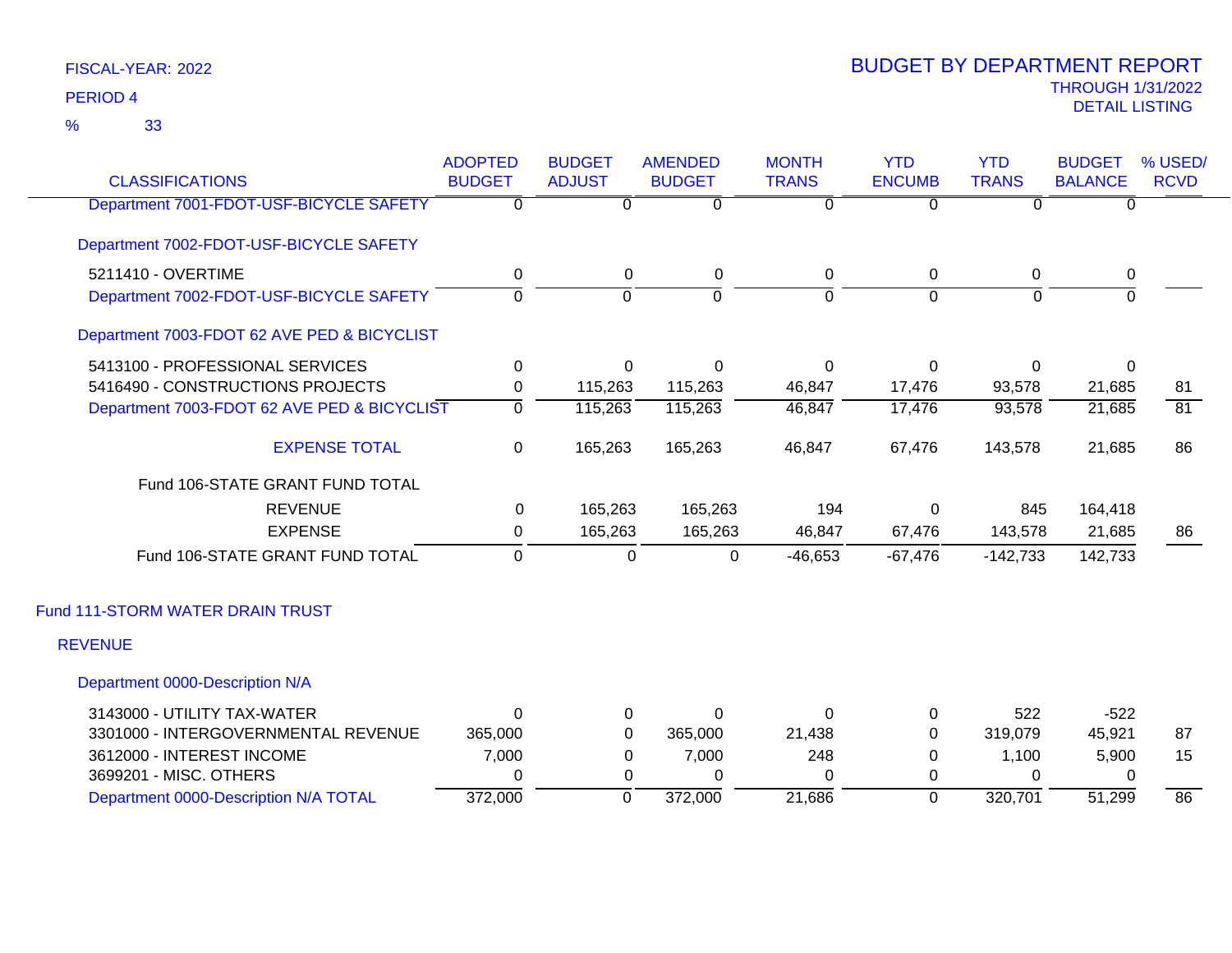FISCAL-YEAR: 2022

PERIOD 4

% 33

# BUDGET BY DEPARTMENT REPORT

THROUGH 1/31/2022

DETAIL LISTING

| CLASSIFICATIONS | ADOPTED BUDGET | BUDGET ADJUST | AMENDED BUDGET | MONTH TRANS | YTD ENCUMB | YTD TRANS | BUDGET BALANCE | % USED/ RCVD |
|---|---|---|---|---|---|---|---|---|
| Department 7001-FDOT-USF-BICYCLE SAFETY | 0 | 0 | 0 | 0 | 0 | 0 | 0 | |
| **Department 7002-FDOT-USF-BICYCLE SAFETY** | | | | | | | | |
| 5211410 - OVERTIME | 0 | 0 | 0 | 0 | 0 | 0 | 0 | |
| Department 7002-FDOT-USF-BICYCLE SAFETY | 0 | 0 | 0 | 0 | 0 | 0 | 0 | |
| **Department 7003-FDOT 62 AVE PED & BICYCLIST** | | | | | | | | |
| 5413100 - PROFESSIONAL SERVICES | 0 | 0 | 0 | 0 | 0 | 0 | 0 | |
| 5416490 - CONSTRUCTIONS PROJECTS | 0 | 115,263 | 115,263 | 46,847 | 17,476 | 93,578 | 21,685 | 81 |
| Department 7003-FDOT 62 AVE PED & BICYCLIST | 0 | 115,263 | 115,263 | 46,847 | 17,476 | 93,578 | 21,685 | 81 |
| EXPENSE TOTAL | 0 | 165,263 | 165,263 | 46,847 | 67,476 | 143,578 | 21,685 | 86 |
| Fund 106-STATE GRANT FUND TOTAL | | | | | | | | |
| REVENUE | 0 | 165,263 | 165,263 | 194 | 0 | 845 | 164,418 | |
| EXPENSE | 0 | 165,263 | 165,263 | 46,847 | 67,476 | 143,578 | 21,685 | 86 |
| Fund 106-STATE GRANT FUND TOTAL | 0 | 0 | 0 | -46,653 | -67,476 | -142,733 | 142,733 | |

## Fund 111-STORM WATER DRAIN TRUST

### REVENUE

| CLASSIFICATIONS | ADOPTED BUDGET | BUDGET ADJUST | AMENDED BUDGET | MONTH TRANS | YTD ENCUMB | YTD TRANS | BUDGET BALANCE | % USED/ RCVD |
|---|---|---|---|---|---|---|---|---|
| **Department 0000-Description N/A** | | | | | | | | |
| 3143000 - UTILITY TAX-WATER | 0 | 0 | 0 | 0 | 0 | 522 | -522 | |
| 3301000 - INTERGOVERNMENTAL REVENUE | 365,000 | 0 | 365,000 | 21,438 | 0 | 319,079 | 45,921 | 87 |
| 3612000 - INTEREST INCOME | 7,000 | 0 | 7,000 | 248 | 0 | 1,100 | 5,900 | 15 |
| 3699201 - MISC. OTHERS | 0 | 0 | 0 | 0 | 0 | 0 | 0 | |
| Department 0000-Description N/A TOTAL | 372,000 | 0 | 372,000 | 21,686 | 0 | 320,701 | 51,299 | 86 |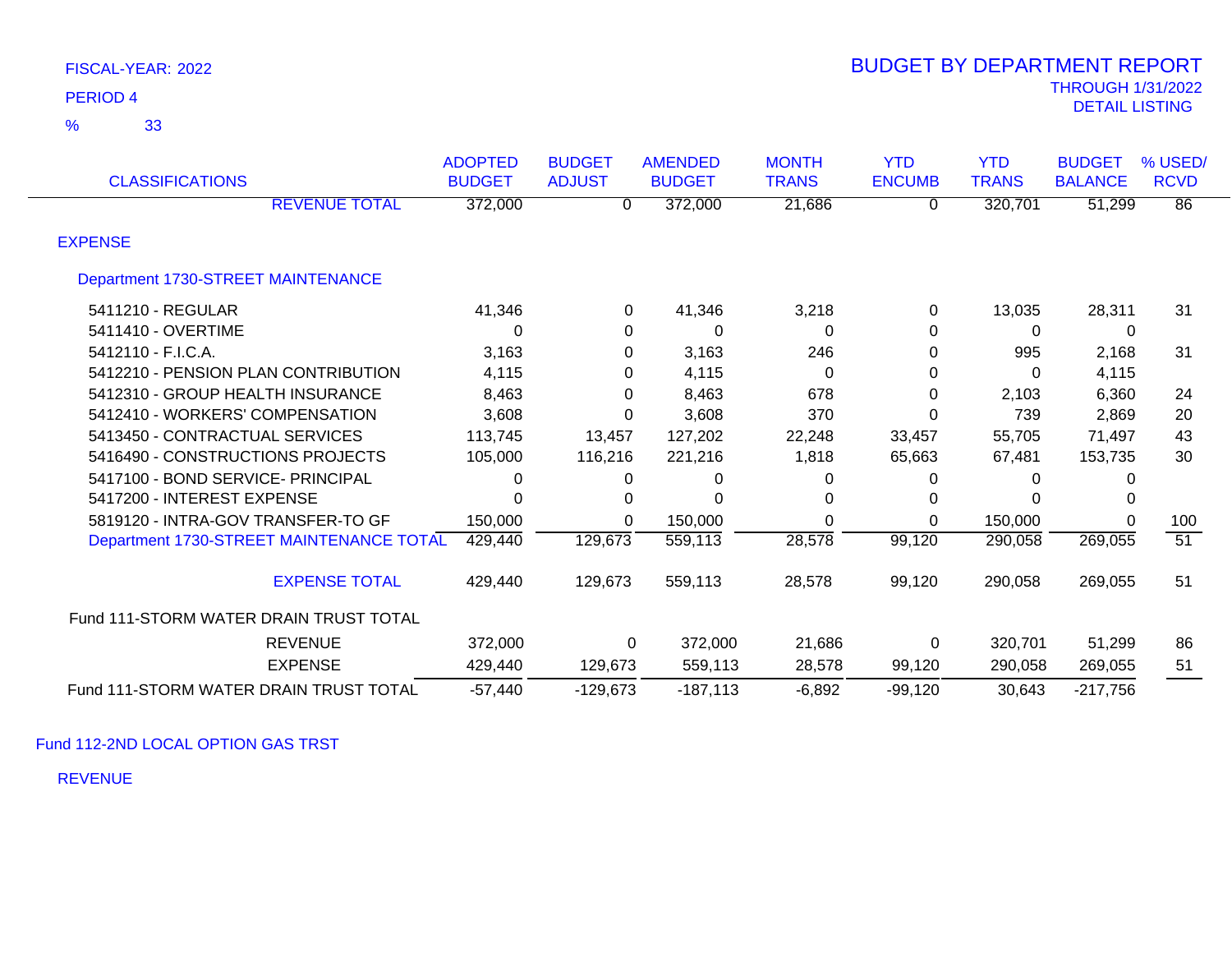FISCAL-YEAR: 2022

PERIOD 4

% 33

# BUDGET BY DEPARTMENT REPORT

THROUGH 1/31/2022

DETAIL LISTING

| CLASSIFICATIONS | ADOPTED BUDGET | BUDGET ADJUST | AMENDED BUDGET | MONTH TRANS | YTD ENCUMB | YTD TRANS | BUDGET BALANCE | % USED/ RCVD |
|---|---|---|---|---|---|---|---|---|
| REVENUE TOTAL | 372,000 | 0 | 372,000 | 21,686 | 0 | 320,701 | 51,299 | 86 |
| **EXPENSE** | | | | | | | | |
| **Department 1730-STREET MAINTENANCE** | | | | | | | | |
| 5411210 - REGULAR | 41,346 | 0 | 41,346 | 3,218 | 0 | 13,035 | 28,311 | 31 |
| 5411410 - OVERTIME | 0 | 0 | 0 | 0 | 0 | 0 | 0 | |
| 5412110 - F.I.C.A. | 3,163 | 0 | 3,163 | 246 | 0 | 995 | 2,168 | 31 |
| 5412210 - PENSION PLAN CONTRIBUTION | 4,115 | 0 | 4,115 | 0 | 0 | 0 | 4,115 | |
| 5412310 - GROUP HEALTH INSURANCE | 8,463 | 0 | 8,463 | 678 | 0 | 2,103 | 6,360 | 24 |
| 5412410 - WORKERS' COMPENSATION | 3,608 | 0 | 3,608 | 370 | 0 | 739 | 2,869 | 20 |
| 5413450 - CONTRACTUAL SERVICES | 113,745 | 13,457 | 127,202 | 22,248 | 33,457 | 55,705 | 71,497 | 43 |
| 5416490 - CONSTRUCTIONS PROJECTS | 105,000 | 116,216 | 221,216 | 1,818 | 65,663 | 67,481 | 153,735 | 30 |
| 5417100 - BOND SERVICE- PRINCIPAL | 0 | 0 | 0 | 0 | 0 | 0 | 0 | |
| 5417200 - INTEREST EXPENSE | 0 | 0 | 0 | 0 | 0 | 0 | 0 | |
| 5819120 - INTRA-GOV TRANSFER-TO GF | 150,000 | 0 | 150,000 | 0 | 0 | 150,000 | 0 | 100 |
| Department 1730-STREET MAINTENANCE TOTAL | 429,440 | 129,673 | 559,113 | 28,578 | 99,120 | 290,058 | 269,055 | 51 |
| EXPENSE TOTAL | 429,440 | 129,673 | 559,113 | 28,578 | 99,120 | 290,058 | 269,055 | 51 |
| **Fund 111-STORM WATER DRAIN TRUST TOTAL** | | | | | | | | |
| REVENUE | 372,000 | 0 | 372,000 | 21,686 | 0 | 320,701 | 51,299 | 86 |
| EXPENSE | 429,440 | 129,673 | 559,113 | 28,578 | 99,120 | 290,058 | 269,055 | 51 |
| Fund 111-STORM WATER DRAIN TRUST TOTAL | -57,440 | -129,673 | -187,113 | -6,892 | -99,120 | 30,643 | -217,756 | |

## Fund 112-2ND LOCAL OPTION GAS TRST

### REVENUE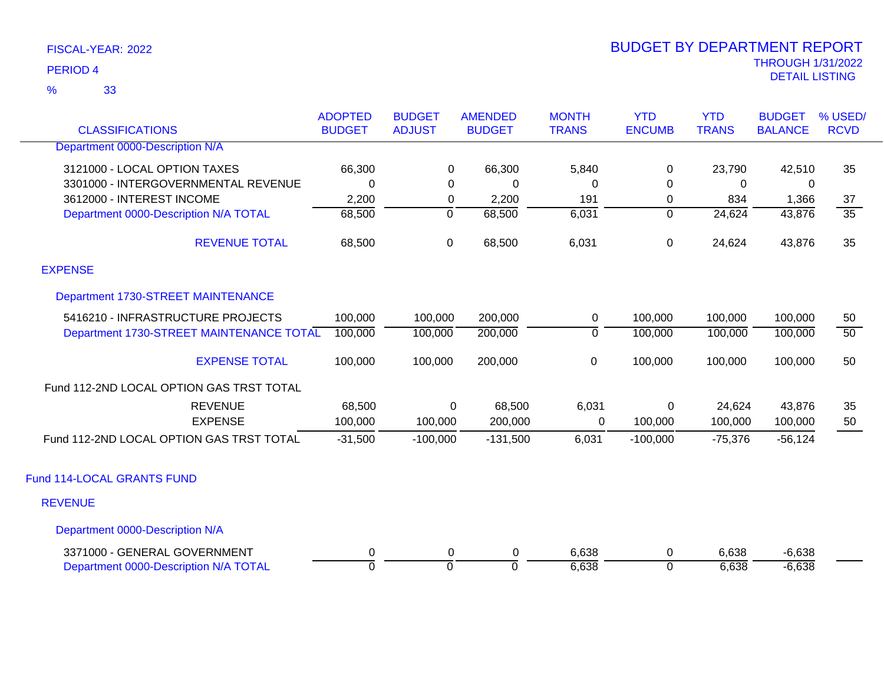FISCAL-YEAR: 2022

PERIOD 4

% 33

# BUDGET BY DEPARTMENT REPORT

THROUGH 1/31/2022

DETAIL LISTING

| CLASSIFICATIONS | ADOPTED BUDGET | BUDGET ADJUST | AMENDED BUDGET | MONTH TRANS | YTD ENCUMB | YTD TRANS | BUDGET BALANCE | % USED/ RCVD |
|---|---|---|---|---|---|---|---|---|
| Department 0000-Description N/A | | | | | | | | |
| 3121000 - LOCAL OPTION TAXES | 66,300 | 0 | 66,300 | 5,840 | 0 | 23,790 | 42,510 | 35 |
| 3301000 - INTERGOVERNMENTAL REVENUE | 0 | 0 | 0 | 0 | 0 | 0 | 0 | |
| 3612000 - INTEREST INCOME | 2,200 | 0 | 2,200 | 191 | 0 | 834 | 1,366 | 37 |
| Department 0000-Description N/A TOTAL | 68,500 | 0 | 68,500 | 6,031 | 0 | 24,624 | 43,876 | 35 |
| REVENUE TOTAL | 68,500 | 0 | 68,500 | 6,031 | 0 | 24,624 | 43,876 | 35 |
| EXPENSE | | | | | | | | |
| Department 1730-STREET MAINTENANCE | | | | | | | | |
| 5416210 - INFRASTRUCTURE PROJECTS | 100,000 | 100,000 | 200,000 | 0 | 100,000 | 100,000 | 100,000 | 50 |
| Department 1730-STREET MAINTENANCE TOTAL | 100,000 | 100,000 | 200,000 | 0 | 100,000 | 100,000 | 100,000 | 50 |
| EXPENSE TOTAL | 100,000 | 100,000 | 200,000 | 0 | 100,000 | 100,000 | 100,000 | 50 |
| Fund 112-2ND LOCAL OPTION GAS TRST TOTAL | | | | | | | | |
| REVENUE | 68,500 | 0 | 68,500 | 6,031 | 0 | 24,624 | 43,876 | 35 |
| EXPENSE | 100,000 | 100,000 | 200,000 | 0 | 100,000 | 100,000 | 100,000 | 50 |
| Fund 112-2ND LOCAL OPTION GAS TRST TOTAL | -31,500 | -100,000 | -131,500 | 6,031 | -100,000 | -75,376 | -56,124 | |
| Fund 114-LOCAL GRANTS FUND | | | | | | | | |
| REVENUE | | | | | | | | |
| Department 0000-Description N/A | | | | | | | | |
| 3371000 - GENERAL GOVERNMENT | 0 | 0 | 0 | 6,638 | 0 | 6,638 | -6,638 | |
| Department 0000-Description N/A TOTAL | 0 | 0 | 0 | 6,638 | 0 | 6,638 | -6,638 | |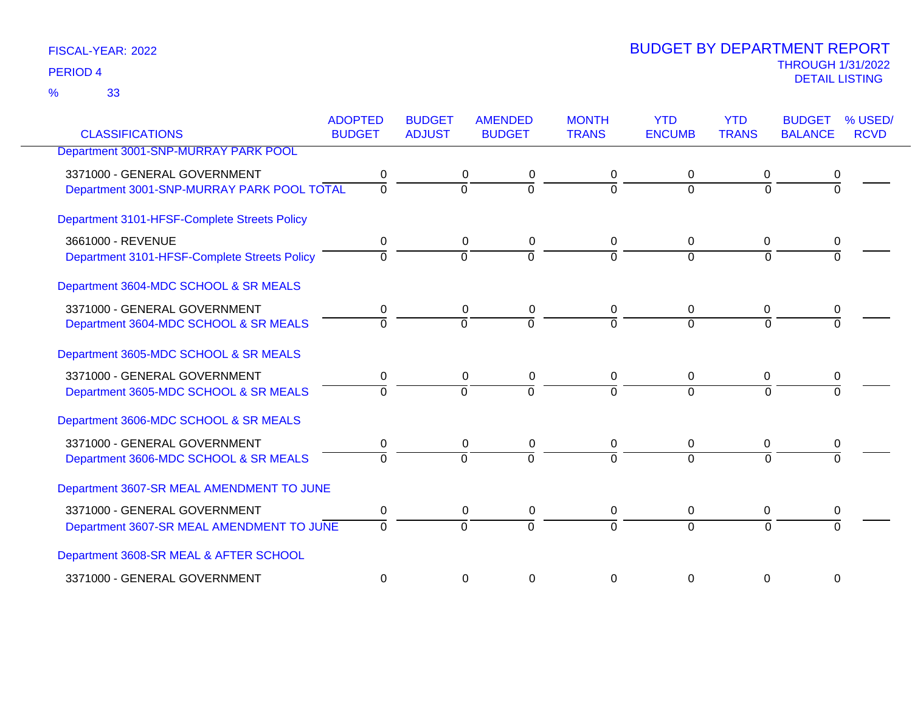FISCAL-YEAR: 2022

PERIOD 4

% 33

# BUDGET BY DEPARTMENT REPORT

THROUGH 1/31/2022

DETAIL LISTING

| CLASSIFICATIONS | ADOPTED BUDGET | BUDGET ADJUST | AMENDED BUDGET | MONTH TRANS | YTD ENCUMB | YTD TRANS | BUDGET BALANCE | % USED/ RCVD |
|---|---|---|---|---|---|---|---|---|
| Department 3001-SNP-MURRAY PARK POOL | | | | | | | | |
| 3371000 - GENERAL GOVERNMENT | 0 | 0 | 0 | 0 | 0 | 0 | 0 | |
| Department 3001-SNP-MURRAY PARK POOL TOTAL | 0 | 0 | 0 | 0 | 0 | 0 | 0 | |
| Department 3101-HFSF-Complete Streets Policy | | | | | | | | |
| 3661000 - REVENUE | 0 | 0 | 0 | 0 | 0 | 0 | 0 | |
| Department 3101-HFSF-Complete Streets Policy | 0 | 0 | 0 | 0 | 0 | 0 | 0 | |
| Department 3604-MDC SCHOOL & SR MEALS | | | | | | | | |
| 3371000 - GENERAL GOVERNMENT | 0 | 0 | 0 | 0 | 0 | 0 | 0 | |
| Department 3604-MDC SCHOOL & SR MEALS | 0 | 0 | 0 | 0 | 0 | 0 | 0 | |
| Department 3605-MDC SCHOOL & SR MEALS | | | | | | | | |
| 3371000 - GENERAL GOVERNMENT | 0 | 0 | 0 | 0 | 0 | 0 | 0 | |
| Department 3605-MDC SCHOOL & SR MEALS | 0 | 0 | 0 | 0 | 0 | 0 | 0 | |
| Department 3606-MDC SCHOOL & SR MEALS | | | | | | | | |
| 3371000 - GENERAL GOVERNMENT | 0 | 0 | 0 | 0 | 0 | 0 | 0 | |
| Department 3606-MDC SCHOOL & SR MEALS | 0 | 0 | 0 | 0 | 0 | 0 | 0 | |
| Department 3607-SR MEAL AMENDMENT TO JUNE | | | | | | | | |
| 3371000 - GENERAL GOVERNMENT | 0 | 0 | 0 | 0 | 0 | 0 | 0 | |
| Department 3607-SR MEAL AMENDMENT TO JUNE | 0 | 0 | 0 | 0 | 0 | 0 | 0 | |
| Department 3608-SR MEAL & AFTER SCHOOL | | | | | | | | |
| 3371000 - GENERAL GOVERNMENT | 0 | 0 | 0 | 0 | 0 | 0 | 0 | |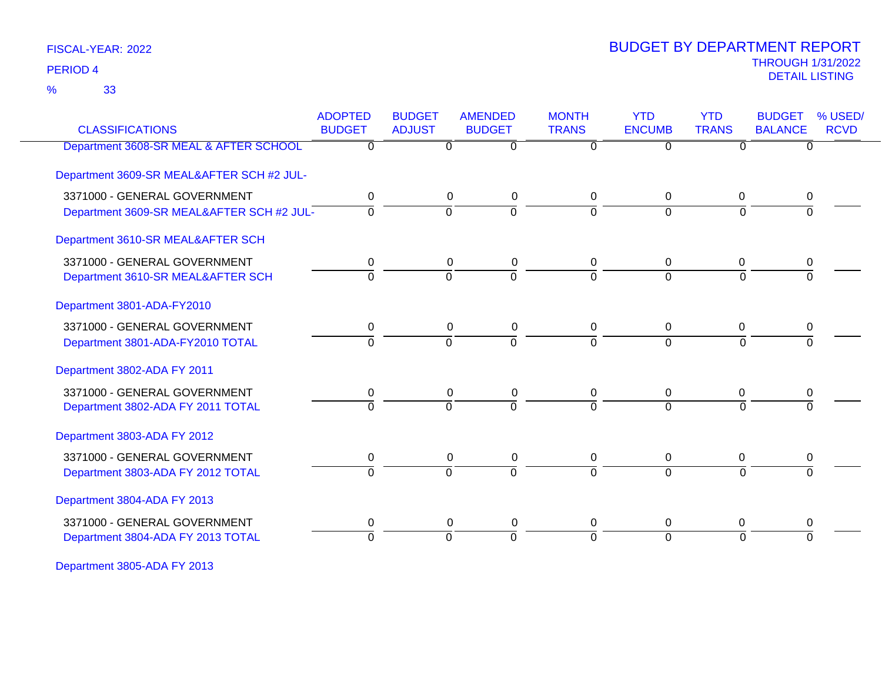FISCAL-YEAR: 2022

PERIOD 4

% 33

# BUDGET BY DEPARTMENT REPORT

THROUGH 1/31/2022

DETAIL LISTING

| CLASSIFICATIONS | ADOPTED BUDGET | BUDGET ADJUST | AMENDED BUDGET | MONTH TRANS | YTD ENCUMB | YTD TRANS | BUDGET BALANCE | % USED/ RCVD |
|---|---|---|---|---|---|---|---|---|
| Department 3608-SR MEAL & AFTER SCHOOL | 0 | 0 | 0 | 0 | 0 | 0 | 0 | |
| Department 3609-SR MEAL&AFTER SCH #2 JUL- | | | | | | | | |
| 3371000 - GENERAL GOVERNMENT | 0 | 0 | 0 | 0 | 0 | 0 | 0 | |
| Department 3609-SR MEAL&AFTER SCH #2 JUL- | 0 | 0 | 0 | 0 | 0 | 0 | 0 | |
| Department 3610-SR MEAL&AFTER SCH | | | | | | | | |
| 3371000 - GENERAL GOVERNMENT | 0 | 0 | 0 | 0 | 0 | 0 | 0 | |
| Department 3610-SR MEAL&AFTER SCH | 0 | 0 | 0 | 0 | 0 | 0 | 0 | |
| Department 3801-ADA-FY2010 | | | | | | | | |
| 3371000 - GENERAL GOVERNMENT | 0 | 0 | 0 | 0 | 0 | 0 | 0 | |
| Department 3801-ADA-FY2010 TOTAL | 0 | 0 | 0 | 0 | 0 | 0 | 0 | |
| Department 3802-ADA FY 2011 | | | | | | | | |
| 3371000 - GENERAL GOVERNMENT | 0 | 0 | 0 | 0 | 0 | 0 | 0 | |
| Department 3802-ADA FY 2011 TOTAL | 0 | 0 | 0 | 0 | 0 | 0 | 0 | |
| Department 3803-ADA FY 2012 | | | | | | | | |
| 3371000 - GENERAL GOVERNMENT | 0 | 0 | 0 | 0 | 0 | 0 | 0 | |
| Department 3803-ADA FY 2012 TOTAL | 0 | 0 | 0 | 0 | 0 | 0 | 0 | |
| Department 3804-ADA FY 2013 | | | | | | | | |
| 3371000 - GENERAL GOVERNMENT | 0 | 0 | 0 | 0 | 0 | 0 | 0 | |
| Department 3804-ADA FY 2013 TOTAL | 0 | 0 | 0 | 0 | 0 | 0 | 0 | |
| Department 3805-ADA FY 2013 | | | | | | | | |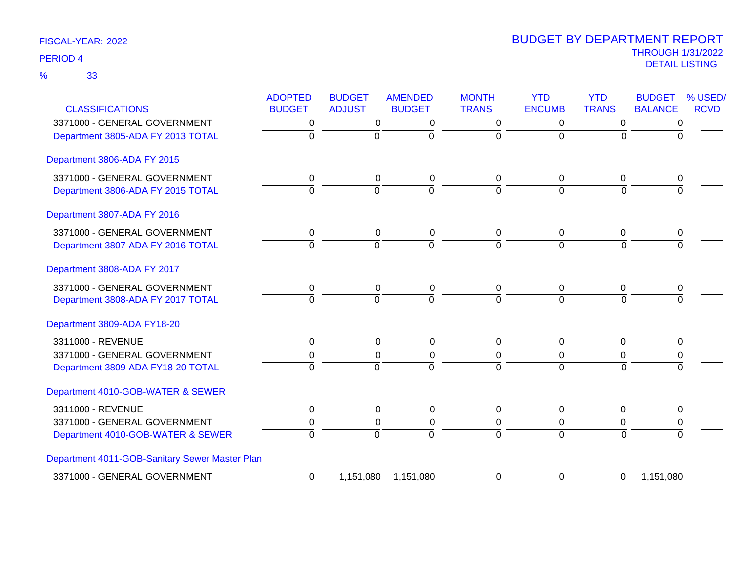FISCAL-YEAR: 2022
PERIOD 4
% 33

# BUDGET BY DEPARTMENT REPORT
THROUGH 1/31/2022
DETAIL LISTING

| CLASSIFICATIONS | ADOPTED BUDGET | BUDGET ADJUST | AMENDED BUDGET | MONTH TRANS | YTD ENCUMB | YTD TRANS | BUDGET BALANCE | % USED/ RCVD |
|---|---|---|---|---|---|---|---|---|
| 3371000 - GENERAL GOVERNMENT | 0 | 0 | 0 | 0 | 0 | 0 | 0 | |
| Department 3805-ADA FY 2013 TOTAL | 0 | 0 | 0 | 0 | 0 | 0 | 0 | |
| Department 3806-ADA FY 2015 | | | | | | | | |
| 3371000 - GENERAL GOVERNMENT | 0 | 0 | 0 | 0 | 0 | 0 | 0 | |
| Department 3806-ADA FY 2015 TOTAL | 0 | 0 | 0 | 0 | 0 | 0 | 0 | |
| Department 3807-ADA FY 2016 | | | | | | | | |
| 3371000 - GENERAL GOVERNMENT | 0 | 0 | 0 | 0 | 0 | 0 | 0 | |
| Department 3807-ADA FY 2016 TOTAL | 0 | 0 | 0 | 0 | 0 | 0 | 0 | |
| Department 3808-ADA FY 2017 | | | | | | | | |
| 3371000 - GENERAL GOVERNMENT | 0 | 0 | 0 | 0 | 0 | 0 | 0 | |
| Department 3808-ADA FY 2017 TOTAL | 0 | 0 | 0 | 0 | 0 | 0 | 0 | |
| Department 3809-ADA FY18-20 | | | | | | | | |
| 3311000 - REVENUE | 0 | 0 | 0 | 0 | 0 | 0 | 0 | |
| 3371000 - GENERAL GOVERNMENT | 0 | 0 | 0 | 0 | 0 | 0 | 0 | |
| Department 3809-ADA FY18-20 TOTAL | 0 | 0 | 0 | 0 | 0 | 0 | 0 | |
| Department 4010-GOB-WATER & SEWER | | | | | | | | |
| 3311000 - REVENUE | 0 | 0 | 0 | 0 | 0 | 0 | 0 | |
| 3371000 - GENERAL GOVERNMENT | 0 | 0 | 0 | 0 | 0 | 0 | 0 | |
| Department 4010-GOB-WATER & SEWER | 0 | 0 | 0 | 0 | 0 | 0 | 0 | |
| Department 4011-GOB-Sanitary Sewer Master Plan | | | | | | | | |
| 3371000 - GENERAL GOVERNMENT | 0 | 1,151,080 | 1,151,080 | 0 | 0 | 0 | 1,151,080 | |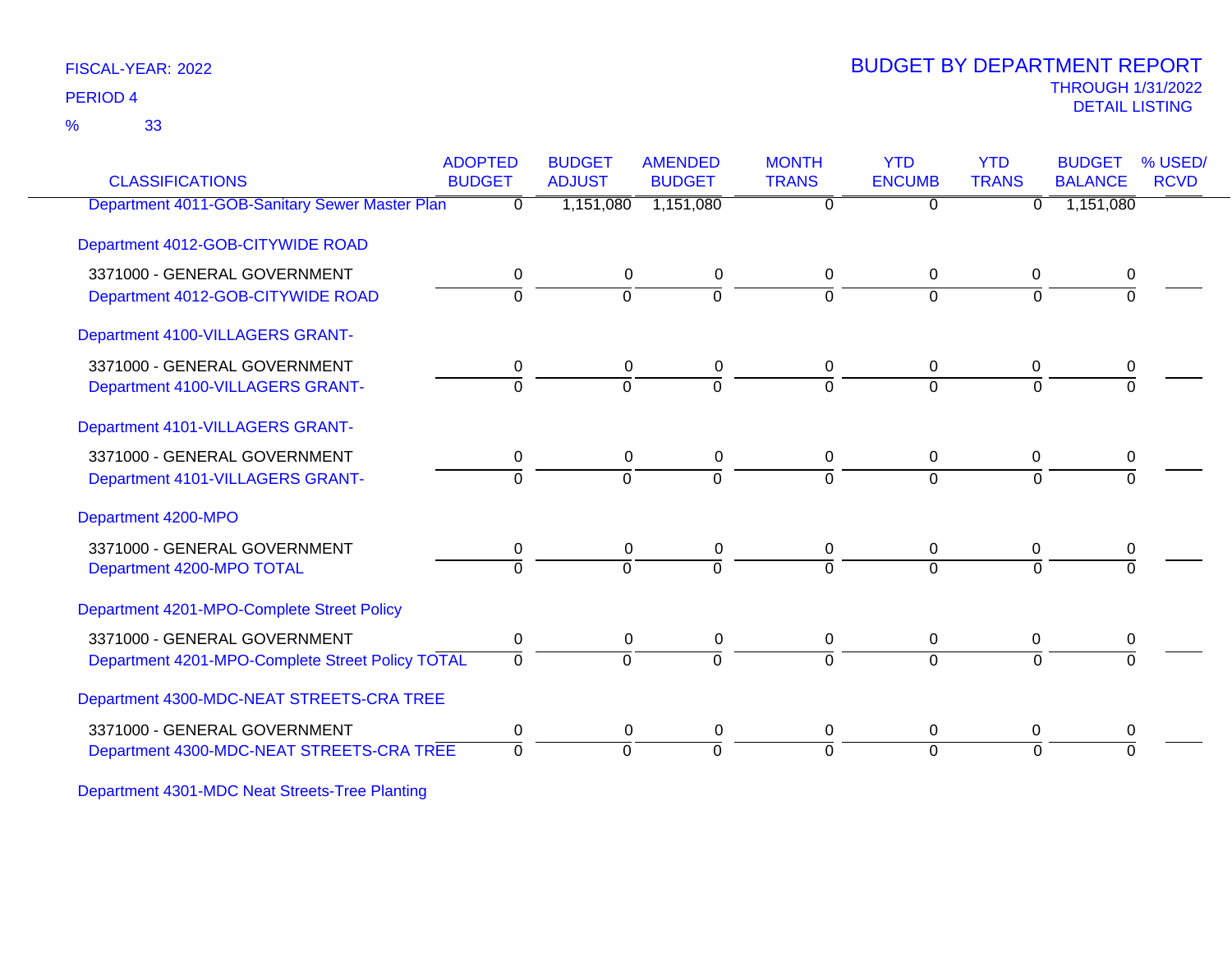FISCAL-YEAR: 2022

PERIOD 4

% 33

# BUDGET BY DEPARTMENT REPORT

THROUGH 1/31/2022

DETAIL LISTING

| CLASSIFICATIONS | ADOPTED BUDGET | BUDGET ADJUST | AMENDED BUDGET | MONTH TRANS | YTD ENCUMB | YTD TRANS | BUDGET BALANCE | % USED/ RCVD |
|---|---|---|---|---|---|---|---|---|
| Department 4011-GOB-Sanitary Sewer Master Plan | 0 | 1,151,080 | 1,151,080 | 0 | 0 | 0 | 1,151,080 | |
| Department 4012-GOB-CITYWIDE ROAD | | | | | | | | |
| 3371000 - GENERAL GOVERNMENT | 0 | 0 | 0 | 0 | 0 | 0 | 0 | |
| Department 4012-GOB-CITYWIDE ROAD | 0 | 0 | 0 | 0 | 0 | 0 | 0 | |
| Department 4100-VILLAGERS GRANT- | | | | | | | | |
| 3371000 - GENERAL GOVERNMENT | 0 | 0 | 0 | 0 | 0 | 0 | 0 | |
| Department 4100-VILLAGERS GRANT- | 0 | 0 | 0 | 0 | 0 | 0 | 0 | |
| Department 4101-VILLAGERS GRANT- | | | | | | | | |
| 3371000 - GENERAL GOVERNMENT | 0 | 0 | 0 | 0 | 0 | 0 | 0 | |
| Department 4101-VILLAGERS GRANT- | 0 | 0 | 0 | 0 | 0 | 0 | 0 | |
| Department 4200-MPO | | | | | | | | |
| 3371000 - GENERAL GOVERNMENT | 0 | 0 | 0 | 0 | 0 | 0 | 0 | |
| Department 4200-MPO TOTAL | 0 | 0 | 0 | 0 | 0 | 0 | 0 | |
| Department 4201-MPO-Complete Street Policy | | | | | | | | |
| 3371000 - GENERAL GOVERNMENT | 0 | 0 | 0 | 0 | 0 | 0 | 0 | |
| Department 4201-MPO-Complete Street Policy TOTAL | 0 | 0 | 0 | 0 | 0 | 0 | 0 | |
| Department 4300-MDC-NEAT STREETS-CRA TREE | | | | | | | | |
| 3371000 - GENERAL GOVERNMENT | 0 | 0 | 0 | 0 | 0 | 0 | 0 | |
| Department 4300-MDC-NEAT STREETS-CRA TREE | 0 | 0 | 0 | 0 | 0 | 0 | 0 | |
| Department 4301-MDC Neat Streets-Tree Planting | | | | | | | | |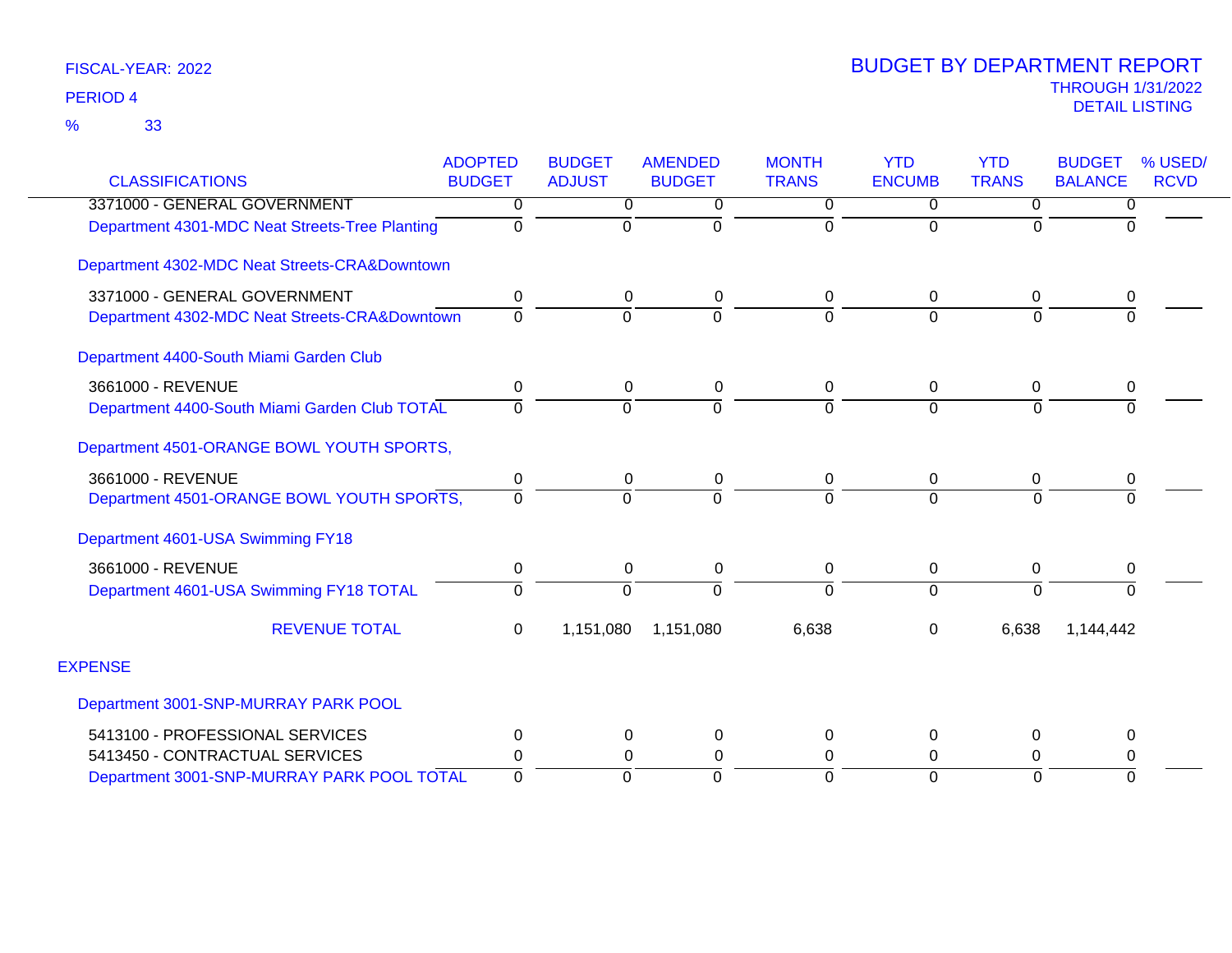FISCAL-YEAR: 2022

PERIOD 4

% 33

# BUDGET BY DEPARTMENT REPORT

THROUGH 1/31/2022

DETAIL LISTING

| CLASSIFICATIONS | ADOPTED BUDGET | BUDGET ADJUST | AMENDED BUDGET | MONTH TRANS | YTD ENCUMB | YTD TRANS | BUDGET BALANCE | % USED/ RCVD |
|---|---|---|---|---|---|---|---|---|
| 3371000 - GENERAL GOVERNMENT | 0 | 0 | 0 | 0 | 0 | 0 | 0 | |
| Department 4301-MDC Neat Streets-Tree Planting | 0 | 0 | 0 | 0 | 0 | 0 | 0 | |
| Department 4302-MDC Neat Streets-CRA&Downtown | | | | | | | | |
| 3371000 - GENERAL GOVERNMENT | 0 | 0 | 0 | 0 | 0 | 0 | 0 | |
| Department 4302-MDC Neat Streets-CRA&Downtown | 0 | 0 | 0 | 0 | 0 | 0 | 0 | |
| Department 4400-South Miami Garden Club | | | | | | | | |
| 3661000 - REVENUE | 0 | 0 | 0 | 0 | 0 | 0 | 0 | |
| Department 4400-South Miami Garden Club TOTAL | 0 | 0 | 0 | 0 | 0 | 0 | 0 | |
| Department 4501-ORANGE BOWL YOUTH SPORTS, | | | | | | | | |
| 3661000 - REVENUE | 0 | 0 | 0 | 0 | 0 | 0 | 0 | |
| Department 4501-ORANGE BOWL YOUTH SPORTS, | 0 | 0 | 0 | 0 | 0 | 0 | 0 | |
| Department 4601-USA Swimming FY18 | | | | | | | | |
| 3661000 - REVENUE | 0 | 0 | 0 | 0 | 0 | 0 | 0 | |
| Department 4601-USA Swimming FY18 TOTAL | 0 | 0 | 0 | 0 | 0 | 0 | 0 | |
| REVENUE TOTAL | 0 | 1,151,080 | 1,151,080 | 6,638 | 0 | 6,638 | 1,144,442 | |
| EXPENSE | | | | | | | | |
| Department 3001-SNP-MURRAY PARK POOL | | | | | | | | |
| 5413100 - PROFESSIONAL SERVICES | 0 | 0 | 0 | 0 | 0 | 0 | 0 | |
| 5413450 - CONTRACTUAL SERVICES | 0 | 0 | 0 | 0 | 0 | 0 | 0 | |
| Department 3001-SNP-MURRAY PARK POOL TOTAL | 0 | 0 | 0 | 0 | 0 | 0 | 0 | |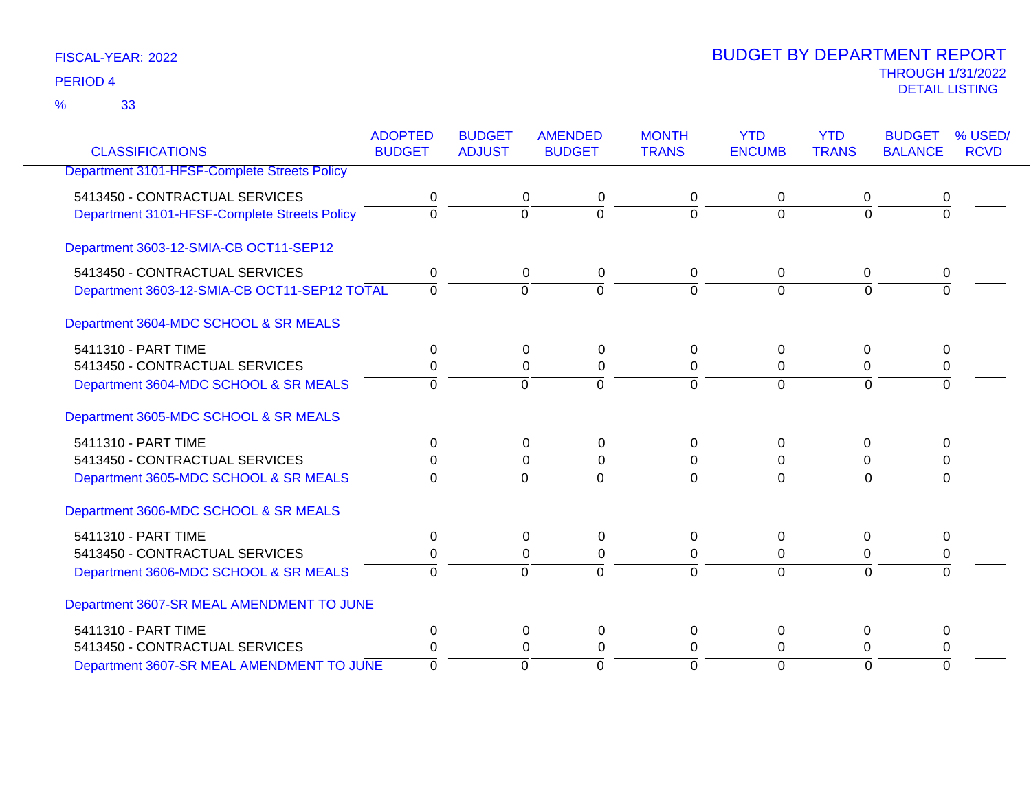FISCAL-YEAR: 2022

PERIOD 4

% 33

# BUDGET BY DEPARTMENT REPORT

THROUGH 1/31/2022

DETAIL LISTING

| CLASSIFICATIONS | ADOPTED BUDGET | BUDGET ADJUST | AMENDED BUDGET | MONTH TRANS | YTD ENCUMB | YTD TRANS | BUDGET BALANCE | % USED/ RCVD |
|---|---|---|---|---|---|---|---|---|
| Department 3101-HFSF-Complete Streets Policy | | | | | | | | |
| 5413450 - CONTRACTUAL SERVICES | 0 | 0 | 0 | 0 | 0 | 0 | 0 | |
| Department 3101-HFSF-Complete Streets Policy | 0 | 0 | 0 | 0 | 0 | 0 | 0 | |
| Department 3603-12-SMIA-CB OCT11-SEP12 | | | | | | | | |
| 5413450 - CONTRACTUAL SERVICES | 0 | 0 | 0 | 0 | 0 | 0 | 0 | |
| Department 3603-12-SMIA-CB OCT11-SEP12 TOTAL | 0 | 0 | 0 | 0 | 0 | 0 | 0 | |
| Department 3604-MDC SCHOOL & SR MEALS | | | | | | | | |
| 5411310 - PART TIME | 0 | 0 | 0 | 0 | 0 | 0 | 0 | |
| 5413450 - CONTRACTUAL SERVICES | 0 | 0 | 0 | 0 | 0 | 0 | 0 | |
| Department 3604-MDC SCHOOL & SR MEALS | 0 | 0 | 0 | 0 | 0 | 0 | 0 | |
| Department 3605-MDC SCHOOL & SR MEALS | | | | | | | | |
| 5411310 - PART TIME | 0 | 0 | 0 | 0 | 0 | 0 | 0 | |
| 5413450 - CONTRACTUAL SERVICES | 0 | 0 | 0 | 0 | 0 | 0 | 0 | |
| Department 3605-MDC SCHOOL & SR MEALS | 0 | 0 | 0 | 0 | 0 | 0 | 0 | |
| Department 3606-MDC SCHOOL & SR MEALS | | | | | | | | |
| 5411310 - PART TIME | 0 | 0 | 0 | 0 | 0 | 0 | 0 | |
| 5413450 - CONTRACTUAL SERVICES | 0 | 0 | 0 | 0 | 0 | 0 | 0 | |
| Department 3606-MDC SCHOOL & SR MEALS | 0 | 0 | 0 | 0 | 0 | 0 | 0 | |
| Department 3607-SR MEAL AMENDMENT TO JUNE | | | | | | | | |
| 5411310 - PART TIME | 0 | 0 | 0 | 0 | 0 | 0 | 0 | |
| 5413450 - CONTRACTUAL SERVICES | 0 | 0 | 0 | 0 | 0 | 0 | 0 | |
| Department 3607-SR MEAL AMENDMENT TO JUNE | 0 | 0 | 0 | 0 | 0 | 0 | 0 | |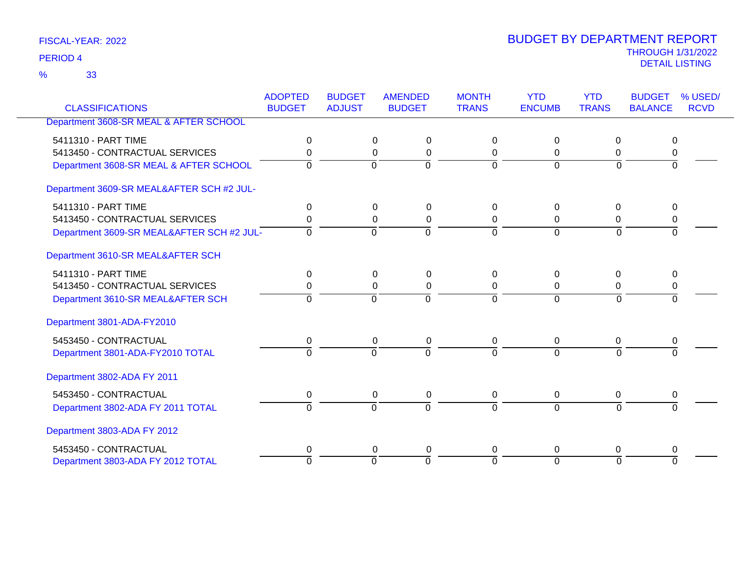FISCAL-YEAR: 2022

PERIOD 4

% 33

# BUDGET BY DEPARTMENT REPORT

THROUGH 1/31/2022

DETAIL LISTING

| CLASSIFICATIONS | ADOPTED BUDGET | BUDGET ADJUST | AMENDED BUDGET | MONTH TRANS | YTD ENCUMB | YTD TRANS | BUDGET BALANCE | % USED/ RCVD |
|---|---|---|---|---|---|---|---|---|
| Department 3608-SR MEAL & AFTER SCHOOL | | | | | | | | |
| 5411310 - PART TIME | 0 | 0 | 0 | 0 | 0 | 0 | 0 | |
| 5413450 - CONTRACTUAL SERVICES | 0 | 0 | 0 | 0 | 0 | 0 | 0 | |
| Department 3608-SR MEAL & AFTER SCHOOL | 0 | 0 | 0 | 0 | 0 | 0 | 0 | |
| Department 3609-SR MEAL&AFTER SCH #2 JUL- | | | | | | | | |
| 5411310 - PART TIME | 0 | 0 | 0 | 0 | 0 | 0 | 0 | |
| 5413450 - CONTRACTUAL SERVICES | 0 | 0 | 0 | 0 | 0 | 0 | 0 | |
| Department 3609-SR MEAL&AFTER SCH #2 JUL- | 0 | 0 | 0 | 0 | 0 | 0 | 0 | |
| Department 3610-SR MEAL&AFTER SCH | | | | | | | | |
| 5411310 - PART TIME | 0 | 0 | 0 | 0 | 0 | 0 | 0 | |
| 5413450 - CONTRACTUAL SERVICES | 0 | 0 | 0 | 0 | 0 | 0 | 0 | |
| Department 3610-SR MEAL&AFTER SCH | 0 | 0 | 0 | 0 | 0 | 0 | 0 | |
| Department 3801-ADA-FY2010 | | | | | | | | |
| 5453450 - CONTRACTUAL | 0 | 0 | 0 | 0 | 0 | 0 | 0 | |
| Department 3801-ADA-FY2010 TOTAL | 0 | 0 | 0 | 0 | 0 | 0 | 0 | |
| Department 3802-ADA FY 2011 | | | | | | | | |
| 5453450 - CONTRACTUAL | 0 | 0 | 0 | 0 | 0 | 0 | 0 | |
| Department 3802-ADA FY 2011 TOTAL | 0 | 0 | 0 | 0 | 0 | 0 | 0 | |
| Department 3803-ADA FY 2012 | | | | | | | | |
| 5453450 - CONTRACTUAL | 0 | 0 | 0 | 0 | 0 | 0 | 0 | |
| Department 3803-ADA FY 2012 TOTAL | 0 | 0 | 0 | 0 | 0 | 0 | 0 | |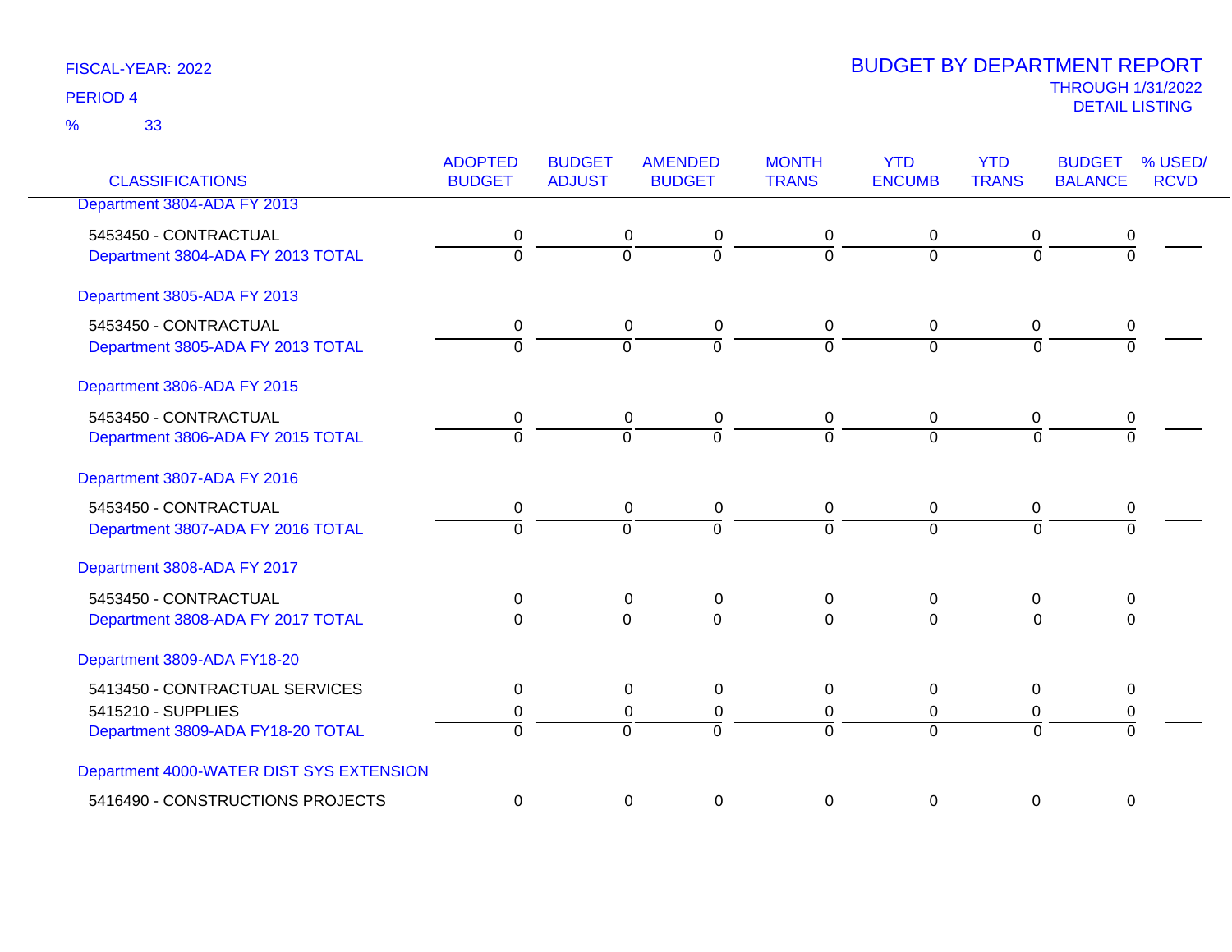FISCAL-YEAR: 2022

PERIOD 4

% 33

# BUDGET BY DEPARTMENT REPORT

THROUGH 1/31/2022

DETAIL LISTING

| CLASSIFICATIONS | ADOPTED BUDGET | BUDGET ADJUST | AMENDED BUDGET | MONTH TRANS | YTD ENCUMB | YTD TRANS | BUDGET BALANCE | % USED/ RCVD |
|---|---|---|---|---|---|---|---|---|
| Department 3804-ADA FY 2013 | | | | | | | | |
| 5453450 - CONTRACTUAL | 0 | 0 | 0 | 0 | 0 | 0 | 0 | |
| Department 3804-ADA FY 2013 TOTAL | 0 | 0 | 0 | 0 | 0 | 0 | 0 | |
| Department 3805-ADA FY 2013 | | | | | | | | |
| 5453450 - CONTRACTUAL | 0 | 0 | 0 | 0 | 0 | 0 | 0 | |
| Department 3805-ADA FY 2013 TOTAL | 0 | 0 | 0 | 0 | 0 | 0 | 0 | |
| Department 3806-ADA FY 2015 | | | | | | | | |
| 5453450 - CONTRACTUAL | 0 | 0 | 0 | 0 | 0 | 0 | 0 | |
| Department 3806-ADA FY 2015 TOTAL | 0 | 0 | 0 | 0 | 0 | 0 | 0 | |
| Department 3807-ADA FY 2016 | | | | | | | | |
| 5453450 - CONTRACTUAL | 0 | 0 | 0 | 0 | 0 | 0 | 0 | |
| Department 3807-ADA FY 2016 TOTAL | 0 | 0 | 0 | 0 | 0 | 0 | 0 | |
| Department 3808-ADA FY 2017 | | | | | | | | |
| 5453450 - CONTRACTUAL | 0 | 0 | 0 | 0 | 0 | 0 | 0 | |
| Department 3808-ADA FY 2017 TOTAL | 0 | 0 | 0 | 0 | 0 | 0 | 0 | |
| Department 3809-ADA FY18-20 | | | | | | | | |
| 5413450 - CONTRACTUAL SERVICES | 0 | 0 | 0 | 0 | 0 | 0 | 0 | |
| 5415210 - SUPPLIES | 0 | 0 | 0 | 0 | 0 | 0 | 0 | |
| Department 3809-ADA FY18-20 TOTAL | 0 | 0 | 0 | 0 | 0 | 0 | 0 | |
| Department 4000-WATER DIST SYS EXTENSION | | | | | | | | |
| 5416490 - CONSTRUCTIONS PROJECTS | 0 | 0 | 0 | 0 | 0 | 0 | 0 | |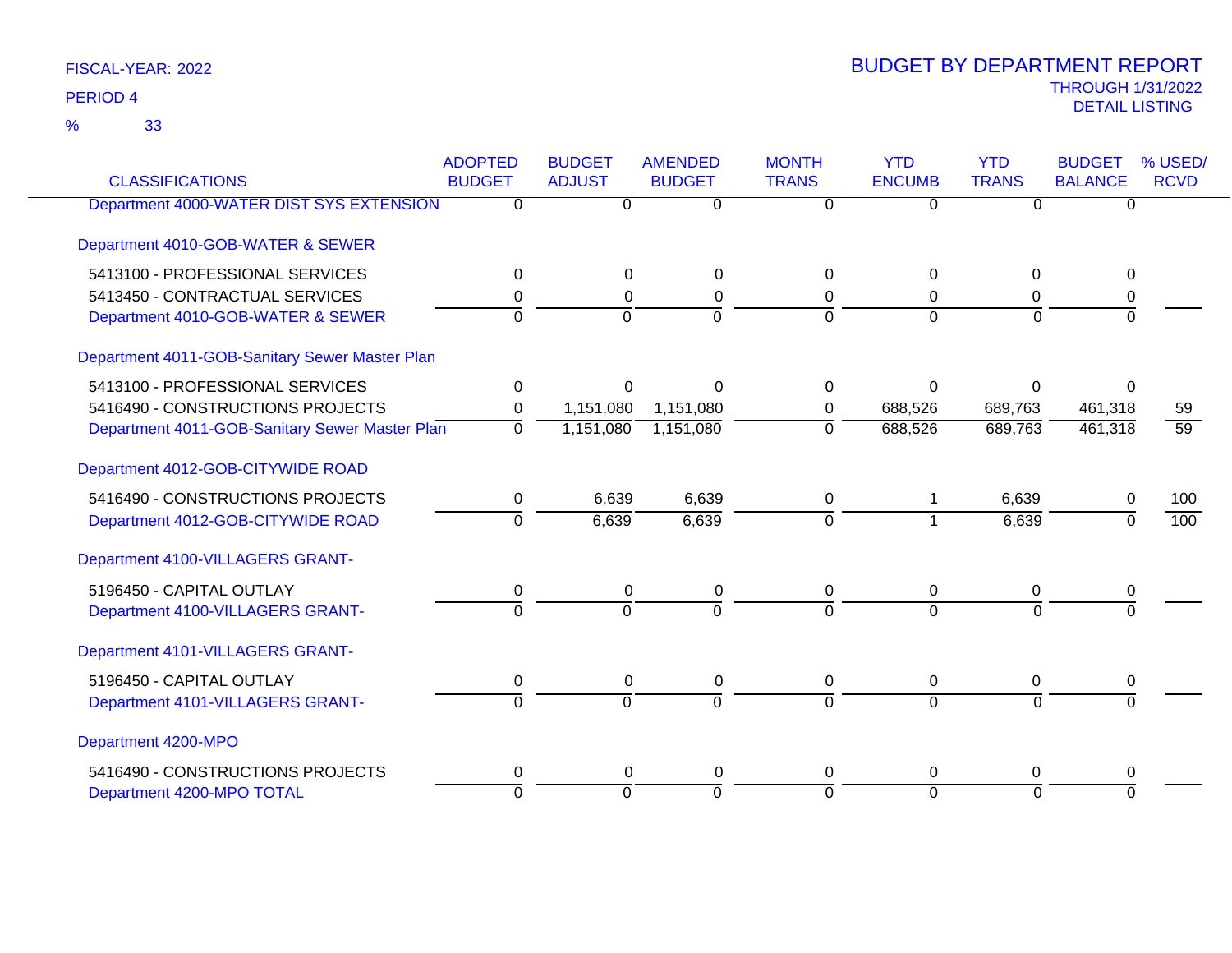FISCAL-YEAR: 2022

PERIOD 4

% 33

# BUDGET BY DEPARTMENT REPORT

THROUGH 1/31/2022

DETAIL LISTING

| CLASSIFICATIONS | ADOPTED BUDGET | BUDGET ADJUST | AMENDED BUDGET | MONTH TRANS | YTD ENCUMB | YTD TRANS | BUDGET BALANCE | % USED/ RCVD |
|---|---|---|---|---|---|---|---|---|
| Department 4000-WATER DIST SYS EXTENSION | 0 | 0 | 0 | 0 | 0 | 0 | 0 | |
| Department 4010-GOB-WATER & SEWER | | | | | | | | |
| 5413100 - PROFESSIONAL SERVICES | 0 | 0 | 0 | 0 | 0 | 0 | 0 | |
| 5413450 - CONTRACTUAL SERVICES | 0 | 0 | 0 | 0 | 0 | 0 | 0 | |
| Department 4010-GOB-WATER & SEWER | 0 | 0 | 0 | 0 | 0 | 0 | 0 | |
| Department 4011-GOB-Sanitary Sewer Master Plan | | | | | | | | |
| 5413100 - PROFESSIONAL SERVICES | 0 | 0 | 0 | 0 | 0 | 0 | 0 | |
| 5416490 - CONSTRUCTIONS PROJECTS | 0 | 1,151,080 | 1,151,080 | 0 | 688,526 | 689,763 | 461,318 | 59 |
| Department 4011-GOB-Sanitary Sewer Master Plan | 0 | 1,151,080 | 1,151,080 | 0 | 688,526 | 689,763 | 461,318 | 59 |
| Department 4012-GOB-CITYWIDE ROAD | | | | | | | | |
| 5416490 - CONSTRUCTIONS PROJECTS | 0 | 6,639 | 6,639 | 0 | 1 | 6,639 | 0 | 100 |
| Department 4012-GOB-CITYWIDE ROAD | 0 | 6,639 | 6,639 | 0 | 1 | 6,639 | 0 | 100 |
| Department 4100-VILLAGERS GRANT- | | | | | | | | |
| 5196450 - CAPITAL OUTLAY | 0 | 0 | 0 | 0 | 0 | 0 | 0 | |
| Department 4100-VILLAGERS GRANT- | 0 | 0 | 0 | 0 | 0 | 0 | 0 | |
| Department 4101-VILLAGERS GRANT- | | | | | | | | |
| 5196450 - CAPITAL OUTLAY | 0 | 0 | 0 | 0 | 0 | 0 | 0 | |
| Department 4101-VILLAGERS GRANT- | 0 | 0 | 0 | 0 | 0 | 0 | 0 | |
| Department 4200-MPO | | | | | | | | |
| 5416490 - CONSTRUCTIONS PROJECTS | 0 | 0 | 0 | 0 | 0 | 0 | 0 | |
| Department 4200-MPO TOTAL | 0 | 0 | 0 | 0 | 0 | 0 | 0 | |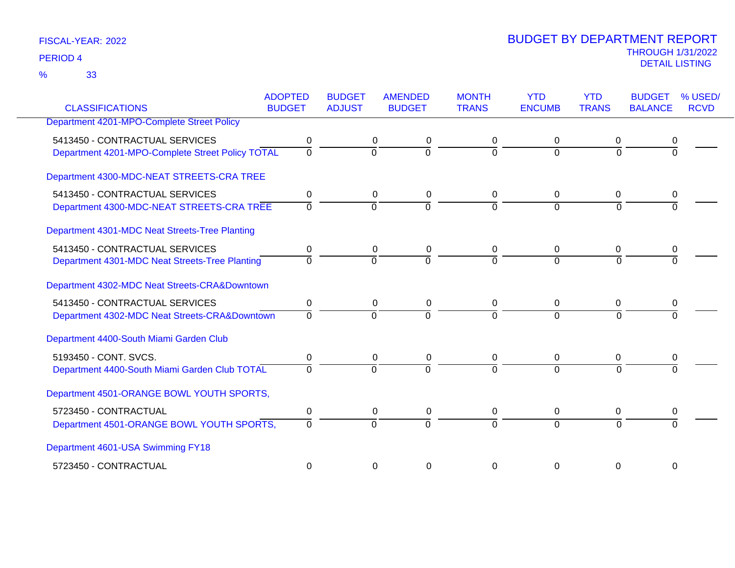FISCAL-YEAR: 2022

PERIOD 4

% 33

# BUDGET BY DEPARTMENT REPORT

THROUGH 1/31/2022

DETAIL LISTING

| CLASSIFICATIONS | ADOPTED BUDGET | BUDGET ADJUST | AMENDED BUDGET | MONTH TRANS | YTD ENCUMB | YTD TRANS | BUDGET BALANCE | % USED/ RCVD |
|---|---|---|---|---|---|---|---|---|
| Department 4201-MPO-Complete Street Policy | | | | | | | | |
| 5413450 - CONTRACTUAL SERVICES | 0 | 0 | 0 | 0 | 0 | 0 | 0 | |
| Department 4201-MPO-Complete Street Policy TOTAL | 0 | 0 | 0 | 0 | 0 | 0 | 0 | |
| Department 4300-MDC-NEAT STREETS-CRA TREE | | | | | | | | |
| 5413450 - CONTRACTUAL SERVICES | 0 | 0 | 0 | 0 | 0 | 0 | 0 | |
| Department 4300-MDC-NEAT STREETS-CRA TREE | 0 | 0 | 0 | 0 | 0 | 0 | 0 | |
| Department 4301-MDC Neat Streets-Tree Planting | | | | | | | | |
| 5413450 - CONTRACTUAL SERVICES | 0 | 0 | 0 | 0 | 0 | 0 | 0 | |
| Department 4301-MDC Neat Streets-Tree Planting | 0 | 0 | 0 | 0 | 0 | 0 | 0 | |
| Department 4302-MDC Neat Streets-CRA&Downtown | | | | | | | | |
| 5413450 - CONTRACTUAL SERVICES | 0 | 0 | 0 | 0 | 0 | 0 | 0 | |
| Department 4302-MDC Neat Streets-CRA&Downtown | 0 | 0 | 0 | 0 | 0 | 0 | 0 | |
| Department 4400-South Miami Garden Club | | | | | | | | |
| 5193450 - CONT. SVCS. | 0 | 0 | 0 | 0 | 0 | 0 | 0 | |
| Department 4400-South Miami Garden Club TOTAL | 0 | 0 | 0 | 0 | 0 | 0 | 0 | |
| Department 4501-ORANGE BOWL YOUTH SPORTS, | | | | | | | | |
| 5723450 - CONTRACTUAL | 0 | 0 | 0 | 0 | 0 | 0 | 0 | |
| Department 4501-ORANGE BOWL YOUTH SPORTS, | 0 | 0 | 0 | 0 | 0 | 0 | 0 | |
| Department 4601-USA Swimming FY18 | | | | | | | | |
| 5723450 - CONTRACTUAL | 0 | 0 | 0 | 0 | 0 | 0 | 0 | |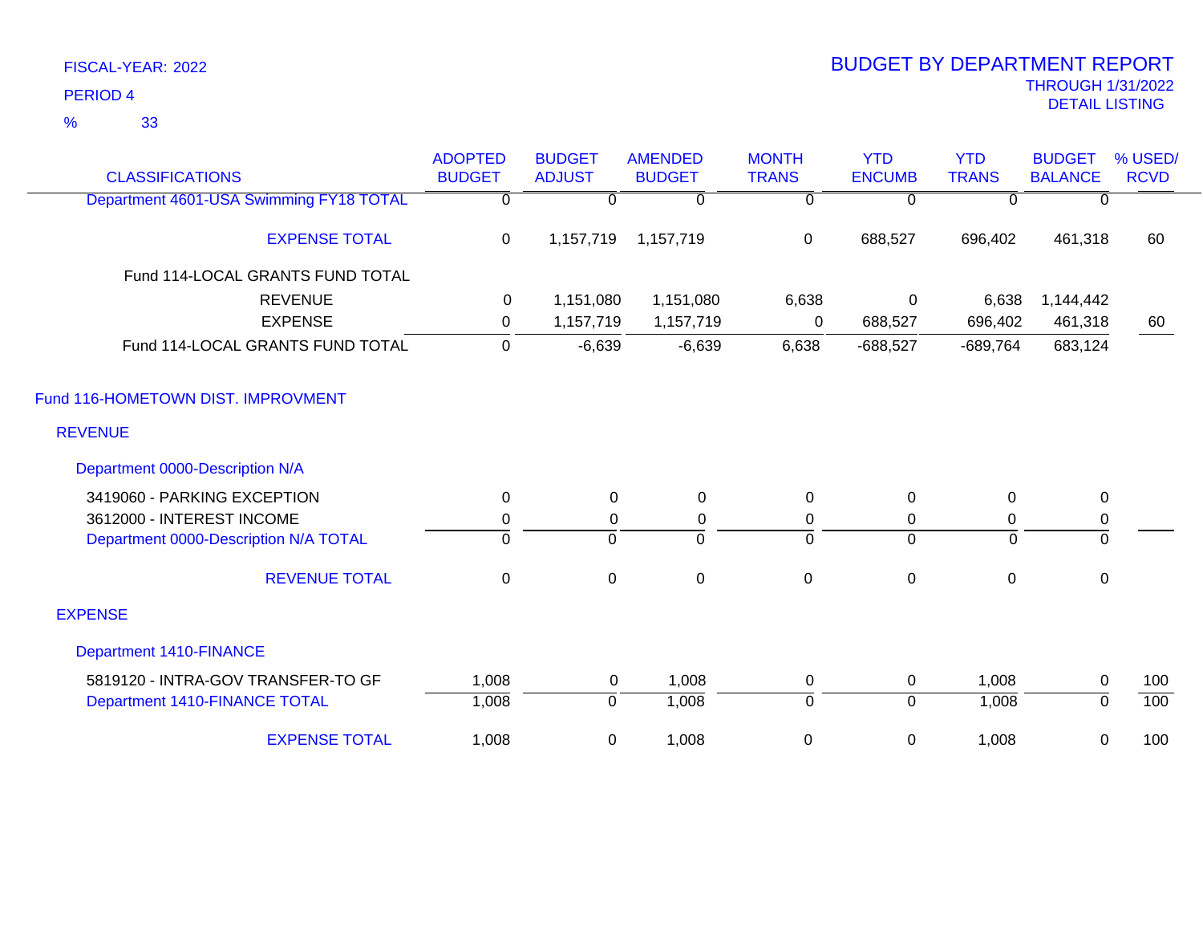FISCAL-YEAR: 2022

PERIOD 4

% 33

# BUDGET BY DEPARTMENT REPORT

THROUGH 1/31/2022

DETAIL LISTING

| CLASSIFICATIONS | ADOPTED BUDGET | BUDGET ADJUST | AMENDED BUDGET | MONTH TRANS | YTD ENCUMB | YTD TRANS | BUDGET BALANCE | % USED/ RCVD |
|---|---|---|---|---|---|---|---|---|
| Department 4601-USA Swimming FY18 TOTAL | 0 | 0 | 0 | 0 | 0 | 0 | 0 | |
| EXPENSE TOTAL | 0 | 1,157,719 | 1,157,719 | 0 | 688,527 | 696,402 | 461,318 | 60 |
| Fund 114-LOCAL GRANTS FUND TOTAL | | | | | | | | |
| REVENUE | 0 | 1,151,080 | 1,151,080 | 6,638 | 0 | 6,638 | 1,144,442 | |
| EXPENSE | 0 | 1,157,719 | 1,157,719 | 0 | 688,527 | 696,402 | 461,318 | 60 |
| Fund 114-LOCAL GRANTS FUND TOTAL | 0 | -6,639 | -6,639 | 6,638 | -688,527 | -689,764 | 683,124 | |
| Fund 116-HOMETOWN DIST. IMPROVMENT | | | | | | | | |
| REVENUE | | | | | | | | |
| Department 0000-Description N/A | | | | | | | | |
| 3419060 - PARKING EXCEPTION | 0 | 0 | 0 | 0 | 0 | 0 | 0 | |
| 3612000 - INTEREST INCOME | 0 | 0 | 0 | 0 | 0 | 0 | 0 | |
| Department 0000-Description N/A TOTAL | 0 | 0 | 0 | 0 | 0 | 0 | 0 | |
| REVENUE TOTAL | 0 | 0 | 0 | 0 | 0 | 0 | 0 | |
| EXPENSE | | | | | | | | |
| Department 1410-FINANCE | | | | | | | | |
| 5819120 - INTRA-GOV TRANSFER-TO GF | 1,008 | 0 | 1,008 | 0 | 0 | 1,008 | 0 | 100 |
| Department 1410-FINANCE TOTAL | 1,008 | 0 | 1,008 | 0 | 0 | 1,008 | 0 | 100 |
| EXPENSE TOTAL | 1,008 | 0 | 1,008 | 0 | 0 | 1,008 | 0 | 100 |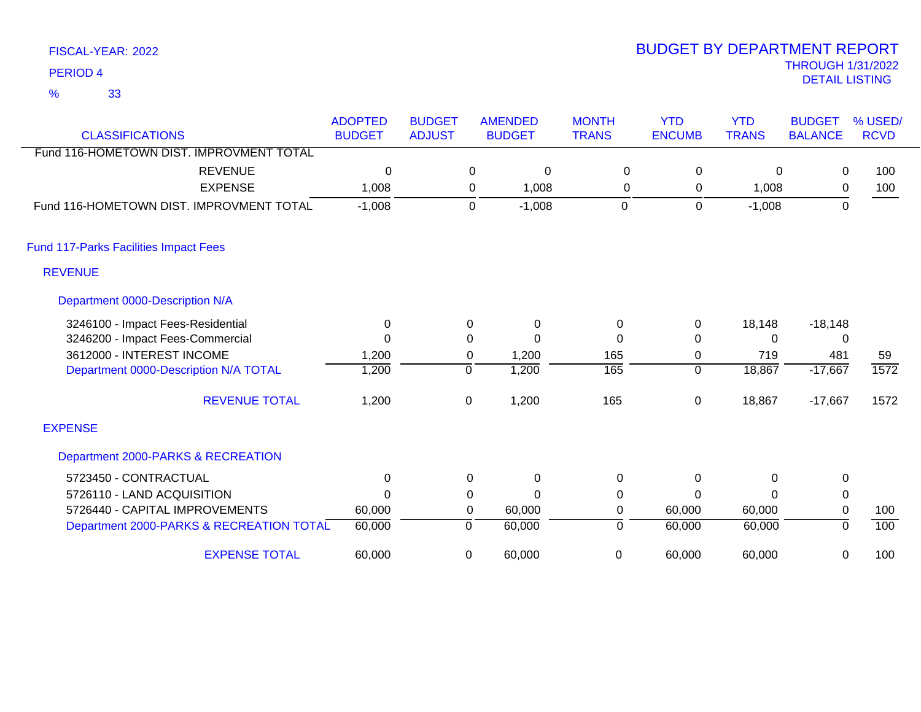FISCAL-YEAR: 2022

PERIOD 4

% 33

# BUDGET BY DEPARTMENT REPORT

THROUGH 1/31/2022

DETAIL LISTING

| CLASSIFICATIONS | ADOPTED BUDGET | BUDGET ADJUST | AMENDED BUDGET | MONTH TRANS | YTD ENCUMB | YTD TRANS | BUDGET BALANCE | % USED/ RCVD |
|---|---|---|---|---|---|---|---|---|
| Fund 116-HOMETOWN DIST. IMPROVMENT TOTAL | | | | | | | | |
| REVENUE | 0 | 0 | 0 | 0 | 0 | 0 | 0 | 100 |
| EXPENSE | 1,008 | 0 | 1,008 | 0 | 0 | 1,008 | 0 | 100 |
| Fund 116-HOMETOWN DIST. IMPROVMENT TOTAL | -1,008 | 0 | -1,008 | 0 | 0 | -1,008 | 0 | |
| **Fund 117-Parks Facilities Impact Fees** | | | | | | | | |
| **REVENUE** | | | | | | | | |
| **Department 0000-Description N/A** | | | | | | | | |
| 3246100 - Impact Fees-Residential | 0 | 0 | 0 | 0 | 0 | 18,148 | -18,148 | |
| 3246200 - Impact Fees-Commercial | 0 | 0 | 0 | 0 | 0 | 0 | 0 | |
| 3612000 - INTEREST INCOME | 1,200 | 0 | 1,200 | 165 | 0 | 719 | 481 | 59 |
| Department 0000-Description N/A TOTAL | 1,200 | 0 | 1,200 | 165 | 0 | 18,867 | -17,667 | 1572 |
| REVENUE TOTAL | 1,200 | 0 | 1,200 | 165 | 0 | 18,867 | -17,667 | 1572 |
| **EXPENSE** | | | | | | | | |
| **Department 2000-PARKS & RECREATION** | | | | | | | | |
| 5723450 - CONTRACTUAL | 0 | 0 | 0 | 0 | 0 | 0 | 0 | |
| 5726110 - LAND ACQUISITION | 0 | 0 | 0 | 0 | 0 | 0 | 0 | |
| 5726440 - CAPITAL IMPROVEMENTS | 60,000 | 0 | 60,000 | 0 | 60,000 | 60,000 | 0 | 100 |
| Department 2000-PARKS & RECREATION TOTAL | 60,000 | 0 | 60,000 | 0 | 60,000 | 60,000 | 0 | 100 |
| EXPENSE TOTAL | 60,000 | 0 | 60,000 | 0 | 60,000 | 60,000 | 0 | 100 |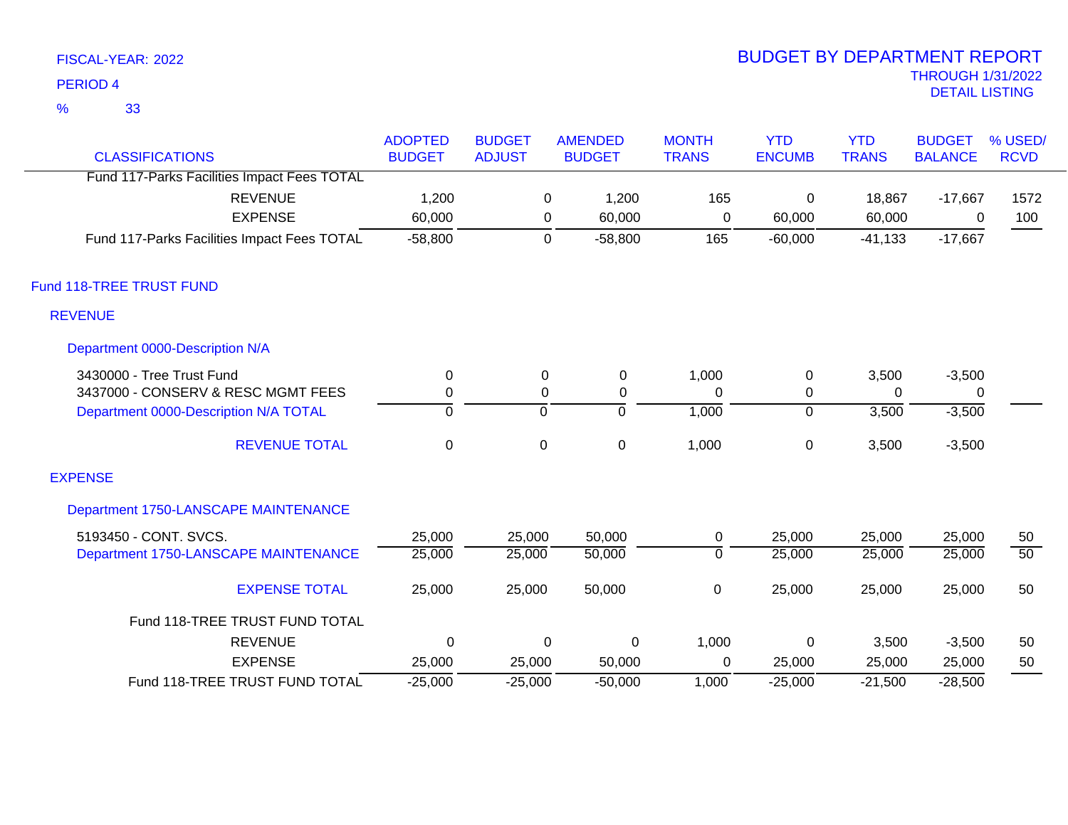FISCAL-YEAR: 2022

PERIOD 4

% 33

# BUDGET BY DEPARTMENT REPORT

THROUGH 1/31/2022

DETAIL LISTING

| CLASSIFICATIONS | ADOPTED BUDGET | BUDGET ADJUST | AMENDED BUDGET | MONTH TRANS | YTD ENCUMB | YTD TRANS | BUDGET BALANCE | % USED/ RCVD |
|---|---|---|---|---|---|---|---|---|
| Fund 117-Parks Facilities Impact Fees TOTAL | | | | | | | | |
| REVENUE | 1,200 | 0 | 1,200 | 165 | 0 | 18,867 | -17,667 | 1572 |
| EXPENSE | 60,000 | 0 | 60,000 | 0 | 60,000 | 60,000 | 0 | 100 |
| Fund 117-Parks Facilities Impact Fees TOTAL | -58,800 | 0 | -58,800 | 165 | -60,000 | -41,133 | -17,667 | |
| **Fund 118-TREE TRUST FUND** | | | | | | | | |
| **REVENUE** | | | | | | | | |
| **Department 0000-Description N/A** | | | | | | | | |
| 3430000 - Tree Trust Fund | 0 | 0 | 0 | 1,000 | 0 | 3,500 | -3,500 | |
| 3437000 - CONSERV & RESC MGMT FEES | 0 | 0 | 0 | 0 | 0 | 0 | 0 | |
| Department 0000-Description N/A TOTAL | 0 | 0 | 0 | 1,000 | 0 | 3,500 | -3,500 | |
| REVENUE TOTAL | 0 | 0 | 0 | 1,000 | 0 | 3,500 | -3,500 | |
| **EXPENSE** | | | | | | | | |
| **Department 1750-LANSCAPE MAINTENANCE** | | | | | | | | |
| 5193450 - CONT. SVCS. | 25,000 | 25,000 | 50,000 | 0 | 25,000 | 25,000 | 25,000 | 50 |
| Department 1750-LANSCAPE MAINTENANCE | 25,000 | 25,000 | 50,000 | 0 | 25,000 | 25,000 | 25,000 | 50 |
| EXPENSE TOTAL | 25,000 | 25,000 | 50,000 | 0 | 25,000 | 25,000 | 25,000 | 50 |
| Fund 118-TREE TRUST FUND TOTAL | | | | | | | | |
| REVENUE | 0 | 0 | 0 | 1,000 | 0 | 3,500 | -3,500 | 50 |
| EXPENSE | 25,000 | 25,000 | 50,000 | 0 | 25,000 | 25,000 | 25,000 | 50 |
| Fund 118-TREE TRUST FUND TOTAL | -25,000 | -25,000 | -50,000 | 1,000 | -25,000 | -21,500 | -28,500 | |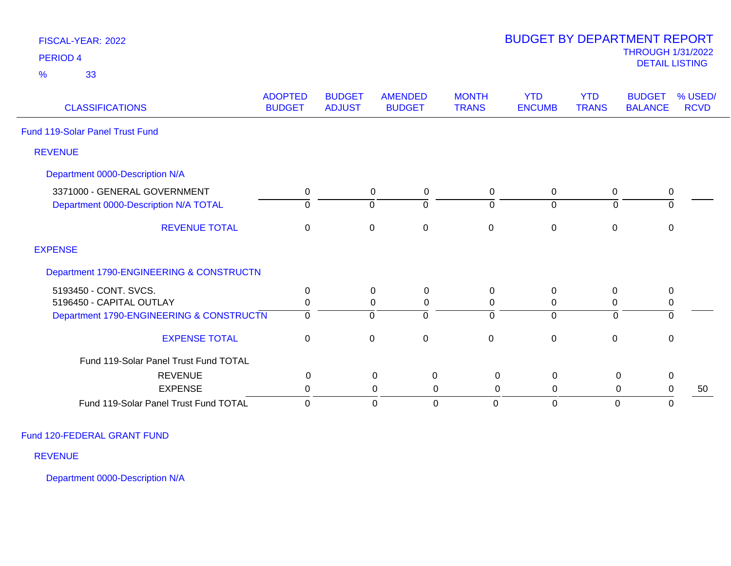FISCAL-YEAR: 2022

PERIOD 4

% 33

# BUDGET BY DEPARTMENT REPORT

THROUGH 1/31/2022

DETAIL LISTING

| CLASSIFICATIONS | ADOPTED BUDGET | BUDGET ADJUST | AMENDED BUDGET | MONTH TRANS | YTD ENCUMB | YTD TRANS | BUDGET BALANCE | % USED/ RCVD |
|---|---|---|---|---|---|---|---|---|
| **Fund 119-Solar Panel Trust Fund** | | | | | | | | |
| **REVENUE** | | | | | | | | |
| **Department 0000-Description N/A** | | | | | | | | |
| 3371000 - GENERAL GOVERNMENT | 0 | 0 | 0 | 0 | 0 | 0 | 0 | |
| Department 0000-Description N/A TOTAL | 0 | 0 | 0 | 0 | 0 | 0 | 0 | |
| REVENUE TOTAL | 0 | 0 | 0 | 0 | 0 | 0 | 0 | |
| **EXPENSE** | | | | | | | | |
| **Department 1790-ENGINEERING & CONSTRUCTN** | | | | | | | | |
| 5193450 - CONT. SVCS. | 0 | 0 | 0 | 0 | 0 | 0 | 0 | |
| 5196450 - CAPITAL OUTLAY | 0 | 0 | 0 | 0 | 0 | 0 | 0 | |
| Department 1790-ENGINEERING & CONSTRUCTN | 0 | 0 | 0 | 0 | 0 | 0 | 0 | |
| EXPENSE TOTAL | 0 | 0 | 0 | 0 | 0 | 0 | 0 | |
| Fund 119-Solar Panel Trust Fund TOTAL | | | | | | | | |
| REVENUE | 0 | 0 | 0 | 0 | 0 | 0 | 0 | |
| EXPENSE | 0 | 0 | 0 | 0 | 0 | 0 | 0 | 50 |
| Fund 119-Solar Panel Trust Fund TOTAL | 0 | 0 | 0 | 0 | 0 | 0 | 0 | |

## Fund 120-FEDERAL GRANT FUND

### REVENUE

#### Department 0000-Description N/A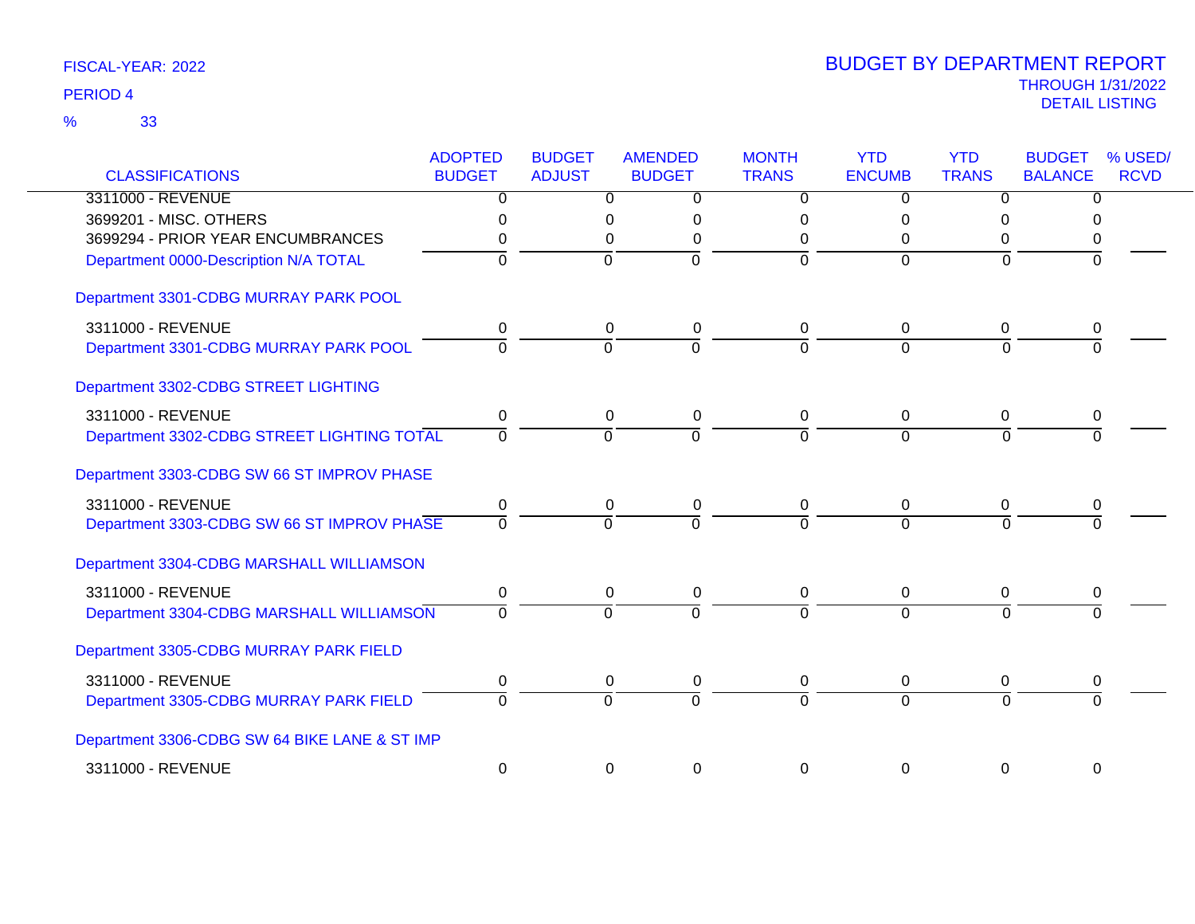FISCAL-YEAR: 2022

PERIOD 4

% 33

# BUDGET BY DEPARTMENT REPORT

THROUGH 1/31/2022

DETAIL LISTING

| CLASSIFICATIONS | ADOPTED BUDGET | BUDGET ADJUST | AMENDED BUDGET | MONTH TRANS | YTD ENCUMB | YTD TRANS | BUDGET BALANCE | % USED/ RCVD |
|---|---|---|---|---|---|---|---|---|
| 3311000 - REVENUE | 0 | 0 | 0 | 0 | 0 | 0 | 0 | |
| 3699201 - MISC. OTHERS | 0 | 0 | 0 | 0 | 0 | 0 | 0 | |
| 3699294 - PRIOR YEAR ENCUMBRANCES | 0 | 0 | 0 | 0 | 0 | 0 | 0 | |
| Department 0000-Description N/A TOTAL | 0 | 0 | 0 | 0 | 0 | 0 | 0 | |
| **Department 3301-CDBG MURRAY PARK POOL** | | | | | | | | |
| 3311000 - REVENUE | 0 | 0 | 0 | 0 | 0 | 0 | 0 | |
| Department 3301-CDBG MURRAY PARK POOL | 0 | 0 | 0 | 0 | 0 | 0 | 0 | |
| **Department 3302-CDBG STREET LIGHTING** | | | | | | | | |
| 3311000 - REVENUE | 0 | 0 | 0 | 0 | 0 | 0 | 0 | |
| Department 3302-CDBG STREET LIGHTING TOTAL | 0 | 0 | 0 | 0 | 0 | 0 | 0 | |
| **Department 3303-CDBG SW 66 ST IMPROV PHASE** | | | | | | | | |
| 3311000 - REVENUE | 0 | 0 | 0 | 0 | 0 | 0 | 0 | |
| Department 3303-CDBG SW 66 ST IMPROV PHASE | 0 | 0 | 0 | 0 | 0 | 0 | 0 | |
| **Department 3304-CDBG MARSHALL WILLIAMSON** | | | | | | | | |
| 3311000 - REVENUE | 0 | 0 | 0 | 0 | 0 | 0 | 0 | |
| Department 3304-CDBG MARSHALL WILLIAMSON | 0 | 0 | 0 | 0 | 0 | 0 | 0 | |
| **Department 3305-CDBG MURRAY PARK FIELD** | | | | | | | | |
| 3311000 - REVENUE | 0 | 0 | 0 | 0 | 0 | 0 | 0 | |
| Department 3305-CDBG MURRAY PARK FIELD | 0 | 0 | 0 | 0 | 0 | 0 | 0 | |
| **Department 3306-CDBG SW 64 BIKE LANE & ST IMP** | | | | | | | | |
| 3311000 - REVENUE | 0 | 0 | 0 | 0 | 0 | 0 | 0 | |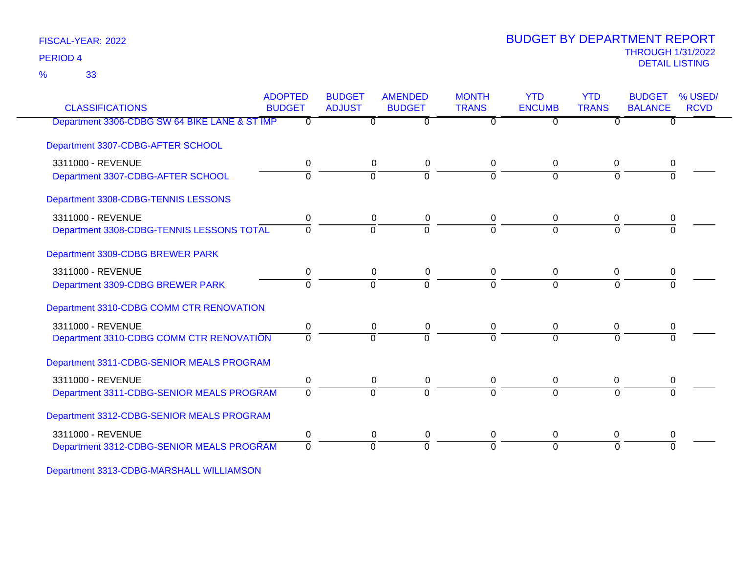FISCAL-YEAR: 2022

PERIOD 4

% 33

# BUDGET BY DEPARTMENT REPORT

THROUGH 1/31/2022

DETAIL LISTING

| CLASSIFICATIONS | ADOPTED BUDGET | BUDGET ADJUST | AMENDED BUDGET | MONTH TRANS | YTD ENCUMB | YTD TRANS | BUDGET BALANCE | % USED/ RCVD |
|---|---|---|---|---|---|---|---|---|
| Department 3306-CDBG SW 64 BIKE LANE & ST IMP | 0 | 0 | 0 | 0 | 0 | 0 | 0 | |
| Department 3307-CDBG-AFTER SCHOOL | | | | | | | | |
| 3311000 - REVENUE | 0 | 0 | 0 | 0 | 0 | 0 | 0 | |
| Department 3307-CDBG-AFTER SCHOOL | 0 | 0 | 0 | 0 | 0 | 0 | 0 | |
| Department 3308-CDBG-TENNIS LESSONS | | | | | | | | |
| 3311000 - REVENUE | 0 | 0 | 0 | 0 | 0 | 0 | 0 | |
| Department 3308-CDBG-TENNIS LESSONS TOTAL | 0 | 0 | 0 | 0 | 0 | 0 | 0 | |
| Department 3309-CDBG BREWER PARK | | | | | | | | |
| 3311000 - REVENUE | 0 | 0 | 0 | 0 | 0 | 0 | 0 | |
| Department 3309-CDBG BREWER PARK | 0 | 0 | 0 | 0 | 0 | 0 | 0 | |
| Department 3310-CDBG COMM CTR RENOVATION | | | | | | | | |
| 3311000 - REVENUE | 0 | 0 | 0 | 0 | 0 | 0 | 0 | |
| Department 3310-CDBG COMM CTR RENOVATION | 0 | 0 | 0 | 0 | 0 | 0 | 0 | |
| Department 3311-CDBG-SENIOR MEALS PROGRAM | | | | | | | | |
| 3311000 - REVENUE | 0 | 0 | 0 | 0 | 0 | 0 | 0 | |
| Department 3311-CDBG-SENIOR MEALS PROGRAM | 0 | 0 | 0 | 0 | 0 | 0 | 0 | |
| Department 3312-CDBG-SENIOR MEALS PROGRAM | | | | | | | | |
| 3311000 - REVENUE | 0 | 0 | 0 | 0 | 0 | 0 | 0 | |
| Department 3312-CDBG-SENIOR MEALS PROGRAM | 0 | 0 | 0 | 0 | 0 | 0 | 0 | |
| Department 3313-CDBG-MARSHALL WILLIAMSON | | | | | | | | |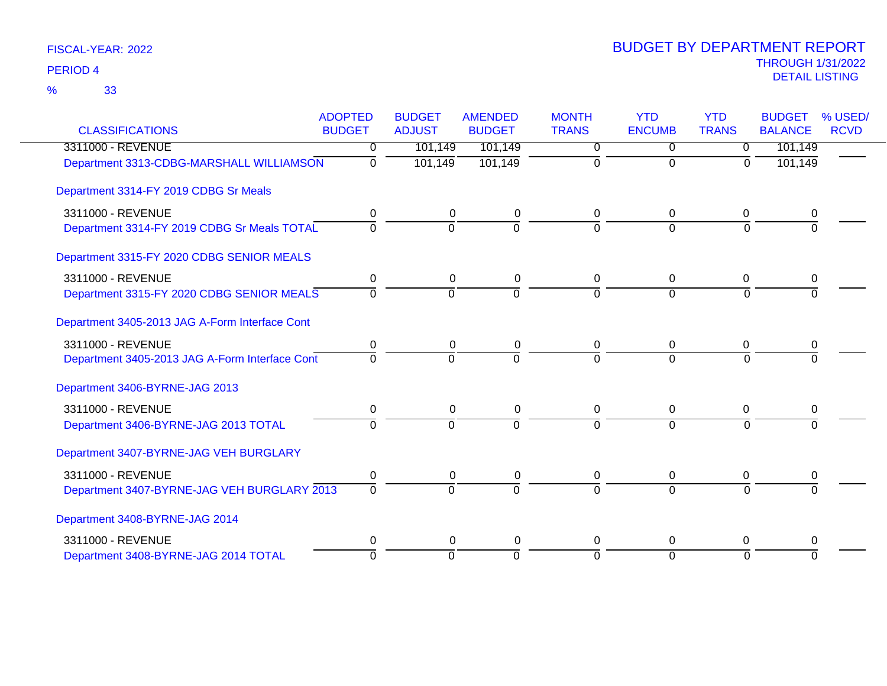FISCAL-YEAR: 2022

PERIOD 4

% 33

# BUDGET BY DEPARTMENT REPORT

THROUGH 1/31/2022

DETAIL LISTING

| CLASSIFICATIONS | ADOPTED BUDGET | BUDGET ADJUST | AMENDED BUDGET | MONTH TRANS | YTD ENCUMB | YTD TRANS | BUDGET BALANCE | % USED/ RCVD |
|---|---|---|---|---|---|---|---|---|
| 3311000 - REVENUE | 0 | 101,149 | 101,149 | 0 | 0 | 0 | 101,149 | |
| Department 3313-CDBG-MARSHALL WILLIAMSON | 0 | 101,149 | 101,149 | 0 | 0 | 0 | 101,149 | |
| **Department 3314-FY 2019 CDBG Sr Meals** | | | | | | | | |
| 3311000 - REVENUE | 0 | 0 | 0 | 0 | 0 | 0 | 0 | |
| Department 3314-FY 2019 CDBG Sr Meals TOTAL | 0 | 0 | 0 | 0 | 0 | 0 | 0 | |
| **Department 3315-FY 2020 CDBG SENIOR MEALS** | | | | | | | | |
| 3311000 - REVENUE | 0 | 0 | 0 | 0 | 0 | 0 | 0 | |
| Department 3315-FY 2020 CDBG SENIOR MEALS | 0 | 0 | 0 | 0 | 0 | 0 | 0 | |
| **Department 3405-2013 JAG A-Form Interface Cont** | | | | | | | | |
| 3311000 - REVENUE | 0 | 0 | 0 | 0 | 0 | 0 | 0 | |
| Department 3405-2013 JAG A-Form Interface Cont | 0 | 0 | 0 | 0 | 0 | 0 | 0 | |
| **Department 3406-BYRNE-JAG 2013** | | | | | | | | |
| 3311000 - REVENUE | 0 | 0 | 0 | 0 | 0 | 0 | 0 | |
| Department 3406-BYRNE-JAG 2013 TOTAL | 0 | 0 | 0 | 0 | 0 | 0 | 0 | |
| **Department 3407-BYRNE-JAG VEH BURGLARY** | | | | | | | | |
| 3311000 - REVENUE | 0 | 0 | 0 | 0 | 0 | 0 | 0 | |
| Department 3407-BYRNE-JAG VEH BURGLARY 2013 | 0 | 0 | 0 | 0 | 0 | 0 | 0 | |
| **Department 3408-BYRNE-JAG 2014** | | | | | | | | |
| 3311000 - REVENUE | 0 | 0 | 0 | 0 | 0 | 0 | 0 | |
| Department 3408-BYRNE-JAG 2014 TOTAL | 0 | 0 | 0 | 0 | 0 | 0 | 0 | |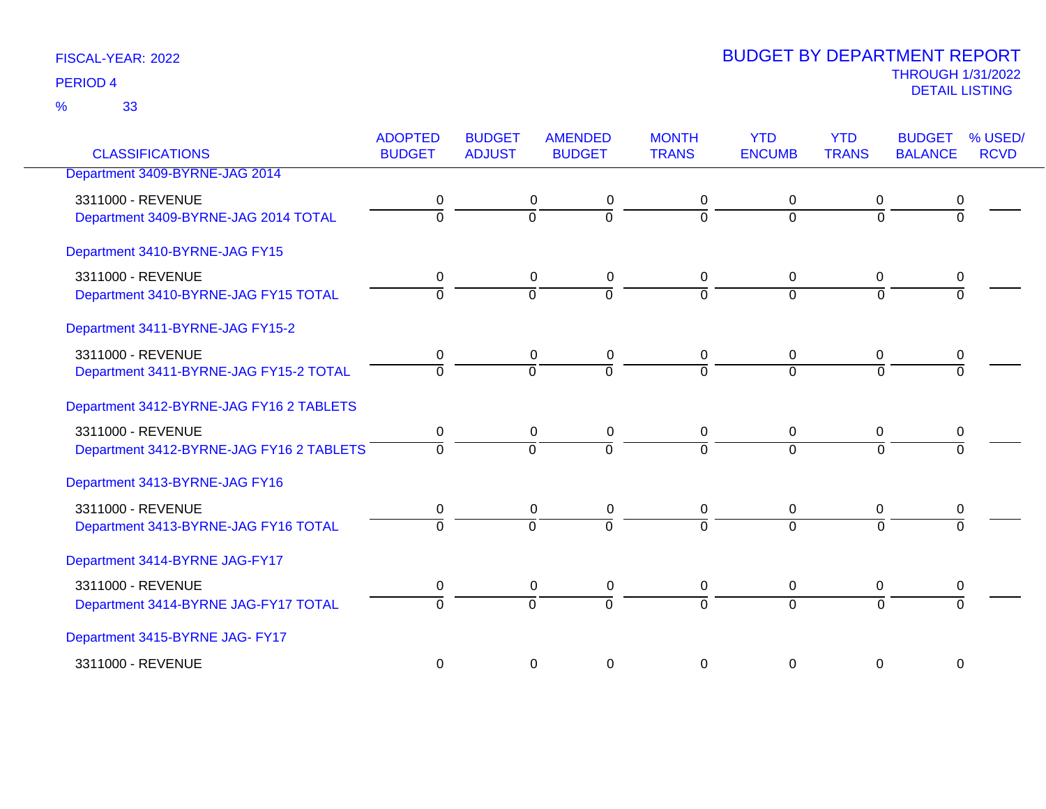FISCAL-YEAR: 2022

PERIOD 4

% 33

# BUDGET BY DEPARTMENT REPORT

THROUGH 1/31/2022

DETAIL LISTING

| CLASSIFICATIONS | ADOPTED BUDGET | BUDGET ADJUST | AMENDED BUDGET | MONTH TRANS | YTD ENCUMB | YTD TRANS | BUDGET BALANCE | % USED/ RCVD |
|---|---|---|---|---|---|---|---|---|
| Department 3409-BYRNE-JAG 2014 | | | | | | | | |
| 3311000 - REVENUE | 0 | 0 | 0 | 0 | 0 | 0 | 0 | |
| Department 3409-BYRNE-JAG 2014 TOTAL | 0 | 0 | 0 | 0 | 0 | 0 | 0 | |
| Department 3410-BYRNE-JAG FY15 | | | | | | | | |
| 3311000 - REVENUE | 0 | 0 | 0 | 0 | 0 | 0 | 0 | |
| Department 3410-BYRNE-JAG FY15 TOTAL | 0 | 0 | 0 | 0 | 0 | 0 | 0 | |
| Department 3411-BYRNE-JAG FY15-2 | | | | | | | | |
| 3311000 - REVENUE | 0 | 0 | 0 | 0 | 0 | 0 | 0 | |
| Department 3411-BYRNE-JAG FY15-2 TOTAL | 0 | 0 | 0 | 0 | 0 | 0 | 0 | |
| Department 3412-BYRNE-JAG FY16 2 TABLETS | | | | | | | | |
| 3311000 - REVENUE | 0 | 0 | 0 | 0 | 0 | 0 | 0 | |
| Department 3412-BYRNE-JAG FY16 2 TABLETS | 0 | 0 | 0 | 0 | 0 | 0 | 0 | |
| Department 3413-BYRNE-JAG FY16 | | | | | | | | |
| 3311000 - REVENUE | 0 | 0 | 0 | 0 | 0 | 0 | 0 | |
| Department 3413-BYRNE-JAG FY16 TOTAL | 0 | 0 | 0 | 0 | 0 | 0 | 0 | |
| Department 3414-BYRNE JAG-FY17 | | | | | | | | |
| 3311000 - REVENUE | 0 | 0 | 0 | 0 | 0 | 0 | 0 | |
| Department 3414-BYRNE JAG-FY17 TOTAL | 0 | 0 | 0 | 0 | 0 | 0 | 0 | |
| Department 3415-BYRNE JAG- FY17 | | | | | | | | |
| 3311000 - REVENUE | 0 | 0 | 0 | 0 | 0 | 0 | 0 | |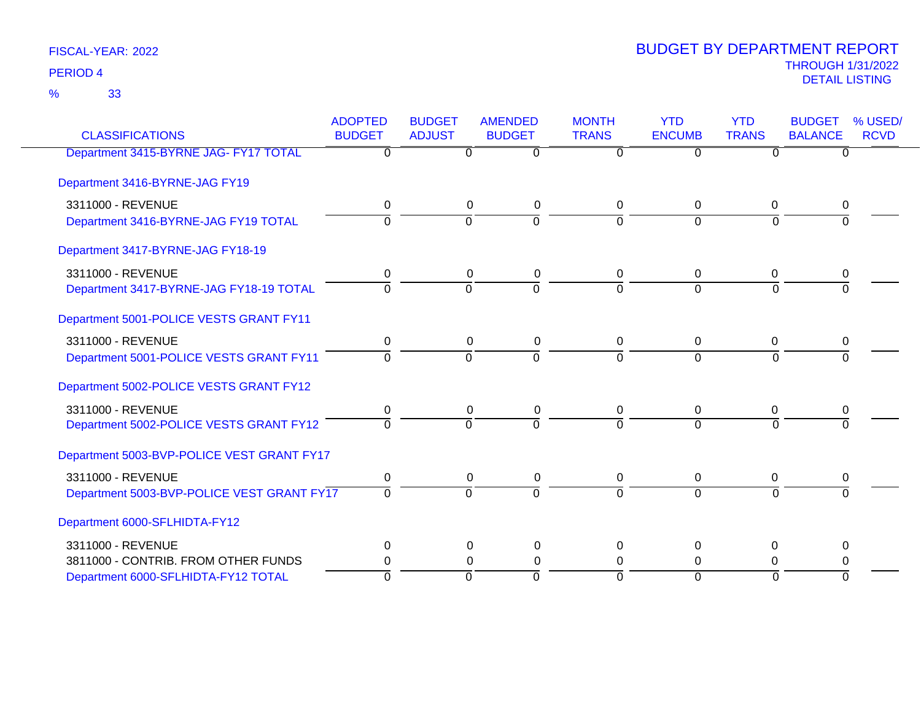FISCAL-YEAR: 2022

PERIOD 4

% 33

# BUDGET BY DEPARTMENT REPORT

THROUGH 1/31/2022

DETAIL LISTING

| CLASSIFICATIONS | ADOPTED BUDGET | BUDGET ADJUST | AMENDED BUDGET | MONTH TRANS | YTD ENCUMB | YTD TRANS | BUDGET BALANCE | % USED/ RCVD |
|---|---|---|---|---|---|---|---|---|
| Department 3415-BYRNE JAG- FY17 TOTAL | 0 | 0 | 0 | 0 | 0 | 0 | 0 | |
| Department 3416-BYRNE-JAG FY19 | | | | | | | | |
| 3311000 - REVENUE | 0 | 0 | 0 | 0 | 0 | 0 | 0 | |
| Department 3416-BYRNE-JAG FY19 TOTAL | 0 | 0 | 0 | 0 | 0 | 0 | 0 | |
| Department 3417-BYRNE-JAG FY18-19 | | | | | | | | |
| 3311000 - REVENUE | 0 | 0 | 0 | 0 | 0 | 0 | 0 | |
| Department 3417-BYRNE-JAG FY18-19 TOTAL | 0 | 0 | 0 | 0 | 0 | 0 | 0 | |
| Department 5001-POLICE VESTS GRANT FY11 | | | | | | | | |
| 3311000 - REVENUE | 0 | 0 | 0 | 0 | 0 | 0 | 0 | |
| Department 5001-POLICE VESTS GRANT FY11 | 0 | 0 | 0 | 0 | 0 | 0 | 0 | |
| Department 5002-POLICE VESTS GRANT FY12 | | | | | | | | |
| 3311000 - REVENUE | 0 | 0 | 0 | 0 | 0 | 0 | 0 | |
| Department 5002-POLICE VESTS GRANT FY12 | 0 | 0 | 0 | 0 | 0 | 0 | 0 | |
| Department 5003-BVP-POLICE VEST GRANT FY17 | | | | | | | | |
| 3311000 - REVENUE | 0 | 0 | 0 | 0 | 0 | 0 | 0 | |
| Department 5003-BVP-POLICE VEST GRANT FY17 | 0 | 0 | 0 | 0 | 0 | 0 | 0 | |
| Department 6000-SFLHIDTA-FY12 | | | | | | | | |
| 3311000 - REVENUE | 0 | 0 | 0 | 0 | 0 | 0 | 0 | |
| 3811000 - CONTRIB. FROM OTHER FUNDS | 0 | 0 | 0 | 0 | 0 | 0 | 0 | |
| Department 6000-SFLHIDTA-FY12 TOTAL | 0 | 0 | 0 | 0 | 0 | 0 | 0 | |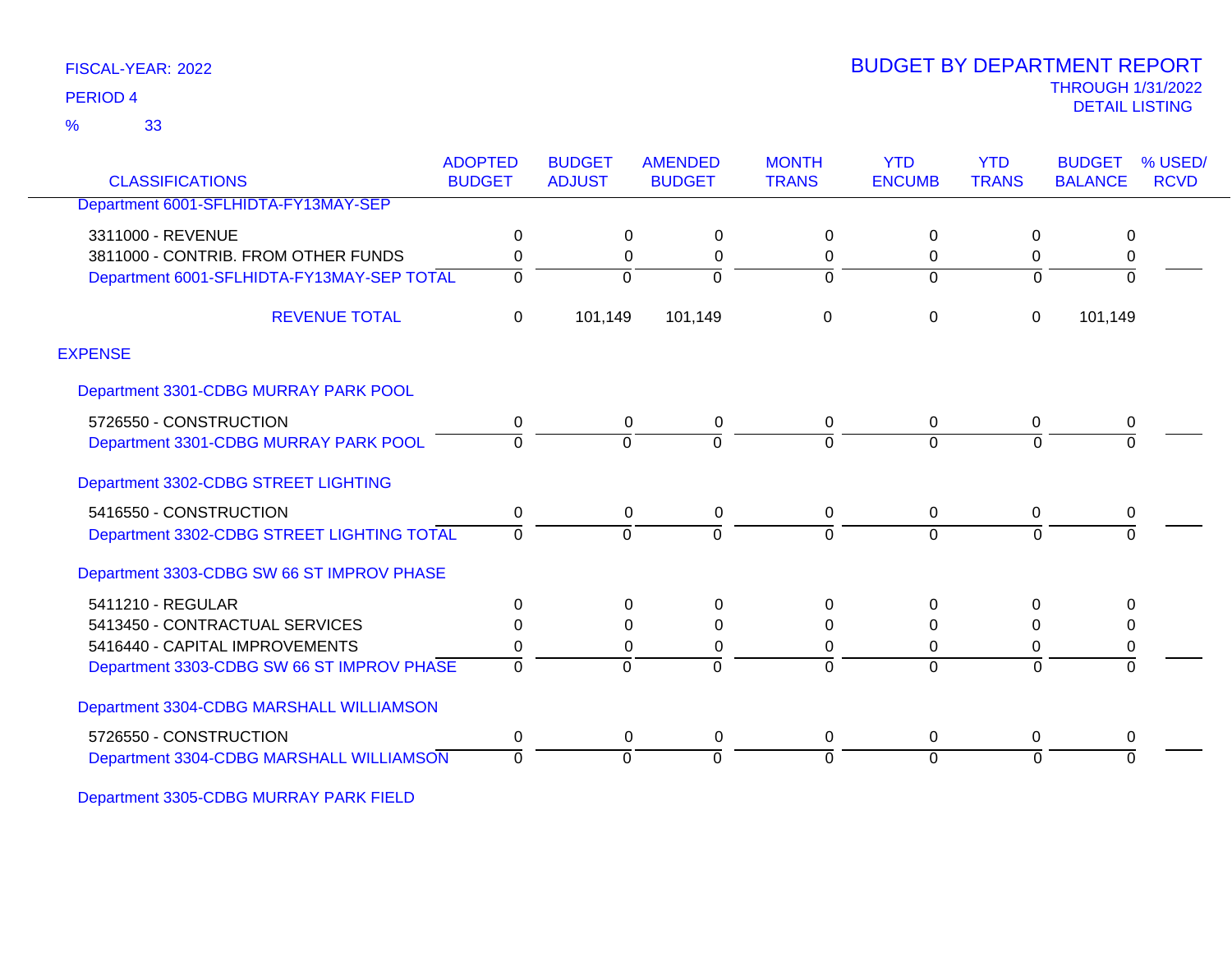FISCAL-YEAR: 2022

PERIOD 4

% 33

# BUDGET BY DEPARTMENT REPORT

THROUGH 1/31/2022

DETAIL LISTING

| CLASSIFICATIONS | ADOPTED BUDGET | BUDGET ADJUST | AMENDED BUDGET | MONTH TRANS | YTD ENCUMB | YTD TRANS | BUDGET BALANCE | % USED/ RCVD |
|---|---|---|---|---|---|---|---|---|
| Department 6001-SFLHIDTA-FY13MAY-SEP | | | | | | | | |
| 3311000 - REVENUE | 0 | 0 | 0 | 0 | 0 | 0 | 0 | |
| 3811000 - CONTRIB. FROM OTHER FUNDS | 0 | 0 | 0 | 0 | 0 | 0 | 0 | |
| Department 6001-SFLHIDTA-FY13MAY-SEP TOTAL | 0 | 0 | 0 | 0 | 0 | 0 | 0 | |
| REVENUE TOTAL | 0 | 101,149 | 101,149 | 0 | 0 | 0 | 101,149 | |
| EXPENSE | | | | | | | | |
| Department 3301-CDBG MURRAY PARK POOL | | | | | | | | |
| 5726550 - CONSTRUCTION | 0 | 0 | 0 | 0 | 0 | 0 | 0 | |
| Department 3301-CDBG MURRAY PARK POOL | 0 | 0 | 0 | 0 | 0 | 0 | 0 | |
| Department 3302-CDBG STREET LIGHTING | | | | | | | | |
| 5416550 - CONSTRUCTION | 0 | 0 | 0 | 0 | 0 | 0 | 0 | |
| Department 3302-CDBG STREET LIGHTING TOTAL | 0 | 0 | 0 | 0 | 0 | 0 | 0 | |
| Department 3303-CDBG SW 66 ST IMPROV PHASE | | | | | | | | |
| 5411210 - REGULAR | 0 | 0 | 0 | 0 | 0 | 0 | 0 | |
| 5413450 - CONTRACTUAL SERVICES | 0 | 0 | 0 | 0 | 0 | 0 | 0 | |
| 5416440 - CAPITAL IMPROVEMENTS | 0 | 0 | 0 | 0 | 0 | 0 | 0 | |
| Department 3303-CDBG SW 66 ST IMPROV PHASE | 0 | 0 | 0 | 0 | 0 | 0 | 0 | |
| Department 3304-CDBG MARSHALL WILLIAMSON | | | | | | | | |
| 5726550 - CONSTRUCTION | 0 | 0 | 0 | 0 | 0 | 0 | 0 | |
| Department 3304-CDBG MARSHALL WILLIAMSON | 0 | 0 | 0 | 0 | 0 | 0 | 0 | |
| Department 3305-CDBG MURRAY PARK FIELD | | | | | | | | |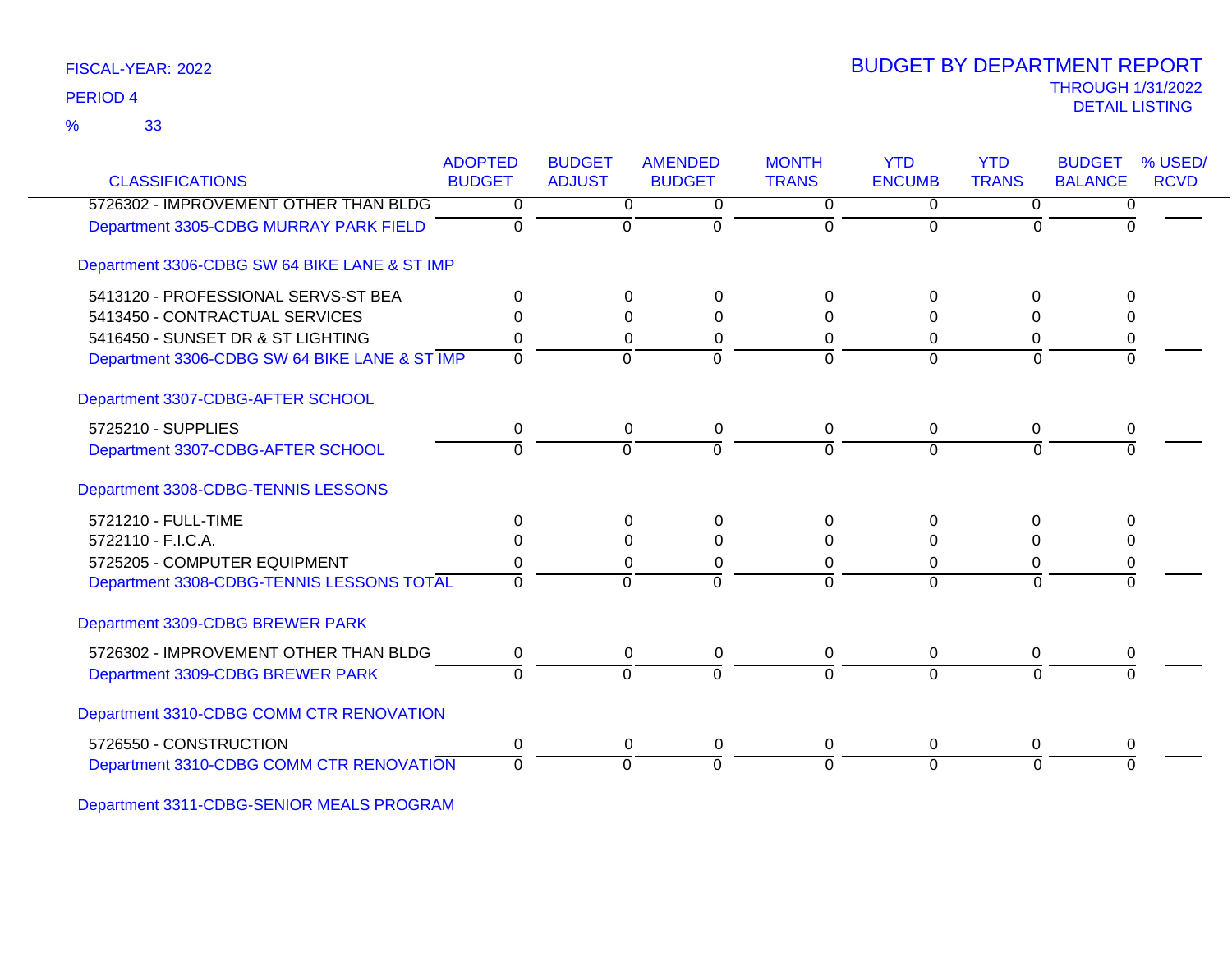FISCAL-YEAR: 2022

PERIOD 4

% 33

# BUDGET BY DEPARTMENT REPORT

THROUGH 1/31/2022

DETAIL LISTING

| CLASSIFICATIONS | ADOPTED BUDGET | BUDGET ADJUST | AMENDED BUDGET | MONTH TRANS | YTD ENCUMB | YTD TRANS | BUDGET BALANCE | % USED/ RCVD |
|---|---|---|---|---|---|---|---|---|
| 5726302 - IMPROVEMENT OTHER THAN BLDG | 0 | 0 | 0 | 0 | 0 | 0 | 0 | |
| Department 3305-CDBG MURRAY PARK FIELD | 0 | 0 | 0 | 0 | 0 | 0 | 0 | |
| Department 3306-CDBG SW 64 BIKE LANE & ST IMP | | | | | | | | |
| 5413120 - PROFESSIONAL SERVS-ST BEA | 0 | 0 | 0 | 0 | 0 | 0 | 0 | |
| 5413450 - CONTRACTUAL SERVICES | 0 | 0 | 0 | 0 | 0 | 0 | 0 | |
| 5416450 - SUNSET DR & ST LIGHTING | 0 | 0 | 0 | 0 | 0 | 0 | 0 | |
| Department 3306-CDBG SW 64 BIKE LANE & ST IMP | 0 | 0 | 0 | 0 | 0 | 0 | 0 | |
| Department 3307-CDBG-AFTER SCHOOL | | | | | | | | |
| 5725210 - SUPPLIES | 0 | 0 | 0 | 0 | 0 | 0 | 0 | |
| Department 3307-CDBG-AFTER SCHOOL | 0 | 0 | 0 | 0 | 0 | 0 | 0 | |
| Department 3308-CDBG-TENNIS LESSONS | | | | | | | | |
| 5721210 - FULL-TIME | 0 | 0 | 0 | 0 | 0 | 0 | 0 | |
| 5722110 - F.I.C.A. | 0 | 0 | 0 | 0 | 0 | 0 | 0 | |
| 5725205 - COMPUTER EQUIPMENT | 0 | 0 | 0 | 0 | 0 | 0 | 0 | |
| Department 3308-CDBG-TENNIS LESSONS TOTAL | 0 | 0 | 0 | 0 | 0 | 0 | 0 | |
| Department 3309-CDBG BREWER PARK | | | | | | | | |
| 5726302 - IMPROVEMENT OTHER THAN BLDG | 0 | 0 | 0 | 0 | 0 | 0 | 0 | |
| Department 3309-CDBG BREWER PARK | 0 | 0 | 0 | 0 | 0 | 0 | 0 | |
| Department 3310-CDBG COMM CTR RENOVATION | | | | | | | | |
| 5726550 - CONSTRUCTION | 0 | 0 | 0 | 0 | 0 | 0 | 0 | |
| Department 3310-CDBG COMM CTR RENOVATION | 0 | 0 | 0 | 0 | 0 | 0 | 0 | |
| Department 3311-CDBG-SENIOR MEALS PROGRAM | | | | | | | | |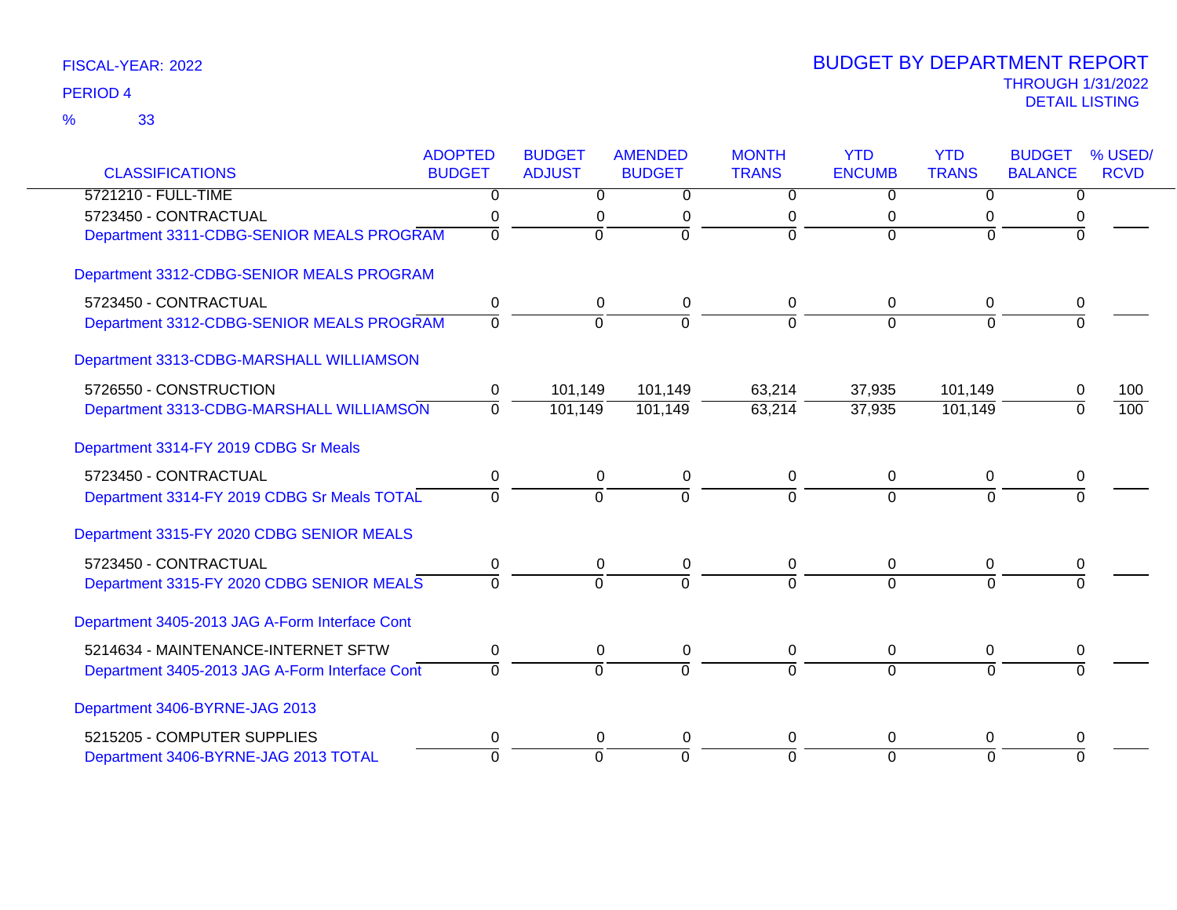FISCAL-YEAR: 2022

PERIOD 4

% 33

# BUDGET BY DEPARTMENT REPORT

THROUGH 1/31/2022

DETAIL LISTING

| CLASSIFICATIONS | ADOPTED BUDGET | BUDGET ADJUST | AMENDED BUDGET | MONTH TRANS | YTD ENCUMB | YTD TRANS | BUDGET BALANCE | % USED/ RCVD |
|---|---|---|---|---|---|---|---|---|
| 5721210 - FULL-TIME | 0 | 0 | 0 | 0 | 0 | 0 | 0 | |
| 5723450 - CONTRACTUAL | 0 | 0 | 0 | 0 | 0 | 0 | 0 | |
| Department 3311-CDBG-SENIOR MEALS PROGRAM | 0 | 0 | 0 | 0 | 0 | 0 | 0 | |
| **Department 3312-CDBG-SENIOR MEALS PROGRAM** | | | | | | | | |
| 5723450 - CONTRACTUAL | 0 | 0 | 0 | 0 | 0 | 0 | 0 | |
| Department 3312-CDBG-SENIOR MEALS PROGRAM | 0 | 0 | 0 | 0 | 0 | 0 | 0 | |
| **Department 3313-CDBG-MARSHALL WILLIAMSON** | | | | | | | | |
| 5726550 - CONSTRUCTION | 0 | 101,149 | 101,149 | 63,214 | 37,935 | 101,149 | 0 | 100 |
| Department 3313-CDBG-MARSHALL WILLIAMSON | 0 | 101,149 | 101,149 | 63,214 | 37,935 | 101,149 | 0 | 100 |
| **Department 3314-FY 2019 CDBG Sr Meals** | | | | | | | | |
| 5723450 - CONTRACTUAL | 0 | 0 | 0 | 0 | 0 | 0 | 0 | |
| Department 3314-FY 2019 CDBG Sr Meals TOTAL | 0 | 0 | 0 | 0 | 0 | 0 | 0 | |
| **Department 3315-FY 2020 CDBG SENIOR MEALS** | | | | | | | | |
| 5723450 - CONTRACTUAL | 0 | 0 | 0 | 0 | 0 | 0 | 0 | |
| Department 3315-FY 2020 CDBG SENIOR MEALS | 0 | 0 | 0 | 0 | 0 | 0 | 0 | |
| **Department 3405-2013 JAG A-Form Interface Cont** | | | | | | | | |
| 5214634 - MAINTENANCE-INTERNET SFTW | 0 | 0 | 0 | 0 | 0 | 0 | 0 | |
| Department 3405-2013 JAG A-Form Interface Cont | 0 | 0 | 0 | 0 | 0 | 0 | 0 | |
| **Department 3406-BYRNE-JAG 2013** | | | | | | | | |
| 5215205 - COMPUTER SUPPLIES | 0 | 0 | 0 | 0 | 0 | 0 | 0 | |
| Department 3406-BYRNE-JAG 2013 TOTAL | 0 | 0 | 0 | 0 | 0 | 0 | 0 | |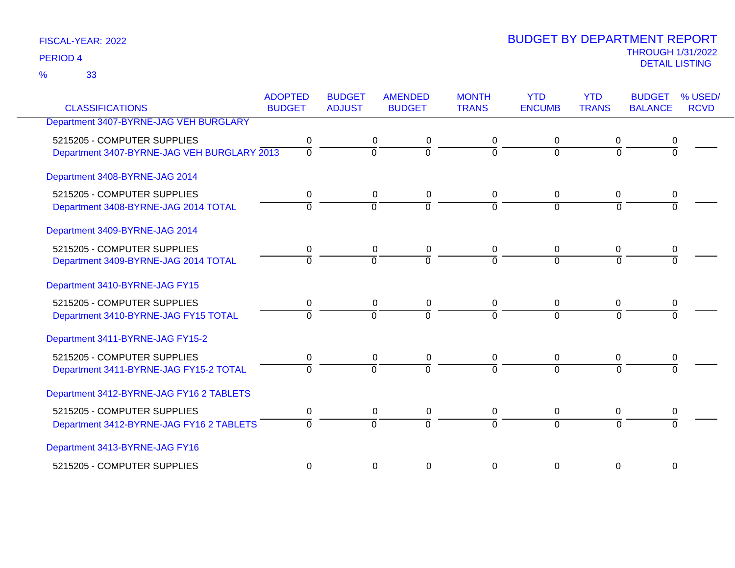FISCAL-YEAR: 2022

PERIOD 4

% 33

# BUDGET BY DEPARTMENT REPORT

THROUGH 1/31/2022

DETAIL LISTING

| CLASSIFICATIONS | ADOPTED BUDGET | BUDGET ADJUST | AMENDED BUDGET | MONTH TRANS | YTD ENCUMB | YTD TRANS | BUDGET BALANCE | % USED/ RCVD |
|---|---|---|---|---|---|---|---|---|
| Department 3407-BYRNE-JAG VEH BURGLARY | | | | | | | | |
| 5215205 - COMPUTER SUPPLIES | 0 | 0 | 0 | 0 | 0 | 0 | 0 | |
| Department 3407-BYRNE-JAG VEH BURGLARY 2013 | 0 | 0 | 0 | 0 | 0 | 0 | 0 | |
| Department 3408-BYRNE-JAG 2014 | | | | | | | | |
| 5215205 - COMPUTER SUPPLIES | 0 | 0 | 0 | 0 | 0 | 0 | 0 | |
| Department 3408-BYRNE-JAG 2014 TOTAL | 0 | 0 | 0 | 0 | 0 | 0 | 0 | |
| Department 3409-BYRNE-JAG 2014 | | | | | | | | |
| 5215205 - COMPUTER SUPPLIES | 0 | 0 | 0 | 0 | 0 | 0 | 0 | |
| Department 3409-BYRNE-JAG 2014 TOTAL | 0 | 0 | 0 | 0 | 0 | 0 | 0 | |
| Department 3410-BYRNE-JAG FY15 | | | | | | | | |
| 5215205 - COMPUTER SUPPLIES | 0 | 0 | 0 | 0 | 0 | 0 | 0 | |
| Department 3410-BYRNE-JAG FY15 TOTAL | 0 | 0 | 0 | 0 | 0 | 0 | 0 | |
| Department 3411-BYRNE-JAG FY15-2 | | | | | | | | |
| 5215205 - COMPUTER SUPPLIES | 0 | 0 | 0 | 0 | 0 | 0 | 0 | |
| Department 3411-BYRNE-JAG FY15-2 TOTAL | 0 | 0 | 0 | 0 | 0 | 0 | 0 | |
| Department 3412-BYRNE-JAG FY16 2 TABLETS | | | | | | | | |
| 5215205 - COMPUTER SUPPLIES | 0 | 0 | 0 | 0 | 0 | 0 | 0 | |
| Department 3412-BYRNE-JAG FY16 2 TABLETS | 0 | 0 | 0 | 0 | 0 | 0 | 0 | |
| Department 3413-BYRNE-JAG FY16 | | | | | | | | |
| 5215205 - COMPUTER SUPPLIES | 0 | 0 | 0 | 0 | 0 | 0 | 0 | |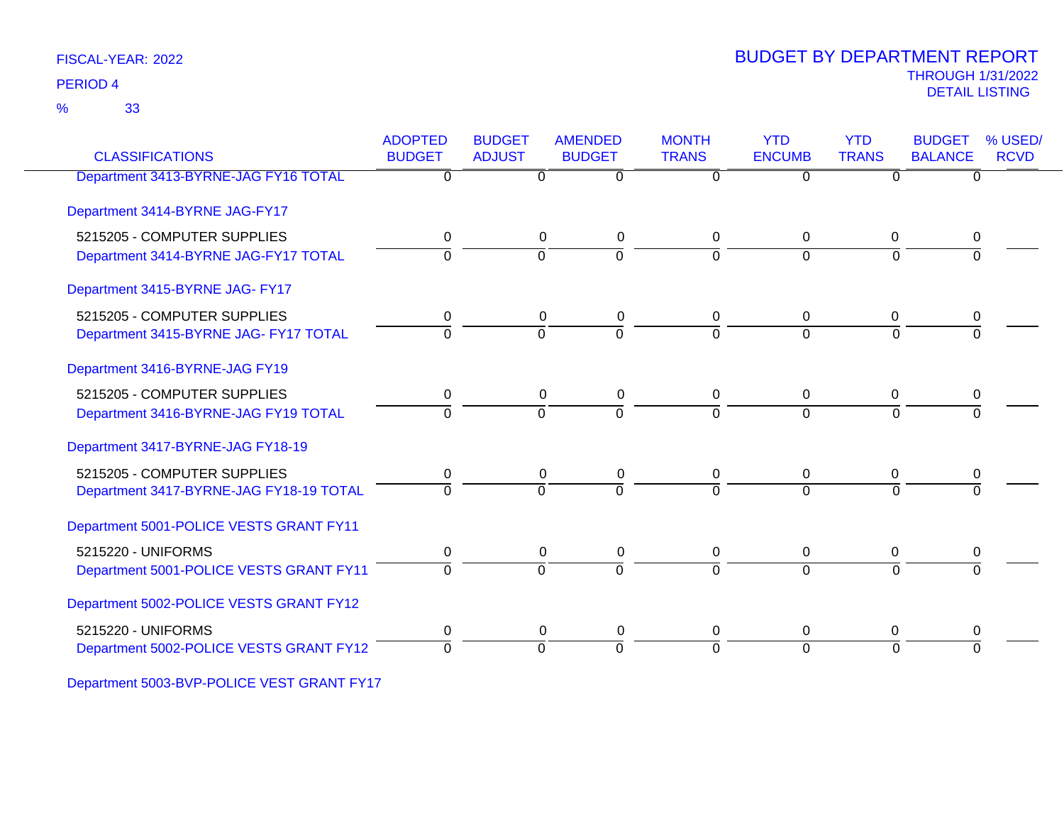FISCAL-YEAR: 2022

PERIOD 4

% 33

# BUDGET BY DEPARTMENT REPORT

THROUGH 1/31/2022

DETAIL LISTING

| CLASSIFICATIONS | ADOPTED BUDGET | BUDGET ADJUST | AMENDED BUDGET | MONTH TRANS | YTD ENCUMB | YTD TRANS | BUDGET BALANCE | % USED/ RCVD |
|---|---|---|---|---|---|---|---|---|
| Department 3413-BYRNE-JAG FY16 TOTAL | 0 | 0 | 0 | 0 | 0 | 0 | 0 | |
| **Department 3414-BYRNE JAG-FY17** | | | | | | | | |
| 5215205 - COMPUTER SUPPLIES | 0 | 0 | 0 | 0 | 0 | 0 | 0 | |
| Department 3414-BYRNE JAG-FY17 TOTAL | 0 | 0 | 0 | 0 | 0 | 0 | 0 | |
| **Department 3415-BYRNE JAG- FY17** | | | | | | | | |
| 5215205 - COMPUTER SUPPLIES | 0 | 0 | 0 | 0 | 0 | 0 | 0 | |
| Department 3415-BYRNE JAG- FY17 TOTAL | 0 | 0 | 0 | 0 | 0 | 0 | 0 | |
| **Department 3416-BYRNE-JAG FY19** | | | | | | | | |
| 5215205 - COMPUTER SUPPLIES | 0 | 0 | 0 | 0 | 0 | 0 | 0 | |
| Department 3416-BYRNE-JAG FY19 TOTAL | 0 | 0 | 0 | 0 | 0 | 0 | 0 | |
| **Department 3417-BYRNE-JAG FY18-19** | | | | | | | | |
| 5215205 - COMPUTER SUPPLIES | 0 | 0 | 0 | 0 | 0 | 0 | 0 | |
| Department 3417-BYRNE-JAG FY18-19 TOTAL | 0 | 0 | 0 | 0 | 0 | 0 | 0 | |
| **Department 5001-POLICE VESTS GRANT FY11** | | | | | | | | |
| 5215220 - UNIFORMS | 0 | 0 | 0 | 0 | 0 | 0 | 0 | |
| Department 5001-POLICE VESTS GRANT FY11 | 0 | 0 | 0 | 0 | 0 | 0 | 0 | |
| **Department 5002-POLICE VESTS GRANT FY12** | | | | | | | | |
| 5215220 - UNIFORMS | 0 | 0 | 0 | 0 | 0 | 0 | 0 | |
| Department 5002-POLICE VESTS GRANT FY12 | 0 | 0 | 0 | 0 | 0 | 0 | 0 | |
| **Department 5003-BVP-POLICE VEST GRANT FY17** | | | | | | | | |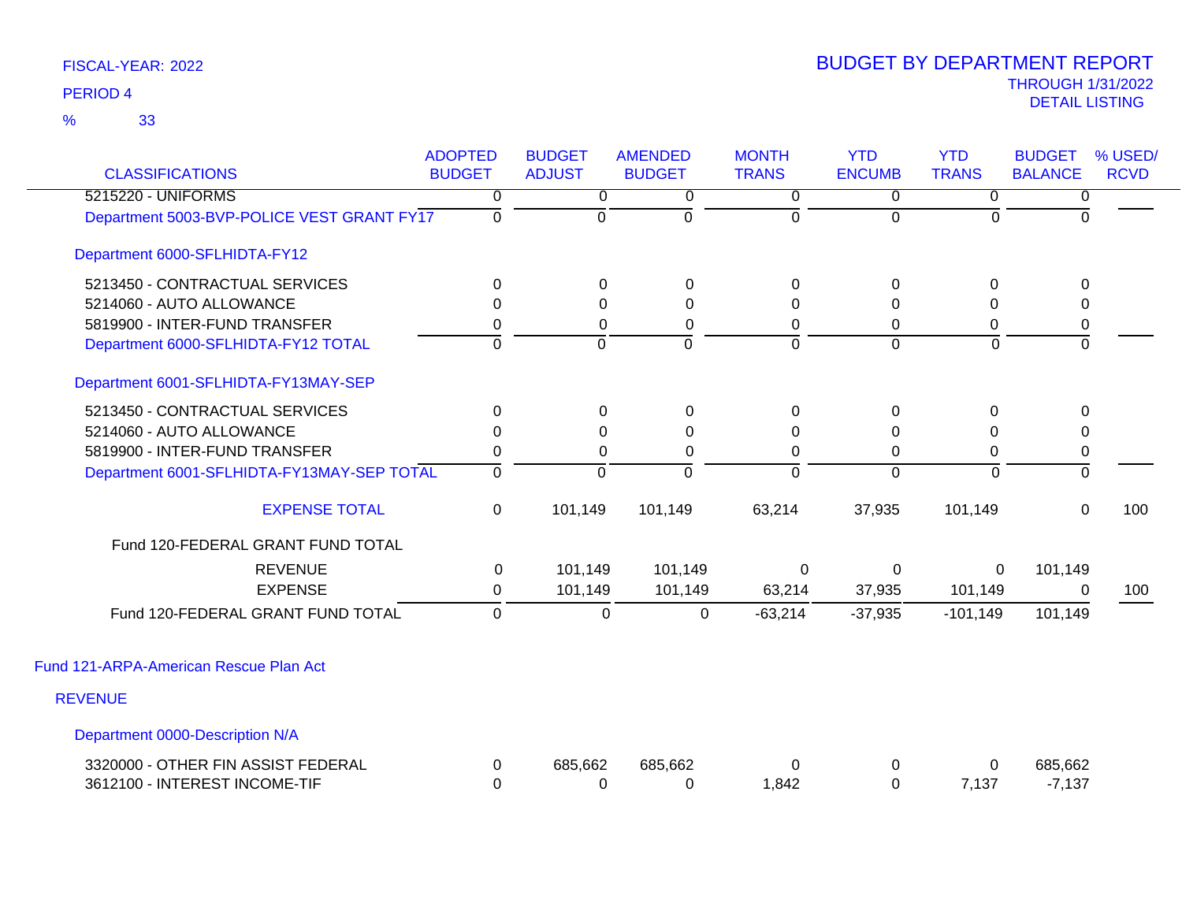FISCAL-YEAR: 2022

PERIOD 4

% 33

# BUDGET BY DEPARTMENT REPORT

THROUGH 1/31/2022

DETAIL LISTING

| CLASSIFICATIONS | ADOPTED BUDGET | BUDGET ADJUST | AMENDED BUDGET | MONTH TRANS | YTD ENCUMB | YTD TRANS | BUDGET BALANCE | % USED/ RCVD |
|---|---|---|---|---|---|---|---|---|
| 5215220 - UNIFORMS | 0 | 0 | 0 | 0 | 0 | 0 | 0 | |
| Department 5003-BVP-POLICE VEST GRANT FY17 | 0 | 0 | 0 | 0 | 0 | 0 | 0 | |
| Department 6000-SFLHIDTA-FY12 | | | | | | | | |
| 5213450 - CONTRACTUAL SERVICES | 0 | 0 | 0 | 0 | 0 | 0 | 0 | |
| 5214060 - AUTO ALLOWANCE | 0 | 0 | 0 | 0 | 0 | 0 | 0 | |
| 5819900 - INTER-FUND TRANSFER | 0 | 0 | 0 | 0 | 0 | 0 | 0 | |
| Department 6000-SFLHIDTA-FY12 TOTAL | 0 | 0 | 0 | 0 | 0 | 0 | 0 | |
| Department 6001-SFLHIDTA-FY13MAY-SEP | | | | | | | | |
| 5213450 - CONTRACTUAL SERVICES | 0 | 0 | 0 | 0 | 0 | 0 | 0 | |
| 5214060 - AUTO ALLOWANCE | 0 | 0 | 0 | 0 | 0 | 0 | 0 | |
| 5819900 - INTER-FUND TRANSFER | 0 | 0 | 0 | 0 | 0 | 0 | 0 | |
| Department 6001-SFLHIDTA-FY13MAY-SEP TOTAL | 0 | 0 | 0 | 0 | 0 | 0 | 0 | |
| EXPENSE TOTAL | 0 | 101,149 | 101,149 | 63,214 | 37,935 | 101,149 | 0 | 100 |
| Fund 120-FEDERAL GRANT FUND TOTAL | | | | | | | | |
| REVENUE | 0 | 101,149 | 101,149 | 0 | 0 | 0 | 101,149 | |
| EXPENSE | 0 | 101,149 | 101,149 | 63,214 | 37,935 | 101,149 | 0 | 100 |
| Fund 120-FEDERAL GRANT FUND TOTAL | 0 | 0 | 0 | -63,214 | -37,935 | -101,149 | 101,149 | |
| Fund 121-ARPA-American Rescue Plan Act | | | | | | | | |
| REVENUE | | | | | | | | |
| Department 0000-Description N/A | | | | | | | | |
| 3320000 - OTHER FIN ASSIST FEDERAL | 0 | 685,662 | 685,662 | 0 | 0 | 0 | 685,662 | |
| 3612100 - INTEREST INCOME-TIF | 0 | 0 | 0 | 1,842 | 0 | 7,137 | -7,137 | |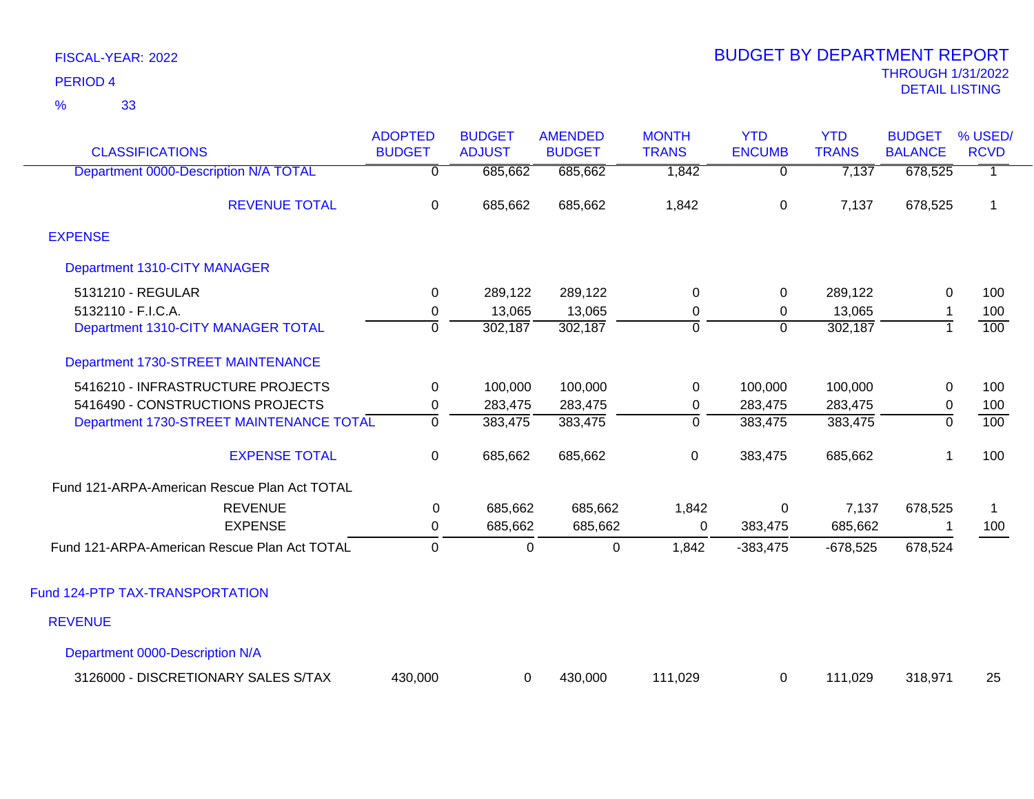FISCAL-YEAR: 2022

PERIOD 4

% 33

# BUDGET BY DEPARTMENT REPORT

THROUGH 1/31/2022

DETAIL LISTING

| CLASSIFICATIONS | ADOPTED BUDGET | BUDGET ADJUST | AMENDED BUDGET | MONTH TRANS | YTD ENCUMB | YTD TRANS | BUDGET BALANCE | % USED/ RCVD |
|---|---|---|---|---|---|---|---|---|
| Department 0000-Description N/A TOTAL | 0 | 685,662 | 685,662 | 1,842 | 0 | 7,137 | 678,525 | 1 |
| REVENUE TOTAL | 0 | 685,662 | 685,662 | 1,842 | 0 | 7,137 | 678,525 | 1 |
| **EXPENSE** | | | | | | | | |
| Department 1310-CITY MANAGER | | | | | | | | |
| 5131210 - REGULAR | 0 | 289,122 | 289,122 | 0 | 0 | 289,122 | 0 | 100 |
| 5132110 - F.I.C.A. | 0 | 13,065 | 13,065 | 0 | 0 | 13,065 | 1 | 100 |
| Department 1310-CITY MANAGER TOTAL | 0 | 302,187 | 302,187 | 0 | 0 | 302,187 | 1 | 100 |
| Department 1730-STREET MAINTENANCE | | | | | | | | |
| 5416210 - INFRASTRUCTURE PROJECTS | 0 | 100,000 | 100,000 | 0 | 100,000 | 100,000 | 0 | 100 |
| 5416490 - CONSTRUCTIONS PROJECTS | 0 | 283,475 | 283,475 | 0 | 283,475 | 283,475 | 0 | 100 |
| Department 1730-STREET MAINTENANCE TOTAL | 0 | 383,475 | 383,475 | 0 | 383,475 | 383,475 | 0 | 100 |
| EXPENSE TOTAL | 0 | 685,662 | 685,662 | 0 | 383,475 | 685,662 | 1 | 100 |
| Fund 121-ARPA-American Rescue Plan Act TOTAL | | | | | | | | |
| REVENUE | 0 | 685,662 | 685,662 | 1,842 | 0 | 7,137 | 678,525 | 1 |
| EXPENSE | 0 | 685,662 | 685,662 | 0 | 383,475 | 685,662 | 1 | 100 |
| Fund 121-ARPA-American Rescue Plan Act TOTAL | 0 | 0 | 0 | 1,842 | -383,475 | -678,525 | 678,524 | |
| **Fund 124-PTP TAX-TRANSPORTATION** | | | | | | | | |
| **REVENUE** | | | | | | | | |
| Department 0000-Description N/A | | | | | | | | |
| 3126000 - DISCRETIONARY SALES S/TAX | 430,000 | 0 | 430,000 | 111,029 | 0 | 111,029 | 318,971 | 25 |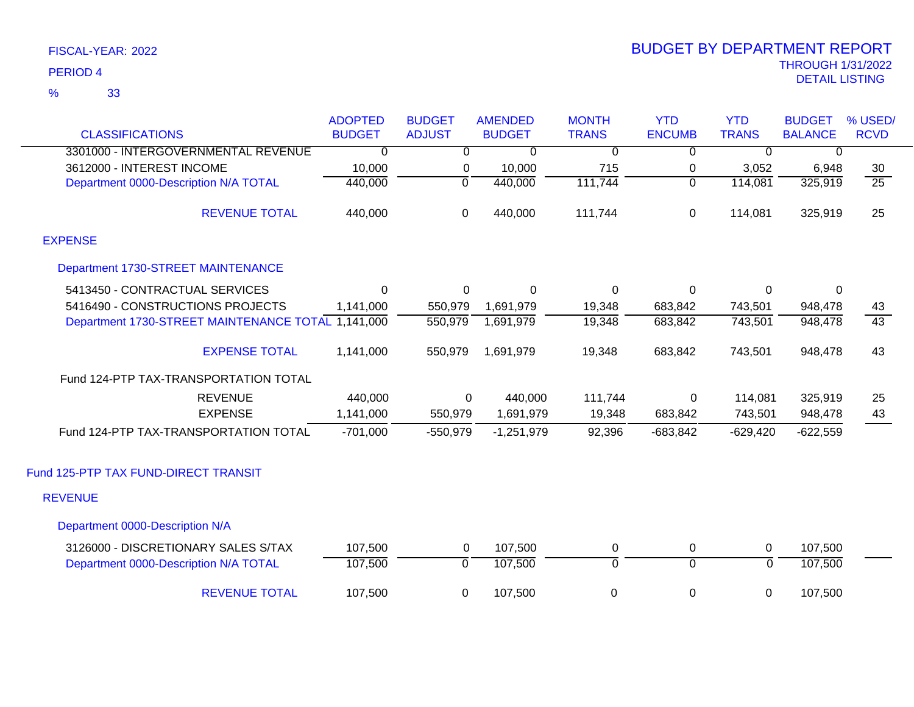FISCAL-YEAR: 2022

PERIOD 4

% 33

# BUDGET BY DEPARTMENT REPORT

THROUGH 1/31/2022

DETAIL LISTING

| CLASSIFICATIONS | ADOPTED BUDGET | BUDGET ADJUST | AMENDED BUDGET | MONTH TRANS | YTD ENCUMB | YTD TRANS | BUDGET BALANCE | % USED/ RCVD |
|---|---|---|---|---|---|---|---|---|
| 3301000 - INTERGOVERNMENTAL REVENUE | 0 | 0 | 0 | 0 | 0 | 0 | 0 | |
| 3612000 - INTEREST INCOME | 10,000 | 0 | 10,000 | 715 | 0 | 3,052 | 6,948 | 30 |
| Department 0000-Description N/A TOTAL | 440,000 | 0 | 440,000 | 111,744 | 0 | 114,081 | 325,919 | 25 |
| REVENUE TOTAL | 440,000 | 0 | 440,000 | 111,744 | 0 | 114,081 | 325,919 | 25 |
| **EXPENSE** | | | | | | | | |
| Department 1730-STREET MAINTENANCE | | | | | | | | |
| 5413450 - CONTRACTUAL SERVICES | 0 | 0 | 0 | 0 | 0 | 0 | 0 | |
| 5416490 - CONSTRUCTIONS PROJECTS | 1,141,000 | 550,979 | 1,691,979 | 19,348 | 683,842 | 743,501 | 948,478 | 43 |
| Department 1730-STREET MAINTENANCE TOTAL | 1,141,000 | 550,979 | 1,691,979 | 19,348 | 683,842 | 743,501 | 948,478 | 43 |
| EXPENSE TOTAL | 1,141,000 | 550,979 | 1,691,979 | 19,348 | 683,842 | 743,501 | 948,478 | 43 |
| Fund 124-PTP TAX-TRANSPORTATION TOTAL | | | | | | | | |
| REVENUE | 440,000 | 0 | 440,000 | 111,744 | 0 | 114,081 | 325,919 | 25 |
| EXPENSE | 1,141,000 | 550,979 | 1,691,979 | 19,348 | 683,842 | 743,501 | 948,478 | 43 |
| Fund 124-PTP TAX-TRANSPORTATION TOTAL | -701,000 | -550,979 | -1,251,979 | 92,396 | -683,842 | -629,420 | -622,559 | |
| **Fund 125-PTP TAX FUND-DIRECT TRANSIT** | | | | | | | | |
| **REVENUE** | | | | | | | | |
| Department 0000-Description N/A | | | | | | | | |
| 3126000 - DISCRETIONARY SALES S/TAX | 107,500 | 0 | 107,500 | 0 | 0 | 0 | 107,500 | |
| Department 0000-Description N/A TOTAL | 107,500 | 0 | 107,500 | 0 | 0 | 0 | 107,500 | |
| REVENUE TOTAL | 107,500 | 0 | 107,500 | 0 | 0 | 0 | 107,500 | |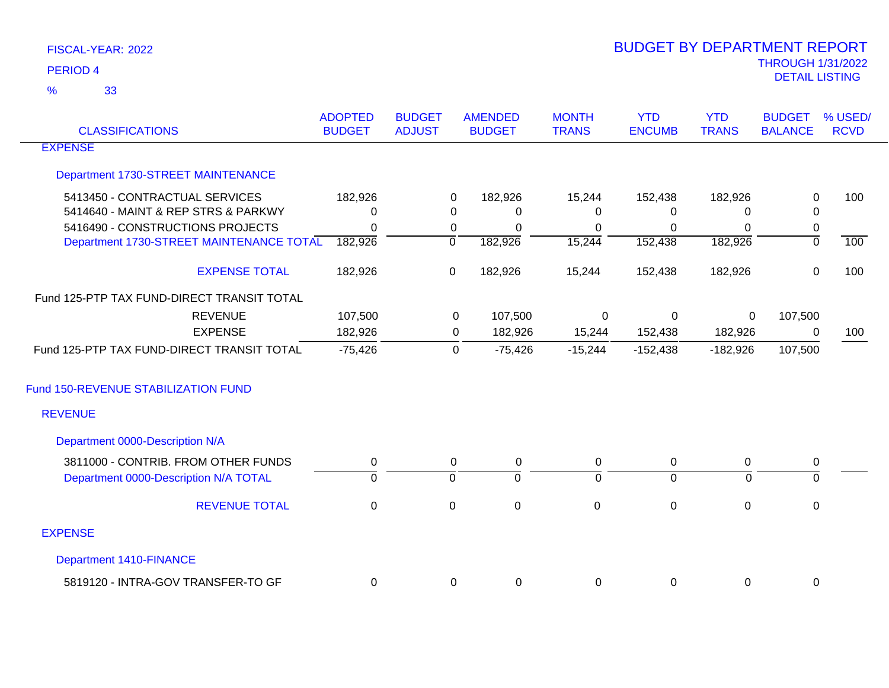FISCAL-YEAR: 2022

PERIOD 4

% 33

# BUDGET BY DEPARTMENT REPORT

THROUGH 1/31/2022

DETAIL LISTING

| CLASSIFICATIONS | ADOPTED BUDGET | BUDGET ADJUST | AMENDED BUDGET | MONTH TRANS | YTD ENCUMB | YTD TRANS | BUDGET BALANCE | % USED/ RCVD |
|---|---|---|---|---|---|---|---|---|
| EXPENSE | | | | | | | | |
| Department 1730-STREET MAINTENANCE | | | | | | | | |
| 5413450 - CONTRACTUAL SERVICES | 182,926 | 0 | 182,926 | 15,244 | 152,438 | 182,926 | 0 | 100 |
| 5414640 - MAINT & REP STRS & PARKWY | 0 | 0 | 0 | 0 | 0 | 0 | 0 | |
| 5416490 - CONSTRUCTIONS PROJECTS | 0 | 0 | 0 | 0 | 0 | 0 | 0 | |
| Department 1730-STREET MAINTENANCE TOTAL | 182,926 | 0 | 182,926 | 15,244 | 152,438 | 182,926 | 0 | 100 |
| EXPENSE TOTAL | 182,926 | 0 | 182,926 | 15,244 | 152,438 | 182,926 | 0 | 100 |
| Fund 125-PTP TAX FUND-DIRECT TRANSIT TOTAL | | | | | | | | |
| REVENUE | 107,500 | 0 | 107,500 | 0 | 0 | 0 | 107,500 | |
| EXPENSE | 182,926 | 0 | 182,926 | 15,244 | 152,438 | 182,926 | 0 | 100 |
| Fund 125-PTP TAX FUND-DIRECT TRANSIT TOTAL | -75,426 | 0 | -75,426 | -15,244 | -152,438 | -182,926 | 107,500 | |
| Fund 150-REVENUE STABILIZATION FUND | | | | | | | | |
| REVENUE | | | | | | | | |
| Department 0000-Description N/A | | | | | | | | |
| 3811000 - CONTRIB. FROM OTHER FUNDS | 0 | 0 | 0 | 0 | 0 | 0 | 0 | |
| Department 0000-Description N/A TOTAL | 0 | 0 | 0 | 0 | 0 | 0 | 0 | |
| REVENUE TOTAL | 0 | 0 | 0 | 0 | 0 | 0 | 0 | |
| EXPENSE | | | | | | | | |
| Department 1410-FINANCE | | | | | | | | |
| 5819120 - INTRA-GOV TRANSFER-TO GF | 0 | 0 | 0 | 0 | 0 | 0 | 0 | |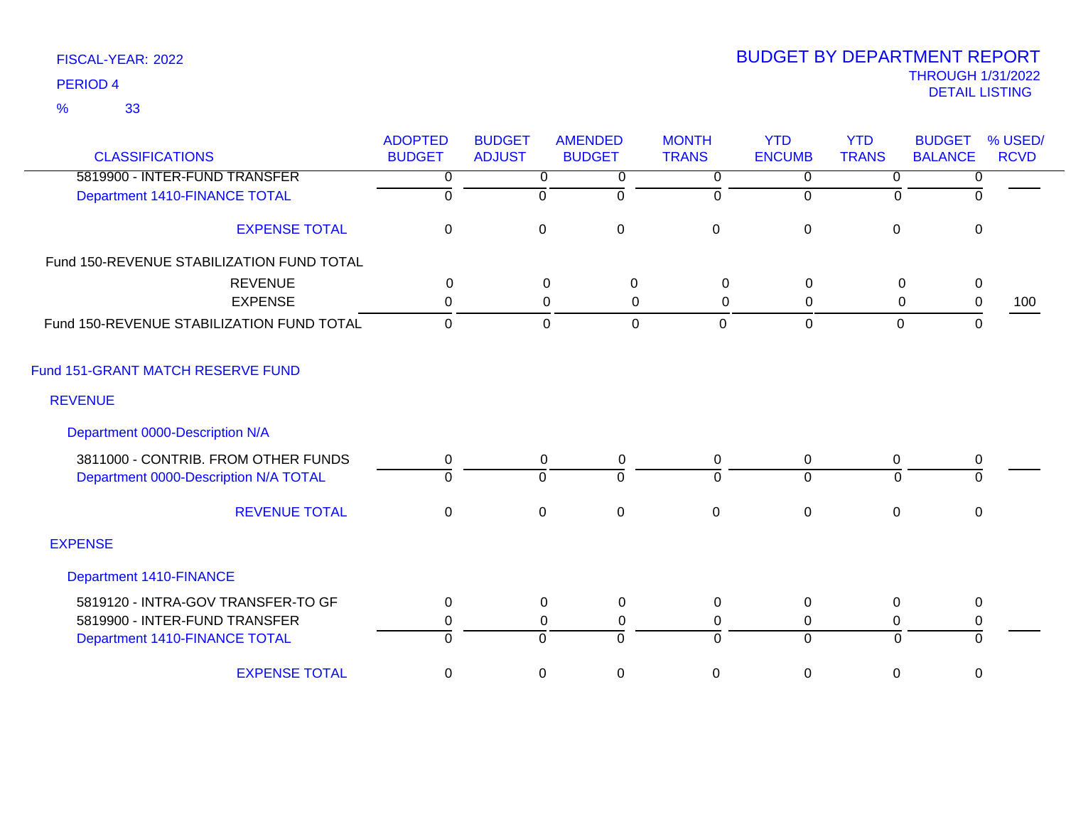FISCAL-YEAR: 2022
PERIOD 4
% 33

# BUDGET BY DEPARTMENT REPORT
THROUGH 1/31/2022
DETAIL LISTING

| CLASSIFICATIONS | ADOPTED BUDGET | BUDGET ADJUST | AMENDED BUDGET | MONTH TRANS | YTD ENCUMB | YTD TRANS | BUDGET BALANCE | % USED/ RCVD |
|---|---|---|---|---|---|---|---|---|
| 5819900 - INTER-FUND TRANSFER | 0 | 0 | 0 | 0 | 0 | 0 | 0 | |
| Department 1410-FINANCE TOTAL | 0 | 0 | 0 | 0 | 0 | 0 | 0 | |
| EXPENSE TOTAL | 0 | 0 | 0 | 0 | 0 | 0 | 0 | |
| Fund 150-REVENUE STABILIZATION FUND TOTAL | | | | | | | | |
| REVENUE | 0 | 0 | 0 | 0 | 0 | 0 | 0 | |
| EXPENSE | 0 | 0 | 0 | 0 | 0 | 0 | 0 | 100 |
| Fund 150-REVENUE STABILIZATION FUND TOTAL | 0 | 0 | 0 | 0 | 0 | 0 | 0 | |
| Fund 151-GRANT MATCH RESERVE FUND | | | | | | | | |
| REVENUE | | | | | | | | |
| Department 0000-Description N/A | | | | | | | | |
| 3811000 - CONTRIB. FROM OTHER FUNDS | 0 | 0 | 0 | 0 | 0 | 0 | 0 | |
| Department 0000-Description N/A TOTAL | 0 | 0 | 0 | 0 | 0 | 0 | 0 | |
| REVENUE TOTAL | 0 | 0 | 0 | 0 | 0 | 0 | 0 | |
| EXPENSE | | | | | | | | |
| Department 1410-FINANCE | | | | | | | | |
| 5819120 - INTRA-GOV TRANSFER-TO GF | 0 | 0 | 0 | 0 | 0 | 0 | 0 | |
| 5819900 - INTER-FUND TRANSFER | 0 | 0 | 0 | 0 | 0 | 0 | 0 | |
| Department 1410-FINANCE TOTAL | 0 | 0 | 0 | 0 | 0 | 0 | 0 | |
| EXPENSE TOTAL | 0 | 0 | 0 | 0 | 0 | 0 | 0 | |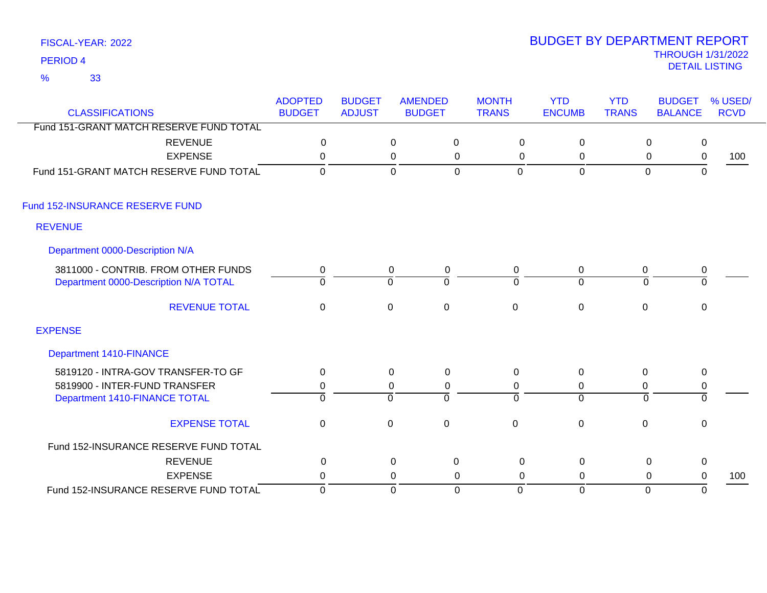FISCAL-YEAR: 2022
PERIOD 4
% 33

# BUDGET BY DEPARTMENT REPORT
THROUGH 1/31/2022
DETAIL LISTING

| CLASSIFICATIONS | ADOPTED BUDGET | BUDGET ADJUST | AMENDED BUDGET | MONTH TRANS | YTD ENCUMB | YTD TRANS | BUDGET BALANCE | % USED/ RCVD |
|---|---|---|---|---|---|---|---|---|
| Fund 151-GRANT MATCH RESERVE FUND TOTAL | | | | | | | | |
| REVENUE | 0 | 0 | 0 | 0 | 0 | 0 | 0 | |
| EXPENSE | 0 | 0 | 0 | 0 | 0 | 0 | 0 | 100 |
| Fund 151-GRANT MATCH RESERVE FUND TOTAL | 0 | 0 | 0 | 0 | 0 | 0 | 0 | |
| **Fund 152-INSURANCE RESERVE FUND** | | | | | | | | |
| **REVENUE** | | | | | | | | |
| **Department 0000-Description N/A** | | | | | | | | |
| 3811000 - CONTRIB. FROM OTHER FUNDS | 0 | 0 | 0 | 0 | 0 | 0 | 0 | |
| Department 0000-Description N/A TOTAL | 0 | 0 | 0 | 0 | 0 | 0 | 0 | |
| REVENUE TOTAL | 0 | 0 | 0 | 0 | 0 | 0 | 0 | |
| **EXPENSE** | | | | | | | | |
| **Department 1410-FINANCE** | | | | | | | | |
| 5819120 - INTRA-GOV TRANSFER-TO GF | 0 | 0 | 0 | 0 | 0 | 0 | 0 | |
| 5819900 - INTER-FUND TRANSFER | 0 | 0 | 0 | 0 | 0 | 0 | 0 | |
| Department 1410-FINANCE TOTAL | 0 | 0 | 0 | 0 | 0 | 0 | 0 | |
| EXPENSE TOTAL | 0 | 0 | 0 | 0 | 0 | 0 | 0 | |
| Fund 152-INSURANCE RESERVE FUND TOTAL | | | | | | | | |
| REVENUE | 0 | 0 | 0 | 0 | 0 | 0 | 0 | |
| EXPENSE | 0 | 0 | 0 | 0 | 0 | 0 | 0 | 100 |
| Fund 152-INSURANCE RESERVE FUND TOTAL | 0 | 0 | 0 | 0 | 0 | 0 | 0 | |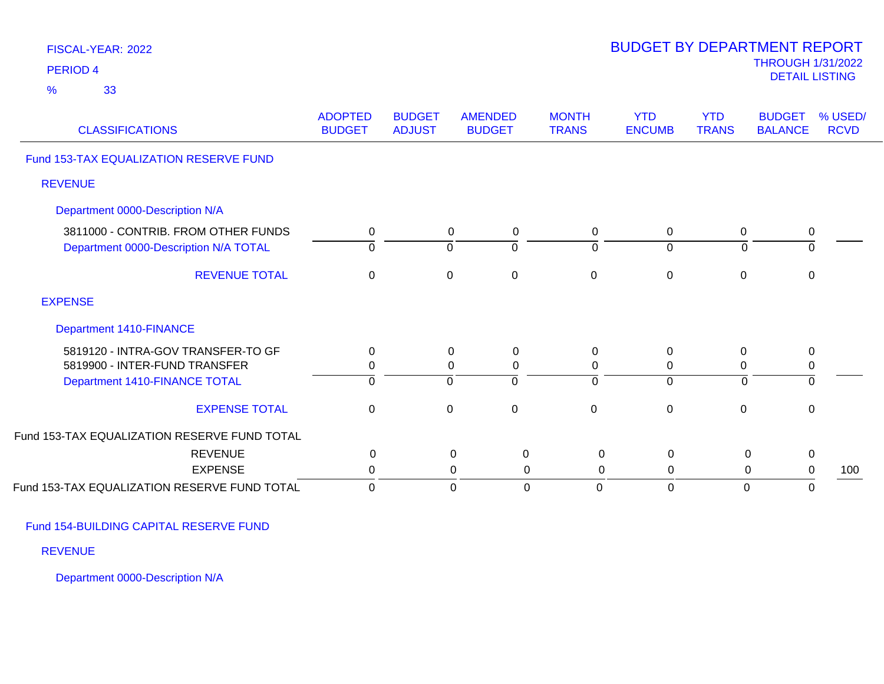FISCAL-YEAR: 2022

PERIOD 4

% 33

# BUDGET BY DEPARTMENT REPORT

THROUGH 1/31/2022

DETAIL LISTING

| CLASSIFICATIONS | ADOPTED BUDGET | BUDGET ADJUST | AMENDED BUDGET | MONTH TRANS | YTD ENCUMB | YTD TRANS | BUDGET BALANCE | % USED/ RCVD |
|---|---|---|---|---|---|---|---|---|
| Fund 153-TAX EQUALIZATION RESERVE FUND | | | | | | | | |
| REVENUE | | | | | | | | |
| Department 0000-Description N/A | | | | | | | | |
| 3811000 - CONTRIB. FROM OTHER FUNDS | 0 | 0 | 0 | 0 | 0 | 0 | 0 | |
| Department 0000-Description N/A TOTAL | 0 | 0 | 0 | 0 | 0 | 0 | 0 | |
| REVENUE TOTAL | 0 | 0 | 0 | 0 | 0 | 0 | 0 | |
| EXPENSE | | | | | | | | |
| Department 1410-FINANCE | | | | | | | | |
| 5819120 - INTRA-GOV TRANSFER-TO GF | 0 | 0 | 0 | 0 | 0 | 0 | 0 | |
| 5819900 - INTER-FUND TRANSFER | 0 | 0 | 0 | 0 | 0 | 0 | 0 | |
| Department 1410-FINANCE TOTAL | 0 | 0 | 0 | 0 | 0 | 0 | 0 | |
| EXPENSE TOTAL | 0 | 0 | 0 | 0 | 0 | 0 | 0 | |
| Fund 153-TAX EQUALIZATION RESERVE FUND TOTAL | | | | | | | | |
| REVENUE | 0 | 0 | 0 | 0 | 0 | 0 | 0 | |
| EXPENSE | 0 | 0 | 0 | 0 | 0 | 0 | 0 | 100 |
| Fund 153-TAX EQUALIZATION RESERVE FUND TOTAL | 0 | 0 | 0 | 0 | 0 | 0 | 0 | |
| Fund 154-BUILDING CAPITAL RESERVE FUND | | | | | | | | |
| REVENUE | | | | | | | | |
| Department 0000-Description N/A | | | | | | | | |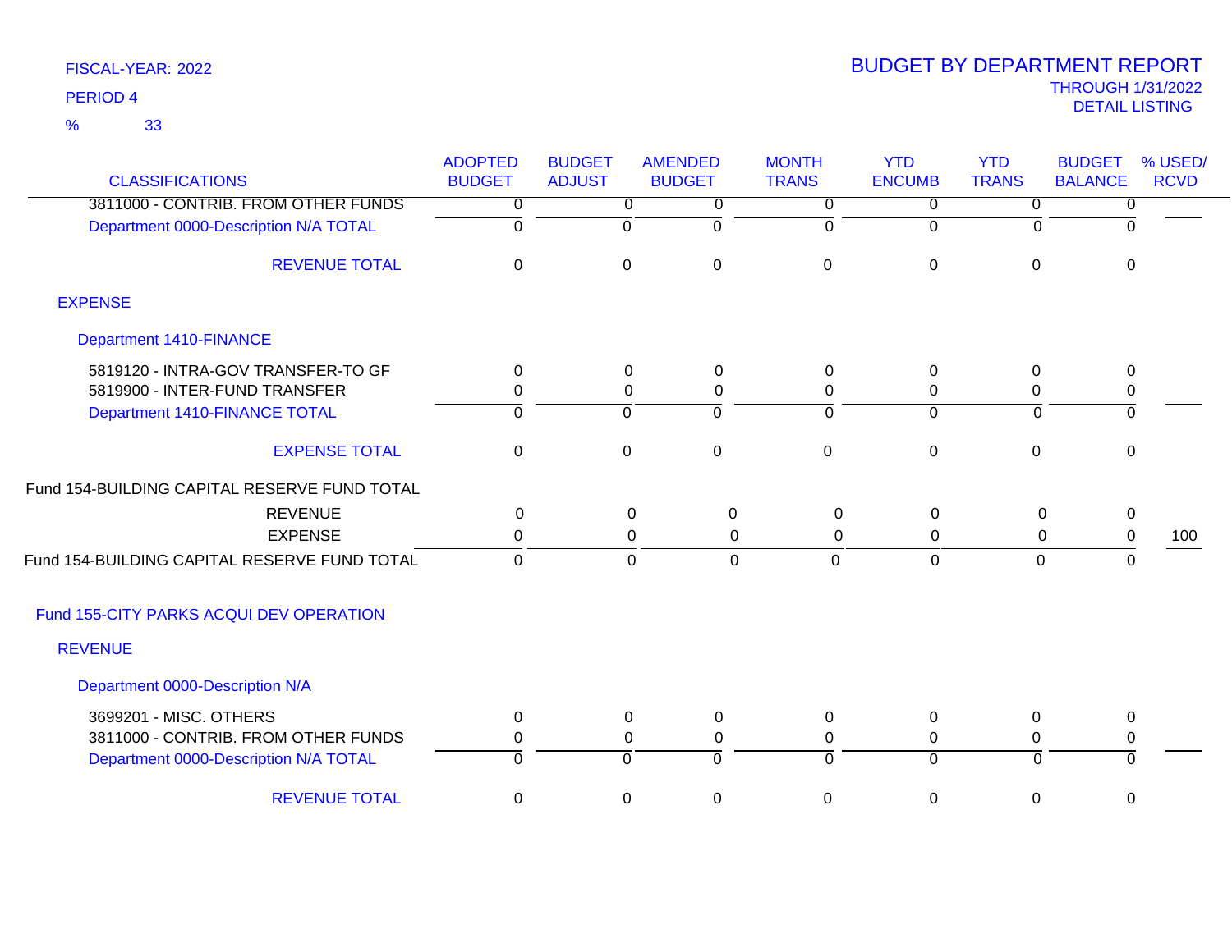FISCAL-YEAR: 2022
PERIOD 4
% 33

# BUDGET BY DEPARTMENT REPORT
THROUGH 1/31/2022
DETAIL LISTING

| CLASSIFICATIONS | ADOPTED BUDGET | BUDGET ADJUST | AMENDED BUDGET | MONTH TRANS | YTD ENCUMB | YTD TRANS | BUDGET BALANCE | % USED/ RCVD |
|---|---|---|---|---|---|---|---|---|
| 3811000 - CONTRIB. FROM OTHER FUNDS | 0 | 0 | 0 | 0 | 0 | 0 | 0 | |
| Department 0000-Description N/A TOTAL | 0 | 0 | 0 | 0 | 0 | 0 | 0 | |
| REVENUE TOTAL | 0 | 0 | 0 | 0 | 0 | 0 | 0 | |
| EXPENSE | | | | | | | | |
| Department 1410-FINANCE | | | | | | | | |
| 5819120 - INTRA-GOV TRANSFER-TO GF | 0 | 0 | 0 | 0 | 0 | 0 | 0 | |
| 5819900 - INTER-FUND TRANSFER | 0 | 0 | 0 | 0 | 0 | 0 | 0 | |
| Department 1410-FINANCE TOTAL | 0 | 0 | 0 | 0 | 0 | 0 | 0 | |
| EXPENSE TOTAL | 0 | 0 | 0 | 0 | 0 | 0 | 0 | |
| Fund 154-BUILDING CAPITAL RESERVE FUND TOTAL | | | | | | | | |
| REVENUE | 0 | 0 | 0 | 0 | 0 | 0 | 0 | |
| EXPENSE | 0 | 0 | 0 | 0 | 0 | 0 | 0 | 100 |
| Fund 154-BUILDING CAPITAL RESERVE FUND TOTAL | 0 | 0 | 0 | 0 | 0 | 0 | 0 | |
| Fund 155-CITY PARKS ACQUI DEV OPERATION | | | | | | | | |
| REVENUE | | | | | | | | |
| Department 0000-Description N/A | | | | | | | | |
| 3699201 - MISC. OTHERS | 0 | 0 | 0 | 0 | 0 | 0 | 0 | |
| 3811000 - CONTRIB. FROM OTHER FUNDS | 0 | 0 | 0 | 0 | 0 | 0 | 0 | |
| Department 0000-Description N/A TOTAL | 0 | 0 | 0 | 0 | 0 | 0 | 0 | |
| REVENUE TOTAL | 0 | 0 | 0 | 0 | 0 | 0 | 0 | |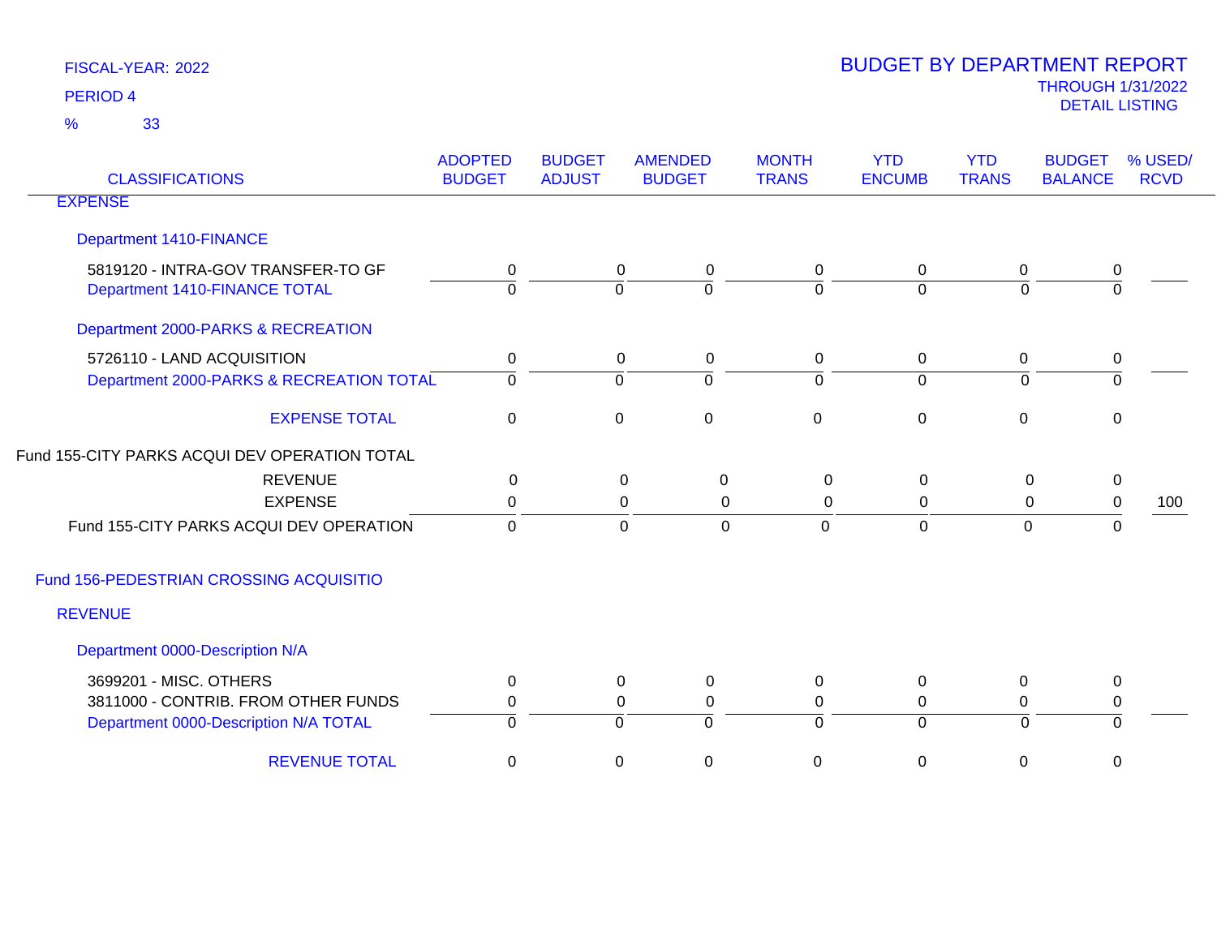FISCAL-YEAR: 2022
PERIOD 4
% 33

# BUDGET BY DEPARTMENT REPORT
THROUGH 1/31/2022
DETAIL LISTING

| CLASSIFICATIONS | ADOPTED BUDGET | BUDGET ADJUST | AMENDED BUDGET | MONTH TRANS | YTD ENCUMB | YTD TRANS | BUDGET BALANCE | % USED/ RCVD |
|---|---|---|---|---|---|---|---|---|
| **EXPENSE** | | | | | | | | |
| Department 1410-FINANCE | | | | | | | | |
| 5819120 - INTRA-GOV TRANSFER-TO GF | 0 | 0 | 0 | 0 | 0 | 0 | 0 | |
| Department 1410-FINANCE TOTAL | 0 | 0 | 0 | 0 | 0 | 0 | 0 | |
| Department 2000-PARKS & RECREATION | | | | | | | | |
| 5726110 - LAND ACQUISITION | 0 | 0 | 0 | 0 | 0 | 0 | 0 | |
| Department 2000-PARKS & RECREATION TOTAL | 0 | 0 | 0 | 0 | 0 | 0 | 0 | |
| EXPENSE TOTAL | 0 | 0 | 0 | 0 | 0 | 0 | 0 | |
| Fund 155-CITY PARKS ACQUI DEV OPERATION TOTAL | | | | | | | | |
| REVENUE | 0 | 0 | 0 | 0 | 0 | 0 | 0 | |
| EXPENSE | 0 | 0 | 0 | 0 | 0 | 0 | 0 | 100 |
| Fund 155-CITY PARKS ACQUI DEV OPERATION | 0 | 0 | 0 | 0 | 0 | 0 | 0 | |
| **Fund 156-PEDESTRIAN CROSSING ACQUISITIO** | | | | | | | | |
| **REVENUE** | | | | | | | | |
| Department 0000-Description N/A | | | | | | | | |
| 3699201 - MISC. OTHERS | 0 | 0 | 0 | 0 | 0 | 0 | 0 | |
| 3811000 - CONTRIB. FROM OTHER FUNDS | 0 | 0 | 0 | 0 | 0 | 0 | 0 | |
| Department 0000-Description N/A TOTAL | 0 | 0 | 0 | 0 | 0 | 0 | 0 | |
| REVENUE TOTAL | 0 | 0 | 0 | 0 | 0 | 0 | 0 | |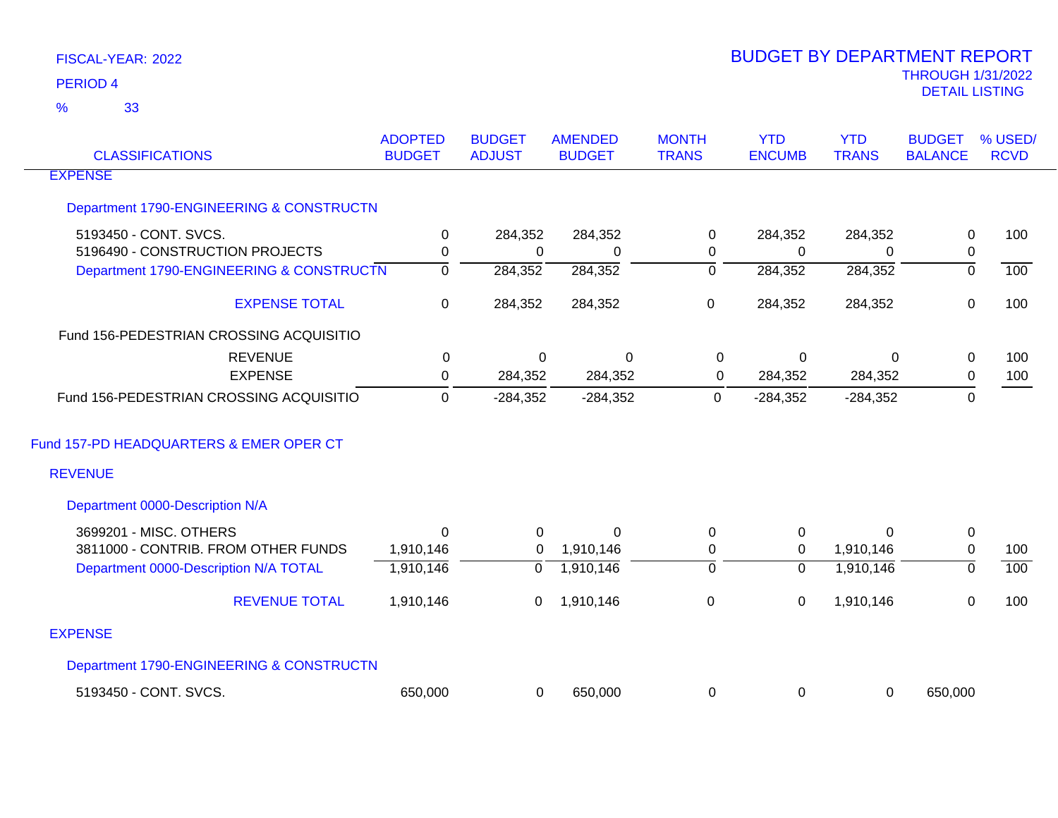FISCAL-YEAR: 2022

PERIOD 4

% 33

# BUDGET BY DEPARTMENT REPORT

THROUGH 1/31/2022

DETAIL LISTING

| CLASSIFICATIONS | ADOPTED BUDGET | BUDGET ADJUST | AMENDED BUDGET | MONTH TRANS | YTD ENCUMB | YTD TRANS | BUDGET BALANCE | % USED/ RCVD |
|---|---|---|---|---|---|---|---|---|
| EXPENSE | | | | | | | | |
| Department 1790-ENGINEERING & CONSTRUCTN | | | | | | | | |
| 5193450 - CONT. SVCS. | 0 | 284,352 | 284,352 | 0 | 284,352 | 284,352 | 0 | 100 |
| 5196490 - CONSTRUCTION PROJECTS | 0 | 0 | 0 | 0 | 0 | 0 | 0 | |
| Department 1790-ENGINEERING & CONSTRUCTN | 0 | 284,352 | 284,352 | 0 | 284,352 | 284,352 | 0 | 100 |
| EXPENSE TOTAL | 0 | 284,352 | 284,352 | 0 | 284,352 | 284,352 | 0 | 100 |
| Fund 156-PEDESTRIAN CROSSING ACQUISITIO | | | | | | | | |
| REVENUE | 0 | 0 | 0 | 0 | 0 | 0 | 0 | 100 |
| EXPENSE | 0 | 284,352 | 284,352 | 0 | 284,352 | 284,352 | 0 | 100 |
| Fund 156-PEDESTRIAN CROSSING ACQUISITIO | 0 | -284,352 | -284,352 | 0 | -284,352 | -284,352 | 0 | |
| Fund 157-PD HEADQUARTERS & EMER OPER CT | | | | | | | | |
| REVENUE | | | | | | | | |
| Department 0000-Description N/A | | | | | | | | |
| 3699201 - MISC. OTHERS | 0 | 0 | 0 | 0 | 0 | 0 | 0 | |
| 3811000 - CONTRIB. FROM OTHER FUNDS | 1,910,146 | 0 | 1,910,146 | 0 | 0 | 1,910,146 | 0 | 100 |
| Department 0000-Description N/A TOTAL | 1,910,146 | 0 | 1,910,146 | 0 | 0 | 1,910,146 | 0 | 100 |
| REVENUE TOTAL | 1,910,146 | 0 | 1,910,146 | 0 | 0 | 1,910,146 | 0 | 100 |
| EXPENSE | | | | | | | | |
| Department 1790-ENGINEERING & CONSTRUCTN | | | | | | | | |
| 5193450 - CONT. SVCS. | 650,000 | 0 | 650,000 | 0 | 0 | 0 | 650,000 | |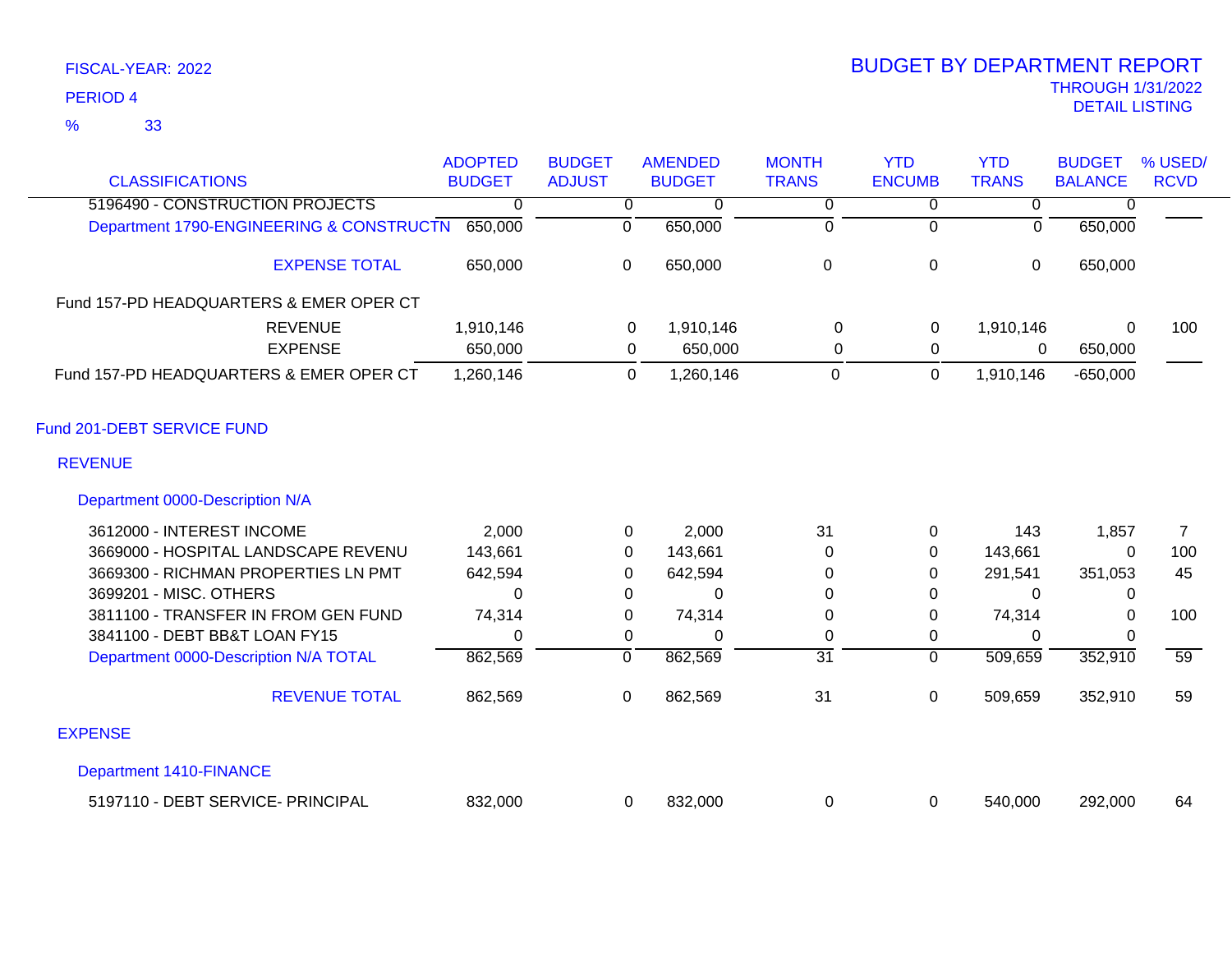FISCAL-YEAR: 2022
PERIOD 4
% 33

# BUDGET BY DEPARTMENT REPORT
THROUGH 1/31/2022
DETAIL LISTING

| CLASSIFICATIONS | ADOPTED BUDGET | BUDGET ADJUST | AMENDED BUDGET | MONTH TRANS | YTD ENCUMB | YTD TRANS | BUDGET BALANCE | % USED/ RCVD |
|---|---|---|---|---|---|---|---|---|
| 5196490 - CONSTRUCTION PROJECTS | 0 | 0 | 0 | 0 | 0 | 0 | 0 | |
| Department 1790-ENGINEERING & CONSTRUCTN | 650,000 | 0 | 650,000 | 0 | 0 | 0 | 650,000 | |
| EXPENSE TOTAL | 650,000 | 0 | 650,000 | 0 | 0 | 0 | 650,000 | |
| Fund 157-PD HEADQUARTERS & EMER OPER CT | | | | | | | | |
| REVENUE | 1,910,146 | 0 | 1,910,146 | 0 | 0 | 1,910,146 | 0 | 100 |
| EXPENSE | 650,000 | 0 | 650,000 | 0 | 0 | 0 | 650,000 | |
| Fund 157-PD HEADQUARTERS & EMER OPER CT | 1,260,146 | 0 | 1,260,146 | 0 | 0 | 1,910,146 | -650,000 | |
| Fund 201-DEBT SERVICE FUND | | | | | | | | |
| REVENUE | | | | | | | | |
| Department 0000-Description N/A | | | | | | | | |
| 3612000 - INTEREST INCOME | 2,000 | 0 | 2,000 | 31 | 0 | 143 | 1,857 | 7 |
| 3669000 - HOSPITAL LANDSCAPE REVENU | 143,661 | 0 | 143,661 | 0 | 0 | 143,661 | 0 | 100 |
| 3669300 - RICHMAN PROPERTIES LN PMT | 642,594 | 0 | 642,594 | 0 | 0 | 291,541 | 351,053 | 45 |
| 3699201 - MISC. OTHERS | 0 | 0 | 0 | 0 | 0 | 0 | 0 | |
| 3811100 - TRANSFER IN FROM GEN FUND | 74,314 | 0 | 74,314 | 0 | 0 | 74,314 | 0 | 100 |
| 3841100 - DEBT BB&T LOAN FY15 | 0 | 0 | 0 | 0 | 0 | 0 | 0 | |
| Department 0000-Description N/A TOTAL | 862,569 | 0 | 862,569 | 31 | 0 | 509,659 | 352,910 | 59 |
| REVENUE TOTAL | 862,569 | 0 | 862,569 | 31 | 0 | 509,659 | 352,910 | 59 |
| EXPENSE | | | | | | | | |
| Department 1410-FINANCE | | | | | | | | |
| 5197110 - DEBT SERVICE- PRINCIPAL | 832,000 | 0 | 832,000 | 0 | 0 | 540,000 | 292,000 | 64 |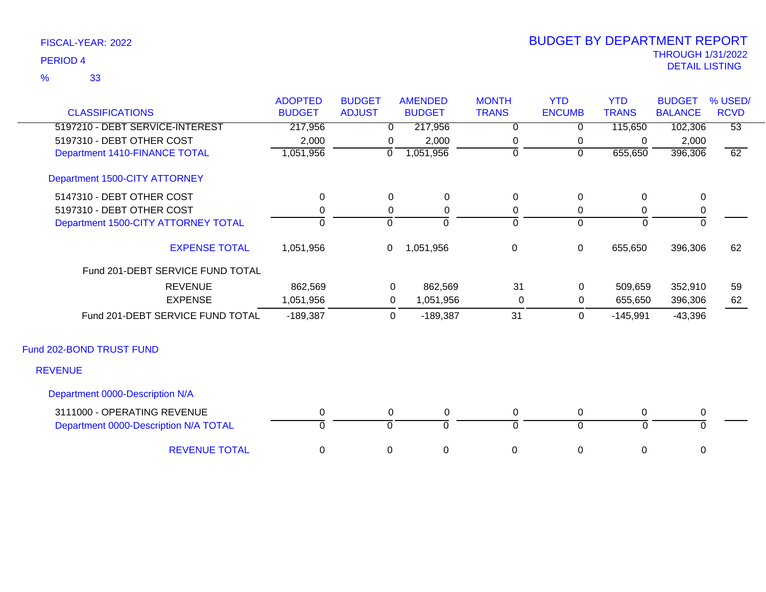FISCAL-YEAR: 2022

PERIOD 4

% 33

# BUDGET BY DEPARTMENT REPORT

THROUGH 1/31/2022

DETAIL LISTING

| CLASSIFICATIONS | ADOPTED BUDGET | BUDGET ADJUST | AMENDED BUDGET | MONTH TRANS | YTD ENCUMB | YTD TRANS | BUDGET BALANCE | % USED/ RCVD |
|---|---|---|---|---|---|---|---|---|
| 5197210 - DEBT SERVICE-INTEREST | 217,956 | 0 | 217,956 | 0 | 0 | 115,650 | 102,306 | 53 |
| 5197310 - DEBT OTHER COST | 2,000 | 0 | 2,000 | 0 | 0 | 0 | 2,000 | |
| Department 1410-FINANCE TOTAL | 1,051,956 | 0 | 1,051,956 | 0 | 0 | 655,650 | 396,306 | 62 |
| Department 1500-CITY ATTORNEY | | | | | | | | |
| 5147310 - DEBT OTHER COST | 0 | 0 | 0 | 0 | 0 | 0 | 0 | |
| 5197310 - DEBT OTHER COST | 0 | 0 | 0 | 0 | 0 | 0 | 0 | |
| Department 1500-CITY ATTORNEY TOTAL | 0 | 0 | 0 | 0 | 0 | 0 | 0 | |
| EXPENSE TOTAL | 1,051,956 | 0 | 1,051,956 | 0 | 0 | 655,650 | 396,306 | 62 |
| Fund 201-DEBT SERVICE FUND TOTAL | | | | | | | | |
| REVENUE | 862,569 | 0 | 862,569 | 31 | 0 | 509,659 | 352,910 | 59 |
| EXPENSE | 1,051,956 | 0 | 1,051,956 | 0 | 0 | 655,650 | 396,306 | 62 |
| Fund 201-DEBT SERVICE FUND TOTAL | -189,387 | 0 | -189,387 | 31 | 0 | -145,991 | -43,396 | |
| Fund 202-BOND TRUST FUND | | | | | | | | |
| REVENUE | | | | | | | | |
| Department 0000-Description N/A | | | | | | | | |
| 3111000 - OPERATING REVENUE | 0 | 0 | 0 | 0 | 0 | 0 | 0 | |
| Department 0000-Description N/A TOTAL | 0 | 0 | 0 | 0 | 0 | 0 | 0 | |
| REVENUE TOTAL | 0 | 0 | 0 | 0 | 0 | 0 | 0 | |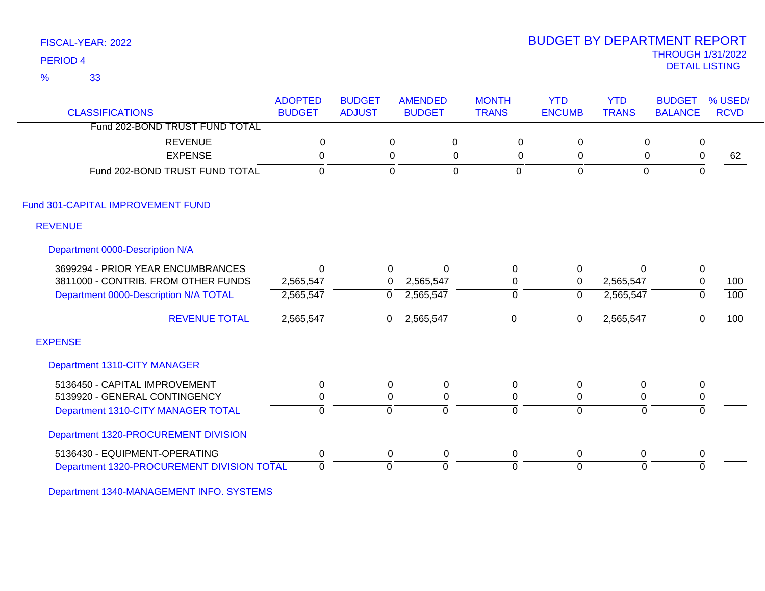FISCAL-YEAR: 2022

PERIOD 4

% 33

# BUDGET BY DEPARTMENT REPORT

THROUGH 1/31/2022

DETAIL LISTING

| CLASSIFICATIONS | ADOPTED BUDGET | BUDGET ADJUST | AMENDED BUDGET | MONTH TRANS | YTD ENCUMB | YTD TRANS | BUDGET BALANCE | % USED/ RCVD |
|---|---|---|---|---|---|---|---|---|
| Fund 202-BOND TRUST FUND TOTAL | | | | | | | | |
| REVENUE | 0 | 0 | 0 | 0 | 0 | 0 | 0 | |
| EXPENSE | 0 | 0 | 0 | 0 | 0 | 0 | 0 | 62 |
| Fund 202-BOND TRUST FUND TOTAL | 0 | 0 | 0 | 0 | 0 | 0 | 0 | |
| **Fund 301-CAPITAL IMPROVEMENT FUND** | | | | | | | | |
| **REVENUE** | | | | | | | | |
| **Department 0000-Description N/A** | | | | | | | | |
| 3699294 - PRIOR YEAR ENCUMBRANCES | 0 | 0 | 0 | 0 | 0 | 0 | 0 | |
| 3811000 - CONTRIB. FROM OTHER FUNDS | 2,565,547 | 0 | 2,565,547 | 0 | 0 | 2,565,547 | 0 | 100 |
| Department 0000-Description N/A TOTAL | 2,565,547 | 0 | 2,565,547 | 0 | 0 | 2,565,547 | 0 | 100 |
| REVENUE TOTAL | 2,565,547 | 0 | 2,565,547 | 0 | 0 | 2,565,547 | 0 | 100 |
| **EXPENSE** | | | | | | | | |
| **Department 1310-CITY MANAGER** | | | | | | | | |
| 5136450 - CAPITAL IMPROVEMENT | 0 | 0 | 0 | 0 | 0 | 0 | 0 | |
| 5139920 - GENERAL CONTINGENCY | 0 | 0 | 0 | 0 | 0 | 0 | 0 | |
| Department 1310-CITY MANAGER TOTAL | 0 | 0 | 0 | 0 | 0 | 0 | 0 | |
| **Department 1320-PROCUREMENT DIVISION** | | | | | | | | |
| 5136430 - EQUIPMENT-OPERATING | 0 | 0 | 0 | 0 | 0 | 0 | 0 | |
| Department 1320-PROCUREMENT DIVISION TOTAL | 0 | 0 | 0 | 0 | 0 | 0 | 0 | |
| **Department 1340-MANAGEMENT INFO. SYSTEMS** | | | | | | | | |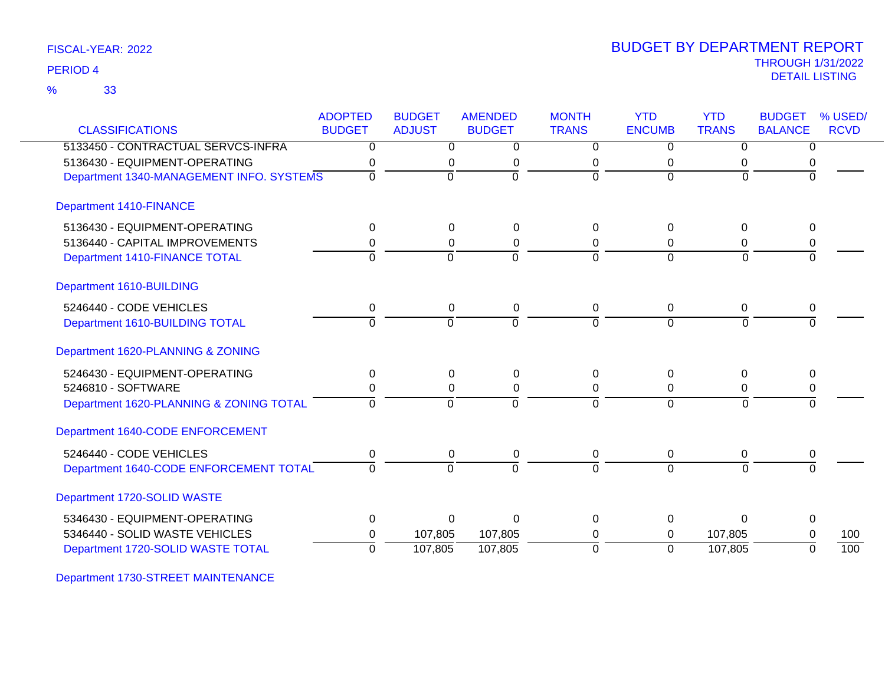FISCAL-YEAR: 2022

PERIOD 4

% 33

# BUDGET BY DEPARTMENT REPORT

THROUGH 1/31/2022

DETAIL LISTING

| CLASSIFICATIONS | ADOPTED BUDGET | BUDGET ADJUST | AMENDED BUDGET | MONTH TRANS | YTD ENCUMB | YTD TRANS | BUDGET BALANCE | % USED/ RCVD |
|---|---|---|---|---|---|---|---|---|
| 5133450 - CONTRACTUAL SERVCS-INFRA | 0 | 0 | 0 | 0 | 0 | 0 | 0 | |
| 5136430 - EQUIPMENT-OPERATING | 0 | 0 | 0 | 0 | 0 | 0 | 0 | |
| Department 1340-MANAGEMENT INFO. SYSTEMS | 0 | 0 | 0 | 0 | 0 | 0 | 0 | |
| Department 1410-FINANCE | | | | | | | | |
| 5136430 - EQUIPMENT-OPERATING | 0 | 0 | 0 | 0 | 0 | 0 | 0 | |
| 5136440 - CAPITAL IMPROVEMENTS | 0 | 0 | 0 | 0 | 0 | 0 | 0 | |
| Department 1410-FINANCE TOTAL | 0 | 0 | 0 | 0 | 0 | 0 | 0 | |
| Department 1610-BUILDING | | | | | | | | |
| 5246440 - CODE VEHICLES | 0 | 0 | 0 | 0 | 0 | 0 | 0 | |
| Department 1610-BUILDING TOTAL | 0 | 0 | 0 | 0 | 0 | 0 | 0 | |
| Department 1620-PLANNING & ZONING | | | | | | | | |
| 5246430 - EQUIPMENT-OPERATING | 0 | 0 | 0 | 0 | 0 | 0 | 0 | |
| 5246810 - SOFTWARE | 0 | 0 | 0 | 0 | 0 | 0 | 0 | |
| Department 1620-PLANNING & ZONING TOTAL | 0 | 0 | 0 | 0 | 0 | 0 | 0 | |
| Department 1640-CODE ENFORCEMENT | | | | | | | | |
| 5246440 - CODE VEHICLES | 0 | 0 | 0 | 0 | 0 | 0 | 0 | |
| Department 1640-CODE ENFORCEMENT TOTAL | 0 | 0 | 0 | 0 | 0 | 0 | 0 | |
| Department 1720-SOLID WASTE | | | | | | | | |
| 5346430 - EQUIPMENT-OPERATING | 0 | 0 | 0 | 0 | 0 | 0 | 0 | |
| 5346440 - SOLID WASTE VEHICLES | 0 | 107,805 | 107,805 | 0 | 0 | 107,805 | 0 | 100 |
| Department 1720-SOLID WASTE TOTAL | 0 | 107,805 | 107,805 | 0 | 0 | 107,805 | 0 | 100 |
| Department 1730-STREET MAINTENANCE | | | | | | | | |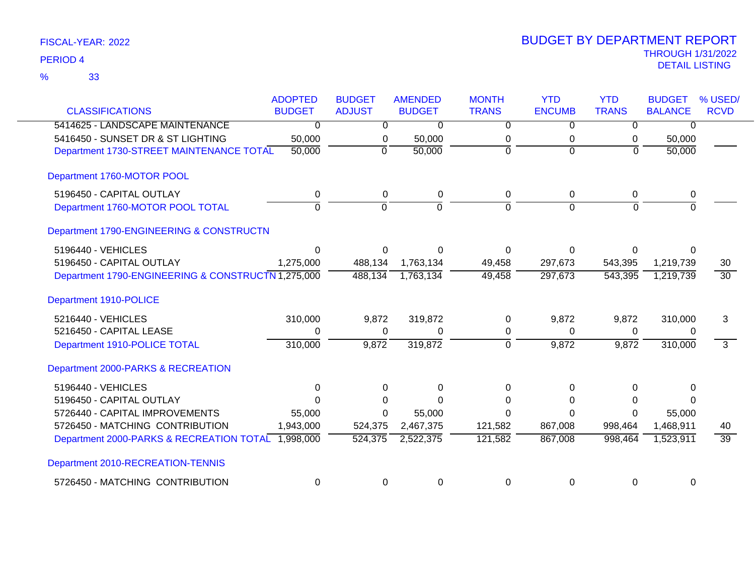FISCAL-YEAR: 2022

PERIOD 4

% 33

# BUDGET BY DEPARTMENT REPORT

THROUGH 1/31/2022

DETAIL LISTING

| CLASSIFICATIONS | ADOPTED BUDGET | BUDGET ADJUST | AMENDED BUDGET | MONTH TRANS | YTD ENCUMB | YTD TRANS | BUDGET BALANCE | % USED/ RCVD |
|---|---|---|---|---|---|---|---|---|
| 5414625 - LANDSCAPE MAINTENANCE | 0 | 0 | 0 | 0 | 0 | 0 | 0 | |
| 5416450 - SUNSET DR & ST LIGHTING | 50,000 | 0 | 50,000 | 0 | 0 | 0 | 50,000 | |
| Department 1730-STREET MAINTENANCE TOTAL | 50,000 | 0 | 50,000 | 0 | 0 | 0 | 50,000 | |
| **Department 1760-MOTOR POOL** | | | | | | | | |
| 5196450 - CAPITAL OUTLAY | 0 | 0 | 0 | 0 | 0 | 0 | 0 | |
| Department 1760-MOTOR POOL TOTAL | 0 | 0 | 0 | 0 | 0 | 0 | 0 | |
| **Department 1790-ENGINEERING & CONSTRUCTN** | | | | | | | | |
| 5196440 - VEHICLES | 0 | 0 | 0 | 0 | 0 | 0 | 0 | |
| 5196450 - CAPITAL OUTLAY | 1,275,000 | 488,134 | 1,763,134 | 49,458 | 297,673 | 543,395 | 1,219,739 | 30 |
| Department 1790-ENGINEERING & CONSTRUCTN | 1,275,000 | 488,134 | 1,763,134 | 49,458 | 297,673 | 543,395 | 1,219,739 | 30 |
| **Department 1910-POLICE** | | | | | | | | |
| 5216440 - VEHICLES | 310,000 | 9,872 | 319,872 | 0 | 9,872 | 9,872 | 310,000 | 3 |
| 5216450 - CAPITAL LEASE | 0 | 0 | 0 | 0 | 0 | 0 | 0 | |
| Department 1910-POLICE TOTAL | 310,000 | 9,872 | 319,872 | 0 | 9,872 | 9,872 | 310,000 | 3 |
| **Department 2000-PARKS & RECREATION** | | | | | | | | |
| 5196440 - VEHICLES | 0 | 0 | 0 | 0 | 0 | 0 | 0 | |
| 5196450 - CAPITAL OUTLAY | 0 | 0 | 0 | 0 | 0 | 0 | 0 | |
| 5726440 - CAPITAL IMPROVEMENTS | 55,000 | 0 | 55,000 | 0 | 0 | 0 | 55,000 | |
| 5726450 - MATCHING CONTRIBUTION | 1,943,000 | 524,375 | 2,467,375 | 121,582 | 867,008 | 998,464 | 1,468,911 | 40 |
| Department 2000-PARKS & RECREATION TOTAL | 1,998,000 | 524,375 | 2,522,375 | 121,582 | 867,008 | 998,464 | 1,523,911 | 39 |
| **Department 2010-RECREATION-TENNIS** | | | | | | | | |
| 5726450 - MATCHING CONTRIBUTION | 0 | 0 | 0 | 0 | 0 | 0 | 0 | |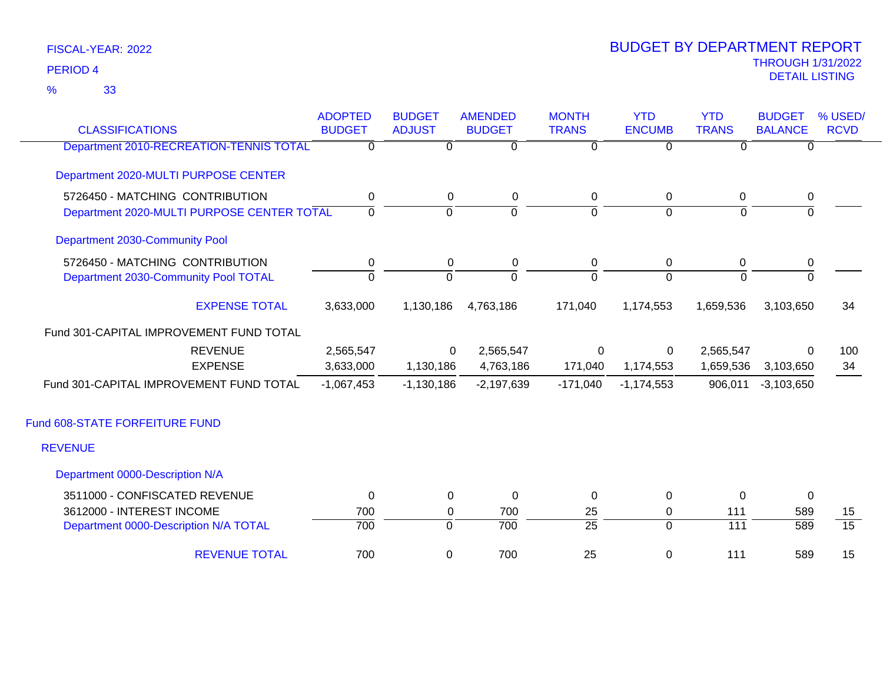FISCAL-YEAR: 2022
PERIOD 4
% 33

# BUDGET BY DEPARTMENT REPORT
THROUGH 1/31/2022
DETAIL LISTING

| CLASSIFICATIONS | ADOPTED BUDGET | BUDGET ADJUST | AMENDED BUDGET | MONTH TRANS | YTD ENCUMB | YTD TRANS | BUDGET BALANCE | % USED/ RCVD |
|---|---|---|---|---|---|---|---|---|
| Department 2010-RECREATION-TENNIS TOTAL | 0 | 0 | 0 | 0 | 0 | 0 | 0 | |
| Department 2020-MULTI PURPOSE CENTER | | | | | | | | |
| 5726450 - MATCHING CONTRIBUTION | 0 | 0 | 0 | 0 | 0 | 0 | 0 | |
| Department 2020-MULTI PURPOSE CENTER TOTAL | 0 | 0 | 0 | 0 | 0 | 0 | 0 | |
| Department 2030-Community Pool | | | | | | | | |
| 5726450 - MATCHING CONTRIBUTION | 0 | 0 | 0 | 0 | 0 | 0 | 0 | |
| Department 2030-Community Pool TOTAL | 0 | 0 | 0 | 0 | 0 | 0 | 0 | |
| EXPENSE TOTAL | 3,633,000 | 1,130,186 | 4,763,186 | 171,040 | 1,174,553 | 1,659,536 | 3,103,650 | 34 |
| Fund 301-CAPITAL IMPROVEMENT FUND TOTAL | | | | | | | | |
| REVENUE | 2,565,547 | 0 | 2,565,547 | 0 | 0 | 2,565,547 | 0 | 100 |
| EXPENSE | 3,633,000 | 1,130,186 | 4,763,186 | 171,040 | 1,174,553 | 1,659,536 | 3,103,650 | 34 |
| Fund 301-CAPITAL IMPROVEMENT FUND TOTAL | -1,067,453 | -1,130,186 | -2,197,639 | -171,040 | -1,174,553 | 906,011 | -3,103,650 | |
| Fund 608-STATE FORFEITURE FUND | | | | | | | | |
| REVENUE | | | | | | | | |
| Department 0000-Description N/A | | | | | | | | |
| 3511000 - CONFISCATED REVENUE | 0 | 0 | 0 | 0 | 0 | 0 | 0 | |
| 3612000 - INTEREST INCOME | 700 | 0 | 700 | 25 | 0 | 111 | 589 | 15 |
| Department 0000-Description N/A TOTAL | 700 | 0 | 700 | 25 | 0 | 111 | 589 | 15 |
| REVENUE TOTAL | 700 | 0 | 700 | 25 | 0 | 111 | 589 | 15 |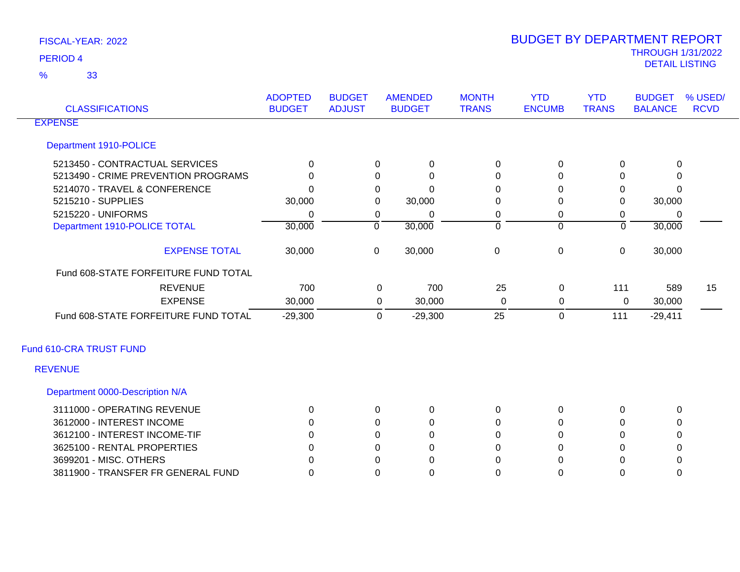FISCAL-YEAR: 2022

PERIOD 4

% 33

# BUDGET BY DEPARTMENT REPORT

THROUGH 1/31/2022

DETAIL LISTING

| CLASSIFICATIONS | ADOPTED BUDGET | BUDGET ADJUST | AMENDED BUDGET | MONTH TRANS | YTD ENCUMB | YTD TRANS | BUDGET BALANCE | % USED/ RCVD |
|---|---|---|---|---|---|---|---|---|
| EXPENSE | | | | | | | | |
| Department 1910-POLICE | | | | | | | | |
| 5213450 - CONTRACTUAL SERVICES | 0 | 0 | 0 | 0 | 0 | 0 | 0 | |
| 5213490 - CRIME PREVENTION PROGRAMS | 0 | 0 | 0 | 0 | 0 | 0 | 0 | |
| 5214070 - TRAVEL & CONFERENCE | 0 | 0 | 0 | 0 | 0 | 0 | 0 | |
| 5215210 - SUPPLIES | 30,000 | 0 | 30,000 | 0 | 0 | 0 | 30,000 | |
| 5215220 - UNIFORMS | 0 | 0 | 0 | 0 | 0 | 0 | 0 | |
| Department 1910-POLICE TOTAL | 30,000 | 0 | 30,000 | 0 | 0 | 0 | 30,000 | |
| EXPENSE TOTAL | 30,000 | 0 | 30,000 | 0 | 0 | 0 | 30,000 | |
| Fund 608-STATE FORFEITURE FUND TOTAL | | | | | | | | |
| REVENUE | 700 | 0 | 700 | 25 | 0 | 111 | 589 | 15 |
| EXPENSE | 30,000 | 0 | 30,000 | 0 | 0 | 0 | 30,000 | |
| Fund 608-STATE FORFEITURE FUND TOTAL | -29,300 | 0 | -29,300 | 25 | 0 | 111 | -29,411 | |

## Fund 610-CRA TRUST FUND

| CLASSIFICATIONS | ADOPTED BUDGET | BUDGET ADJUST | AMENDED BUDGET | MONTH TRANS | YTD ENCUMB | YTD TRANS | BUDGET BALANCE | % USED/ RCVD |
|---|---|---|---|---|---|---|---|---|
| REVENUE | | | | | | | | |
| Department 0000-Description N/A | | | | | | | | |
| 3111000 - OPERATING REVENUE | 0 | 0 | 0 | 0 | 0 | 0 | 0 | |
| 3612000 - INTEREST INCOME | 0 | 0 | 0 | 0 | 0 | 0 | 0 | |
| 3612100 - INTEREST INCOME-TIF | 0 | 0 | 0 | 0 | 0 | 0 | 0 | |
| 3625100 - RENTAL PROPERTIES | 0 | 0 | 0 | 0 | 0 | 0 | 0 | |
| 3699201 - MISC. OTHERS | 0 | 0 | 0 | 0 | 0 | 0 | 0 | |
| 3811900 - TRANSFER FR GENERAL FUND | 0 | 0 | 0 | 0 | 0 | 0 | 0 | |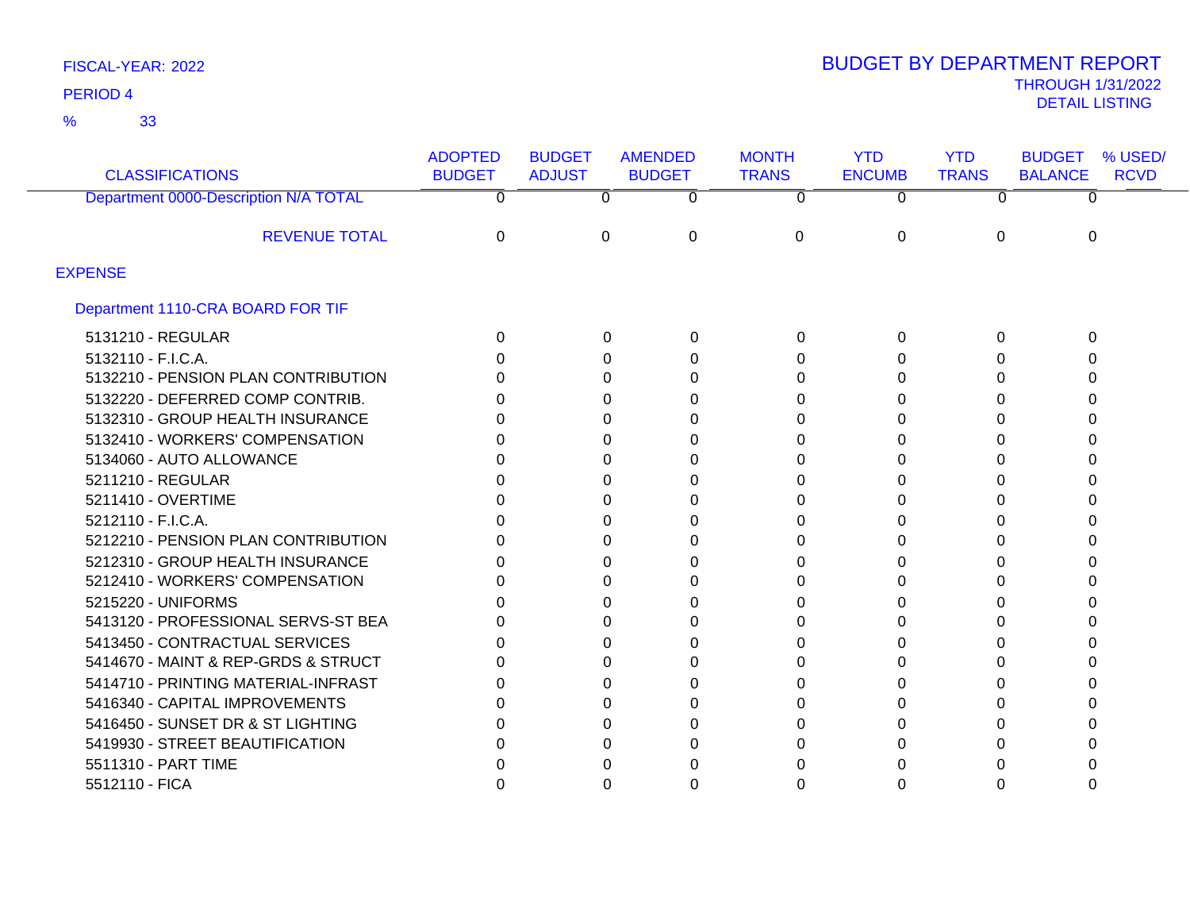FISCAL-YEAR: 2022

PERIOD 4

% 33

# BUDGET BY DEPARTMENT REPORT

THROUGH 1/31/2022

DETAIL LISTING

| CLASSIFICATIONS | ADOPTED BUDGET | BUDGET ADJUST | AMENDED BUDGET | MONTH TRANS | YTD ENCUMB | YTD TRANS | BUDGET BALANCE | % USED/ RCVD |
|---|---|---|---|---|---|---|---|---|
| Department 0000-Description N/A TOTAL | 0 | 0 | 0 | 0 | 0 | 0 | 0 | |
| REVENUE TOTAL | 0 | 0 | 0 | 0 | 0 | 0 | 0 | |
| EXPENSE | | | | | | | | |
| Department 1110-CRA BOARD FOR TIF | | | | | | | | |
| 5131210 - REGULAR | 0 | 0 | 0 | 0 | 0 | 0 | 0 | |
| 5132110 - F.I.C.A. | 0 | 0 | 0 | 0 | 0 | 0 | 0 | |
| 5132210 - PENSION PLAN CONTRIBUTION | 0 | 0 | 0 | 0 | 0 | 0 | 0 | |
| 5132220 - DEFERRED COMP CONTRIB. | 0 | 0 | 0 | 0 | 0 | 0 | 0 | |
| 5132310 - GROUP HEALTH INSURANCE | 0 | 0 | 0 | 0 | 0 | 0 | 0 | |
| 5132410 - WORKERS' COMPENSATION | 0 | 0 | 0 | 0 | 0 | 0 | 0 | |
| 5134060 - AUTO ALLOWANCE | 0 | 0 | 0 | 0 | 0 | 0 | 0 | |
| 5211210 - REGULAR | 0 | 0 | 0 | 0 | 0 | 0 | 0 | |
| 5211410 - OVERTIME | 0 | 0 | 0 | 0 | 0 | 0 | 0 | |
| 5212110 - F.I.C.A. | 0 | 0 | 0 | 0 | 0 | 0 | 0 | |
| 5212210 - PENSION PLAN CONTRIBUTION | 0 | 0 | 0 | 0 | 0 | 0 | 0 | |
| 5212310 - GROUP HEALTH INSURANCE | 0 | 0 | 0 | 0 | 0 | 0 | 0 | |
| 5212410 - WORKERS' COMPENSATION | 0 | 0 | 0 | 0 | 0 | 0 | 0 | |
| 5215220 - UNIFORMS | 0 | 0 | 0 | 0 | 0 | 0 | 0 | |
| 5413120 - PROFESSIONAL SERVS-ST BEA | 0 | 0 | 0 | 0 | 0 | 0 | 0 | |
| 5413450 - CONTRACTUAL SERVICES | 0 | 0 | 0 | 0 | 0 | 0 | 0 | |
| 5414670 - MAINT & REP-GRDS & STRUCT | 0 | 0 | 0 | 0 | 0 | 0 | 0 | |
| 5414710 - PRINTING MATERIAL-INFRAST | 0 | 0 | 0 | 0 | 0 | 0 | 0 | |
| 5416340 - CAPITAL IMPROVEMENTS | 0 | 0 | 0 | 0 | 0 | 0 | 0 | |
| 5416450 - SUNSET DR & ST LIGHTING | 0 | 0 | 0 | 0 | 0 | 0 | 0 | |
| 5419930 - STREET BEAUTIFICATION | 0 | 0 | 0 | 0 | 0 | 0 | 0 | |
| 5511310 - PART TIME | 0 | 0 | 0 | 0 | 0 | 0 | 0 | |
| 5512110 - FICA | 0 | 0 | 0 | 0 | 0 | 0 | 0 | |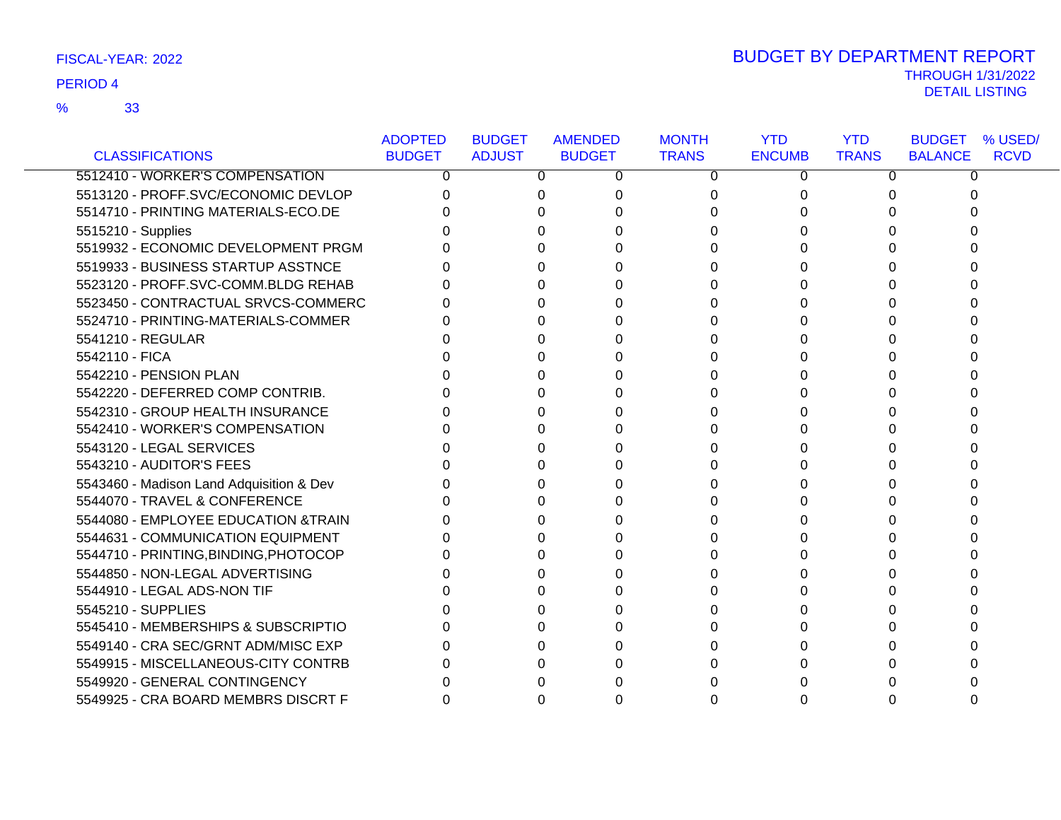FISCAL-YEAR: 2022

PERIOD 4

% 33

# BUDGET BY DEPARTMENT REPORT

THROUGH 1/31/2022

DETAIL LISTING

| CLASSIFICATIONS | ADOPTED BUDGET | BUDGET ADJUST | AMENDED BUDGET | MONTH TRANS | YTD ENCUMB | YTD TRANS | BUDGET BALANCE | % USED/ RCVD |
|---|---|---|---|---|---|---|---|---|
| 5512410 - WORKER'S COMPENSATION | 0 | 0 | 0 | 0 | 0 | 0 | 0 | |
| 5513120 - PROFF.SVC/ECONOMIC DEVLOP | 0 | 0 | 0 | 0 | 0 | 0 | 0 | |
| 5514710 - PRINTING MATERIALS-ECO.DE | 0 | 0 | 0 | 0 | 0 | 0 | 0 | |
| 5515210 - Supplies | 0 | 0 | 0 | 0 | 0 | 0 | 0 | |
| 5519932 - ECONOMIC DEVELOPMENT PRGM | 0 | 0 | 0 | 0 | 0 | 0 | 0 | |
| 5519933 - BUSINESS STARTUP ASSTNCE | 0 | 0 | 0 | 0 | 0 | 0 | 0 | |
| 5523120 - PROFF.SVC-COMM.BLDG REHAB | 0 | 0 | 0 | 0 | 0 | 0 | 0 | |
| 5523450 - CONTRACTUAL SRVCS-COMMERC | 0 | 0 | 0 | 0 | 0 | 0 | 0 | |
| 5524710 - PRINTING-MATERIALS-COMMER | 0 | 0 | 0 | 0 | 0 | 0 | 0 | |
| 5541210 - REGULAR | 0 | 0 | 0 | 0 | 0 | 0 | 0 | |
| 5542110 - FICA | 0 | 0 | 0 | 0 | 0 | 0 | 0 | |
| 5542210 - PENSION PLAN | 0 | 0 | 0 | 0 | 0 | 0 | 0 | |
| 5542220 - DEFERRED COMP CONTRIB. | 0 | 0 | 0 | 0 | 0 | 0 | 0 | |
| 5542310 - GROUP HEALTH INSURANCE | 0 | 0 | 0 | 0 | 0 | 0 | 0 | |
| 5542410 - WORKER'S COMPENSATION | 0 | 0 | 0 | 0 | 0 | 0 | 0 | |
| 5543120 - LEGAL SERVICES | 0 | 0 | 0 | 0 | 0 | 0 | 0 | |
| 5543210 - AUDITOR'S FEES | 0 | 0 | 0 | 0 | 0 | 0 | 0 | |
| 5543460 - Madison Land Adquisition & Dev | 0 | 0 | 0 | 0 | 0 | 0 | 0 | |
| 5544070 - TRAVEL & CONFERENCE | 0 | 0 | 0 | 0 | 0 | 0 | 0 | |
| 5544080 - EMPLOYEE EDUCATION &TRAIN | 0 | 0 | 0 | 0 | 0 | 0 | 0 | |
| 5544631 - COMMUNICATION EQUIPMENT | 0 | 0 | 0 | 0 | 0 | 0 | 0 | |
| 5544710 - PRINTING,BINDING,PHOTOCOP | 0 | 0 | 0 | 0 | 0 | 0 | 0 | |
| 5544850 - NON-LEGAL ADVERTISING | 0 | 0 | 0 | 0 | 0 | 0 | 0 | |
| 5544910 - LEGAL ADS-NON TIF | 0 | 0 | 0 | 0 | 0 | 0 | 0 | |
| 5545210 - SUPPLIES | 0 | 0 | 0 | 0 | 0 | 0 | 0 | |
| 5545410 - MEMBERSHIPS & SUBSCRIPTIO | 0 | 0 | 0 | 0 | 0 | 0 | 0 | |
| 5549140 - CRA SEC/GRNT ADM/MISC EXP | 0 | 0 | 0 | 0 | 0 | 0 | 0 | |
| 5549915 - MISCELLANEOUS-CITY CONTRB | 0 | 0 | 0 | 0 | 0 | 0 | 0 | |
| 5549920 - GENERAL CONTINGENCY | 0 | 0 | 0 | 0 | 0 | 0 | 0 | |
| 5549925 - CRA BOARD MEMBRS DISCRT F | 0 | 0 | 0 | 0 | 0 | 0 | 0 | |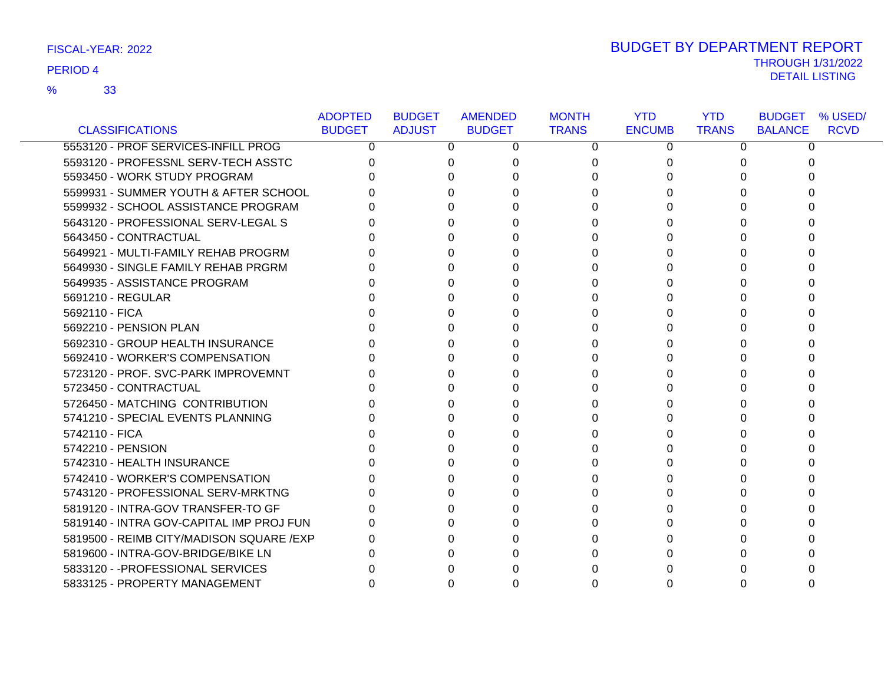FISCAL-YEAR: 2022

PERIOD 4

% 33

# BUDGET BY DEPARTMENT REPORT

THROUGH 1/31/2022

DETAIL LISTING

| CLASSIFICATIONS | ADOPTED BUDGET | BUDGET ADJUST | AMENDED BUDGET | MONTH TRANS | YTD ENCUMB | YTD TRANS | BUDGET BALANCE | % USED/ RCVD |
|---|---|---|---|---|---|---|---|---|
| 5553120 - PROF SERVICES-INFILL PROG | 0 | 0 | 0 | 0 | 0 | 0 | 0 | |
| 5593120 - PROFESSNL SERV-TECH ASSTC | 0 | 0 | 0 | 0 | 0 | 0 | 0 | |
| 5593450 - WORK STUDY PROGRAM | 0 | 0 | 0 | 0 | 0 | 0 | 0 | |
| 5599931 - SUMMER YOUTH & AFTER SCHOOL | 0 | 0 | 0 | 0 | 0 | 0 | 0 | |
| 5599932 - SCHOOL ASSISTANCE PROGRAM | 0 | 0 | 0 | 0 | 0 | 0 | 0 | |
| 5643120 - PROFESSIONAL SERV-LEGAL S | 0 | 0 | 0 | 0 | 0 | 0 | 0 | |
| 5643450 - CONTRACTUAL | 0 | 0 | 0 | 0 | 0 | 0 | 0 | |
| 5649921 - MULTI-FAMILY REHAB PROGRM | 0 | 0 | 0 | 0 | 0 | 0 | 0 | |
| 5649930 - SINGLE FAMILY REHAB PRGRM | 0 | 0 | 0 | 0 | 0 | 0 | 0 | |
| 5649935 - ASSISTANCE PROGRAM | 0 | 0 | 0 | 0 | 0 | 0 | 0 | |
| 5691210 - REGULAR | 0 | 0 | 0 | 0 | 0 | 0 | 0 | |
| 5692110 - FICA | 0 | 0 | 0 | 0 | 0 | 0 | 0 | |
| 5692210 - PENSION PLAN | 0 | 0 | 0 | 0 | 0 | 0 | 0 | |
| 5692310 - GROUP HEALTH INSURANCE | 0 | 0 | 0 | 0 | 0 | 0 | 0 | |
| 5692410 - WORKER'S COMPENSATION | 0 | 0 | 0 | 0 | 0 | 0 | 0 | |
| 5723120 - PROF. SVC-PARK IMPROVEMNT | 0 | 0 | 0 | 0 | 0 | 0 | 0 | |
| 5723450 - CONTRACTUAL | 0 | 0 | 0 | 0 | 0 | 0 | 0 | |
| 5726450 - MATCHING CONTRIBUTION | 0 | 0 | 0 | 0 | 0 | 0 | 0 | |
| 5741210 - SPECIAL EVENTS PLANNING | 0 | 0 | 0 | 0 | 0 | 0 | 0 | |
| 5742110 - FICA | 0 | 0 | 0 | 0 | 0 | 0 | 0 | |
| 5742210 - PENSION | 0 | 0 | 0 | 0 | 0 | 0 | 0 | |
| 5742310 - HEALTH INSURANCE | 0 | 0 | 0 | 0 | 0 | 0 | 0 | |
| 5742410 - WORKER'S COMPENSATION | 0 | 0 | 0 | 0 | 0 | 0 | 0 | |
| 5743120 - PROFESSIONAL SERV-MRKTNG | 0 | 0 | 0 | 0 | 0 | 0 | 0 | |
| 5819120 - INTRA-GOV TRANSFER-TO GF | 0 | 0 | 0 | 0 | 0 | 0 | 0 | |
| 5819140 - INTRA GOV-CAPITAL IMP PROJ FUN | 0 | 0 | 0 | 0 | 0 | 0 | 0 | |
| 5819500 - REIMB CITY/MADISON SQUARE /EXP | 0 | 0 | 0 | 0 | 0 | 0 | 0 | |
| 5819600 - INTRA-GOV-BRIDGE/BIKE LN | 0 | 0 | 0 | 0 | 0 | 0 | 0 | |
| 5833120 - -PROFESSIONAL SERVICES | 0 | 0 | 0 | 0 | 0 | 0 | 0 | |
| 5833125 - PROPERTY MANAGEMENT | 0 | 0 | 0 | 0 | 0 | 0 | 0 | |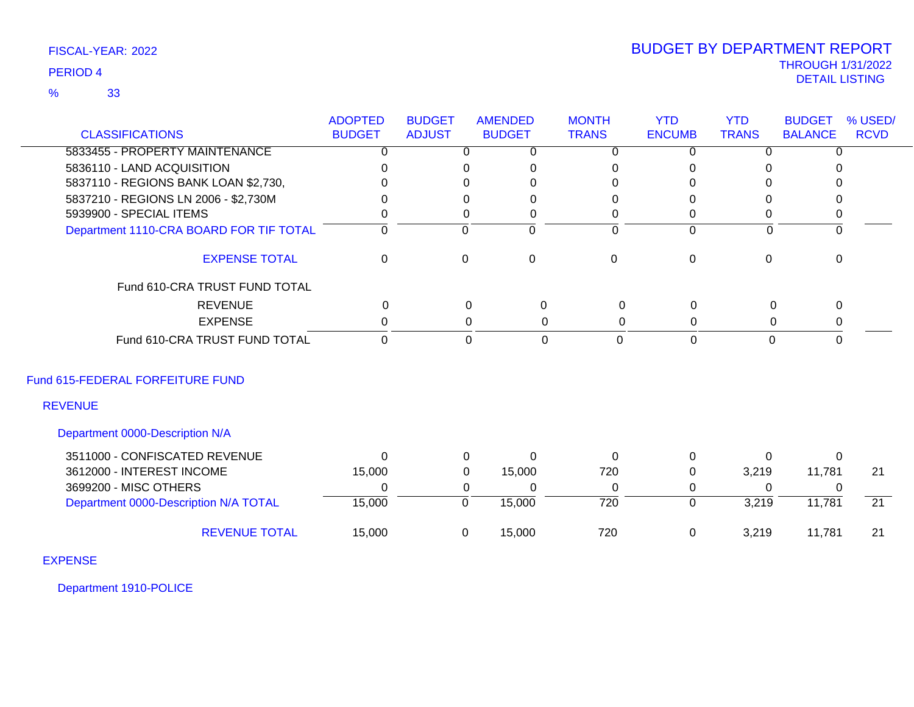FISCAL-YEAR: 2022

PERIOD 4

% 33

# BUDGET BY DEPARTMENT REPORT

THROUGH 1/31/2022

DETAIL LISTING

| CLASSIFICATIONS | ADOPTED BUDGET | BUDGET ADJUST | AMENDED BUDGET | MONTH TRANS | YTD ENCUMB | YTD TRANS | BUDGET BALANCE | % USED/ RCVD |
|---|---|---|---|---|---|---|---|---|
| 5833455 - PROPERTY MAINTENANCE | 0 | 0 | 0 | 0 | 0 | 0 | 0 | |
| 5836110 - LAND ACQUISITION | 0 | 0 | 0 | 0 | 0 | 0 | 0 | |
| 5837110 - REGIONS BANK LOAN $2,730, | 0 | 0 | 0 | 0 | 0 | 0 | 0 | |
| 5837210 - REGIONS LN 2006 - $2,730M | 0 | 0 | 0 | 0 | 0 | 0 | 0 | |
| 5939900 - SPECIAL ITEMS | 0 | 0 | 0 | 0 | 0 | 0 | 0 | |
| Department 1110-CRA BOARD FOR TIF TOTAL | 0 | 0 | 0 | 0 | 0 | 0 | 0 | |
| EXPENSE TOTAL | 0 | 0 | 0 | 0 | 0 | 0 | 0 | |
| Fund 610-CRA TRUST FUND TOTAL | | | | | | | | |
| REVENUE | 0 | 0 | 0 | 0 | 0 | 0 | 0 | |
| EXPENSE | 0 | 0 | 0 | 0 | 0 | 0 | 0 | |
| Fund 610-CRA TRUST FUND TOTAL | 0 | 0 | 0 | 0 | 0 | 0 | 0 | |

## Fund 615-FEDERAL FORFEITURE FUND

### REVENUE

#### Department 0000-Description N/A

| CLASSIFICATIONS | ADOPTED BUDGET | BUDGET ADJUST | AMENDED BUDGET | MONTH TRANS | YTD ENCUMB | YTD TRANS | BUDGET BALANCE | % USED/ RCVD |
|---|---|---|---|---|---|---|---|---|
| 3511000 - CONFISCATED REVENUE | 0 | 0 | 0 | 0 | 0 | 0 | 0 | |
| 3612000 - INTEREST INCOME | 15,000 | 0 | 15,000 | 720 | 0 | 3,219 | 11,781 | 21 |
| 3699200 - MISC OTHERS | 0 | 0 | 0 | 0 | 0 | 0 | 0 | |
| Department 0000-Description N/A TOTAL | 15,000 | 0 | 15,000 | 720 | 0 | 3,219 | 11,781 | 21 |
| REVENUE TOTAL | 15,000 | 0 | 15,000 | 720 | 0 | 3,219 | 11,781 | 21 |

### EXPENSE

#### Department 1910-POLICE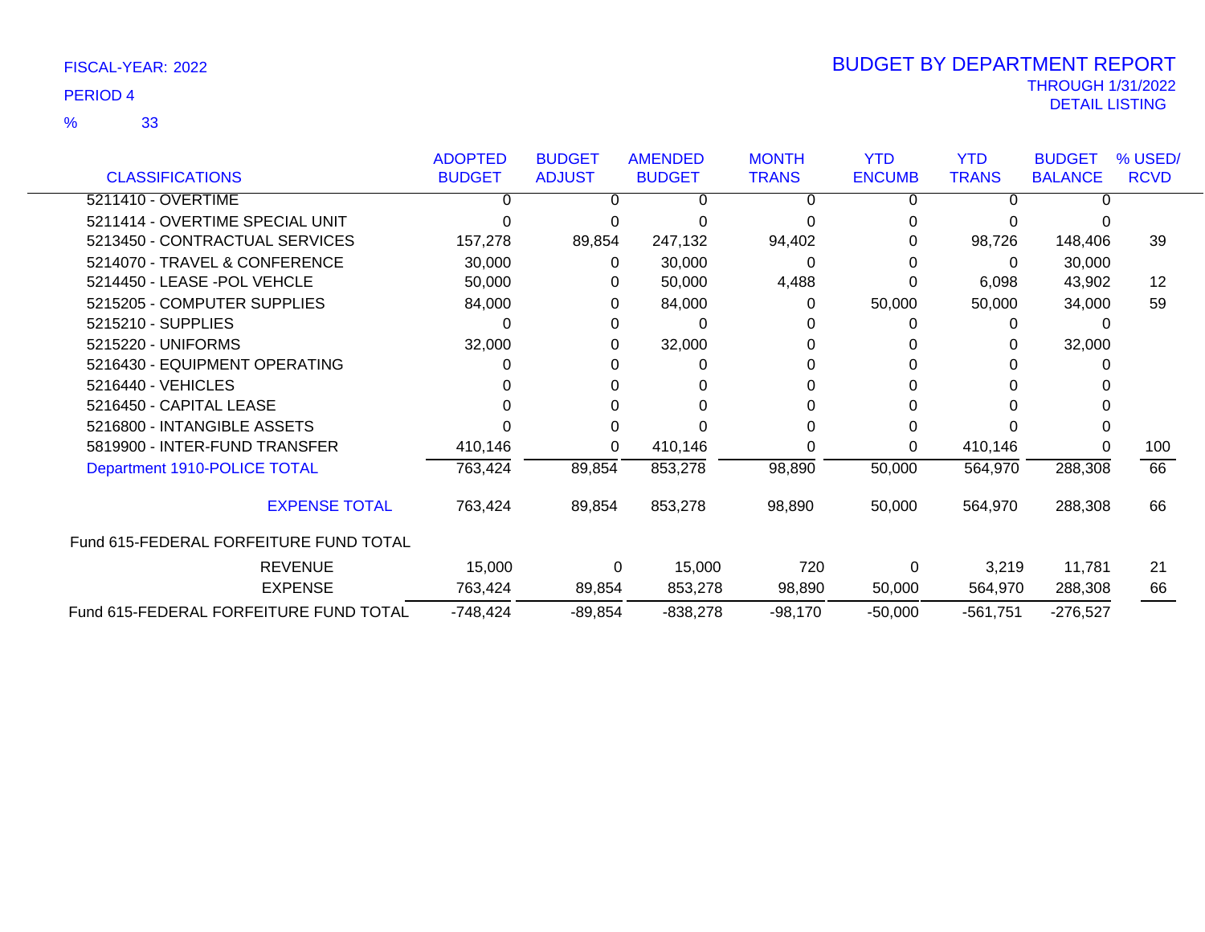FISCAL-YEAR: 2022

PERIOD 4

% 33

# BUDGET BY DEPARTMENT REPORT

THROUGH 1/31/2022

DETAIL LISTING

| CLASSIFICATIONS | ADOPTED BUDGET | BUDGET ADJUST | AMENDED BUDGET | MONTH TRANS | YTD ENCUMB | YTD TRANS | BUDGET BALANCE | % USED/ RCVD |
|---|---|---|---|---|---|---|---|---|
| 5211410 - OVERTIME | 0 | 0 | 0 | 0 | 0 | 0 | 0 | |
| 5211414 - OVERTIME SPECIAL UNIT | 0 | 0 | 0 | 0 | 0 | 0 | 0 | |
| 5213450 - CONTRACTUAL SERVICES | 157,278 | 89,854 | 247,132 | 94,402 | 0 | 98,726 | 148,406 | 39 |
| 5214070 - TRAVEL & CONFERENCE | 30,000 | 0 | 30,000 | 0 | 0 | 0 | 30,000 | |
| 5214450 - LEASE -POL VEHCLE | 50,000 | 0 | 50,000 | 4,488 | 0 | 6,098 | 43,902 | 12 |
| 5215205 - COMPUTER SUPPLIES | 84,000 | 0 | 84,000 | 0 | 50,000 | 50,000 | 34,000 | 59 |
| 5215210 - SUPPLIES | 0 | 0 | 0 | 0 | 0 | 0 | 0 | |
| 5215220 - UNIFORMS | 32,000 | 0 | 32,000 | 0 | 0 | 0 | 32,000 | |
| 5216430 - EQUIPMENT OPERATING | 0 | 0 | 0 | 0 | 0 | 0 | 0 | |
| 5216440 - VEHICLES | 0 | 0 | 0 | 0 | 0 | 0 | 0 | |
| 5216450 - CAPITAL LEASE | 0 | 0 | 0 | 0 | 0 | 0 | 0 | |
| 5216800 - INTANGIBLE ASSETS | 0 | 0 | 0 | 0 | 0 | 0 | 0 | |
| 5819900 - INTER-FUND TRANSFER | 410,146 | 0 | 410,146 | 0 | 0 | 410,146 | 0 | 100 |
| Department 1910-POLICE TOTAL | 763,424 | 89,854 | 853,278 | 98,890 | 50,000 | 564,970 | 288,308 | 66 |
| EXPENSE TOTAL | 763,424 | 89,854 | 853,278 | 98,890 | 50,000 | 564,970 | 288,308 | 66 |
| Fund 615-FEDERAL FORFEITURE FUND TOTAL | | | | | | | | |
| REVENUE | 15,000 | 0 | 15,000 | 720 | 0 | 3,219 | 11,781 | 21 |
| EXPENSE | 763,424 | 89,854 | 853,278 | 98,890 | 50,000 | 564,970 | 288,308 | 66 |
| Fund 615-FEDERAL FORFEITURE FUND TOTAL | -748,424 | -89,854 | -838,278 | -98,170 | -50,000 | -561,751 | -276,527 | |